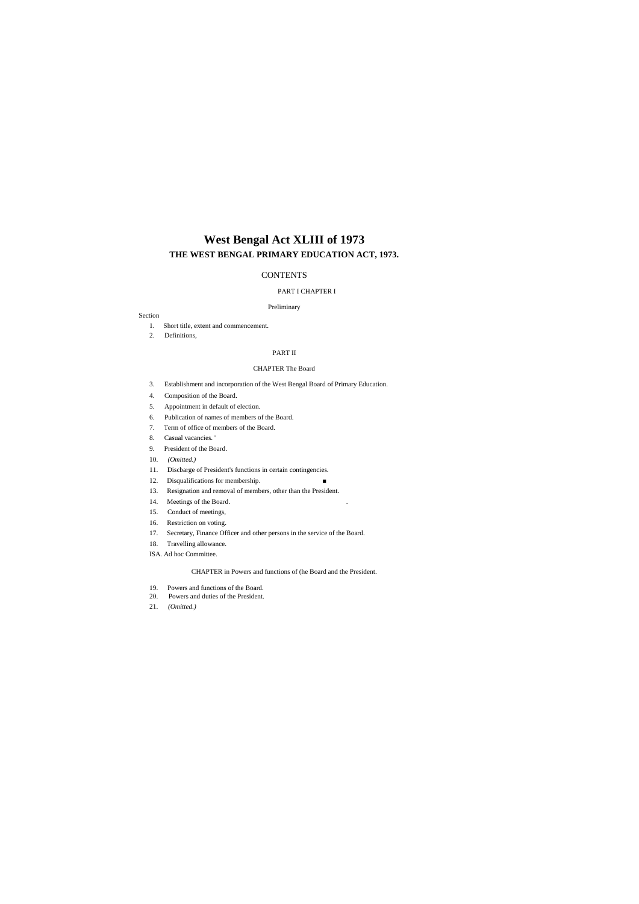# West Bengal Act XLIII of 1973

## THE WEST BENGAL PRIMARY EDUCATION ACT, 1973.

### CONTENTS

PART I CHAPTER I

Preliminary

Section

1. Short title, extent and commencement.
2. Definitions,

PART II

CHAPTER The Board

3. Establishment and incorporation of the West Bengal Board of Primary Education.
4. Composition of the Board.
5. Appointment in default of election.
6. Publication of names of members of the Board.
7. Term of office of members of the Board.
8. Casual vacancies. '
9. President of the Board.
10. *(Omitted.)*
11. Discbarge of President's functions in certain contingencies.
12. Disqualifications for membership. ■
13. Resignation and removal of members, other than the President.
14. Meetings of the Board. .
15. Conduct of meetings,
16. Restriction on voting.
17. Secretary, Finance Officer and other persons in the service of the Board.
18. Travelling allowance.

ISA. Ad hoc Committee.

CHAPTER in Powers and functions of (he Board and the President.

19. Powers and functions of the Board.
20. Powers and duties of the President.
21. *(Omitted.)*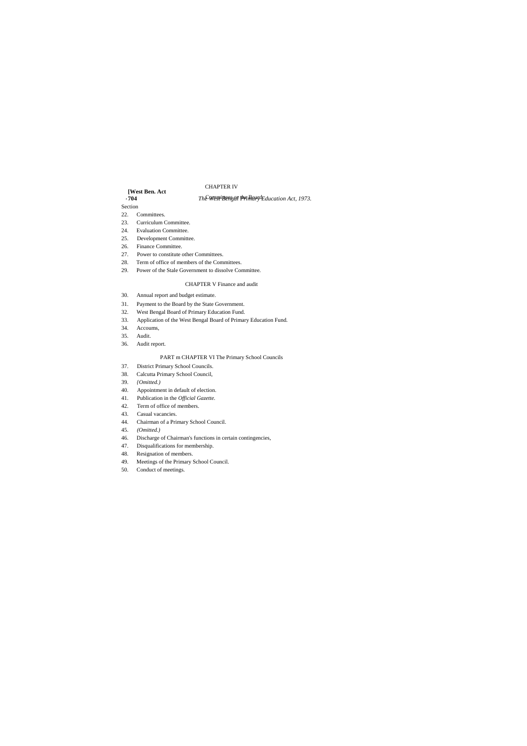## CHAPTER IV

### Committees of the Board

Section

22. Committees.
23. Curriculum Committee.
24. Evaluation Committee.
25. Development Committee.
26. Finance Committee.
27. Power to constitute other Committees.
28. Term of office of members of the Committees.
29. Power of the Stale Government to dissolve Committee.

## CHAPTER V Finance and audit

30. Annual report and budget estimate.
31. Payment to the Board by the State Government.
32. West Bengal Board of Primary Education Fund.
33. Application of the West Bengal Board of Primary Education Fund.
34. Accoums,
35. Audit.
36. Audit report.

## PART m CHAPTER VI The Primary School Councils

37. District Primary School Councils.
38. Calcutta Primary School Council,
39. *{Omitted.)*
40. Appointment in default of election.
41. Publication in the *Official Gazette.*
42. Term of office of members.
43. Casual vacancies.
44. Chairman of a Primary School Council.
45. *(Omitted.)*
46. Discharge of Chairman's functions in certain contingencies,
47. Disqualifications for membership.
48. Resignation of members.
49. Meetings of the Primary School Council.
50. Conduct of meetings.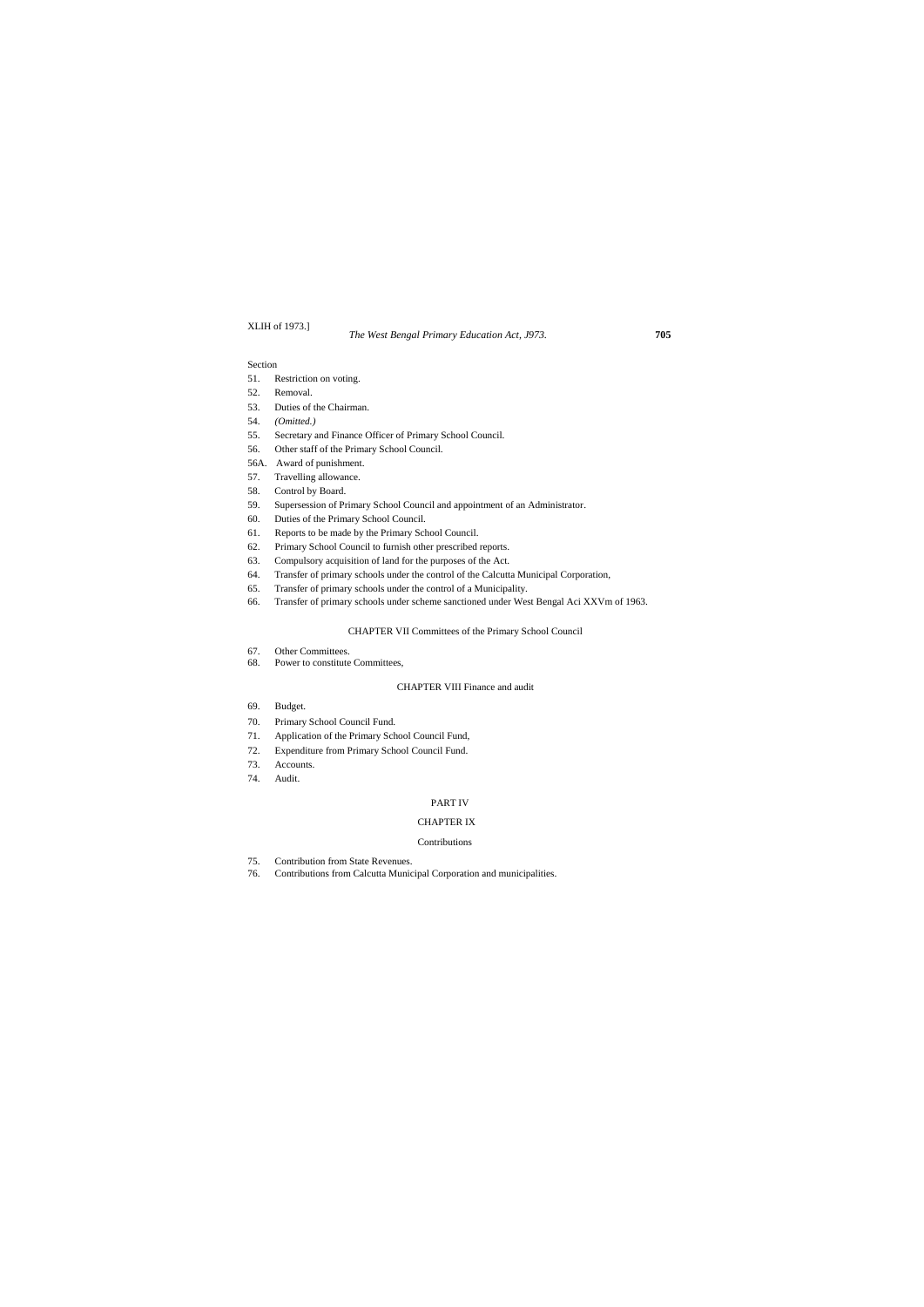Section

51. Restriction on voting.
52. Removal.
53. Duties of the Chairman.
54. *(Omitted.)*
55. Secretary and Finance Officer of Primary School Council.
56. Other staff of the Primary School Council.
56A. Award of punishment.
57. Travelling allowance.
58. Control by Board.
59. Supersession of Primary School Council and appointment of an Administrator.
60. Duties of the Primary School Council.
61. Reports to be made by the Primary School Council.
62. Primary School Council to furnish other prescribed reports.
63. Compulsory acquisition of land for the purposes of the Act.
64. Transfer of primary schools under the control of the Calcutta Municipal Corporation,
65. Transfer of primary schools under the control of a Municipality.
66. Transfer of primary schools under scheme sanctioned under West Bengal Aci XXVm of 1963.

CHAPTER VII Committees of the Primary School Council

67. Other Committees.
68. Power to constitute Committees,

CHAPTER VIII Finance and audit

69. Budget.
70. Primary School Council Fund.
71. Application of the Primary School Council Fund,
72. Expenditure from Primary School Council Fund.
73. Accounts.
74. Audit.

PART IV

CHAPTER IX

Contributions

75. Contribution from State Revenues.
76. Contributions from Calcutta Municipal Corporation and municipalities.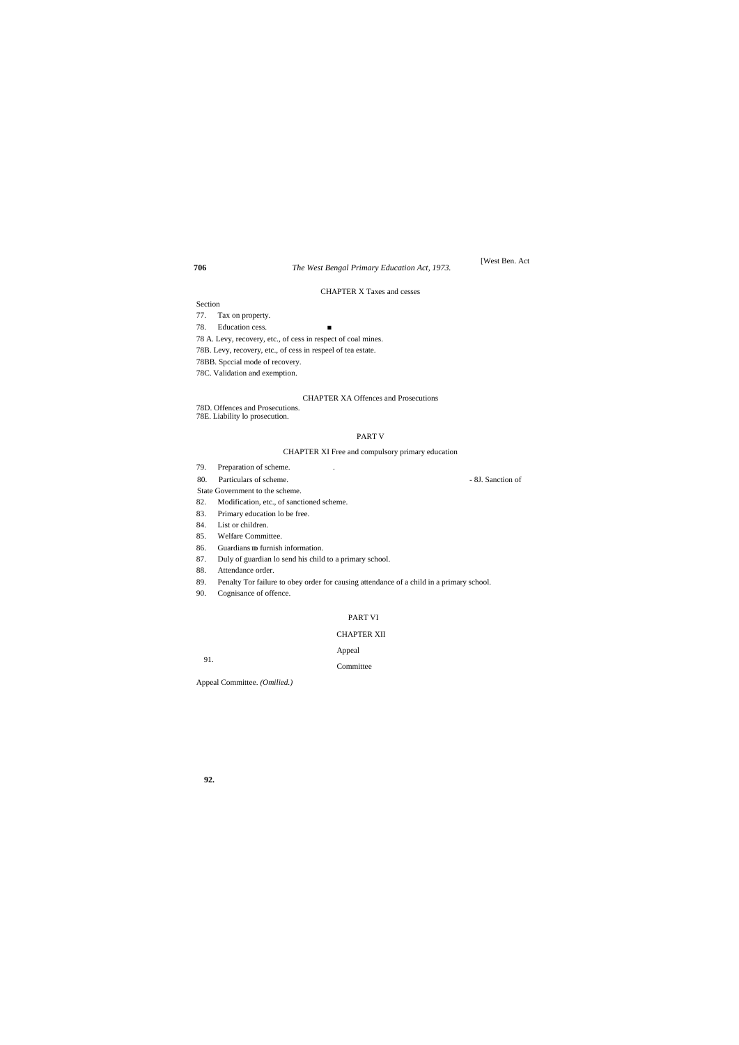## CHAPTER X Taxes and cesses

Section

77. Tax on property.

78. Education cess. ■

78 A. Levy, recovery, etc., of cess in respect of coal mines.

78B. Levy, recovery, etc., of cess in respeel of tea estate.

78BB. Spccial mode of recovery.

78C. Validation and exemption.

## CHAPTER XA Offences and Prosecutions

78D. Offences and Prosecutions.

78E. Liability lo prosecution.

# PART V

## CHAPTER XI Free and compulsory primary education

79. Preparation of scheme. .

80. Particulars of scheme. - 8J. Sanction of State Government to the scheme.

82. Modification, etc., of sanctioned scheme.

83. Primary education lo be free.

84. List or children.

85. Welfare Committee.

86. Guardians ID furnish information.

87. Duly of guardian lo send his child to a primary school.

88. Attendance order.

89. Penalty Tor failure to obey order for causing attendance of a child in a primary school.

90. Cognisance of offence.

# PART VI

## CHAPTER XII

## Appeal Committee

91. Appeal Committee. *(Omilied.)*

**92.**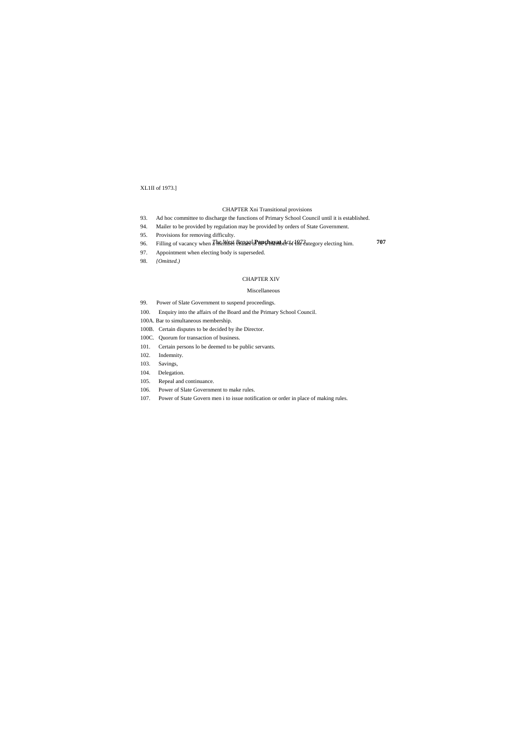XL1II of 1973.]

CHAPTER Xni Transitional provisions

93. Ad hoc committee to discharge the functions of Primary School Council until it is established.

94. Mailer to be provided by regulation may be provided by orders of State Government.

95. Provisions for removing difficulty.

96. Filling of vacancy when a member ceases to be a member of the category electing him.

97. Appointment when electing body is superseded.

98. *{Omitted.)*

CHAPTER XIV

Miscellaneous

99. Power of Slate Government to suspend proceedings.

100. Enquiry into the affairs of the Board and the Primary School Council.

100A. Bar to simultaneous membership.

100B. Certain disputes to be decided by ihe Director.

100C. Quorum for transaction of business.

101. Certain persons lo be deemed to be public servants.

102. Indemnity.

103. Savings,

104. Delegation.

105. Repeal and continuance.

106. Power of Slate Government to make rules.

107. Power of State Govern men i to issue notification or order in place of making rules.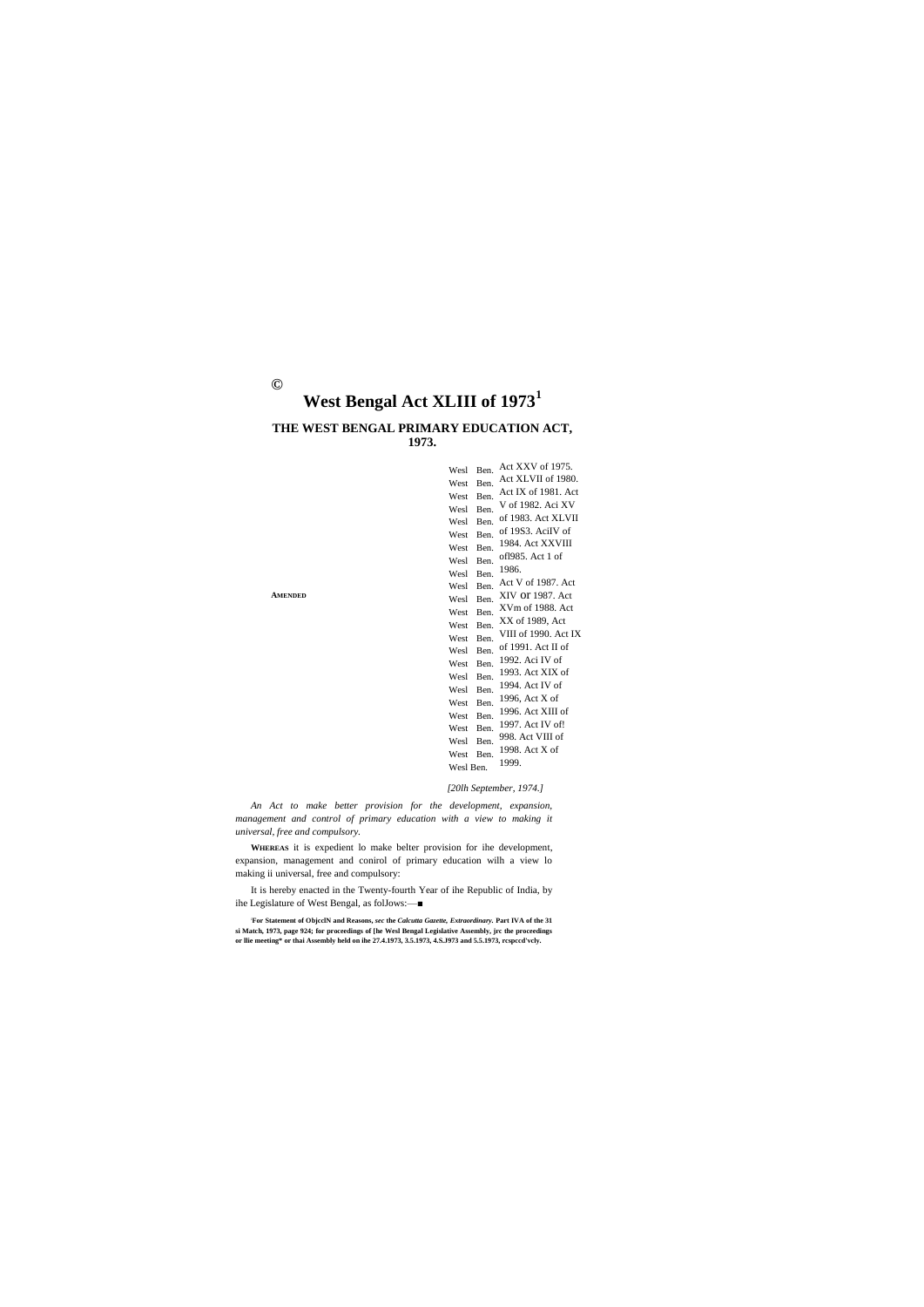©

# West Bengal Act XLIII of 1973[1]

## THE WEST BENGAL PRIMARY EDUCATION ACT, 1973.

**AMENDED**

Wesl Ben. Act XXV of 1975.
West Ben. Act XLVII of 1980.
West Ben. Act IX of 1981.
Wesl Ben. Act V of 1982.
Wesl Ben. Aci XV of 1983.
West Ben. Act XLVII of 19S3.
West Ben. AciIV of 1984.
Wesl Ben. Act XXVIII ofl985.
Wesl Ben. Act 1 of 1986.
Wesl Ben. Act V of 1987.
Wesl Ben. Act XIV or 1987.
West Ben. Act XVm of 1988.
West Ben. Act XX of 1989,
West Ben. Act VIII of 1990.
Wesl Ben. Act IX of 1991.
West Ben. Act II of 1992.
Wesl Ben. Aci IV of 1993.
Wesl Ben. Act XIX of 1994.
West Ben. Act IV of 1996,
West Ben. Act X of 1996.
West Ben. Act XIII of 1997.
Wesl Ben. Act IV of! 998.
West Ben. Act VIII of 1998.
Wesl Ben. Act X of 1999.

*[20lh September, 1974.]*

*An Act to make better provision for the development, expansion, management and control of primary education with a view to making it universal, free and compulsory.*

**WHEREAS** it is expedient lo make belter provision for ihe development, expansion, management and conirol of primary education wilh a view lo making ii universal, free and compulsory:

It is hereby enacted in the Twenty-fourth Year of ihe Republic of India, by ihe Legislature of West Bengal, as folJows:—■

[1]**For Statement of ObjcclN and Reasons,** ***sec*** **the** ***Calcutta Gazette, Extraordinary.*** **Part IVA of the 31 si Match, 1973, page 924; for proceedings of [he Wesl Bengal Legislative Assembly, jrc the proceedings or llie meeting\* or thai Assembly held on ihe 27.4.1973, 3.5.1973, 4.S.J973 and 5.5.1973, rcspccd'vcly.**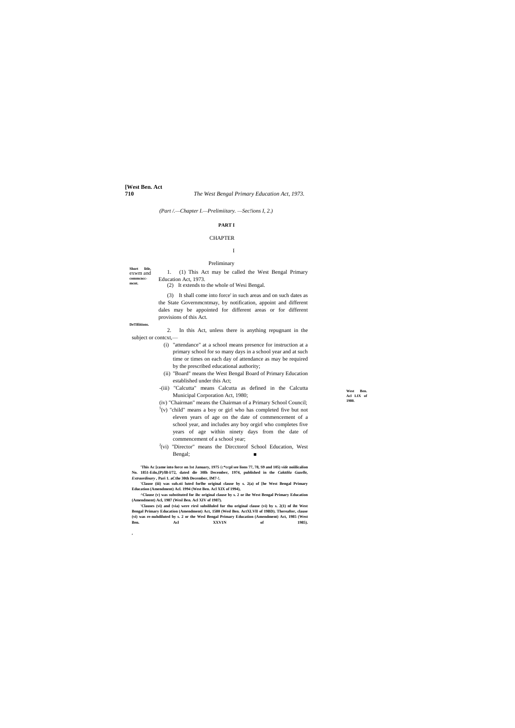(Part /.—Chapter I.—Prelimiitary. —Sec!ions I, 2.)

# PART I

## CHAPTER I

### Preliminary

**Short litle, exwm and commcncc-mcnt.**

1. (1) This Act may be called the West Bengal Primary Education Act, 1973.

(2) It extends to the whole of Wesi Bengal.

(3) It shall come into force' in such areas and on such dates as the State Governmcntmay, by notification, appoint and different dales may be appointed for different areas or for different provisions of this Act.

**DeTifiitions.**

2. In this Act, unless there is anything repugnant in the subject or contcxt,—

(i) "attendance" at a school means presence for instruction at a primary school for so many days in a school year and at such time or times on each day of attendance as may be required by the prescribed educational authority;

(ii) "Board" means the West Bengal Board of Primary Education established under this Act;

-(iii) "Calcutta" means Calcutta as defined in the Calcutta Municipal Corporation Act, 1980; **West Ben. Acl LIX of 1980.**

(iv) "Chairman" means the Chairman of a Primary School Council;

[5](v) "child" means a boy or girl who has completed five but not eleven years of age on the date of commencement of a school year, and includes any boy orgirl who completes five years of age within ninety days from the date of commencement of a school year;

[J](vi) "Director" means the Dircctorof School Education, West Bengal; ■

**'This Ac [came into force on 1st January, 1975 (c*ccpl see lions 77, 78, S9 and 105) *vide* noiilicalion No. 1851-Edn,(P)/lB-l/72, dated die 30lh December, 1974, published in the *CakttHa Gazelle, Extraordinary* , Pari 1. aCthe 30th December, IM7-!.**

**'Clause (iii) was suh.sti luted forlhe original clause by s. 2(a) of [he West Bengal Primary Education (Amendment) Acl. 1994 (West Ben. Acl XIX of 1994),**

**^Clause (v) was substituted for ihc original clause by s. 2 or ihe West Bengal Primary Education (Amendment) Acl, 1987 (Wesl Ben. Acl XIV of 1987).**

**'Clauses (vi) and (via) were rirsl subsliluled fur thu original clause (vi) by s. 2(1) nf iht West Bengal Primary Education (Amendment) Act, 1580 (Wesl Ben. ActXLVll of 19BD). Thereafter, clause (vi) was re-nuhdiluted by s. 2 or the Wesl Bengal Primary Education (Amendment) Act, 1985 (West Ben. Acl XXV1N of 1985).**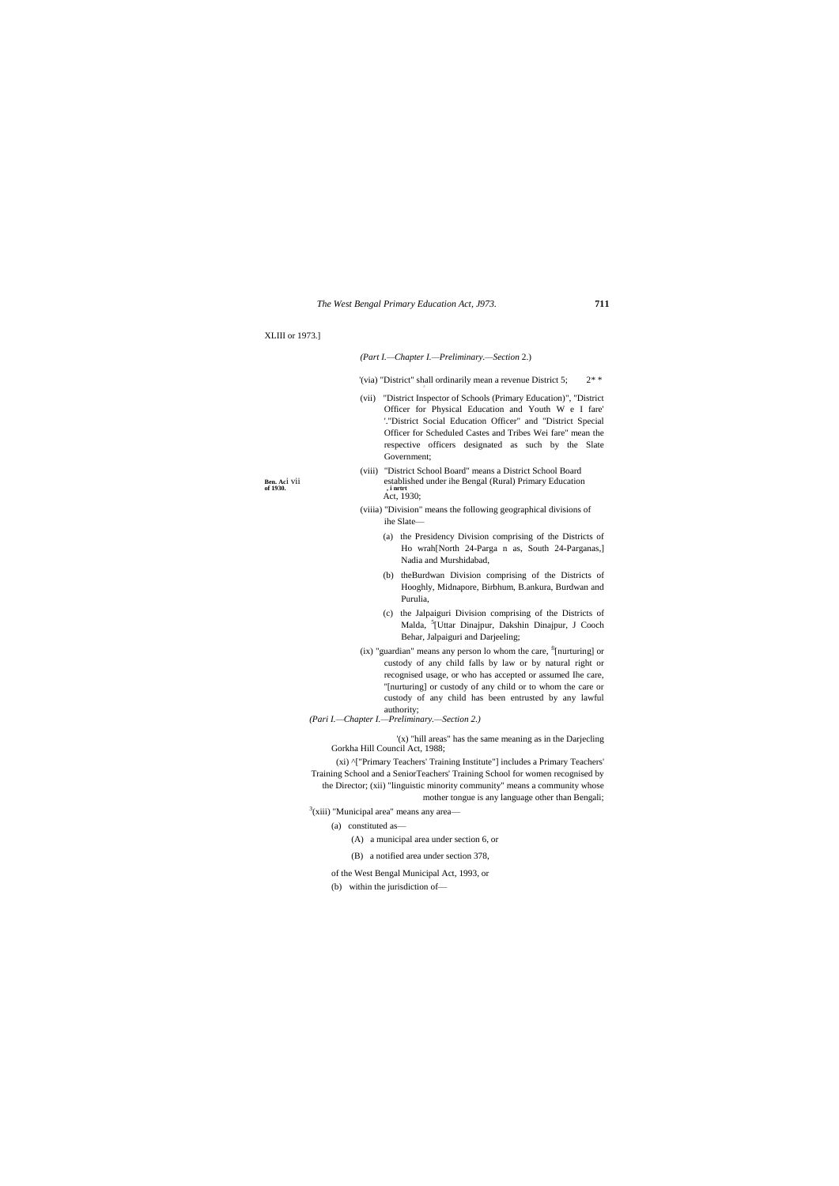XLIII or 1973.]

*(Part I.—Chapter I.—Preliminary.—Section* 2.)

'(via) "District" shall ordinarily mean a revenue District 5; 2* *

(vii) "District Inspector of Schools (Primary Education)", "District Officer for Physical Education and Youth W e I fare' '."District Social Education Officer" and "District Special Officer for Scheduled Castes and Tribes Wei fare" mean the respective officers designated as such by the Slate Government;

**Ben. Aci** vii **of 1930.**

(viii) "District School Board" means a District School Board established under ihe Bengal (Rural) Primary Education **, i nrtrt** Act, 1930;

(viiia) "Division" means the following geographical divisions of ihe Slate—

(a) the Presidency Division comprising of the Districts of Ho wrah[North 24-Parga n as, South 24-Parganas,] Nadia and Murshidabad,

(b) theBurdwan Division comprising of the Districts of Hooghly, Midnapore, Birbhum, B.ankura, Burdwan and Purulia,

(c) the Jalpaiguri Division comprising of the Districts of Malda, [5][Uttar Dinajpur, Dakshin Dinajpur, J Cooch Behar, Jalpaiguri and Darjeeling;

(ix) "guardian" means any person lo whom the care, [fi][nurturing] or custody of any child falls by law or by natural right or recognised usage, or who has accepted or assumed Ihe care, "[nurturing] or custody of any child or to whom the care or custody of any child has been entrusted by any lawful authority;

*(Pari I.—Chapter I.—Preliminary.—Section 2.)*

'(x) "hill areas" has the same meaning as in the Darjecling Gorkha Hill Council Act, 1988;

(xi) ^["Primary Teachers' Training Institute"] includes a Primary Teachers' Training School and a SeniorTeachers' Training School for women recognised by the Director; (xii) "linguistic minority community" means a community whose mother tongue is any language other than Bengali;

[3](xiii) "Municipal area" means any area—

(a) constituted as—

(A) a municipal area under section 6, or

(B) a notified area under section 378,

of the West Bengal Municipal Act, 1993, or

(b) within the jurisdiction of—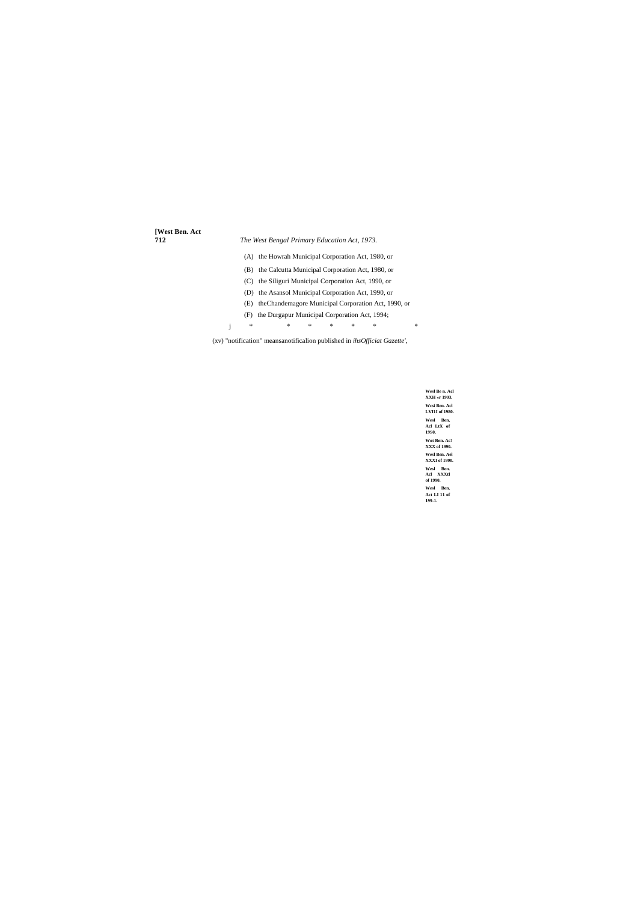(A) the Howrah Municipal Corporation Act, 1980, or

(B) the Calcutta Municipal Corporation Act, 1980, or

(C) the Siliguri Municipal Corporation Act, 1990, or

(D) the Asansol Municipal Corporation Act, 1990, or

(E) theChandemagore Municipal Corporation Act, 1990, or

(F) the Durgapur Municipal Corporation Act, 1994;

j * * * * * * *

(xv) "notification" meansanotificalion published in *ihsOfficiat Gazette'*,

**Wesl Be n. Acl XXH «r 1993.**

**Wcsi Ben. Acl LVI11 of 1980.**

**Wesl Ben. Acl LtX of 19S0.**

**Wot Ren. Ac! XXX of 1990.**

**Wesl Ben. Ael XXXI of 1990.**

**Wesl Ben. Acl XXXtl of 1990.**

**Wesl Ben. Act Lt 11 of 199-1.**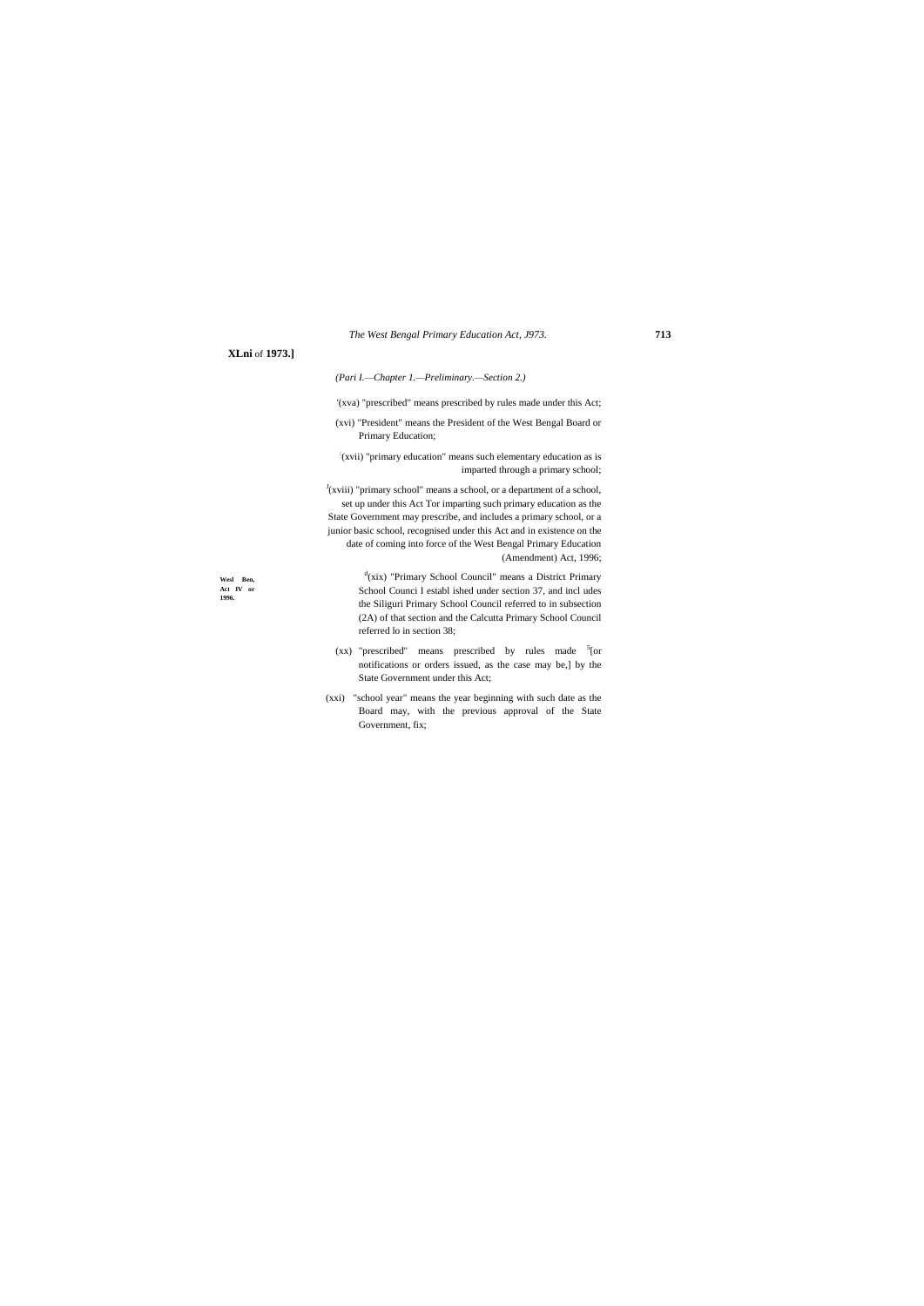**XLni** of **1973.]**

*(Pari I.—Chapter 1.—Preliminary.—Section 2.)*

'(xva) "prescribed" means prescribed by rules made under this Act;

(xvi) "President" means the President of the West Bengal Board or Primary Education;

:(xvii) "primary education" means such elementary education as is imparted through a primary school;

J(xviii) "primary school" means a school, or a department of a school, set up under this Act Tor imparting such primary education as the State Government may prescribe, and includes a primary school, or a junior basic school, recognised under this Act and in existence on the date of coming into force of the West Bengal Primary Education (Amendment) Act, 1996;

**Wesl Ben, Act IV or 1996.**

d(xix) "Primary School Council" means a District Primary School Counci I establ ished under section 37, and incl udes the Siliguri Primary School Council referred to in subsection (2A) of that section and the Calcutta Primary School Council referred lo in section 38;

(xx) "prescribed" means prescribed by rules made [5][or notifications or orders issued, as the case may be,] by the State Government under this Act;

(xxi) "school year" means the year beginning with such date as the Board may, with the previous approval of the State Government, fix;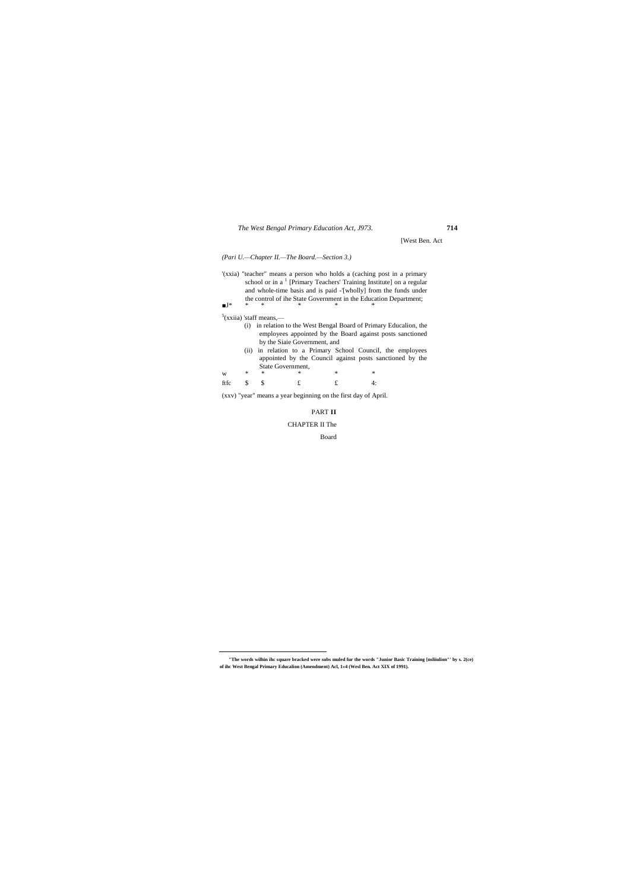[West Ben. Act

*(Pari U.—Chapter II.—The Board.—Section 3.)*

'(xxia) "teacher" means a person who holds a (caching post in a primary school or in a [1] [Primary Teachers' Training Institute] on a regular and whole-time basis and is paid -'[wholly] from the funds under the control of ihe State Government in the Education Department;

■J* * * * * *

[5](xxiia) 'staff means,—

(i) in relation to the West Bengal Board of Primary Educalion, the employees appointed by the Board against posts sanctioned by the Siaie Government, and

(ii) in relation to a Primary School Council, the employees appointed by the Council against posts sanctioned by the State Government,

w * * * * *

ftfc $ $ £ £ 4:

(xxv) "year" means a year beginning on the first day of April.

PART **II**

CHAPTER II The

Board

---

**"The words wilhin ihc square bracked were subs muled fur the words "Junior Basic Training [nsliiulion"' by s. 2(ce) of ihc West Bengal Primary Educalion (Amendment) Acl, 1»4 (Wesl Ben. Act XIX of 1991).**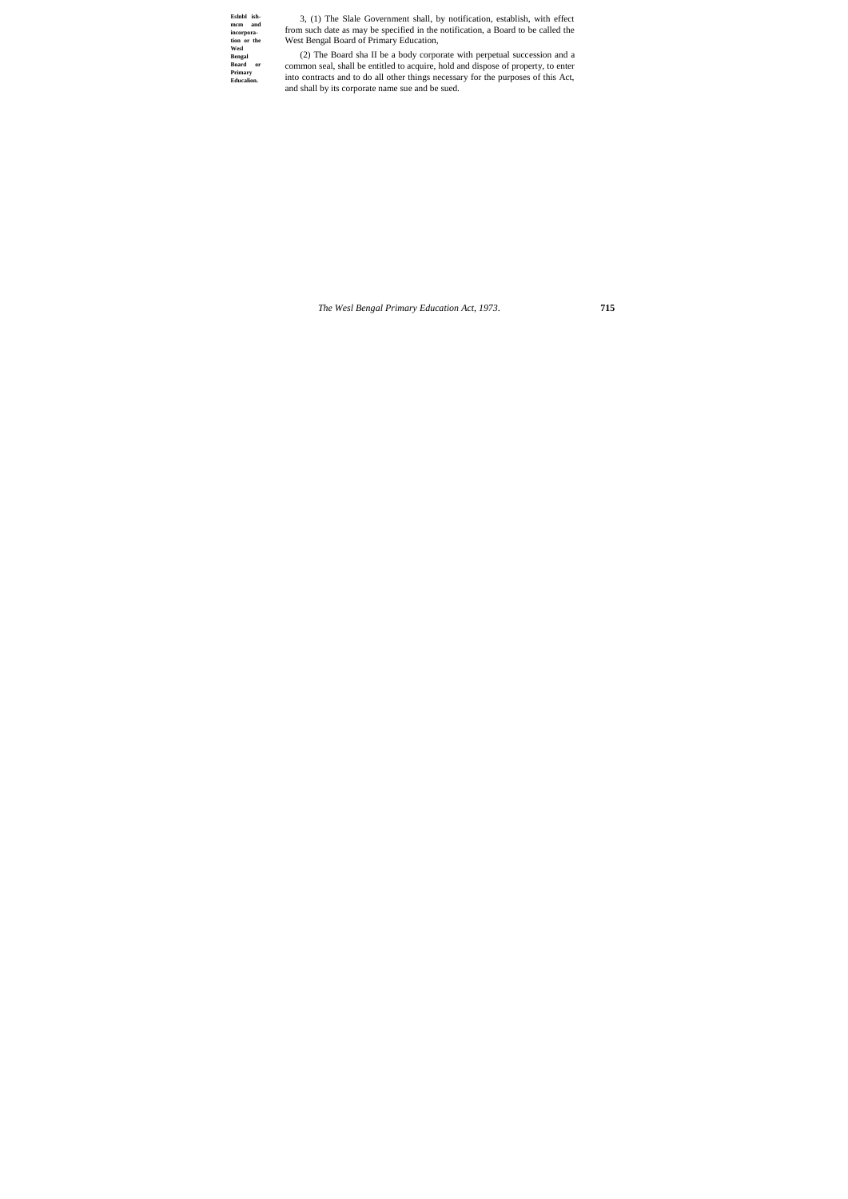**Eslubl ish-mcm and incorpora-tion or the Wesl Bengal Board or Primary Educalion.**

3, (1) The Slale Government shall, by notification, establish, with effect from such date as may be specified in the notification, a Board to be called the West Bengal Board of Primary Education,

(2) The Board sha II be a body corporate with perpetual succession and a common seal, shall be entitled to acquire, hold and dispose of property, to enter into contracts and to do all other things necessary for the purposes of this Act, and shall by its corporate name sue and be sued.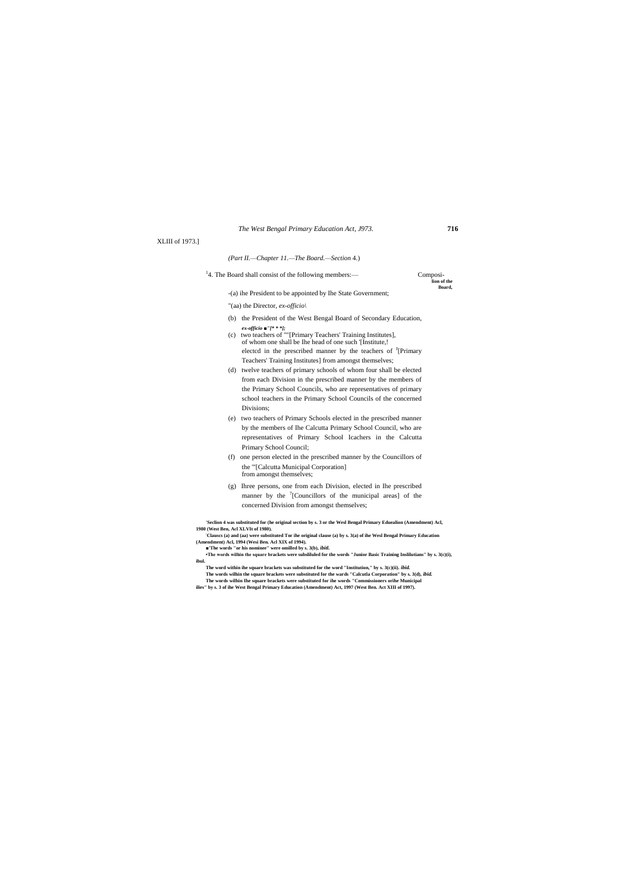XLIII of 1973.]

*(Part II.—Chapter 11.—The Board.—Section* 4.)

[1]4. The Board shall consist of the following members:— 

**Composition of the Board,**

-(a) ihe President to be appointed by Ihe State Government;

"(aa) the Director, *ex-officio\*

(b) the President of the West Bengal Board of Secondary Education, ***ex-officio* ■'[* * *];**

(c) two teachers of ""[Primary Teachers' Training Institutes], of whom one shall be Ihe head of one such '[Institute,! electcd in the prescribed manner by the teachers of [J][Primary Teachers' Training Institutes] from amongst themselves;

(d) twelve teachers of primary schools of whom four shall be elected from each Division in the prescribed manner by the members of the Primary School Councils, who are representatives of primary school teachers in the Primary School Councils of the concerned Divisions;

(e) two teachers of Primary Schools elected in the prescribed manner by the members of Ihe Calcutta Primary School Council, who are representatives of Primary School Icachers in the Calcutta Primary School Council;

(f) one person elected in the prescribed manner by the Councillors of the '"[Calcutta Municipal Corporation] from amongst themselves;

(g) Ihree persons, one from each Division, elected in Ihe prescribed manner by the [7][Councillors of the municipal areas] of the concerned Division from amongst themselves;

**'Seclion 4 was substituted for (he original section by s. 3 or the Wesl Bengal Primary Eduealion (Amendment) Acl, 1980 (West Ben, Acl XLVIt of 1980).**

**'Clauscs (a) and (aa) were substituted Tor ihe original clause (a) by s. 3(a) of ihe Wesl Bengal Primary Education (Amendment) Acl, 1994 (Wesi Ben. Acl XIX of 1994).**

**■'The words "or his nominee" were omilled by s. 3(b), *ibitl.***

**•The words wilhin the square brackets were subsliluled for the words "Junior Basic Training Inslilutians" by s. 3(c)(i), ibul.**

**The word within ihe square brackets was substituted for the word "Institution," by s. 3(c)(ii). *ibid.***

**The words wilhin the square brackets were substituted for the wards "Calcutla Corporation" by s. 3(d), *ibid.***

**The words wilhin Ihe square brackets were substituted for ihe words "Commissioners orihe Municipal ilies" by s. 3 of ihe West Bengal Primary Education (Amendment) Act, 1997 (West Ben. Act XIII of 1997).**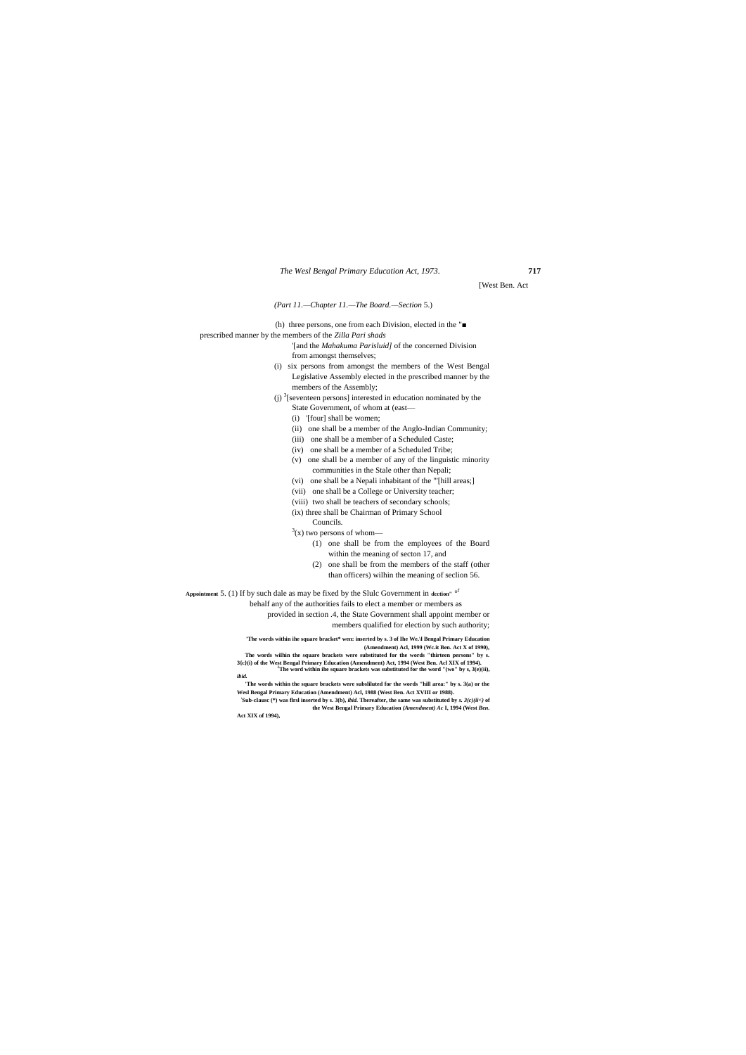[West Ben. Act

*(Part 11.—Chapter 11.—The Board.—Section* 5.)

(h) three persons, one from each Division, elected in the "■ prescribed manner by the members of the *Zilla Pari shads* '[and the *Mahakuma Parisluid]* of the concerned Division from amongst themselves;

(i) six persons from amongst the members of the West Bengal Legislative Assembly elected in the prescribed manner by the members of the Assembly;

(j) [3][seventeen persons] interested in education nominated by the State Government, of whom at (east—

(i) '[four] shall be women;

(ii) one shall be a member of the Anglo-Indian Community;

(iii) one shall be a member of a Scheduled Caste;

(iv) one shall be a member of a Scheduled Tribe;

(v) one shall be a member of any of the linguistic minority communities in the Stale other than Nepali;

(vi) one shall be a Nepali inhabitant of the "'[hill areas;]

(vii) one shall be a College or University teacher;

(viii) two shall be teachers of secondary schools;

(ix) three shall be Chairman of Primary School Councils.

[3](x) two persons of whom—

(1) one shall be from the employees of the Board within the meaning of secton 17, and

(2) one shall be from the members of the staff (other than officers) wilhin the meaning of seclion 56.

**Appointment** 5. (1) If by such dale as may be fixed by the Slulc Government in **dcction**" of behalf any of the authorities fails to elect a member or members as provided in section .4, the State Government shall appoint member or members qualified for election by such authority;

**'The words within ihe square bracket\* wen: inserted by s. 3 of Ihe We.\l Bengal Primary Education (Amendment) Acl, 1999 (Wc.it Ben. Act X of 1990),**

**The words wilhin the square brackets were substituted for the words "thirteen persons" by s. 3{c}(i) of the West Bengal Primary Education (Amendment) Act, 1994 (West Ben. Acl XIX of 1994).**

**[a]The word within ihe square brackets was substituted for the word "(wo" by s, 3(e)(ii),** ***ibid.***

**'The words within the square brackets were subsliluted for the words "hill area:" by s. 3(a) or the Wesl Bengal Primary Education (Amendment) Acl, 1988 (West Ben. Act XVIII or 1988).**

**'Sub-clausc (\*) was flrsl inserted by s. 3(b),** ***ibid.*** **Thereafter, the same was substituted by** ***s. 3(c)(ii<)*** **of the West Bengal Primary Education** ***(Amendment) Ac*** **I, 1994 (West** ***Ben.*** **Act XIX of 1994),**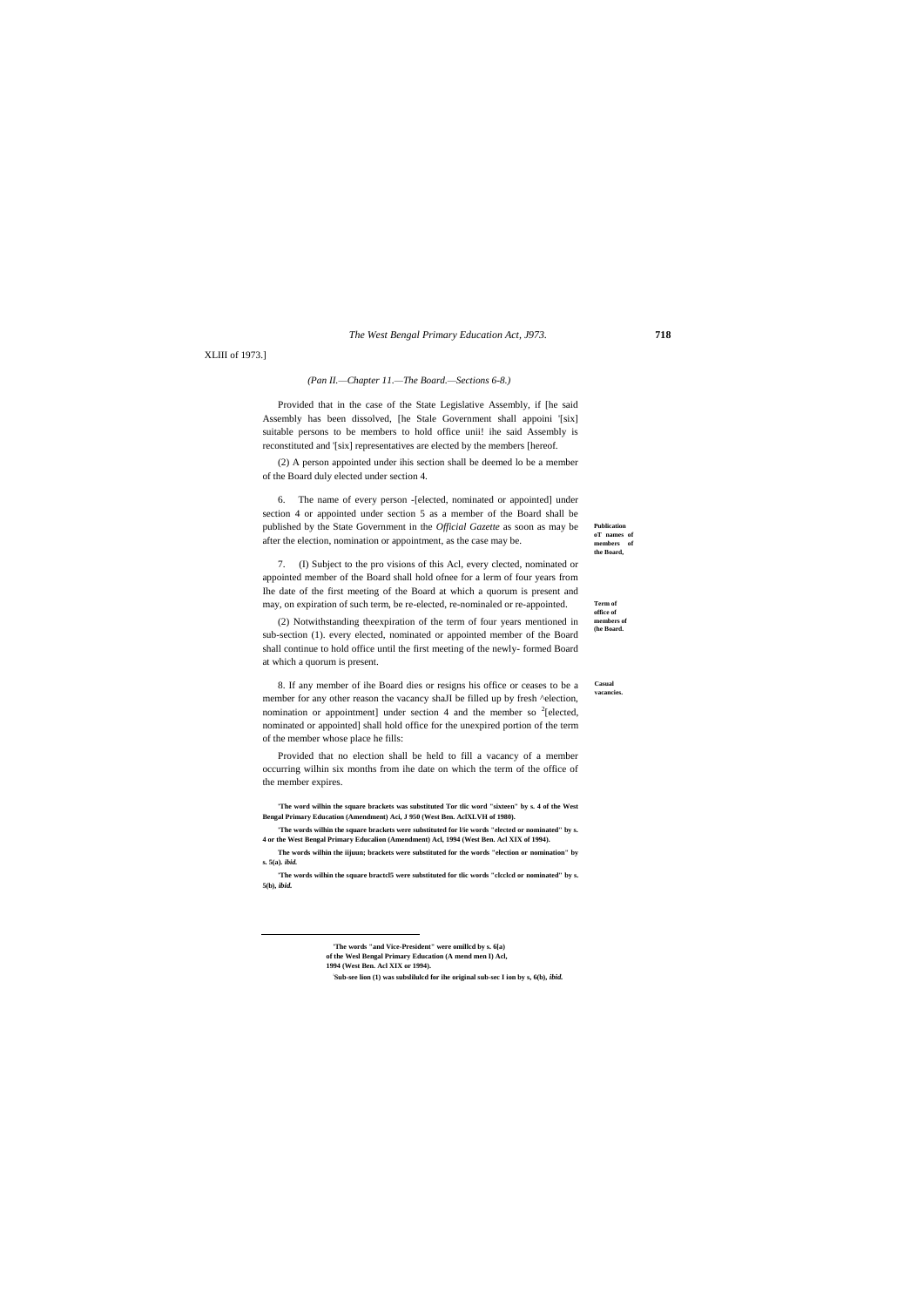XLIII of 1973.]

*(Pan II.—Chapter 11.—The Board.—Sections 6-8.)*

Provided that in the case of the State Legislative Assembly, if [he said Assembly has been dissolved, [he Stale Government shall appoini '[six] suitable persons to be members to hold office unii! ihe said Assembly is reconstituted and '[six] representatives are elected by the members [hereof.

(2) A person appointed under ihis section shall be deemed lo be a member of the Board duly elected under section 4.

**Publication oT names of members of the Board,**

6. The name of every person -[elected, nominated or appointed] under section 4 or appointed under section 5 as a member of the Board shall be published by the State Government in the *Official Gazette* as soon as may be after the election, nomination or appointment, as the case may be.

**Term of office of members of (he Board.**

7. (I) Subject to the pro visions of this Acl, every clected, nominated or appointed member of the Board shall hold ofnee for a lerm of four years from Ihe date of the first meeting of the Board at which a quorum is present and may, on expiration of such term, be re-elected, re-nominaled or re-appointed.

(2) Notwithstanding theexpiration of the term of four years mentioned in sub-section (1). every elected, nominated or appointed member of the Board shall continue to hold office until the first meeting of the newly- formed Board at which a quorum is present.

**Casual vacancies.**

8. If any member of ihe Board dies or resigns his office or ceases to be a member for any other reason the vacancy shaJI be filled up by fresh ^election, nomination or appointment] under section 4 and the member so [2][elected, nominated or appointed] shall hold office for the unexpired portion of the term of the member whose place he fills:

Provided that no election shall be held to fill a vacancy of a member occurring wilhin six months from ihe date on which the term of the office of the member expires.

**'The word wilhin the square brackets was substituted Tor tlic word "sixteen" by s. 4 of the West Bengal Primary Education (Amendment) Aci, J 950 (West Ben. AclXLVH of 1980).**

**'The words wilhin the square brackets were substituted for l/ie words "elected or nominated" by s. 4 or the West Bengal Primary Educalion (Amendment) Acl, 1994 (West Ben. Acl XIX of 1994).**

**The words wilhin the iijuun; brackets were substituted for the words "election or nomination" by s. 5(a).** ***ibid.***

**'The words wilhin the square bractcl5 were substituted for tlic words "clcclcd or nominated" by s. 5(b),** ***ibid.***

---

**'The words "and Vice-President" were omillcd by s. 6[a) of the Wesl Bengal Primary Education (A mend men I) Acl, 1994 (West Ben. Acl XIX or 1994).**

**'Sub-see lion (1) was subslilulcd for ihe original sub-sec I ion by s, 6(b),** ***ibid.***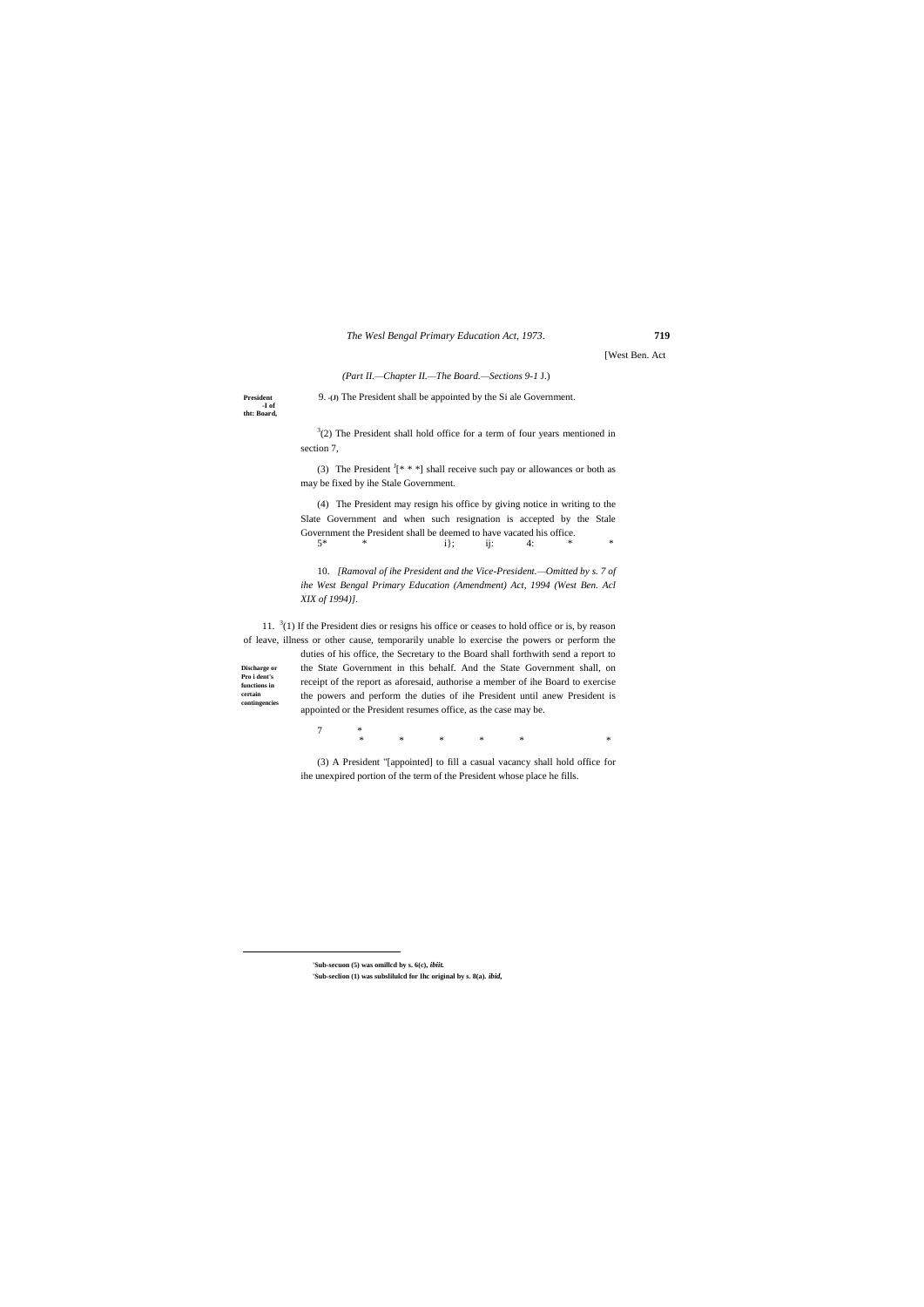[West Ben. Act

*(Part II.—Chapter II.—The Board.—Sections 9-1 J.)*

**President -I of tht: Board,**

9. -(J) The President shall be appointed by the Si ale Government.

[3](2) The President shall hold office for a term of four years mentioned in section 7,

(3) The President [J][* * *] shall receive such pay or allowances or both as may be fixed by ihe Stale Government.

(4) The President may resign his office by giving notice in writing to the Slate Government and when such resignation is accepted by the Stale Government the President shall be deemed to have vacated his office.

5* * i}; ij: 4: * *

10. *[Ramoval of ihe President and the Vice-President.—Omitted by s. 7 of ihe West Bengal Primary Education (Amendment) Act, 1994 (West Ben. Acl XIX of 1994)].*

**Discharge or Pro i dent's functions in certain contingencies**

11. [3](1) If the President dies or resigns his office or ceases to hold office or is, by reason of leave, illness or other cause, temporarily unable lo exercise the powers or perform the duties of his office, the Secretary to the Board shall forthwith send a report to the State Government in this behalf. And the State Government shall, on receipt of the report as aforesaid, authorise a member of ihe Board to exercise the powers and perform the duties of ihe President until anew President is appointed or the President resumes office, as the case may be.

7 * * * * * * *

(3) A President "[appointed] to fill a casual vacancy shall hold office for ihe unexpired portion of the term of the President whose place he fills.

---

'**Sub-secuon (5) was omillcd by s. 6(c),** ***ibiit.***

'**Sub-seclion (1) was subslilulcd for Ihc original by s. 8(a).** ***ibid,***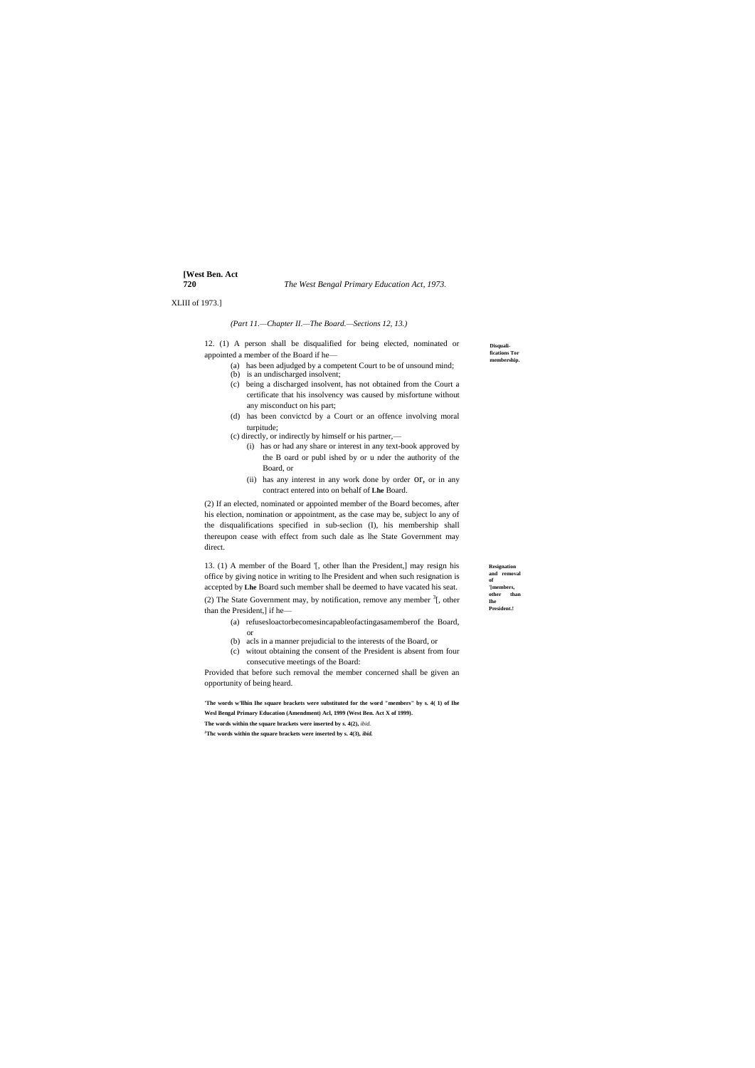(Part 11.—Chapter II.—The Board.—Sections 12, 13.)

**Disqualifications Tor membership.**

12. (1) A person shall be disqualified for being elected, nominated or appointed a member of the Board if he—

(a) has been adjudged by a competent Court to be of unsound mind;

(b) is an undischarged insolvent;

(c) being a discharged insolvent, has not obtained from the Court a certificate that his insolvency was caused by misfortune without any misconduct on his part;

(d) has been convictcd by a Court or an offence involving moral turpitude;

(c) directly, or indirectly by himself or his partner,—

(i) has or had any share or interest in any text-book approved by the B oard or publ ished by or u nder the authority of the Board, or

(ii) has any interest in any work done by order or, or in any contract entered into on behalf of **Lhe** Board.

(2) If an elected, nominated or appointed member of the Board becomes, after his election, nomination or appointment, as the case may be, subject lo any of the disqualifications specified in sub-seclion (I), his membership shall thereupon cease with effect from such dale as lhe State Government may direct.

**Resignation and removal of [1][members, other than lhe President.]**

13. (1) A member of the Board [2][, other lhan the President,] may resign his office by giving notice in writing to lhe President and when such resignation is accepted by **Lhe** Board such member shall be deemed to have vacated his seat.

(2) The State Government may, by notification, remove any member [3][, other than the President,] if he—

(a) refusesloactorbecomesincapableofactingasamemberof the Board, or

(b) acls in a manner prejudicial to the interests of the Board, or

(c) witout obtaining the consent of the President is absent from four consecutive meetings of the Board:

Provided that before such removal the member concerned shall be given an opportunity of being heard.

---

**[1]The words w'llhin lhe square brackets were substituted for the word "members" by s. 4( 1) of Ihe Wesl Bengal Primary Education (Amendment) Acl, 1999 (West Ben. Act X of 1999).**

**[2]The words within the square brackets were inserted by s. 4(2),** *ibid.*

**[3]Thc words within the square brackets were inserted by s. 4(3),** ***ibid.***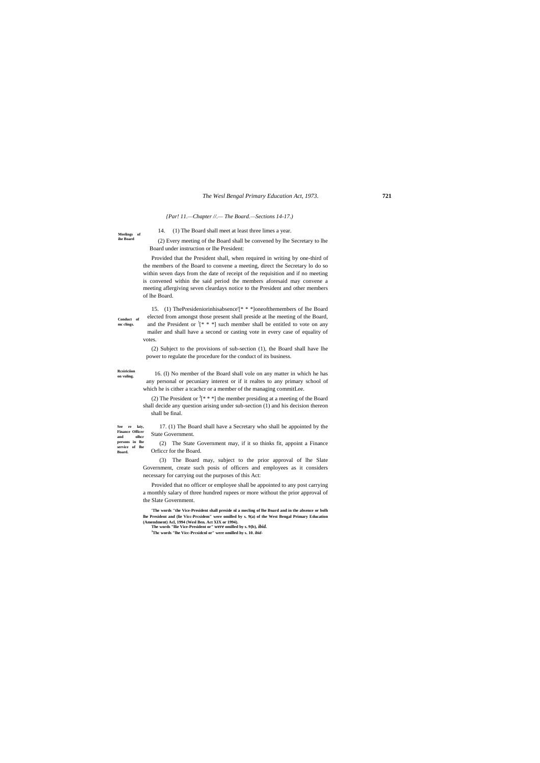*{Par! 11.—Chapter //.— The Board.—Sections 14-17.)*

**Meelings of ihe Board**

14. (1) The Board shall meet at least three limes a year.

(2) Every meeting of the Board shall be convened by lhe Secretary to lhe Board under instruction or Ihe President:

Provided that the President shall, when required in writing by one-third of the members of the Board to convene a meeting, direct the Secretary lo do so within seven days from the date of receipt of the requisition and if no meeting is convened within the said period the members aforesaid may convene a meeting aflergiving seven cleardays notice to the President and other members of lhe Board.

**Conduct of mc clings.**

15. (1) ThePresideniorinhisabsence'[* * *]oneofthemembers of lhe Board elected from amongst those present shall preside at lhe meeting of the Board, and the President or [1][* * *] such member shall be entitled to vote on any mailer and shall have a second or casting vote in every case of equality of votes.

(2) Subject to the provisions of sub-section (1), the Board shall have lhe power to regulate the procedure for the conduct of its business.

**Rcsiriciion on vuling.**

16. (I) No member of the Board shall vole on any matter in which he has any personal or pecuniary interest or if it realtes to any primary school of which he is cither a tcachcr or a member of the managing commitLee.

(2) The President or [J][* * *] the member presiding at a meeting of the Board shall decide any question arising under sub-section (1) and his decision thereon shall be final.

**See re laiy. Finance Officer and olhcr persons in lhe service of lhe Board.**

17. (1) The Board shall have a Secretary who shall be appointed by the State Government.

(2) The State Government may, if it so thinks fit, appoint a Finance Orficcr for the Board.

(3) The Board may, subject to the prior approval of lhe Slate Government, create such posis of officers and employees as it considers necessary for carrying out the purposes of this Act:

Provided that no officer or employee shall be appointed to any post carrying a monthly salary of three hundred rupees or more without the prior approval of the Slate Government.

**'The words "the Vice-President shall preside nl a mecling of lhe Board and in the absence or bolh lhe President and (lie Vicc-Prcsidem" were omilled by s. 9(a) of the West Bengal Primary Education (Amendment) Acl, 1994 (Wesl Ben. Act XIX or 1994).**
**The words "llie Vice-President or"** ***were*** **omilled by s. 9(b),** ***ibid.***
**[3]Thc words "lhe Vicc-Prcsidcnl or" were omilled hy s. 10.** ***ibid-***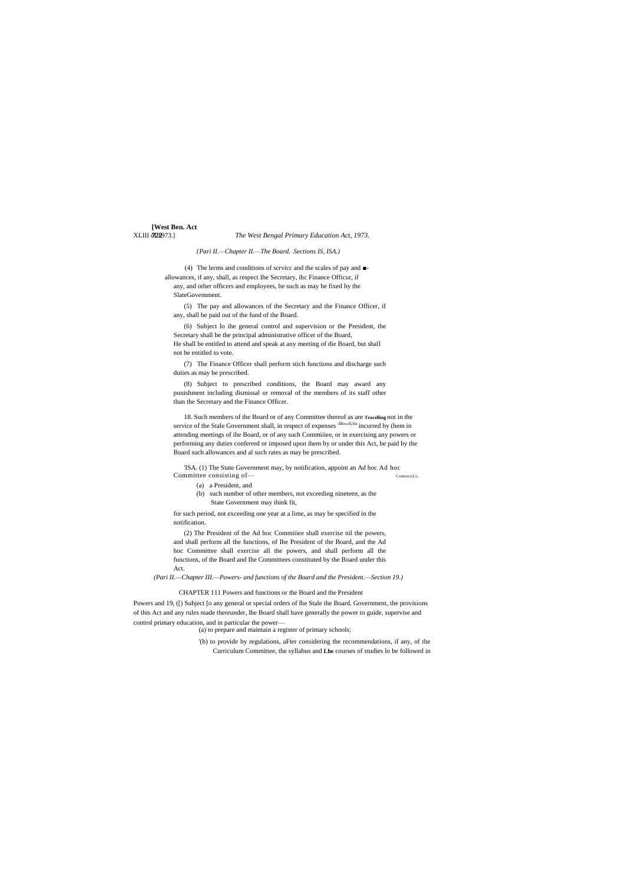*{Part II.—Chapter II.—The Board. Sections IS, ISA.)*

(4) The lerms and conditions of scrvicc and the scales of pay and ■-allowances, if any, shall, as respect Ihe Secretary, ihc Finance Officur, if any, and other officers and employees, be such as may be fixed by the SlateGovemment.

(5) The pay and allowances of the Secretary and the Finance Officer, if any, shall be paid out of the fund of the Board.

(6) Subject lo ihe general control and supervision or the President, the Secretary shall be the principal administrative officer of the Board, He shall be entitled to attend and speak at any meeting of die Board, but shall not be entitled to vote.

(7) The Finance Officer shall perform stich functions and discharge such duties as may be prescribed.

(8) Subject to prescribed conditions, the Board may award any punishment including dismissal or removal of the members of its staff other than the Secretary and the Finance Officer.

18. Such members of the Board or of any Committee thereof as are **Travelling** not in the service of the Stale Government shall, in respect of expenses allowances incurred by (hem in attending meetings of ihe Board, or of any such Commiiiee, or in exercising any powers or performing any duties conferred or imposed upon ihem by or under this Act, be paid by the Board such allowances and al such rates as may be prescribed.

'ISA. (1) The State Government may, by notification, appoint an Ad hoc Ad hoc Committee consisting of— CommuiiLL.

(a) a President, and

(b) such number of other members, not exceeding nineteen, as the State Government may ihink fit,

for such period, not exceeding one year at a lime, as may be specified in the notification.

(2) The President of the Ad hoc Commiiiee shall exercise nil the powers, and shall perform all the functions, of Ihe President of the Board, and the Ad hoc Committee shall exercise all the powers, and shall perform all the functions, of the Board and Ihe Committees constituted by the Board under this Act.

*(Pari II.—Chapter III.—Powers- and functions of the Board and the President.—Section 19.)*

CHAPTER 111 Powers and functions or the Board and the President

Powers and 19, ([) Subject [o any general or special orders of lhe Stale ihe Board. Government, the provisions of this Act and any rules made thereunder, lhe Board shall have generally the power to guide, supervise and control primary education, and in particular the power—

(a) to prepare and maintain a register of primary schools;

'(b) to provide by regulations, aFter considering the recommendations, if any, of the Curriculum Committee, the syllabus and **Lhe** courses of studies lo be followed in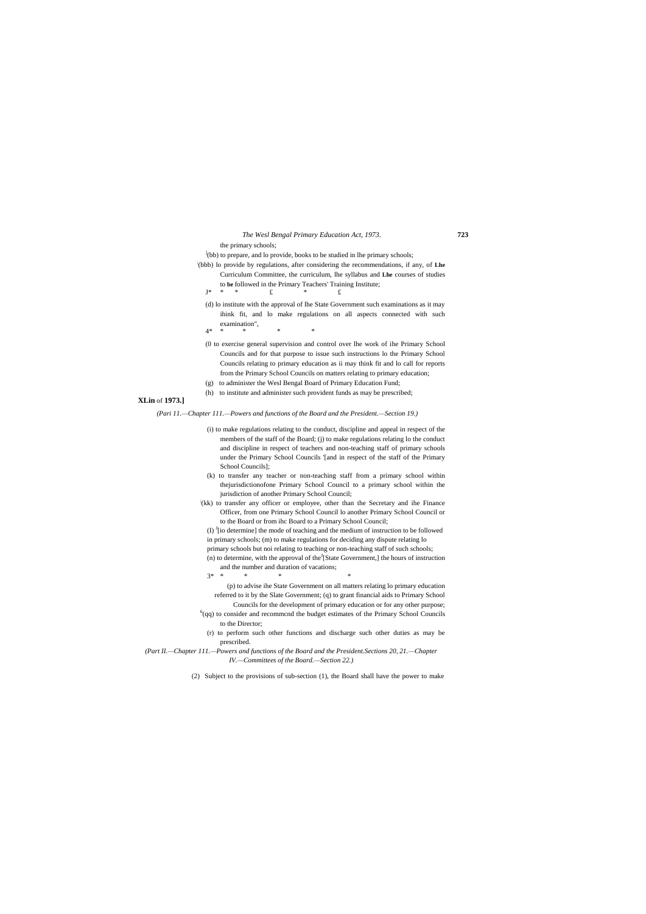the primary schools;

[1](bb) to prepare, and lo provide, books to be studied in lhe primary schools;

[2](bbb) lo provide by regulations, after considering the recommendations, if any, of **Lhe** Curriculum Committee, the curriculum, lhe syllabus and **Lhe** courses of studies to **be** followed in the Primary Teachers' Training Institute;

J* * * £ * £

(d) lo institute with the approval of lhe State Government such examinations as it may ihink fit, and lo make regulations on all aspects connected with such examination",

4* * * * *

(0 to exercise general supervision and control over lhe work of ihe Primary School Councils and for that purpose to issue such instructions lo the Primary School Councils relating to primary education as ii may think fit and lo call for reports from the Primary School Councils on matters relating to primary education;

(g) to administer the Wesl Bengal Board of Primary Education Fund;

(h) to institute and administer such provident funds as may be prescribed;

**XLin** of **1973.]**

*(Pari 11.—Chapter 111.—Powers and functions of the Board and the President.—Section 19.)*

(i) to make regulations relating to the conduct, discipline and appeal in respect of the members of the staff of the Board; (j) to make regulations relating lo the conduct and discipline in respect of teachers and non-teaching staff of primary schools under the Primary School Councils '[and in respect of the staff of the Primary School Councils];

(k) to transfer any teacher or non-teaching staff from a primary school within thejurisdictionofone Primary School Council to a primary school within the jurisdiction of another Primary School Council;

[2](kk) to transfer any officer or employee, other than the Secretary and ihe Finance Officer, from one Primary School Council lo another Primary School Council or to the Board or from ihc Board to a Primary School Council;

(I) [3][io determine] the mode of teaching and the medium of instruction to be followed in primary schools; (m) to make regulations for deciding any dispute relating lo primary schools but noi relating to teaching or non-teaching staff of such schools;

(n) to determine, with the approval of the[3][State Government,] the hours of instruction and the number and duration of vacations;

3* * * * *

(p) to advise ihe State Government on all matters relating lo primary education referred to it by the Slate Government; (q) to grant financial aids to Primary School Councils for the development of primary education or for any other purpose;

[6](qq) to consider and recommcnd the budget estimates of the Primary School Councils to the Director;

(r) to perform such other functions and discharge such other duties as may be prescribed.

*(Part II.—Chapter 111.—Powers and functions of the Board and the President.Sections 20, 21.—Chapter IV.—Committees of the Board.—Section 22.)*

(2) Subject to the provisions of sub-section (1), the Board shall have the power to make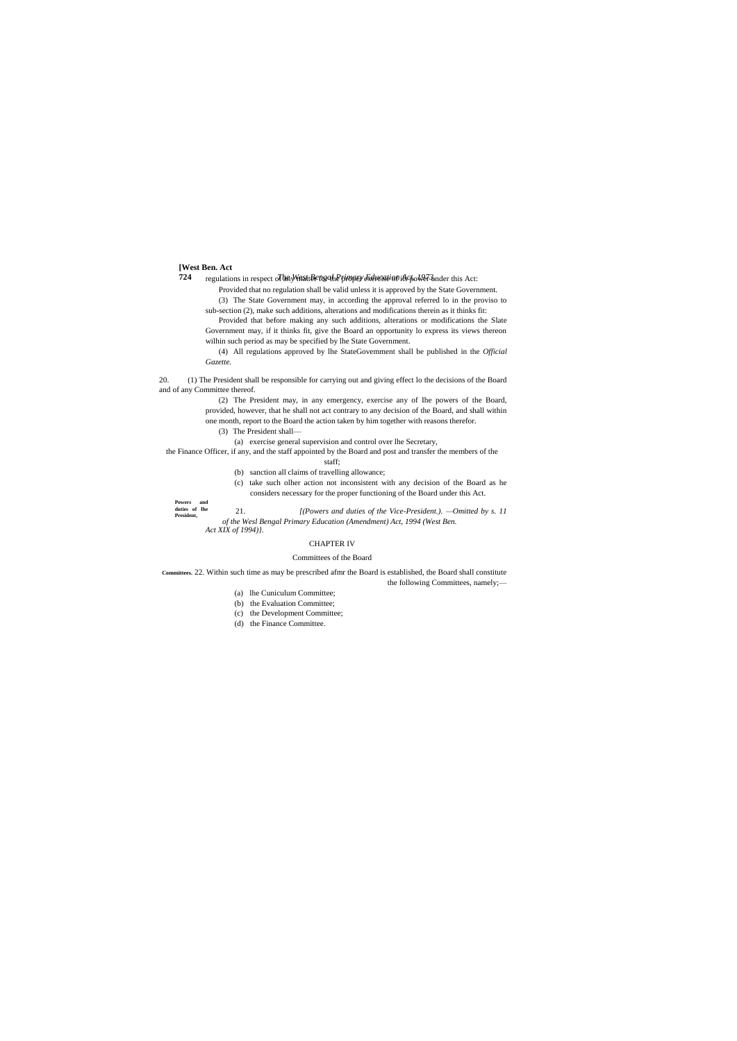regulations in respect of any matter for the proper exercise of its power under this Act:

Provided that no regulation shall be valid unless it is approved by the State Government.

(3) The State Government may, in according the approval referred lo in the proviso to sub-section (2), make such additions, alterations and modifications therein as it thinks fit:

Provided that before making any such additions, alterations or modifications the Slate Government may, if it thinks fit, give the Board an opportunity lo express its views thereon wilhin such period as may be specified by lhe State Government.

(4) All regulations approved by lhe StateGovemment shall be published in the *Official Gazette.*

**Powers and duties of Ihe President,**

20. (1) The President shall be responsible for carrying out and giving effect lo the decisions of the Board and of any Committee thereof.

(2) The President may, in any emergency, exercise any of Ihe powers of the Board, provided, however, that he shall not act contrary to any decision of the Board, and shall within one month, report to the Board the action taken by him together with reasons therefor.

(3) The President shall—

(a) exercise general supervision and control over lhe Secretary, the Finance Officer, if any, and the staff appointed by the Board and post and transfer the members of the staff;

(b) sanction all claims of travelling allowance;

(c) take such olher action not inconsistent with any decision of the Board as he considers necessary for the proper functioning of the Board under this Act.

21. *[(Powers and duties of the Vice-President.). —Omitted by s. 11 of the Wesl Bengal Primary Education (Amendment) Act, 1994 (West Ben. Act XIX of 1994)].*

## CHAPTER IV

### Committees of the Board

**Committees.** 22. Within such time as may be prescribed afmr the Board is established, the Board shall constitute the following Committees, namely;—

(a) lhe Cuniculum Committee;

(b) the Evaluation Committee;

(c) the Development Committee;

(d) the Finance Committee.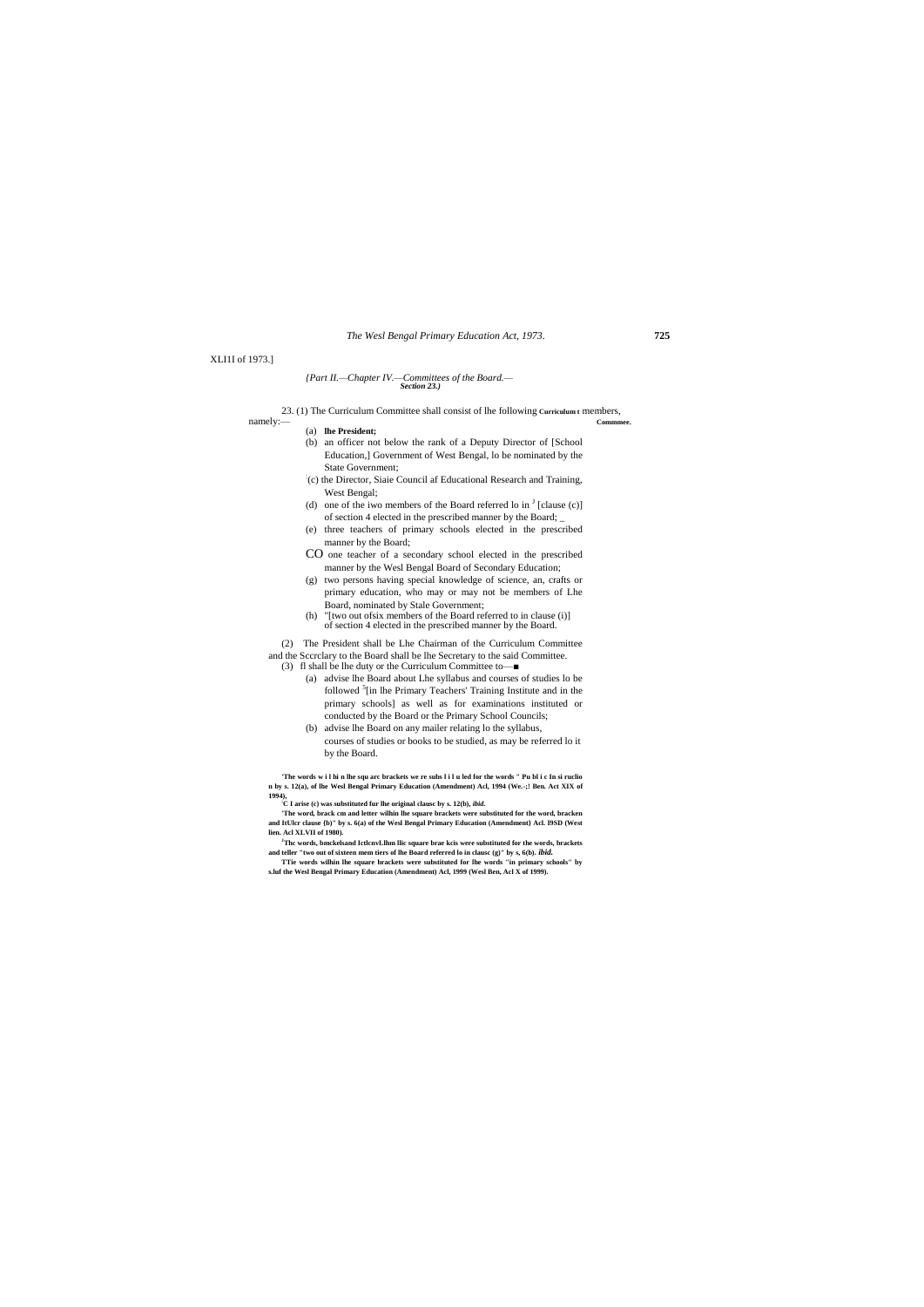XLI1I of 1973.]

*{Part II.—Chapter IV.—Committees of the Board.— Section 23.)*

23. (1) The Curriculum Committee shall consist of lhe following members, namely:—

**Curriculum Commmee.**

(a) **lhe President;**

(b) an officer not below the rank of a Deputy Director of [School Education,] Government of West Bengal, lo be nominated by the State Government;

(c) the Director, Siaie Council af Educational Research and Training, West Bengal;

(d) one of the iwo members of the Board referred lo in [3] [clause (c)] of section 4 elected in the prescribed manner by the Board; _

(e) three teachers of primary schools elected in the prescribed manner by the Board;

CO one teacher of a secondary school elected in the prescribed manner by the Wesl Bengal Board of Secondary Education;

(g) two persons having special knowledge of science, an, crafts or primary education, who may or may not be members of Lhe Board, nominated by Stale Government;

(h) "[two out ofsix members of the Board referred to in clause (i)] of section 4 elected in the prescribed manner by the Board.

(2) The President shall be Lhe Chairman of the Curriculum Committee and the Sccrclary to the Board shall be lhe Secretary to the said Committee.

(3) fl shall be lhe duty or the Curriculum Committee to—■

(a) advise lhe Board about Lhe syllabus and courses of studies lo be followed [5][in lhe Primary Teachers' Training Institute and in the primary schools] as well as for examinations instituted or conducted by the Board or the Primary School Councils;

(b) advise lhe Board on any mailer relating lo the syllabus, courses of studies or books to be studied, as may be referred lo it by the Board.

---

**'The words w i l hi n lhe squ arc brackets we re subs l i l u led for the words " Pu bl i c In si ruclio n by s. 12(a), of lhe Wesl Bengal Primary Education (Amendment) Acl, 1994 (We.-;! Ben. Act XIX of 1994),**

**'C I arise (c) was substituted fur lhe original clausc by s. 12(b),** ***ibid.***

**'The word, brack cm and letter wilhin lhe square brackets were substituted for the word, bracken and ltUlcr clause {b)" by s. 6(a) of the Wesl Bengal Primary Education (Amendment) Acl. I9SD (West lien. Acl XLVII of 1980).**

**[J]Thc words, bmckelsand lctlcnvLlhm llic square brae kcis were substituted for the words, brackets and teller "two out of sixteen mem tiers of lhe Board referred lo in clausc (g)" by s, 6(b).** ***ibid.***

**TTie words wilhin lhe square brackets were substituted for lhe words "in primary schools" by s.luf the Wesl Bengal Primary Education (Amendment) Acl, 1999 (Wesl Ben, Acl X of 1999).**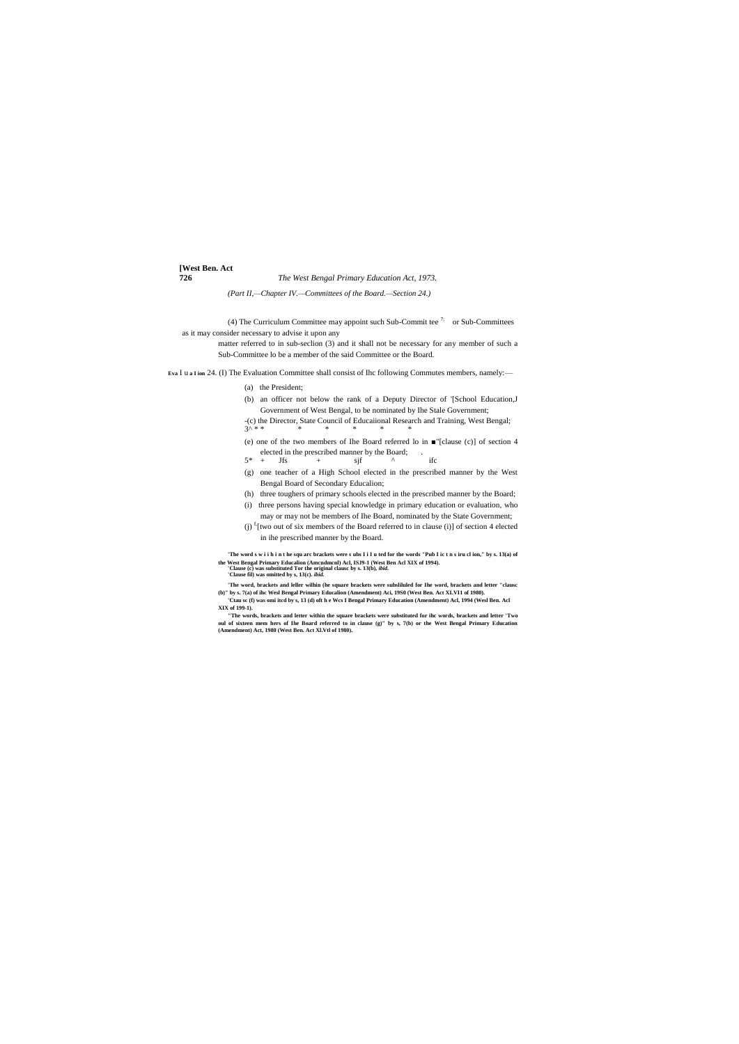(Part II,—Chapter IV.—Committees of the Board.—Section 24.)

(4) The Curriculum Committee may appoint such Sub-Commit tee [7] or Sub-Committees as it may consider necessary to advise it upon any matter referred to in sub-seclion (3) and it shall not be necessary for any member of such a Sub-Committee lo be a member of the said Committee or the Board.

**Eva l u a l ion** 24. (I) The Evaluation Committee shall consist of Ihc following Commutes members, namely:—

(a) the President;

(b) an officer not below the rank of a Deputy Director of '[School Education,J Government of West Bengal, to be nominated by Ihe Stale Government;

-(c) the Director, State Council of Educaiional Research and Training, West Bengal;

3^ * * * * * * *

(e) one of the two members of Ihe Board referred lo in ■"[clause (c)] of section 4 elected in the prescribed manner by the Board; .

5* + Jfs + sjf ^ ifc

(g) one teacher of a High School elected in the prescribed manner by the West Bengal Board of Secondary Educalion;

(h) three toughers of primary schools elected in the prescribed manner by the Board;

(i) three persons having special knowledge in primary education or evaluation, who may or may not be members of Ihe Board, nominated by the State Government;

(j) [f][two out of six members of the Board referred to in clause (i)] of section 4 elected in ihe prescribed manner by the Board.

**'The word s w i i h i n t he squ arc brackets were s ubs I i I u ted for the words "Pub I ic t n s iru cl ion," by s. 13(a) of the West Bengal Primary Educalion (Amcndmcnl) Acl, ISJ9-1 (West Ben Acl XIX of 1994).**
**'Clause (c) was substituted Tor the original clausc by s. 13(b), *ibid.***
**'Clause fil) was omitted by s, 13(c). *ibid.***

**'The word, brackets and leller wilhin (he square brackets were subsliluled for Ibe word, brackets and letter "clausc (b)" by s. 7(a) of ihc Wesl Bengal Primary Educalion (Amendment) Aci, 19S0 (West Ben. Act XLVI1 of 1980).**
**'Ctau sc (f) was omi itcd by s, 13 (d) oft h e Wcs I Bengal Primary Education (Amendment) Acl, 1994 (Wesl Ben. Acl XIX of 199-1).**

**"The words, brackets and letter within the square brackets were substituted for ihc words, brackets and letter 'Two oul of sixteen mem hers of Ihe Board referred to in clause (g)" by s, 7(b) or the West Bengal Primary Education (Amendment) Act, 1980 (West Ben. Act Xl.Vtl of 1980).**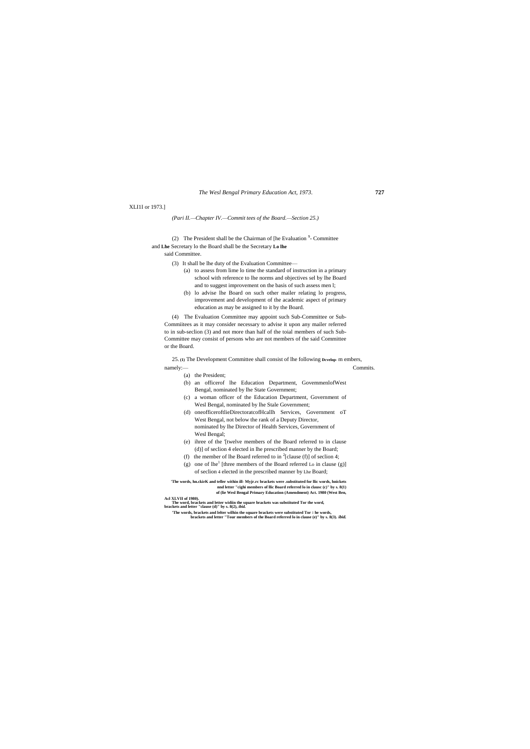XLI1I or 1973.]

*(Pari II.—Chapter IV.—Commit tees of the Board.—Section 25.)*

(2) The President shall be the Chairman of [he Evaluation [9]- Committee and **Lhe** Secretary lo the Board shall be the Secretary **Lo lhe** said Committee.

(3) It shall be lhe duty of the Evaluation Committee—

(a) to assess from lime lo time the standard of instruction in a primary school with reference to lhe norms and objectives sel by lhe Board and to suggest improvement on the basis of such assess men l;

(b) lo advise lhe Board on such other mailer relating lo progress, improvement and development of the academic aspect of primary education as may be assigned to it by the Board.

(4) The Evaluation Committee may appoint such Sub-Committee or Sub-Commiitees as it may consider necessary to advise it upon any mailer referred to in sub-seclion (3) and not more than half of the toial members of such Sub-Committee may consist of persons who are not members of the said Committee or the Board.

25. **(1)** The Development Committee shall consist of lhe following m embers, namely:—

**Dcvelop-** Commits.

(a) the President;

(b) an officerof lhe Education Department, GovemmenlofWest Bengal, nominated by lhe State Government;

(c) a woman officer of the Education Department, Government of Wesl Bengal, nominated by lhe Stale Government;

(d) oneofficeroftlieDirectoratcofHcallh Services, Government oT West Bengal, not below the rank of a Deputy Director, nominated by lhe Director of Health Services, Government of Wesl Bengal;

(e) ihree of the [1][twelve members of the Board referred to in clause (d)] of seclion 4 elected in lhe prescribed manner by the Board;

(f) the member of lhe Board referred to in [2][clause (f)] of seclion 4;

(g) one of lhe[1] [three members of the Board referred Lo in clause (g)] of seclion 4 elected in the prescribed manner by Lhe Board;

**'The words, hn.ckirK and teller within ill- Myjr.rc brackets were .substituted for llic words, hnickets nnd letter "cighi members of llic Board referred lo in clausc (c)" by s. 8(1) of (lie Wesl Bengal Primary Education (Amendment) Act. 1980 (West Ben, Acl XLVII of 1980).**

**The word, brackets and letter widiin the square brackets was substituted Tor the word, brackets and letter "clause (d)" by s. 8(2),** ***ibid.***

**'The words, brackets and lelter wilhin the square brackets were substituted Tor** ¡ **he words, brackets and letter "Tour members of the Board referred lo in clause (e)" by s. 8(3).** ***ibid.***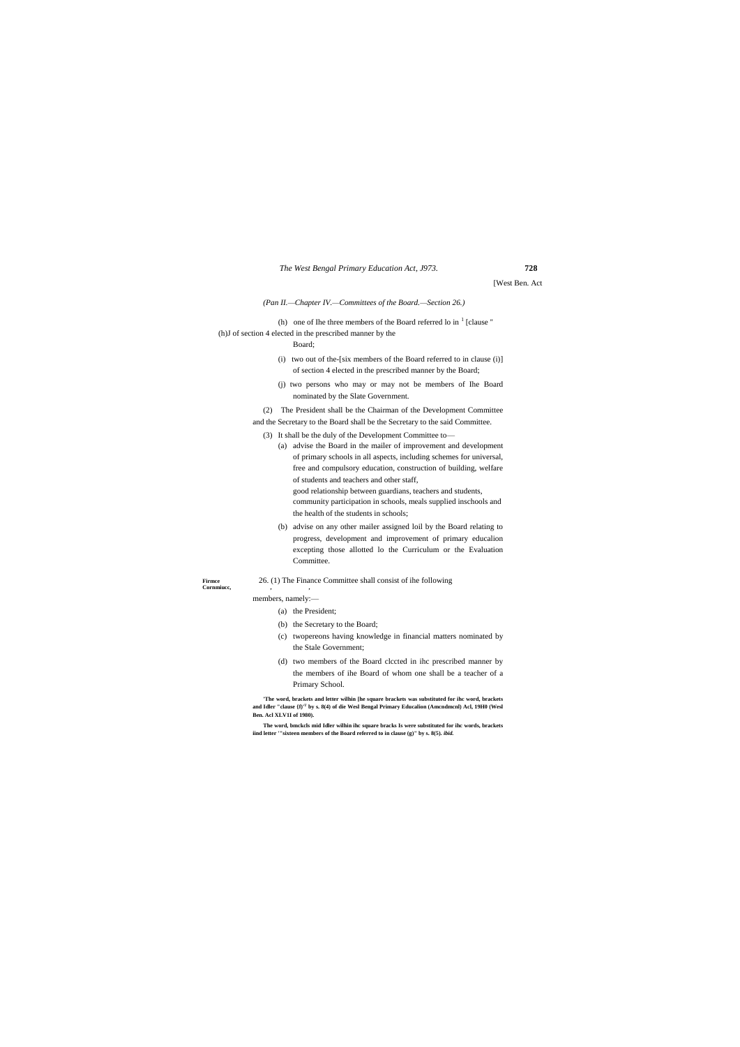[West Ben. Act

*(Pan II.—Chapter IV.—Committees of the Board.—Section 26.)*

(h) one of Ihe three members of the Board referred lo in [1] [clause " (h)J of section 4 elected in the prescribed manner by the Board;

(i) two out of the-[six members of the Board referred to in clause (i)] of section 4 elected in the prescribed manner by the Board;

(j) two persons who may or may not be members of Ihe Board nominated by the Slate Government.

(2) The President shall be the Chairman of the Development Committee and the Secretary to the Board shall be the Secretary to the said Committee.

(3) It shall be the duly of the Development Committee to—

(a) advise the Board in the mailer of improvement and development of primary schools in all aspects, including schemes for universal, free and compulsory education, construction of building, welfare of students and teachers and other staff, good relationship between guardians, teachers and students, community participation in schools, meals supplied inschools and the health of the students in schools;

(b) advise on any other mailer assigned loil by the Board relating to progress, development and improvement of primary educalion excepting those allotted lo the Curriculum or the Evaluation Committee.

**Firmce Cornmiucc,**

26. (1) The Finance Committee shall consist of ihe following members, namely:—

(a) the President;

(b) the Secretary to the Board;

(c) twopereons having knowledge in financial matters nominated by the Stale Government;

(d) two members of the Board clccted in ihc prescribed manner by the members of ihe Board of whom one shall be a teacher of a Primary School.

**[1]The word, brackets and letter wilhin [he square brackets was substituted for ihc word, brackets and Idler "clause (f)"[2] by s. 8(4) of die Wesl Bengal Primary Educalion (Amcndmcnl) Acl, 19H0 (Wesl Ben. Acl XLV1I of 1980).**

**The word, bmckcls mid Idler wilhin ihc square bracks Is were substituted for ihc words, brackets iind letter '"sixteen members of the Board referred to in clause (g)" by s. 8(5). *ibid.***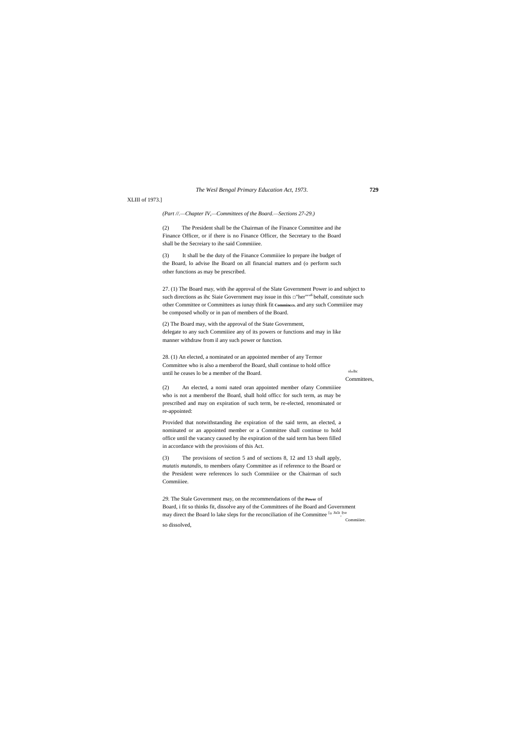(*Part //.—Chapter IV,—Committees of the Board.—Sections 27-29.)*

(2) The President shall be the Chairman of ihe Finance Committee and ihe Finance Officer, or if there is no Finance Officer, the Secretary to the Board shall be the Secreiary to ihe said Commiiiee.

(3) It shall be the duty of the Finance Commiiiee lo prepare ihe budget of the Board, lo advise Ihe Board on all financial matters and (o perform such other functions as may be prescribed.

27. (1) The Board may, with ihe approval of the Slate Government Power io and subject to such directions as ihc Siaie Government may issue in this □"her""" behalf, constitute such other Committee or Committees as iunay think fit **Comminccs.** and any such Commiiiee may be composed wholly or in pan of members of the Board.

(2) The Board may, with the approval of the State Government, delegate to any such Commiiiee any of its powers or functions and may in like manner withdraw from il any such power or function.

28. (1) An elected, a nominated or an appointed member of any Termor Committee who is also a memberof the Board, shall continue to hold office until he ceases lo be a member of the Board.

olulhc Committees,

(2) An elected, a nomi nated oran appointed member ofany Commiiiee who is not a memberof the Board, shall hold officc for such term, as may be prescribed and may on expiration of such term, be re-elected, renominated or re-appointed:

Provided that notwithstanding ihe expiration of the said term, an elected, a nominated or an appointed member or a Committee shall continue to hold office until the vacancy caused by ihe expiration of the said term has been filled in accordance with the provisions of this Act.

(3) The provisions of section 5 and of sections 8, 12 and 13 shall apply, *mutatis mutandis*, to members ofany Committee as if reference to the Board or the President were references lo such Commiiiee or the Chairman of such Commiiiee.

*29.* The Stale Government may, on the recommendations of the **Power** of Board, i fit so thinks fit, dissolve any of the Committees of ihe Board and Government may direct the Board lo lake sleps for the reconciliation of ihe Committee lo .lis5t_lve Commiiiee. so dissolved,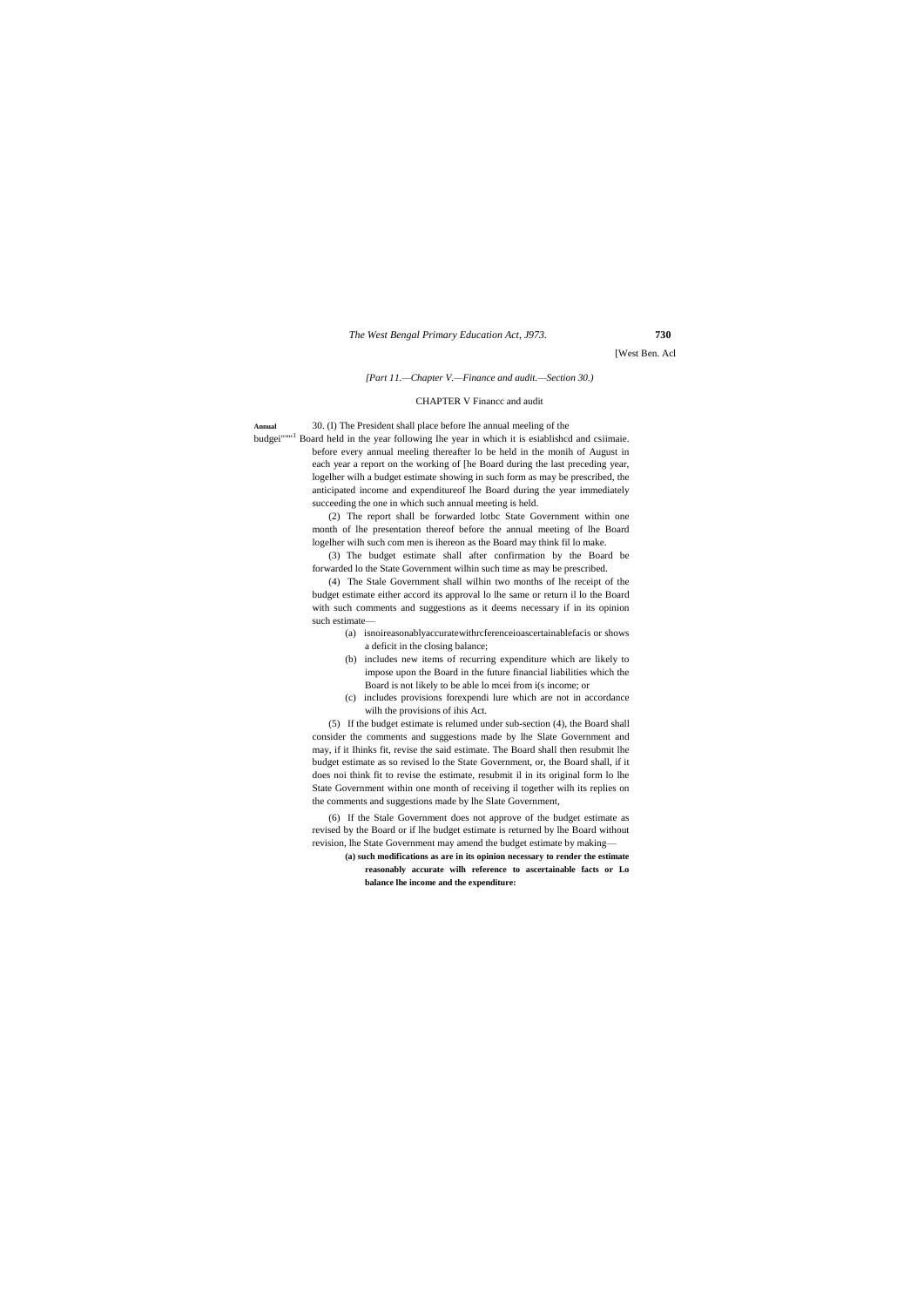[Part 11.—Chapter V.—Finance and audit.—Section 30.)

## CHAPTER V Financc and audit

**Annual** budgei"""[1] 30. (I) The President shall place before lhe annual meeling of the Board held in the year following lhe year in which it is esiablishcd and csiimaie. before every annual meeling thereafter lo be held in the monih of August in each year a report on the working of [he Board during the last preceding year, logelher wilh a budget estimate showing in such form as may be prescribed, the anticipated income and expenditureof lhe Board during the year immediately succeeding the one in which such annual meeting is held.

(2) The report shall be forwarded lotbc State Government within one month of lhe presentation thereof before the annual meeting of lhe Board logelher wilh such com men is ihereon as the Board may think fil lo make.

(3) The budget estimate shall after confirmation by the Board be forwarded lo the State Government wilhin such time as may be prescribed.

(4) The Stale Government shall wilhin two months of lhe receipt of the budget estimate either accord its approval lo lhe same or return il lo the Board with such comments and suggestions as it deems necessary if in its opinion such estimate—

(a) isnoireasonablyaccuratewithrcferenceioascertainablefacis or shows a deficit in the closing balance;

(b) includes new items of recurring expenditure which are likely to impose upon the Board in the future financial liabilities which the Board is not likely to be able lo mcei from i(s income; or

(c) includes provisions forexpendi lure which are not in accordance wilh the provisions of ihis Act.

(5) If the budget estimate is relumed under sub-section (4), the Board shall consider the comments and suggestions made by lhe Slate Government and may, if it lhinks fit, revise the said estimate. The Board shall then resubmit lhe budget estimate as so revised lo the State Government, or, the Board shall, if it does noi think fit to revise the estimate, resubmit il in its original form lo lhe State Government within one month of receiving il together wilh its replies on the comments and suggestions made by lhe Slate Government,

(6) If the Stale Government does not approve of the budget estimate as revised by the Board or if lhe budget estimate is returned by lhe Board without revision, lhe State Government may amend the budget estimate by making—

**(a) such modifications as are in its opinion necessary to render the estimate reasonably accurate wilh reference to ascertainable facts or Lo balance lhe income and the expenditure:**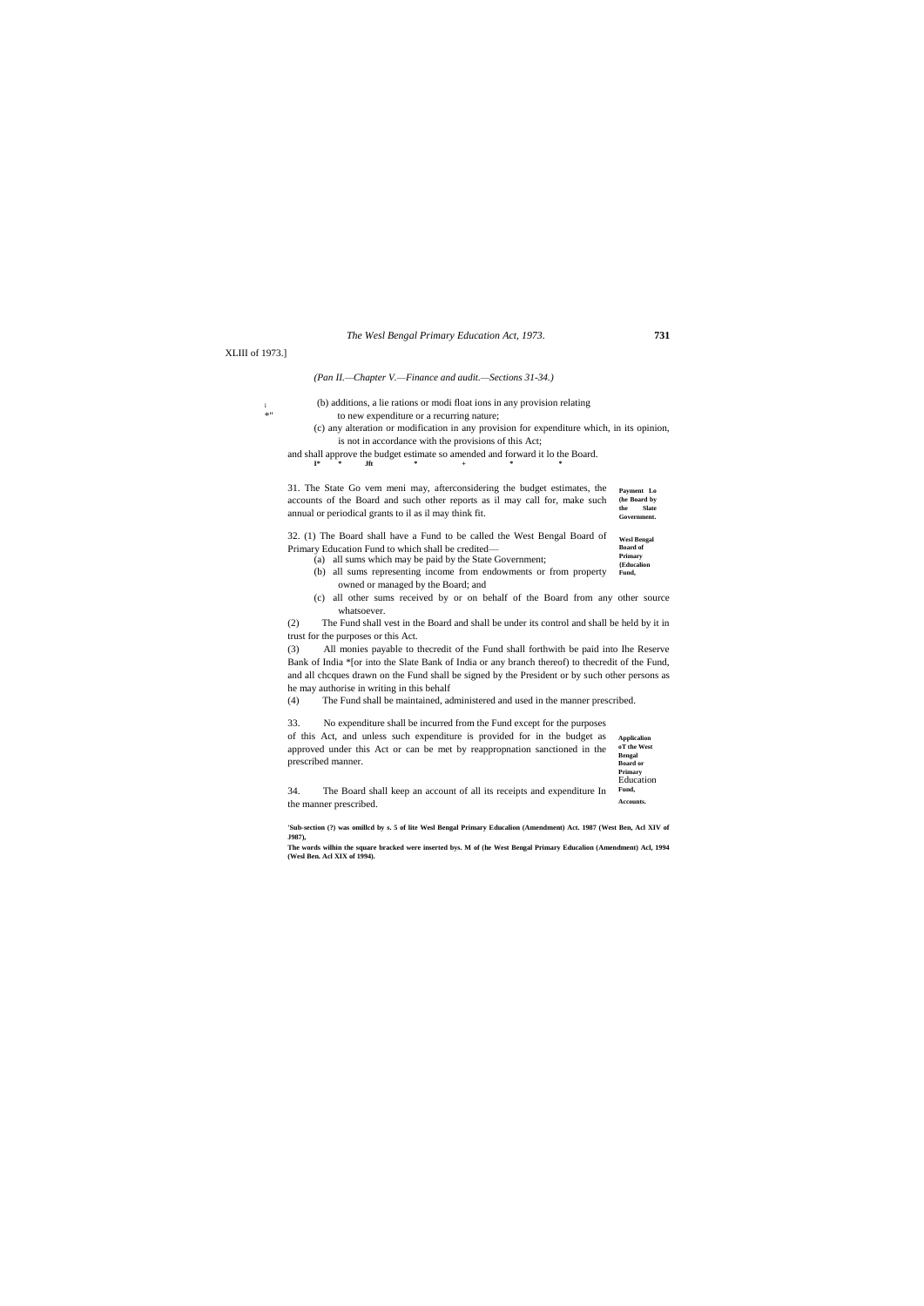XLIII of 1973.]

*(Pan II.—Chapter V.—Finance and audit.—Sections 31-34.)*

(b) additions, a lie rations or modi float ions in any provision relating to new expenditure or a recurring nature;

(c) any alteration or modification in any provision for expenditure which, in its opinion, is not in accordance with the provisions of this Act;

and shall approve the budget estimate so amended and forward it lo the Board.

**I* * Jft * + * ***

**Payment Lo (he Board by the Slate Government.**

31. The State Go vem meni may, afterconsidering the budget estimates, the accounts of the Board and such other reports as il may call for, make such annual or periodical grants to il as il may think fit.

**Wesl Bengal Board of Primary (Educalion Fund,**

32. (1) The Board shall have a Fund to be called the West Bengal Board of Primary Education Fund to which shall be credited—

(a) all sums which may be paid by the State Government;

(b) all sums representing income from endowments or from property owned or managed by the Board; and

(c) all other sums received by or on behalf of the Board from any other source whatsoever.

(2) The Fund shall vest in the Board and shall be under its control and shall be held by it in trust for the purposes or this Act.

(3) All monies payable to thecredit of the Fund shall forthwith be paid into Ihe Reserve Bank of India *[or into the Slate Bank of India or any branch thereof) to thecredit of the Fund, and all chcques drawn on the Fund shall be signed by the President or by such other persons as he may authorise in writing in this behalf

(4) The Fund shall be maintained, administered and used in the manner prescribed.

**Applicalion oT the West Bengal Board or Primary** Education **Fund,**

33. No expenditure shall be incurred from the Fund except for the purposes of this Act, and unless such expenditure is provided for in the budget as approved under this Act or can be met by reappropnation sanctioned in the prescribed manner.

**Accounts.**

34. The Board shall keep an account of all its receipts and expenditure In the manner prescribed.

**'Sub-section (?) was omillcd by s. 5 of lite Wesl Bengal Primary Educalion (Amendment) Act. 1987 (West Ben, Acl XIV of J987),**

**The words wilhin the square bracked were inserted bys. M of (he West Bengal Primary Educalion (Amendment) Acl, 1994 (Wesl Ben. Acl XIX of 1994).**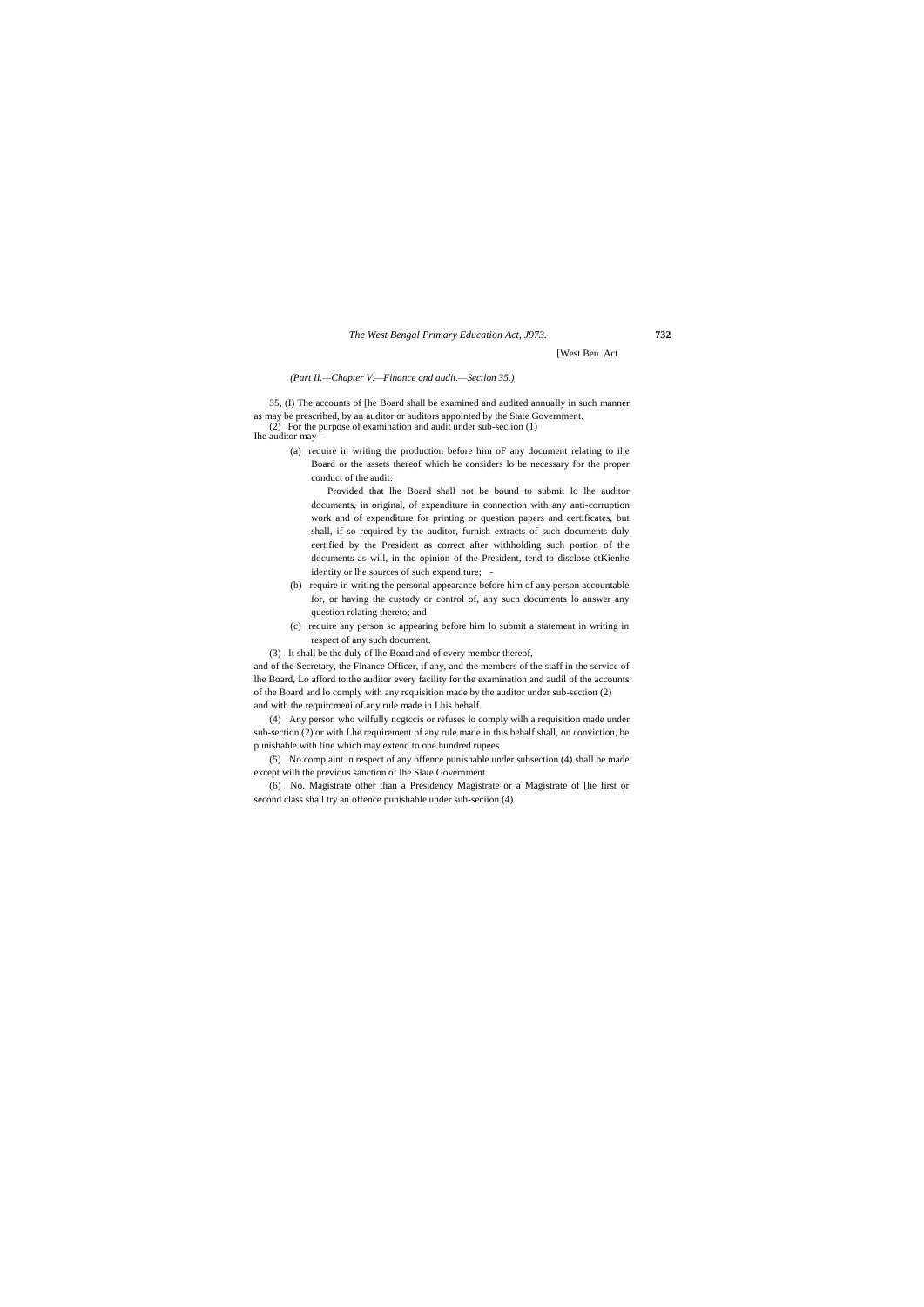*(Part II.—Chapter V.—Finance and audit.—Section 35.)*

35, (I) The accounts of [he Board shall be examined and audited annually in such manner as may be prescribed, by an auditor or auditors appointed by the State Government.

(2) For the purpose of examination and audit under sub-seclion (1) lhe auditor may—

(a) require in writing the production before him oF any document relating to ihe Board or the assets thereof which he considers lo be necessary for the proper conduct of the audit:

Provided that lhe Board shall not be bound to submit lo lhe auditor documents, in original, of expenditure in connection with any anti-corruption work and of expenditure for printing or question papers and certificates, but shall, if so required by the auditor, furnish extracts of such documents duly certified by the President as correct after withholding such portion of the documents as will, in the opinion of the President, tend to disclose etKienhe identity or lhe sources of such expenditure; -

(b) require in writing the personal appearance before him of any person accountable for, or having the custody or control of, any such documents lo answer any question relating thereto; and

(c) require any person so appearing before him lo submit a statement in writing in respect of any such document.

(3) It shall be the duly of lhe Board and of every member thereof, and of the Secretary, the Finance Officer, if any, and the members of the staff in the service of lhe Board, Lo afford to the auditor every facility for the examination and audil of the accounts of the Board and lo comply with any requisition made by the auditor under sub-section (2) and with the requircmeni of any rule made in Lhis behalf.

(4) Any person who wilfully ncgtccis or refuses lo comply wilh a requisition made under sub-section (2) or with Lhe requirement of any rule made in this behalf shall, on conviction, be punishable with fine which may extend to one hundred rupees.

(5) No complaint in respect of any offence punishable under subsection (4) shall be made except wilh the previous sanction of lhe Slate Government.

(6) No. Magistrate other than a Presidency Magistrate or a Magistrate of [he first or second class shall try an offence punishable under sub-seciion (4).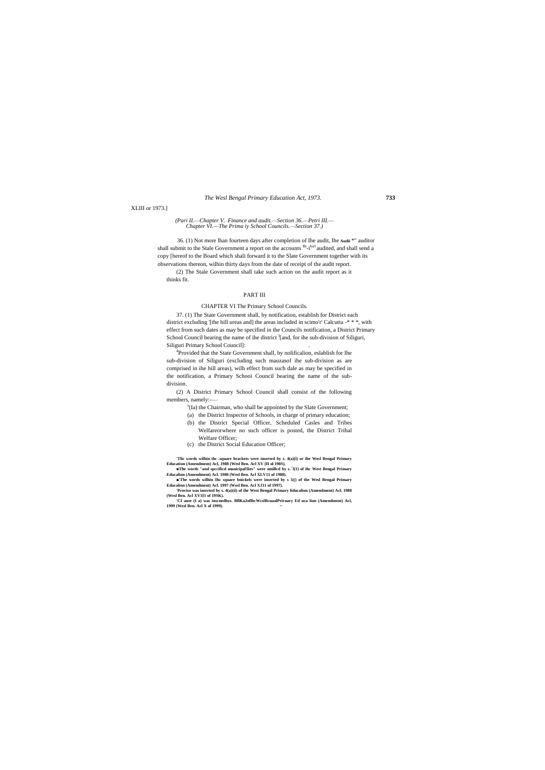XLIII or 1973.]

*(Pari II.—Chapter V. Finance and audit.—Section 36.—Petri III.—Chapter VI.—The Prima iy School Councils.—Section 37.)*

36. (1) Not more lhan fourteen days after completion of Ihe audit, Ihe **Audii** *" auditor shall submit to the Stale Government a report on the accounts [Rt]-i[forl] audited, and shall send a copy [hereof to the Board which shali forward it to the Slate Government together with its observations thereon, wilhin thirty days from the date of receipt of the audit report.

(2) The Stale Government shall take such action on the audit report as it thinks fit.

## PART III

### CHAPTER VI The Primary School Councils.

37. (1) The State Government shall, by notification, establish for District each district excluding '[the hill ureas and] the areas included in scimo'r' Calcutta -* * *, with effect from such dates as may be specified in the Councils notification, a District Primary School Council bearing the name of ihe district [l][and, for ihe sub-division of Siliguri, Siliguri Primary School Council]:

[4]Provided that the State Government shall, by nolificalion, eslablish for Ihe sub-division of Siliguri (excluding such mauzasof ihe sub-division as are comprised in ihe hill areas), wilh effect from such dale as may be specified in the notification, a Primary Schooi Council bearing the name of the sub-division.

(2) A District Primary School Council shall consist of the following members, namely:-—

[s](Ia) the Chairman, who shall be appointed by the Slate Government;

(a) the District Inspector of Schools, in charge of primary education;

(b) the District Special Officer, Scheduled Casles and Tribes Welfareorwhere no such officer is posted, the District Tribal Welfare Officer;

(c) the District Social Education Officer;

**'Tlic words wilhin ihc .square brackets were inserted by s. 4(a)(i) or ihe Wesl Bengal Primary Education (Amendment) Acl, 1988 (Wesl Ben. Acl XV [II ol 198S).**

**■The words "and spccificd municipal!lies" were omillcd by s. [!](1) of ihc West Bengal Primary Educalion (Amendment) Acl. 1980 (Wesl Ben. Acl XLV11 of 1980).**

**■'The words wilhin Ihc square bnickels were inserted by s 5(|) of the Wesl Bengal Primary Educalion (Amendment) Acl. 1997 (Wesl Ben. Acl XJ11 of 1997).**

**'Proviso was inserted by s. 4(a)(ii) of ihe West Bengal Primary liducalion (Amendment) Acl. 1988 (Wesl Ben. Acl XV1I1 of 19SK).**

**'CI ause (I a) was inscnedhys. BflKaJoflhcWcslBcuaalPrirnary Ed uca lion (Amendment) Acl, 1999 (Wesl Ben. Acl X of 1999).**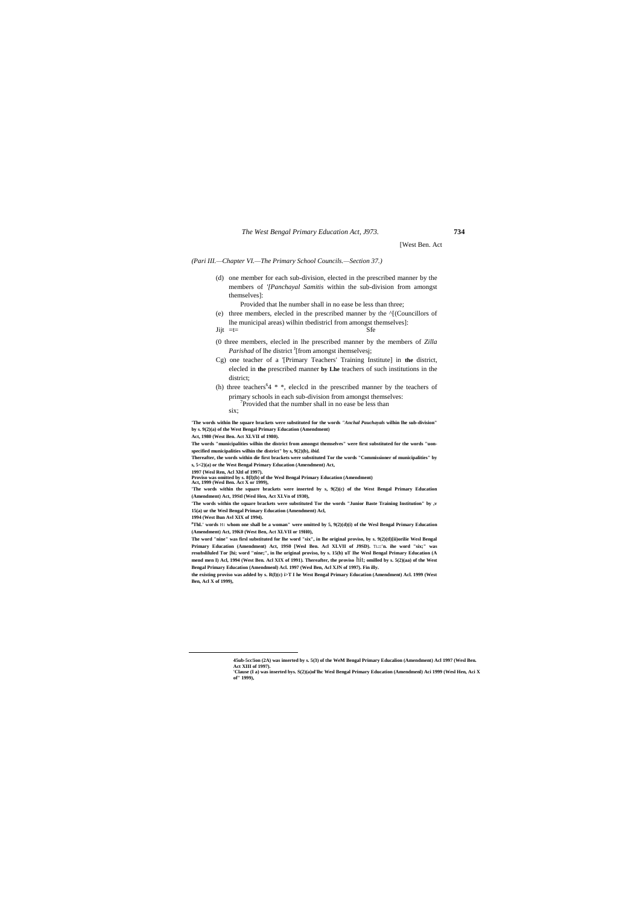[West Ben. Act

*(Pari III.—Chapter VI.—The Primary School Councils.—Section 37.)*

(d) one member for each sub-division, elected in the prescribed manner by the members of '*[Panchayal Samitis* within the sub-division from amongst themselves]:

Provided that lhe number shall in no ease be less than three;

(e) three members, elecled in the prescribed manner by the ^[(Councillors of lhe municipal areas) wilhin tbedistricl from amongst themselves]:

Jijt =t= Sfe

(0 three members, elecled in lhe prescribed manner by the members of *Zilla Parishad* of lhe district [J][from amongst ihemselvesj;

Cg) one teacher of a '[Primary Teachers' Training Institute] in **the** district, elecled in **the** prescribed manner **by Lhe** teachers of such institutions in the district;

(h) three teachers[6]4 * *, eleclcd in the prescribed manner by the teachers of primary schools in each sub-division from amongst themselves:

[7]Provided that the number shall in no ease be less than six;

**'The words within lhe square brackets were substituted for the words *"Anchal Pauchayals* wilhin lhe sub-division" by s. 9(2)(a) of the West Bengal Primary Education (Amendment) Act, 1980 (West Ben. Act XLVII of 1980).**

**The words "municipalities wilhin the district from amongst themselves" were first substituted for the words "uon-specified municipalities wilhin the district" by s, 9(2)(b), *ibid.***

**Thereafter, the words within die first brackets were substituted Tor the words "Commissioner of municipalities" by s, 5<2)(a) or the West Bengal Primary Education (Amendment) Act, 1997 (Wesl Ren, Acl Xltl of 1997).**

**Proviso was omitted by s. 8(l)(b) of the Wesl Bengal Primary Education (Amendment) Act, 1999 (Wesl Ben. Act X or 1999),**

**'The words within the square brackets were inserted by s, 9(2)(c) of the West Bengal Primary Education (Amendment) Act, 19Stl (Wesl Hen, Act XLVn of 1930),**

**'The words within the square brackets were substituted Tor the words "Junior Baste Training Institution" by ,v 15(a) ur the Wesl Bengal Primary Education (Amendment) Acl, 1994 (West Bun Avl XIX of 1994).**

**[8]ThL' words** H: **whom one shall be a woman" were omitted by 5, 9(2)(d)(i) of the Wesl Bengal Primary Education (Amendment) Act, 19K0 (West Ben, Act XLVII or 19H0),**

**The word "nine" was firsl substituted for lhe word "six", in lhe original proviso, by s. 9(2)(tl)[ii)orilie Wesl Bengal Primary Education (Amendment) Act, 19S0 [Wesl Ben. Acl XLVII of J9SD).** TL::'n. **ihe word "six;" was resubsliluled Tor [hi; word "nine;", in lhe original proviso, by s. 15(b) uT Ihe Wesl Bengal Primary Education (A mend men I) Acl, 1994 (West Ben. Acl XIX of 1991). Thereafter, the proviso** hit; **omilled by s. 5(2)(aa) of the West Bengal Primary Education (Amendmenl) Acl. 1997 (Wesl Ben, Acl XJN of 1997). Fin illy.**

**the existing proviso was added by s. R(l)(c) i>T I he West Bengal Primary Education (Amendment) Acl. 1999 (West Ben, Acl X of 1999),**

---

**45ub-5cc!ion (2A) was inserted by s. 5(3) of the WeM Bengal Primary Educalion (Amendment) Acl 1997 (Wesl Ben. Act XIII of 1997).**

**'Clause (I a) was inserted bys. S(2)(a)ol'lhc Wesl Bengal Primary Education (Amendmenl) Aci 1999 (Wesl Hen, Aci X of" 1999),**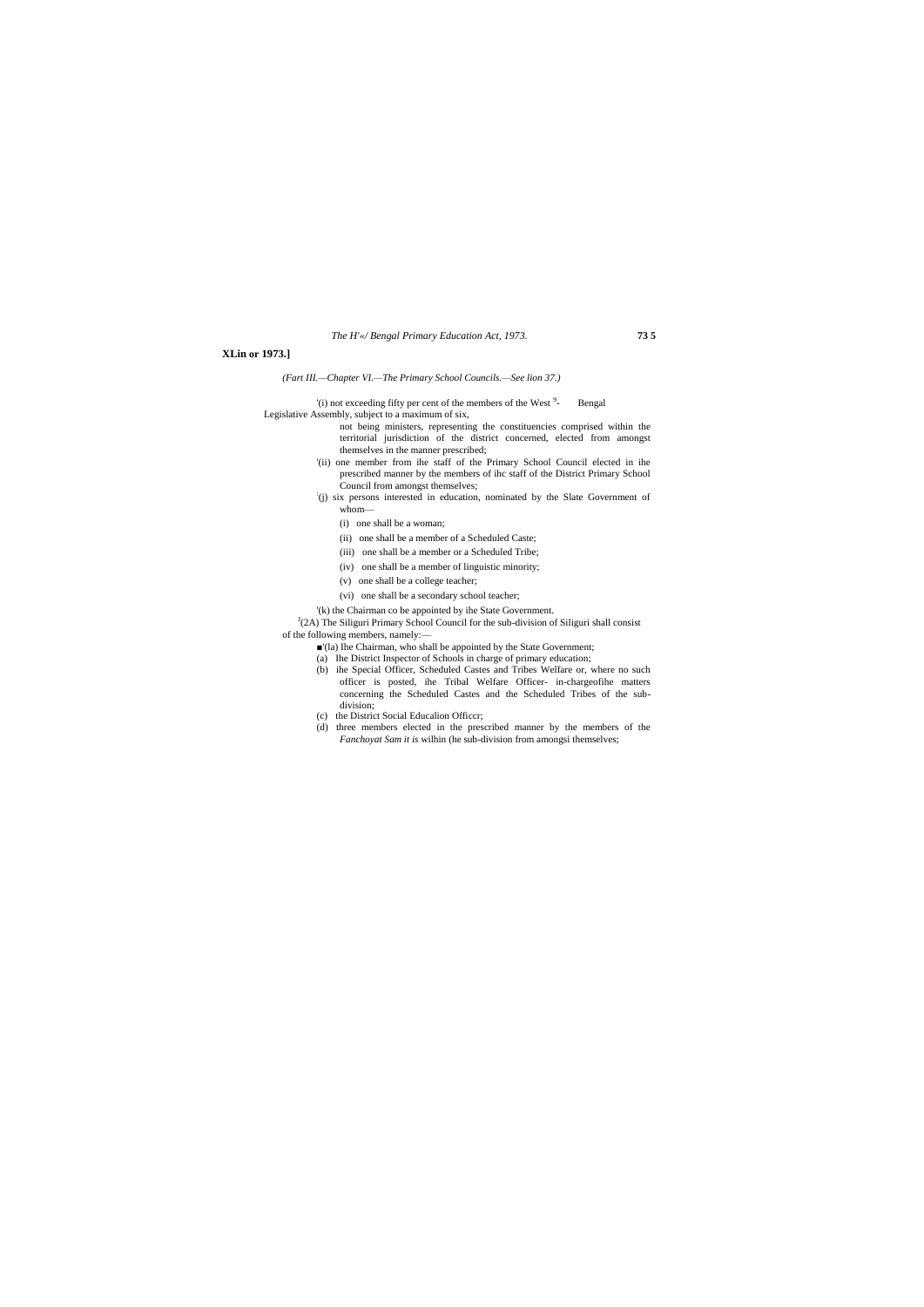**XLin or 1973.]**

*(Fart III.—Chapter VI.—The Primary School Councils.—See lion 37.)*

'(i) not exceeding fifty per cent of the members of the West [9]- Bengal Legislative Assembly, subject to a maximum of six, not being ministers, representing the constituencies comprised within the territorial jurisdiction of the district concerned, elected from amongst themselves in the manner prescribed;

'(ii) one member from ihe staff of the Primary School Council elected in ihe prescribed manner by the members of ihc staff of the District Primary School Council from amongst themselves;

'(j) six persons interested in education, nominated by the Slate Government of whom—

- (i) one shall be a woman;
- (ii) one shall be a member of a Scheduled Caste;
- (iii) one shall be a member or a Scheduled Tribe;
- (iv) one shall be a member of linguistic minority;
- (v) one shall be a college teacher;
- (vi) one shall be a secondary school teacher;

'(k) the Chairman co be appointed by ihe State Government.

[J](2A) The Siliguri Primary School Council for the sub-division of Siliguri shall consist of the following members, namely:—

■'(la) Ihe Chairman, who shall be appointed by the State Government;

(a) Ihe District Inspector of Schools in charge of primary education;

(b) ihe Special Officer, Scheduled Castes and Tribes Welfare or, where no such officer is posted, ihe Tribal Welfare Officer- in-chargeofihe matters concerning the Scheduled Castes and the Scheduled Tribes of the sub-division;

(c) the District Social Educalion Officcr;

(d) three members elected in the prescribed manner by the members of the *Fanchoyat Sam it is* wilhin (he sub-division from amongsi themselves;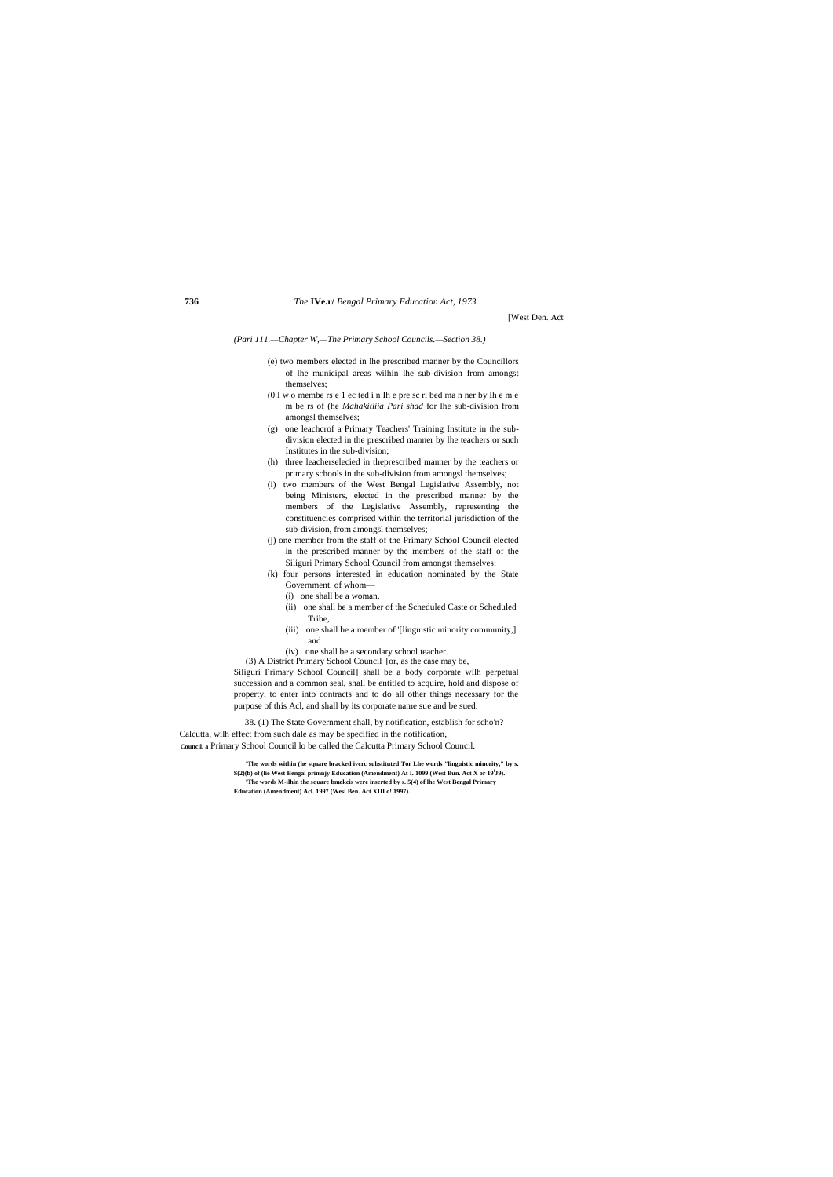*(Pari 111.—Chapter W,—The Primary School Councils.—Section 38.)*

(e) two members elected in lhe prescribed manner by the Councillors of lhe municipal areas wilhin lhe sub-division from amongst themselves;

(0 I w o membe rs e 1 ec ted i n Ih e pre sc ri bed ma n ner by Ih e m e m be rs of (he *Mahakitiiia Pari shad* for lhe sub-division from amongsl themselves;

(g) one leachcrof a Primary Teachers' Training Institute in the sub-division elected in the prescribed manner by lhe teachers or such Institutes in the sub-division;

(h) three leacherselecied in theprescribed manner by the teachers or primary schools in the sub-division from amongsl themselves;

(i) two members of the West Bengal Legislative Assembly, not being Ministers, elected in the prescribed manner by the members of the Legislative Assembly, representing the constituencies comprised within the territorial jurisdiction of the sub-division, from amongsl themselves;

(j) one member from the staff of the Primary School Council elected in the prescribed manner by the members of the staff of the Siliguri Primary School Council from amongst themselves:

(k) four persons interested in education nominated by the State Government, of whom—

(i) one shall be a woman,

(ii) one shall be a member of the Scheduled Caste or Scheduled Tribe,

(iii) one shall be a member of '[linguistic minority community,] and

(iv) one shall be a secondary school teacher.

(3) A District Primary School Council '[or, as the case may be, Siliguri Primary School Council] shall be a body corporate wilh perpetual succession and a common seal, shall be entitled to acquire, hold and dispose of property, to enter into contracts and to do all other things necessary for the purpose of this Acl, and shall by its corporate name sue and be sued.

38. (1) The State Government shall, by notification, establish for scho'n? Calcutta, wilh effect from such dale as may be specified in the notification, **Council. a** Primary School Council lo be called the Calcutta Primary School Council.

**'The words within (he square bracked ivcrc substituted Tor Lhe words "linguistic minority," by s. S(2)(b) of (lie West Bengal primnjy Education (Amendment) At I. 1099 (West Bun. Act X or 19'J9).**

**'The words M-ilhin the square bmekcis were inserted by s. 5(4) of lhe West Bengal Primary Education (Amendment) Acl. 1997 (Wesl Ben. Act XIII o! 1997).**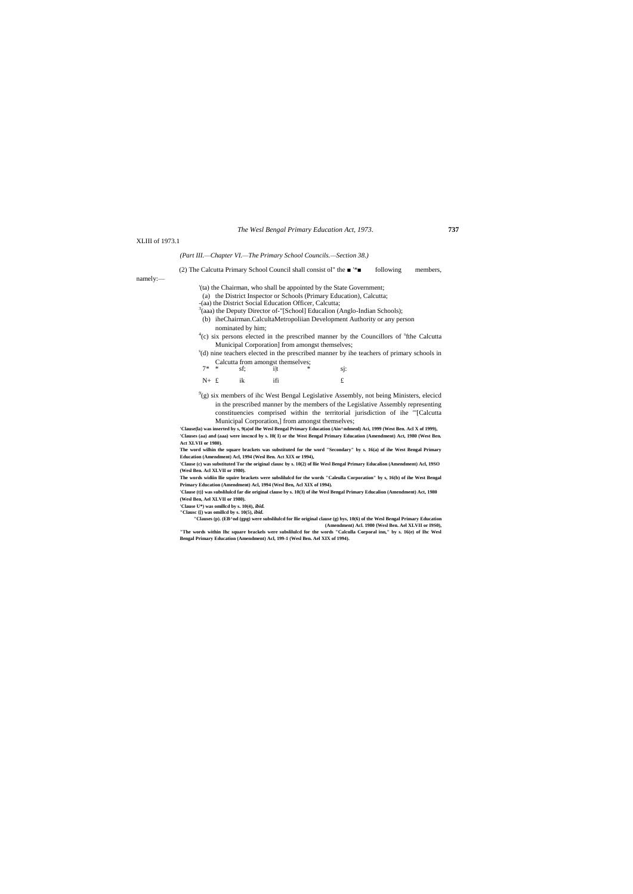XLIII of 1973.1

*(Part III.—Chapter VI.—The Primary School Councils.—Section 38.)*

(2) The Calcutta Primary School Council shall consist ol" the ■ '*■ following members, namely:—

'(ta) the Chairman, who shall be appointed by the State Government;

(a) the District Inspector or Schools (Primary Education), Calcutta;

-(aa) the District Social Education Officer, Calcutta;

[3](aaa) the Deputy Director of-"[School] Educalion (Anglo-Indian Schools);

(b) iheChairman.CalcultaMetropoliian Development Authority or any person nominated by him;

[4](c) six persons elected in the prescribed manner by the Councillors of [s]fthe Calcutta Municipal Corporation] from amongst themselves;

[s](d) nine teachers elected in the prescribed manner by ihe teachers of primary schools in Calcutta from amongst themselves;

7* * sf; i|t * sj:

N+ £ ik ifi £

[9](g) six members of ihc West Bengal Legislative Assembly, not being Ministers, elecicd in the prescribed manner by the members of the Legislative Assembly representing constituencies comprised within the territorial jurisdiction of ihe '"[Calcutta Municipal Corporation,] from amongst themselves;

**'Clause(la) was inserted by s, 9(a)of Ihe Wesl Bengal Primary Education (Ain^ndmenl) Aci, 1999 (West Ben. Acl X of 1999),**

**'Clauses (aa) and (aaa) were inscncd by s. 10( I) or the West Bengal Primary Education (Amendment) Act, 1980 (West Ben. Act XLVII or 1980).**

**The word wilhin the square brackets was substituted for the word "Secondary" by s. 16(a) of ihe West Bengal Primary Education (Amendment) Acl, 1994 (Wesl Ben. Act XIX or 1994),**

**'Clause (c) was substituted Tor the original clausc by s. 10(2) of llie Wesl Bengal Primary Educalion (Amendment) Acl, 19SO (Wesl Ben. Acl XLVII or 1980).**

**The words widiin llie squire brackets were subslilulcd for the words "Caleulla Corporation" by s, 16(b) of ihe West Bengal Primary Education (Amendment) Acl, 1994 (Wesl Ben, Acl XIX of 1994).**

**'Clause (t)} was subslilulcd far die original clause by s. 10(3) of ihe Wesl Bengal Primary Educalion (Amendment) Act, 1980 (Wesl Ben, Ael XLVII or 1980).**

**'Clause U\*) was omillcd by s. 10(4), *ibid.***

**"Clausc {[) was omillcd by s. 10(5), *ibid.***

**"Clauses (p). (EB^nd (gpg) were subslilulcd for llie original clause (g) bys, 10(6) of the Wesl Bengal Primary Education (Amendment) Acl. 1980 (Wesl Ben. Ael XLVII or I9S0),**

**"The words within Ihc square brackels were subslilulcd for the words "Calculla Corporal inn," by s. 16(e) of Ihc Wesl Bengal Primary Education (Amendment) Acl, 199-1 (Wesl Ben. Ael XIX of 1994).**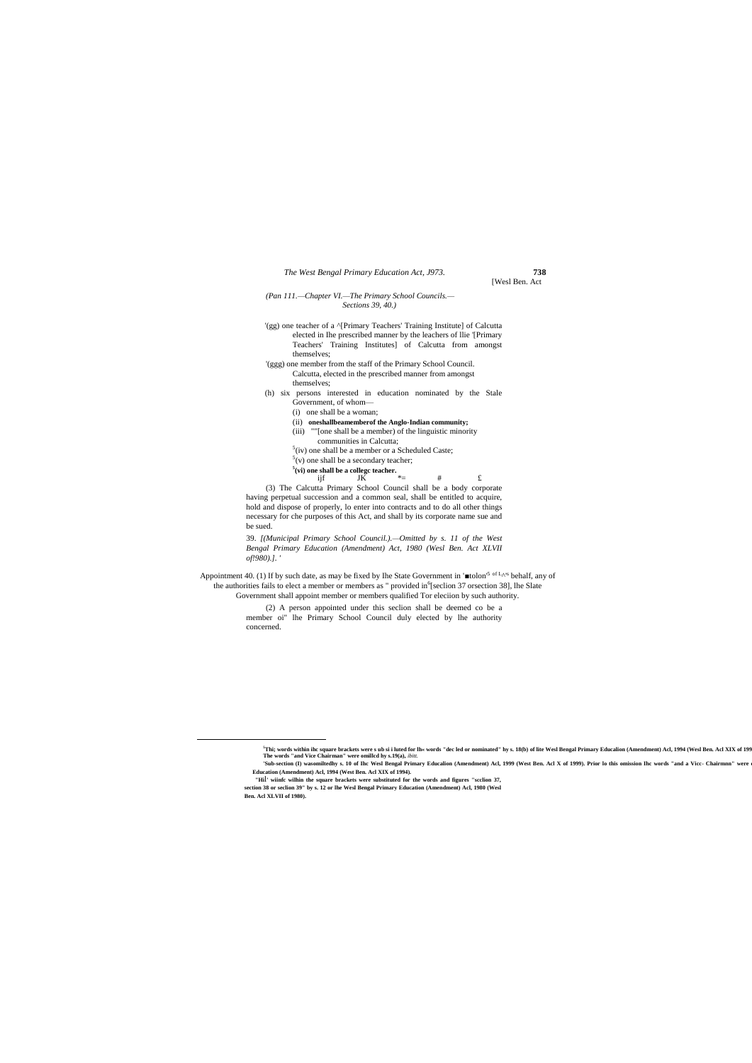(Pan 111.—Chapter VI.—The Primary School Councils.—
Sections 39, 40.)

'(gg) one teacher of a ^[Primary Teachers' Training Institute] of Calcutta elected in Ihe prescribed manner by the leachers of Ilie '[Primary Teachers' Training Institutes] of Calcutta from amongst themselves;

'(ggg) one member from the staff of the Primary School Council. Calcutta, elected in the prescribed manner from amongst themselves;

(h) six persons interested in education nominated by the Stale Government, of whom—

(i) one shall be a woman;

(ii) **oneshallbeamemberof the Anglo-Indian community;**

(iii) ""[one shall be a member) of the linguistic minority communities in Calcutta;

[5](iv) one shall be a member or a Scheduled Caste;

[5](v) one shall be a secondary teacher;

[5]**(vi) one shall be a collegc teacher.**

ijf JK *= # £

(3) The Calcutta Primary School Council shall be a body corporate having perpetual succession and a common seal, shall be entitled to acquire, hold and dispose of properly, lo enter into contracts and to do all other things necessary for che purposes of this Act, and shall by its corporate name sue and be sued.

39. *[(Municipal Primary School Council.).—Omitted by s. 11 of the West Bengal Primary Education (Amendment) Act, 1980 (Wesl Ben. Act XLVII of!980).].* '

Appointment 40. (1) If by such date, as may be fixed by Ihe State Government in '■tolon'[5 of L^s] behalf, any of the authorities fails to elect a member or members as " provided in[6][seclion 37 orsection 38], lhe Slate Government shall appoint member or members qualified Tor eleciion by such authority.

(2) A person appointed under this seclion shall be deemed co be a member oi" lhe Primary School Council duly elected by lhe authority concerned.

---

[6]**Thi; words within ihc square brackets were s ub si i luted for lh« words "dec led or nominated" hy s. 18(b) of lite Wesl Bengal Primary Educalion (Amendment) Acl, 1994 (Wesl Ben. Acl XIX of 199**
**The words "and Vice Chairman" were omillcd hy s.19(a),** *ibitt.*

**'Sub-section (I) wasomiltedhy s. 10 of Ihc Wesl Bengal Primary Educalion (Amendment) Acl, 1999 (West Ben. Acl X of 1999). Prior lo this omission Ihc words "and a Vicc- Chairmnn" were**
**Education (Amendment) Acl, 1994 (West Ben. Acl XIX of 1994).**

**"Hil' wiinfc wilhin the square brackets were substituted for the words and figures "scclion 37, section 38 or seclion 39" by s. 12 or lhe Wesl Bengal Primary Education (Amendment) Acl, 1980 (Wesl Ben. Acl XLVII of 1980).**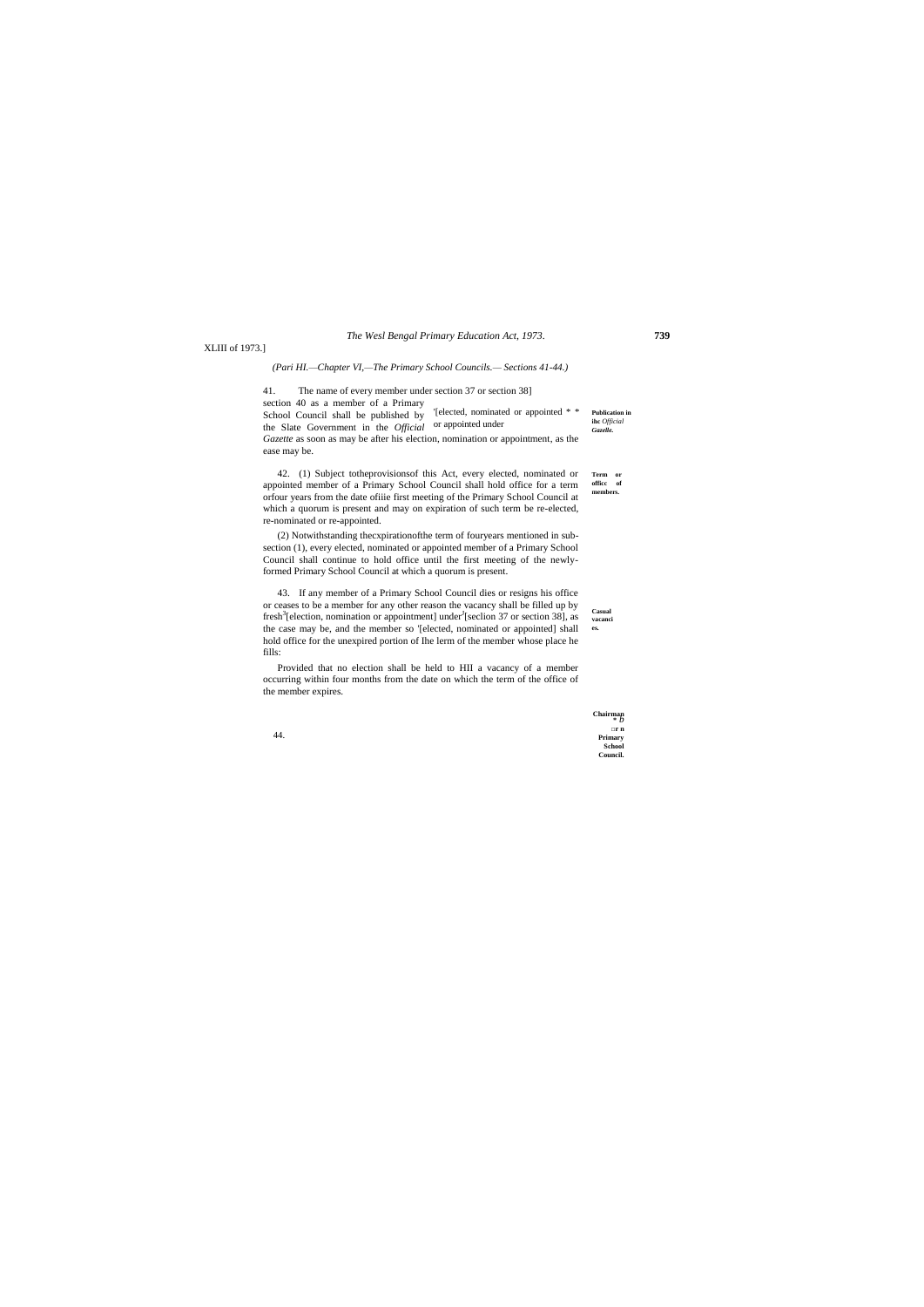XLIII of 1973.]

*(Pari HI.—Chapter VI,—The Primary School Councils.— Sections 41-44.)*

**Publication in ihc *Official Gazelle.***

41. The name of every member under section 37 or section 38] section 40 as a member of a Primary School Council shall be published by '[elected, nominated or appointed * * or appointed under the Slate Government in the *Official Gazette* as soon as may be after his election, nomination or appointment, as the ease may be.

**Term or officc of members.**

42. (1) Subject totheprovisionsof this Act, every elected, nominated or appointed member of a Primary School Council shall hold office for a term orfour years from the date ofiiie first meeting of the Primary School Council at which a quorum is present and may on expiration of such term be re-elected, re-nominated or re-appointed.

(2) Notwithstanding thecxpirationofthe term of fouryears mentioned in sub-section (1), every elected, nominated or appointed member of a Primary School Council shall continue to hold office until the first meeting of the newly-formed Primary School Council at which a quorum is present.

**Casual vacanci es.**

43. If any member of a Primary School Council dies or resigns his office or ceases to be a member for any other reason the vacancy shall be filled up by fresh[3][election, nomination or appointment] under[3][seclion 37 or section 38], as the case may be, and the member so '[elected, nominated or appointed] shall hold office for the unexpired portion of Ihe lerm of the member whose place he fills:

Provided that no election shall be held to HII a vacancy of a member occurring within four months from the date on which the term of the office of the member expires.

**Chairman * D □r n Primary School Council.**

44.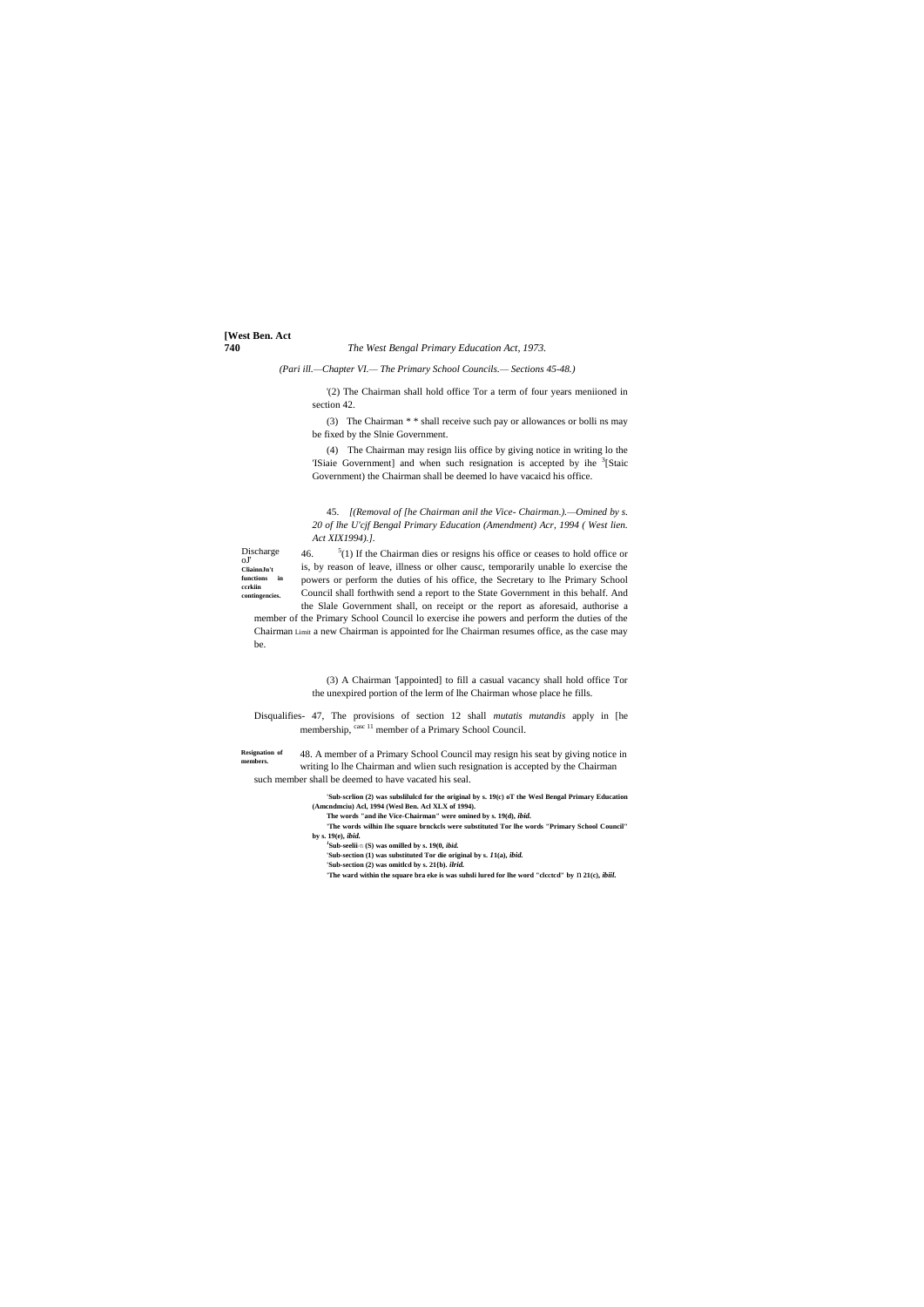*(Part III.—Chapter VI.— The Primary School Councils.— Sections 45-48.)*

'(2) The Chairman shall hold office Tor a term of four years meniioned in section 42.

(3) The Chairman * * shall receive such pay or allowances or bolli ns may be fixed by the Slnie Government.

(4) The Chairman may resign liis office by giving notice in writing lo the 'ISiaie Government] and when such resignation is accepted by ihe [3][Staic Government) the Chairman shall be deemed lo have vacaicd his office.

45. *[(Removal of [he Chairman anil the Vice- Chairman.).—Omined by s. 20 of lhe U'cjf Bengal Primary Education (Amendment) Acr, 1994 ( West lien. Act XIX1994).].*

Discharge oJ' CliainnJn't functions in ccrkiin contingencies.

46. [5](1) If the Chairman dies or resigns his office or ceases to hold office or is, by reason of leave, illness or olher causc, temporarily unable lo exercise the powers or perform the duties of his office, the Secretary to lhe Primary School Council shall forthwith send a report to the State Government in this behalf. And the Slale Government shall, on receipt or the report as aforesaid, authorise a member of the Primary School Council lo exercise ihe powers and perform the duties of the Chairman Limit a new Chairman is appointed for lhe Chairman resumes office, as the case may be.

(3) A Chairman '[appointed] to fill a casual vacancy shall hold office Tor the unexpired portion of the lerm of lhe Chairman whose place he fills.

Disqualifies- 47, The provisions of section 12 shall *mutatis mutandis* apply in [he membership, casc 11 member of a Primary School Council.

Resignation of members.

48. A member of a Primary School Council may resign his seat by giving notice in writing lo lhe Chairman and wlien such resignation is accepted by the Chairman such member shall be deemed to have vacated his seal.

**'Sub-scrlion (2) was subslilulcd for the original by s. 19(c) oT the Wesl Bengal Primary Education (Amcndmciu) Acl, 1994 (Wesl Ben. Acl XLX of 1994).**

**The words "and ihe Vice-Chairman" were omined by s. 19(d), *ibid.***

**'The words wilhin lhe square brnckcls were substituted Tor lhe words "Primary School Council" by s. 19(e), *ibid.***

**[J]Sub-seelii□ (S) was omilled by s. 19(0, *ibid.***

**'Sub-section (1) was substituted Tor die original by s. *11*(a), *ibid.***

**'Sub-section (2) was omitlcd by s. 21(b). *ilrid.***

**'The ward within the square bra eke is was suhsli lured for lhe word "clcctcd" by П 21(c), *ibiil.***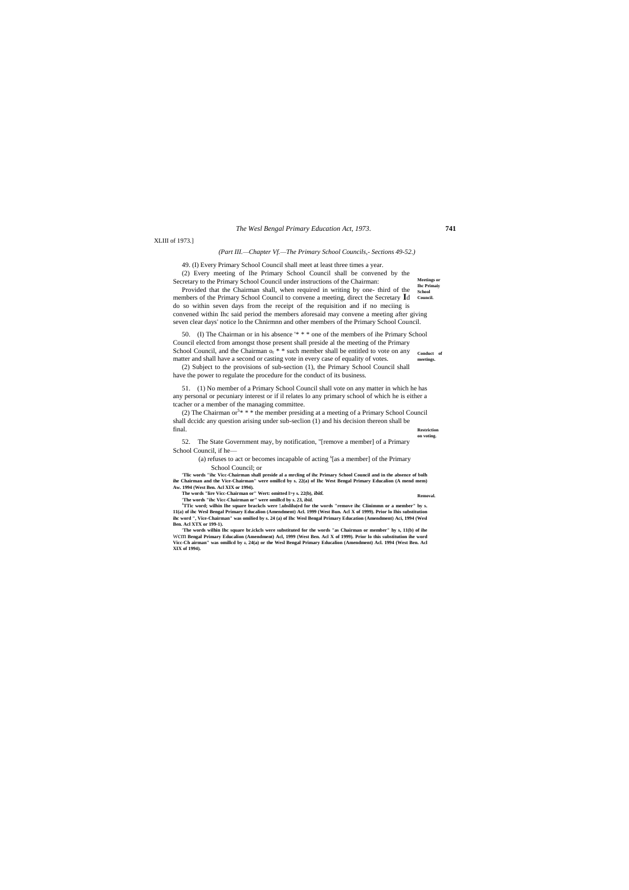XLIII of 1973.]

*(Part III.—Chapter Vf.—The Primary School Councils,- Sections 49-52.)*

**Meetings or Ihc Primaiy School Council.**

49. (I) Every Primary School Council shall meet at least three times a year.

(2) Every meeting of Ihe Primary School Council shall be convened by the Secretary to the Primary School Council under instructions of the Chairman:

Provided that the Chairman shall, when required in writing by one- third of the members of the Primary School Council to convene a meeting, direct the Secretary Id do so within seven days from the receipt of the requisition and if no meciing is convened within Ihc said period the members aforesaid may convene a meeting after giving seven clear days' notice lo the Chnirmnn and other members of the Primary School Council.

**Conduct of meetings.**

50. (I) The Chairman or in his absence '* * * one of the members of ihe Primary School Council electcd from amongst those present shall preside al the meeting of the Primary School Council, and the Chairman o, * * such member shall be entitled to vote on any matter and shall have a second or casting vote in every case of equality of votes.

(2) Subject to the provisions of sub-section (1), the Primary School Council shall have the power to regulate the procedure for the conduct of its business.

**Restriction on voting.**

51. (1) No member of a Primary School Council shall vote on any matter in which he has any personal or pecuniary interest or if il relates lo any primary school of which he is either a tcacher or a member of the managing committee.

(2) The Chairman or[5]* * * the member presiding at a meeting of a Primary School Council shall dccidc any question arising under sub-seclion (1) and his decision thereon shall be final.

**Removal.**

52. The State Government may, by notification, "[remove a member] of a Primary School Council, if he—

(a) refuses to act or becomes incapable of acting '[as a member] of the Primary School Council; or

'Tlic words "ihc Vicc-Chairman shall preside al a mrcling of ihc Primary School Council and in the absence of bolh ihe Chairman and the Vice-Chairman" were omillcd by s. 22(a) of Ihc West Bengal Primary Educalion (A mend mem) Aw. 1994 (West Ben. Acl XIX or 1994).

The words "lire Vicc-Chairman or" Wert: omitted I>y s. 22(b), *ibitl.*

'The words "ihc Vicc-Chairman or" were omillcd by s. 23, *ibid.*

[J]TTic word; wilhin Ihe square brackcls were !.ubslilu(ed for the words "remove ihc Clinimmn or a member" by s. 11(a) of ihc Wesl Bengal Primary Educalion (Amendment) Acl. 1999 (West Bun. Acl X of 1999). Prior lo Ihis substitution ihc word ", Vice-Chairman" was omilied by s. 24 (a) of Ihc Wesl Bengal Primary Education (Amendment) Aci, 1994 (Wesl Ben. Acl XTX or 199-1).

'The words wilhin Ihc square br.ickcls were substituted for the words "as Chairman or member" hy s, 11(b) of ihe WCITI Bengal Primary Educalion (Amendment) Acl, 1999 (West Ben. Acl X of 1999). Prior lo this substitution ihe word Vicc-Ch airman" was omillcd by s. 24(a) or the Wesl Bengal Primary Educalion (Amendment) Acl. 1994 (West Ben. Acl XIX of 1994).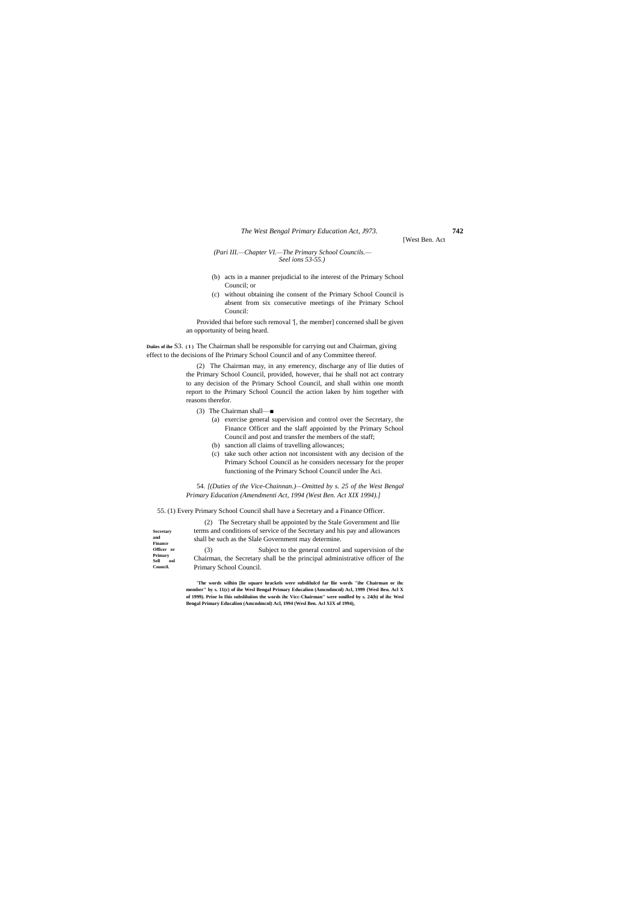*(Pari III.—Chapter VI.—The Primary School Councils.— Seel ions 53-55.)*

(b) acts in a manner prejudicial to ihe interest of the Primary School Council; or

(c) without obtaining ihe consent of the Primary School Council is absent from six consecutive meetings of ihe Primary School Council:

Provided thai before such removal '[, the member] concerned shall be given an opportunity of being heard.

**Duiies of ihe Chairman.** S3. (1) The Chairman shall be responsible for carrying out and giving effect to the decisions of Ihe Primary School Council and of any Committee thereof.

(2) The Chairman may, in any emerency, discharge any of llie duties of the Primary School Council, provided, however, thai he shall not act contrary to any decision of the Primary School Council, and shall within one month report to the Primary School Council the action laken by him together with reasons therefor.

(3) The Chairman shall—■

(a) exercise general supervision and control over the Secretary, the Finance Officer and the slaff appointed by the Primary School Council and post and transfer the members of the staff;

(b) sanction all claims of travelling allowances;

(c) take such other action not inconsistent with any decision of the Primary School Council as he considers necessary for the proper functioning of the Primary School Council under Ihe Aci.

54. *[(Duties of the Vice-Chainnan.)—Omitted by s. 25 of the West Bengal Primary Education (Amendmenti Act, 1994 (West Ben. Act XIX 1994).]*

**Secretary and Finance Officer or Primary Sell ool Council.**

55. (1) Every Primary School Council shall have a Secretary and a Finance Officer.

(2) The Secretary shall be appointed by the Stale Government and llie terms and conditions of service of the Secretary and his pay and allowances shall be such as the Slale Government may determine.

(3) Subject to the general control and supervision of the Chairman, the Secretary shall be the principal administrative officer of Ihe Primary School Council.

**'The words wilhin [lie square hrackels were subslilulcd far llie words "ihe Chairman or ihc member" by s. 11(c) of ihe Wesl Bengal Primary Educalion (Amcndmcnl) Acl, 1999 (Wesl Ben. Acl X of 1999). Prior lo Ihis subsliluiion the words ihc Vicc-Chairman" were omilled by s. 24(b) of ihc Wesl Bengal Primary Educalion (Amcndmcnl) Acl, 1994 (Wesl Ben. Acl XIX of 1994),**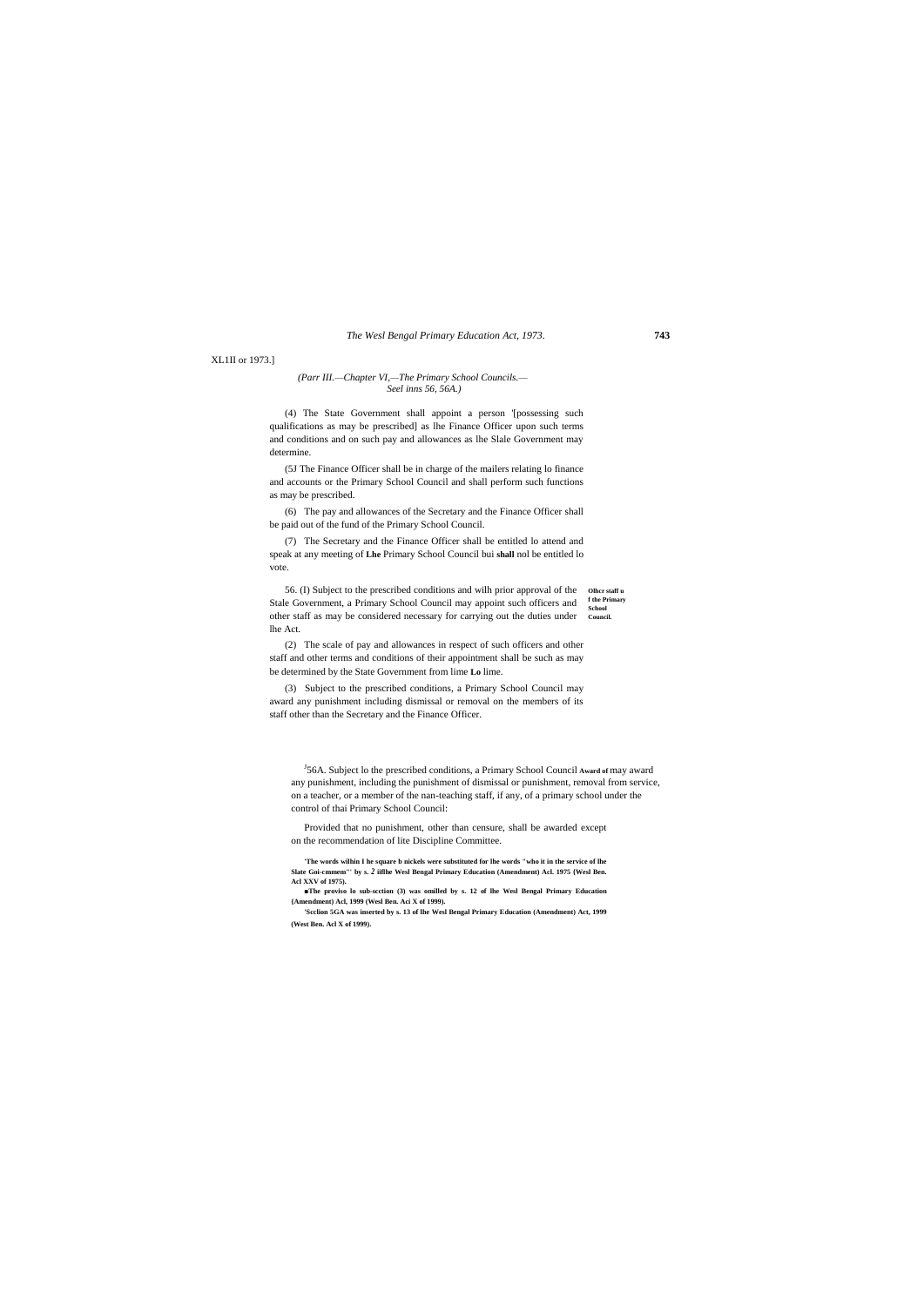XL1II or 1973.]

*(Parr III.—Chapter VI,—The Primary School Councils.—Seel inns 56, 56A.)*

(4) The State Government shall appoint a person '[possessing such qualifications as may be prescribed] as lhe Finance Officer upon such terms and conditions and on such pay and allowances as lhe Slale Government may determine.

(5J The Finance Officer shall be in charge of the mailers relating lo finance and accounts or the Primary School Council and shall perform such functions as may be prescribed.

(6) The pay and allowances of the Secretary and the Finance Officer shall be paid out of the fund of the Primary School Council.

(7) The Secretary and the Finance Officer shall be entitled lo attend and speak at any meeting of **Lhe** Primary School Council bui **shall** nol be entitled lo vote.

**Olhcr staff u f the Primary School Council.**

56. (I) Subject to the prescribed conditions and wilh prior approval of the Stale Government, a Primary School Council may appoint such officers and other staff as may be considered necessary for carrying out the duties under lhe Act.

(2) The scale of pay and allowances in respect of such officers and other staff and other terms and conditions of their appointment shall be such as may be determined by the State Government from lime **Lo** lime.

(3) Subject to the prescribed conditions, a Primary School Council may award any punishment including dismissal or removal on the members of its staff other than the Secretary and the Finance Officer.

**Award of**

[J]56A. Subject lo the prescribed conditions, a Primary School Council may award any punishment, including the punishment of dismissal or punishment, removal from service, on a teacher, or a member of the nan-teaching staff, if any, of a primary school under the control of thai Primary School Council:

Provided that no punishment, other than censure, shall be awarded except on the recommendation of lite Discipline Committee.

**'The words wilhin I he square b nickels were substituted for lhe words "who it in the service of lhe Slate Goi-cmmem'' by s. 2 iiflhe Wesl Bengal Primary Education (Amendment) Acl. 1975 (Wesl Ben. Acl XXV of 1975).**

**■The proviso lo sub-scction (3) was omilled by s. 12 of lhe Wesl Bengal Primary Education {Amendment) Acl, 1999 (Wesl Ben. Aci X of 1999).**

**'Scclion 5GA was inserted by s. 13 of lhe Wesl Bengal Primary Education (Amendment) Act, 1999 (West Ben. Acl X of 1999).**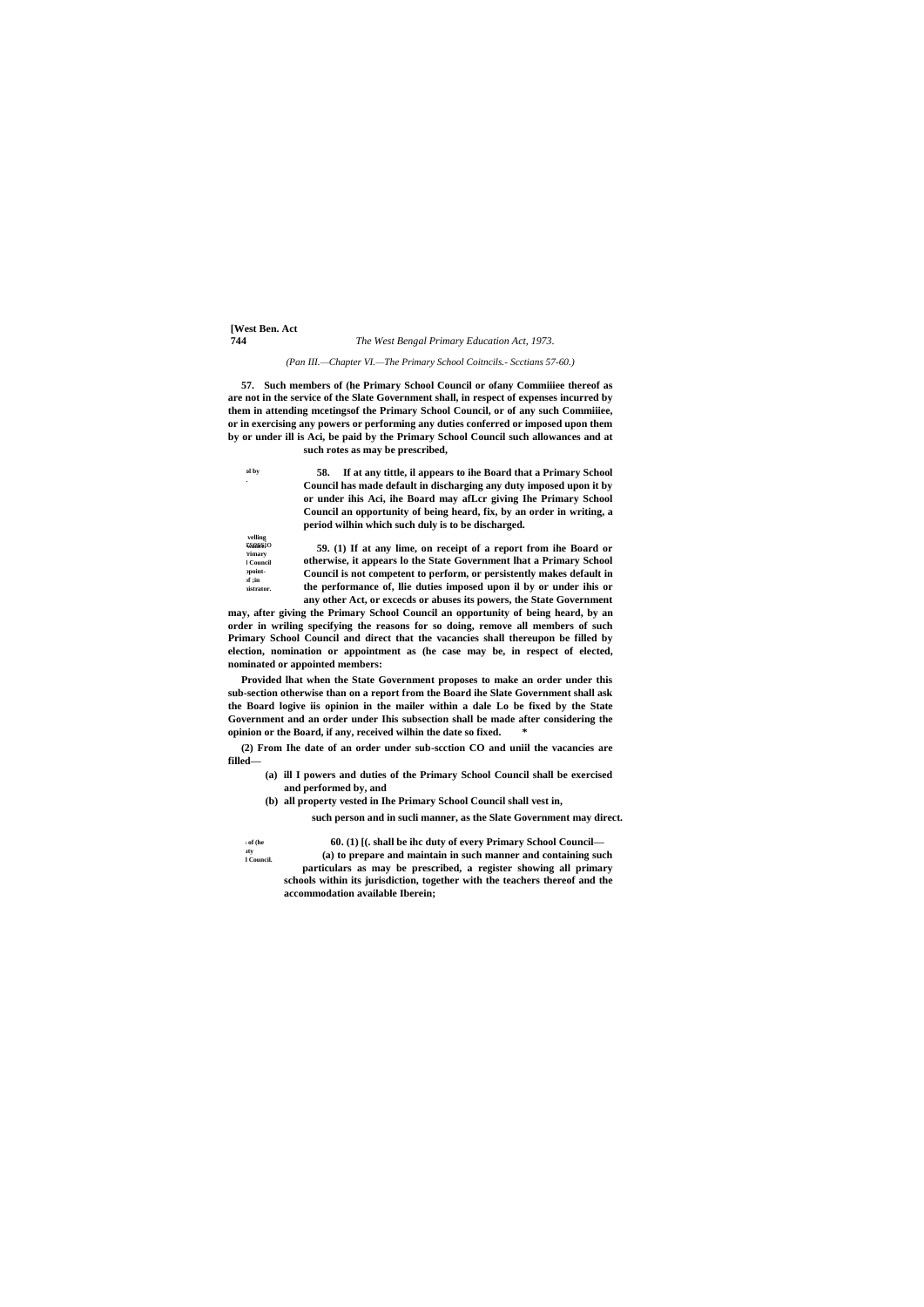(Pan III.—Chapter VI.—The Primary School Coitncils.- Scctians 57-60.)

**57. Such members of (he Primary School Council or ofany Commiiiee thereof as are not in the service of the Slate Government shall, in respect of expenses incurred by them in attending mcetingsof the Primary School Council, or of any such Commiiiee, or in exercising any powers or performing any duties conferred or imposed upon them by or under ill is Aci, be paid by the Primary School Council such allowances and at such rotes as may be prescribed,**

**58. If at any tittle, il appears to ihe Board that a Primary School Council has made default in discharging any duty imposed upon it by or under ihis Aci, ihe Board may afLcr giving Ihe Primary School Council an opportunity of being heard, fix, by an order in writing, a period wilhin which such duly is to be discharged.**

**59. (1) If at any lime, on receipt of a report from ihe Board or otherwise, it appears lo the State Government lhat a Primary School Council is not competent to perform, or persistently makes default in the performance of, llie duties imposed upon il by or under ihis or any other Act, or excecds or abuses its powers, the State Government may, after giving the Primary School Council an opportunity of being heard, by an order in wriling specifying the reasons for so doing, remove all members of such Primary School Council and direct that the vacancies shall thereupon be filled by election, nomination or appointment as (he case may be, in respect of elected, nominated or appointed members:**

**Provided lhat when the State Government proposes to make an order under this sub-section otherwise than on a report from the Board ihe Slate Government shall ask the Board logive iis opinion in the mailer within a dale Lo be fixed by the State Government and an order under Ihis subsection shall be made after considering the opinion or the Board, if any, received wilhin the date so fixed. \***

**(2) From Ihe date of an order under sub-scction CO and uniil the vacancies are filled—**

**(a) ill I powers and duties of the Primary School Council shall be exercised and performed by, and**

**(b) all property vested in Ihe Primary School Council shall vest in,**

**such person and in sucli manner, as the Slate Government may direct.**

**60. (1) [(. shall be ihc duty of every Primary School Council—**

**(a) to prepare and maintain in such manner and containing such particulars as may be prescribed, a register showing all primary schools within its jurisdiction, together with the teachers thereof and the accommodation available Iberein;**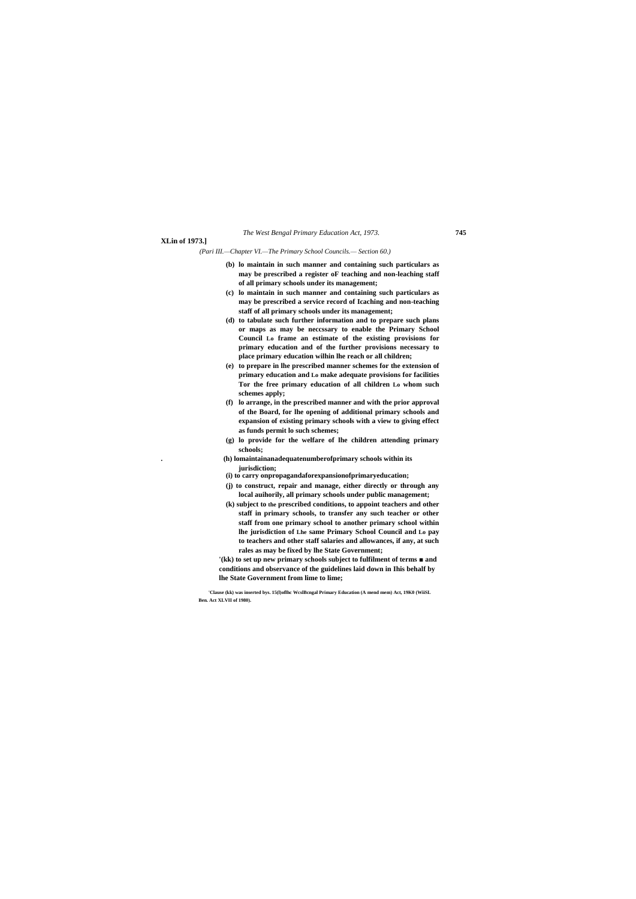(Pari III.—Chapter VI.—The Primary School Councils.— Section 60.)

**(b) lo maintain in such manner and containing such particulars as may be prescribed a register oF teaching and non-leaching staff of all primary schools under its management;**

**(c) lo maintain in such manner and containing such particulars as may be prescribed a service record of Icaching and non-teaching staff of all primary schools under its management;**

**(d) to tabulate such further information and to prepare such plans or maps as may be neccssary to enable the Primary School Council Lo frame an estimate of the existing provisions for primary education and of the further provisions necessary to place primary education wilhin lhe reach or all children;**

**(e) to prepare in lhe prescribed manner schemes for the extension of primary education and Lo make adequate provisions for facilities Tor the free primary education of all children Lo whom such schemes apply;**

**(f) lo arrange, in the prescribed manner and with the prior approval of the Board, for lhe opening of additional primary schools and expansion of existing primary schools with a view to giving effect as funds permit lo such schemes;**

**(g) lo provide for the welfare of lhe children attending primary schools;**

**(h) lomaintainanadequatenumberofprimary schools within its jurisdiction;**

**(i) to carry onpropagandaforexpansionofprimaryeducation;**

**(j) to construct, repair and manage, either directly or through any local auihorily, all primary schools under public management;**

**(k) subject to the prescribed conditions, to appoint teachers and other staff in primary schools, to transfer any such teacher or other staff from one primary school to another primary school within lhe jurisdiction of Lhe same Primary School Council and Lo pay to teachers and other staff salaries and allowances, if any, at such rales as may be fixed by lhe State Government;**

**'(kk) to set up new primary schools subject to fulfilment of terms ■ and conditions and observance of the guidelines laid down in Ihis behalf by lhe State Government from lime to lime;**

**'Clause (kk) was inserted bys. 15(l)oflhc WcslBcngal Primary Education (A mend mem) Act, 19K0 (WiiSL Ben. Act XLVII of 1980).**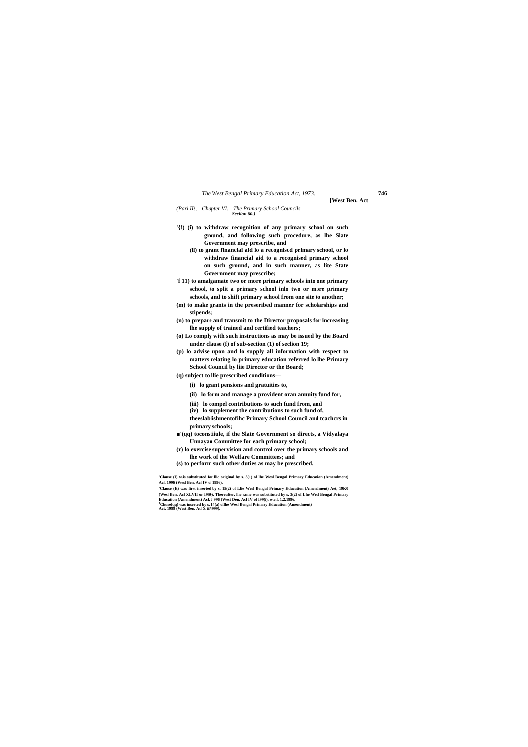(Pari II!,—Chapter VI.—The Primary School Councils.—
*Seclion 60.)*

**'{!) (i) to withdraw recognition of any primary school on such ground, and following such procedure, as lhe Slate Government may prescribe, and**

**(ii) to grant financial aid lo a recogniscd primary school, or lo withdraw financial aid to a recognised primary school on such ground, and in such manner, as lite State Government may prescribe;**

**'f 11) to amalgamate two or more primary schools into one primary school, to split a primary school inlo two or more primary schools, and to shift primary school from one site to another;**

**(m) to make grants in the preseribed manner for scholarships and stipends;**

**(n) to prepare and transmit to the Director proposals for increasing lhe supply of trained and certified teachers;**

**(o) Lo comply with such instructions as may be issued by the Board under clause (f) of sub-section (1) of seclion 19;**

**(p) lo advise upon and lo supply all information with respect to matters relating lo primary education referred lo lhe Primary School Council by liie Director or the Board;**

**(q) subject to llie prescribed conditions—**

**(i) lo grant pensions and gratuities to,**

**(ii) lo form and manage a provident oran annuity fund for,**

**(iii) lo compel contributions to such fund from, and**

**(iv) lo supplement the contributions to such fund of,**

**theeslablishmentofihc Primary School Council and tcachcrs in primary schools;**

**■'(qq) toconstiiule, if the Slate Government so directs, a Vidyalaya Unnayan Committee for each primary school;**

**(r) lo exercise supervision and control over the primary schools and lhe work of the Welfare Committees; and**

**(s) to perform such other duties as may be prescribed.**

---

'Clause (I) w.is substituted for llic original by s. 3(1) of lhe Wesl Bengal Primary Education (Amendment) Acl. 1996 (Wesl Ben. Acl IV of 1996),

'Clause (It) was first inserted by s. 15(2) of Llie Wesl Bengal Primary Education (Amendment) Aet, 19K0 (Wesl Ben. Acl XLVII or I9S0), Thereafter, lhe same was substituted by s. 3(2) of Lhe Wesl Bengal Primary Education (Amendment) Acl, J 996 (West Den. Acl IV of I99(i), w.e.f. 1.2.1996.

[J]Chuse(qq) was inserted by s. 14(a) oflhe Wesl Bengal Primary Education (Amendment) Act, 1999 (West Ben. Atl X tiN999).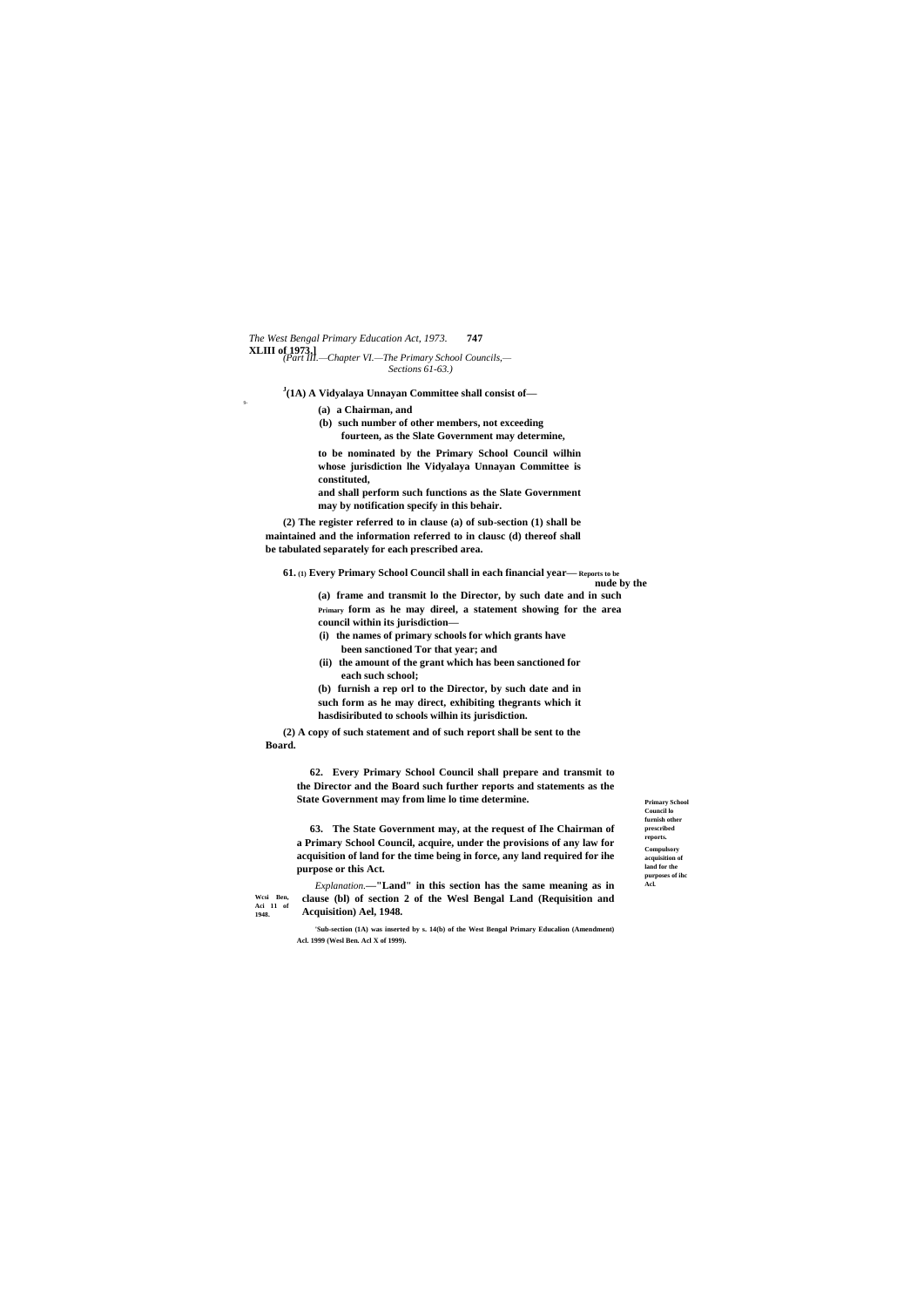[1](1A) A Vidyalaya Unnayan Committee shall consist of—

(a) a Chairman, and

(b) such number of other members, not exceeding fourteen, as the Slate Government may determine,

to be nominated by the Primary School Council wilhin whose jurisdiction lhe Vidyalaya Unnayan Committee is constituted,

and shall perform such functions as the Slate Government may by notification specify in this behair.

(2) The register referred to in clause (a) of sub-section (1) shall be maintained and the information referred to in clausc (d) thereof shall be tabulated separately for each prescribed area.

**61.** (1) Every Primary School Council shall in each financial year—

*Reports to be nude by the Primary council.*

(a) frame and transmit lo the Director, by such date and in such form as he may direel, a statement showing for the area within its jurisdiction—

(i) the names of primary schools for which grants have been sanctioned Tor that year; and

(ii) the amount of the grant which has been sanctioned for each such school;

(b) furnish a rep orl to the Director, by such date and in such form as he may direct, exhibiting thegrants which it hasdisiributed to schools wilhin its jurisdiction.

(2) A copy of such statement and of such report shall be sent to the Board.

*Primary School Council lo furnish other prescribed reports.*

**62.** Every Primary School Council shall prepare and transmit to the Director and the Board such further reports and statements as the State Government may from lime lo time determine.

*Compulsory acquisition of land for the purposes of ihc Acl.*

**63.** The State Government may, at the request of Ihe Chairman of a Primary School Council, acquire, under the provisions of any law for acquisition of land for the time being in force, any land required for ihe purpose or this Act.

*Explanation.*—"Land" in this section has the same meaning as in clause (bl) of section 2 of the Wesl Bengal Land (Requisition and Acquisition) Ael, 1948.

*Wcsi Ben, Aci 11 of 1948.*

[1]Sub-section (1A) was inserted by s. 14(b) of the West Bengal Primary Educalion (Amendment) Acl. 1999 (Wesl Ben. Acl X of 1999).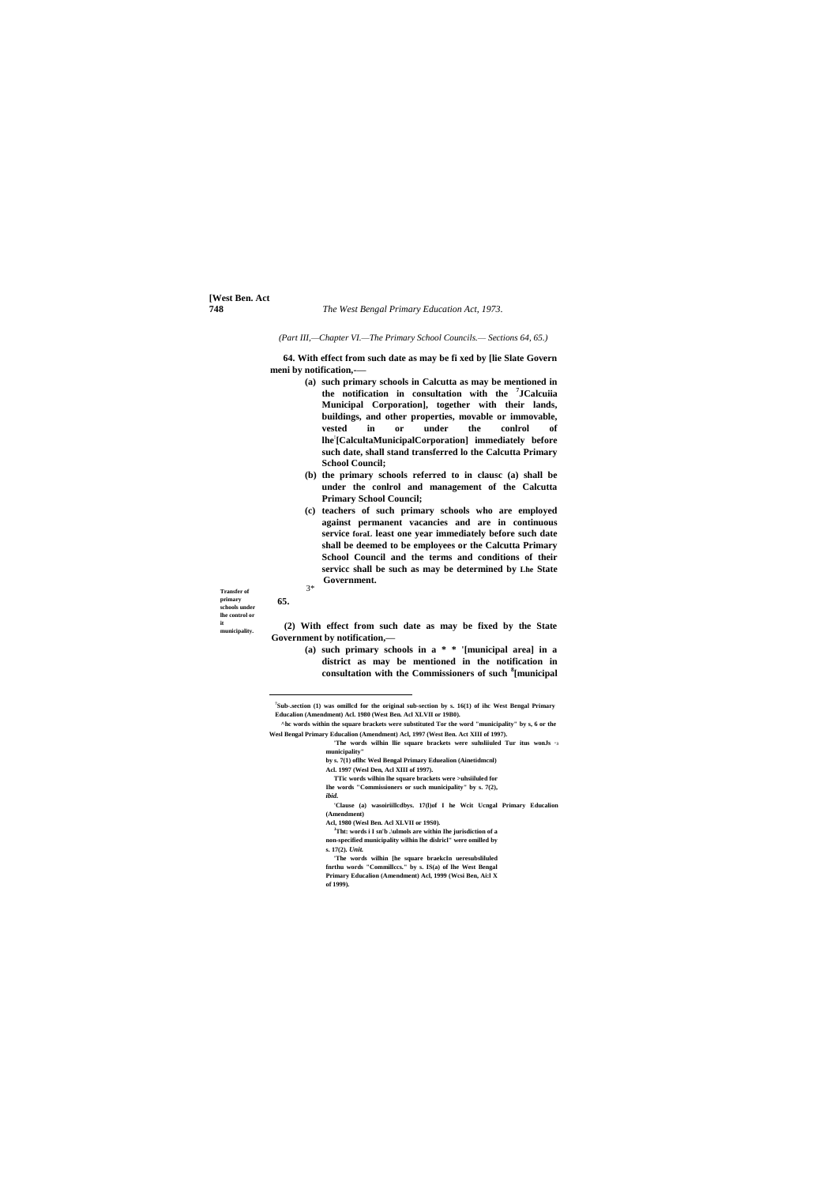(Part III,—Chapter VI.—The Primary School Councils.— Sections 64, 65.)

**64. With effect from such date as may be fi xed by [lie Slate Govern meni by notification,-—**

**(a) such primary schools in Calcutta as may be mentioned in the notification in consultation with the [7]JCalcuiia Municipal Corporation], together with their lands, buildings, and other properties, movable or immovable, vested in or under the conlrol of lhe[7][CalcultaMunicipalCorporation] immediately before such date, shall stand transferred lo the Calcutta Primary School Council;**

**(b) the primary schools referred to in clausc (a) shall be under the conlrol and management of the Calcutta Primary School Council;**

**(c) teachers of such primary schools who are employed against permanent vacancies and are in continuous service foraL least one year immediately before such date shall be deemed to be employees or the Calcutta Primary School Council and the terms and conditions of their servicc shall be such as may be determined by Lhe State Government.**

**Transfer of primary schools under lhe control or it municipality.**

**65.** 3*

**(2) With effect from such date as may be fixed by the State Government by notification,—**

**(a) such primary schools in a * * '[municipal area] in a district as may be mentioned in the notification in consultation with the Commissioners of such [8][municipal**

---

[7]Sub-.section (1) was omillcd for the original sub-section by s. 16(1) of ihc West Bengal Primary Educalion (Amendment) Acl. 1980 (West Ben. Acl XLVII or 19B0).

^hc words within the square brackets were substituted Tor the word "municipality" by s, 6 or the Wesl Bengal Primary Educalion (Amendment) Acl, 1997 (West Ben. Act XIII of 1997).

'The words wilhin llie square brackets were suhsliiuled Tur itus wonJs ^a municipality" by s. 7(1) oflhc Wesl Bengal Primary Eduealion (Ainetidmcnl) Acl. 1997 (Wesl Den, Acl XIII of 1997).

TTic words wilhin lhe square brackets were >uhsiiluled for lhe words "Commissioners or such municipality" by s. 7(2), *ibid.*

'Clause (a) wasoiriillcdbys. 17(l)of I he Wcit Ucngal Primary Educalion (Amendment) Acl, 1980 (Wesl Ben. Acl XLVII or 19S0).

[8]Tht: words i I sn'b .\ulmols are within lhe jurisdiction of a non-specified municipality wilhin lhe dislricl" were omilled by s. 17(2). *Unit.*

'The words wilhin [he square braekcIn ueresubsliluled fnrthu words "Commillccs." by s. IS(a) of lhe West Bengal Primary Educalion (Amendment) Acl, 1999 (Wcsi Ben, Ai:l X of 1999).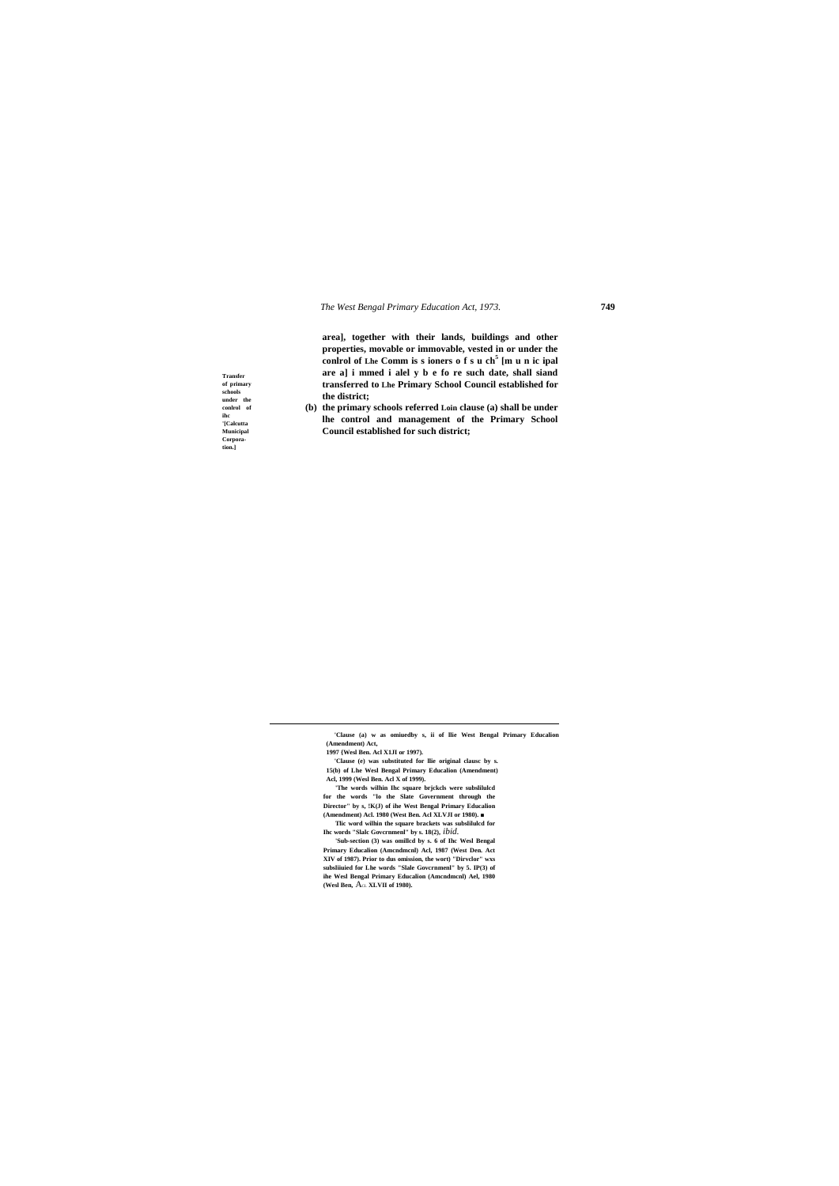**area], together with their lands, buildings and other properties, movable or immovable, vested in or under the conlrol of Lhe Comm is s ioners o f s u ch[5] [m u n ic ipal are a] i mmed i alel y b e fo re such date, shall siand transferred to Lhe Primary School Council established for the district;**

Transfer of primary schools under the conlrol of ihc '[Calcutta Municipal Corporation.]

**(b) the primary schools referred Loin clause (a) shall be under lhe control and management of the Primary School Council established for such district;**

---

'Clause (a) w as omiuedby s, ii of llie West Bengal Primary Educalion (Amendment) Act, 1997 (Wesl Ben. Acl X1JI or 1997).

'Clause (e) was substituted for llie original clausc by s. 15(b) of Lhe Wesl Bengal Primary Educalion (Amendment) Acl, 1999 (Wesl Ben. Acl X of 1999).

'The words wilhin Ihc square brjckcls were subslilulcd for the words "lo the Slate Government through the Director" by s, !K(J) of ihe West Bengal Primary Educalion (Amendment) Acl. 1980 (West Ben. Acl XLVJI or 1980). ■

Tllc word wilhin the square brackets was subslilulcd for Ihc words "Slalc Govcrnmenl" by s. 18(2), *ibid.*

'Sub-section (3) was omillcd by s. 6 of Ihc Wesl Bengal Primary Educalion (Amcndmcnl) Acl, 1987 (West Den. Act XIV of 1987). Prior to dus omission, the wort) "Dirvclor" wxs subsliiuied for Lhe words "Slale Govcrnmenl" by 5. IP(3) of ihe Wesl Bengal Primary Educalion (Amcndmcnl) Ael, 1980 (Wesl Ben, A« XLVII of 1980).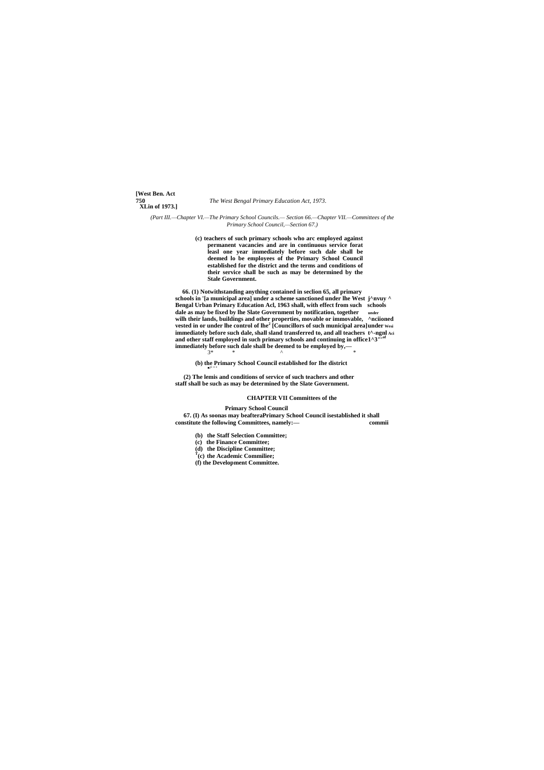*(Part III.—Chapter VI.—The Primary School Councils.— Section 66.—Chapter VII.—Committees of the Primary School Council,—Section 67.)*

**(c) teachers of such primary schools who arc employed against permanent vacancies and are in continuous service forat leasl one year immediately before such dale shall be deemed lo be employees of the Primary School Council established for the district and the terms and conditions of their service shall be such as may be determined by the Stale Government.**

**66. (1) Notwithstanding anything contained in seclion 65, all primary schools in '[a municipal area] under a scheme sanctioned under lhe West Bengal Urban Primary Education Acl, 1963 shall, with effect from such dale as may be fixed by lhe Slate Government by notification, together wilh their lands, buildings and other properties, movable or immovable, vested in or under lhe control of lhe[2] [Councillors of such municipal area] immediately before such dale, shall sland transferred to, and all teachers and other staff employed in such primary schools and continuing in office immediately before such dale shall be deemed to be employed by,—**

3* * * *

**(b) the Primary School Council established for Ihe district**

**(2) The lemis and conditions of service of such teachers and other staff shall be such as may be determined by the Slate Government.**

## CHAPTER VII Committees of the Primary School Council

**67. (I) As soonas may beafteraPrimary School Council isestablished it shall constitute the following Committees, namely:—**

- **(b) the Staff Selection Committee;**
- **(c) the Finance Committee;**
- **(d) the Discipline Committee;**
- **[T](c) the Academic Commiliee;**
- **(f) the Development Committee.**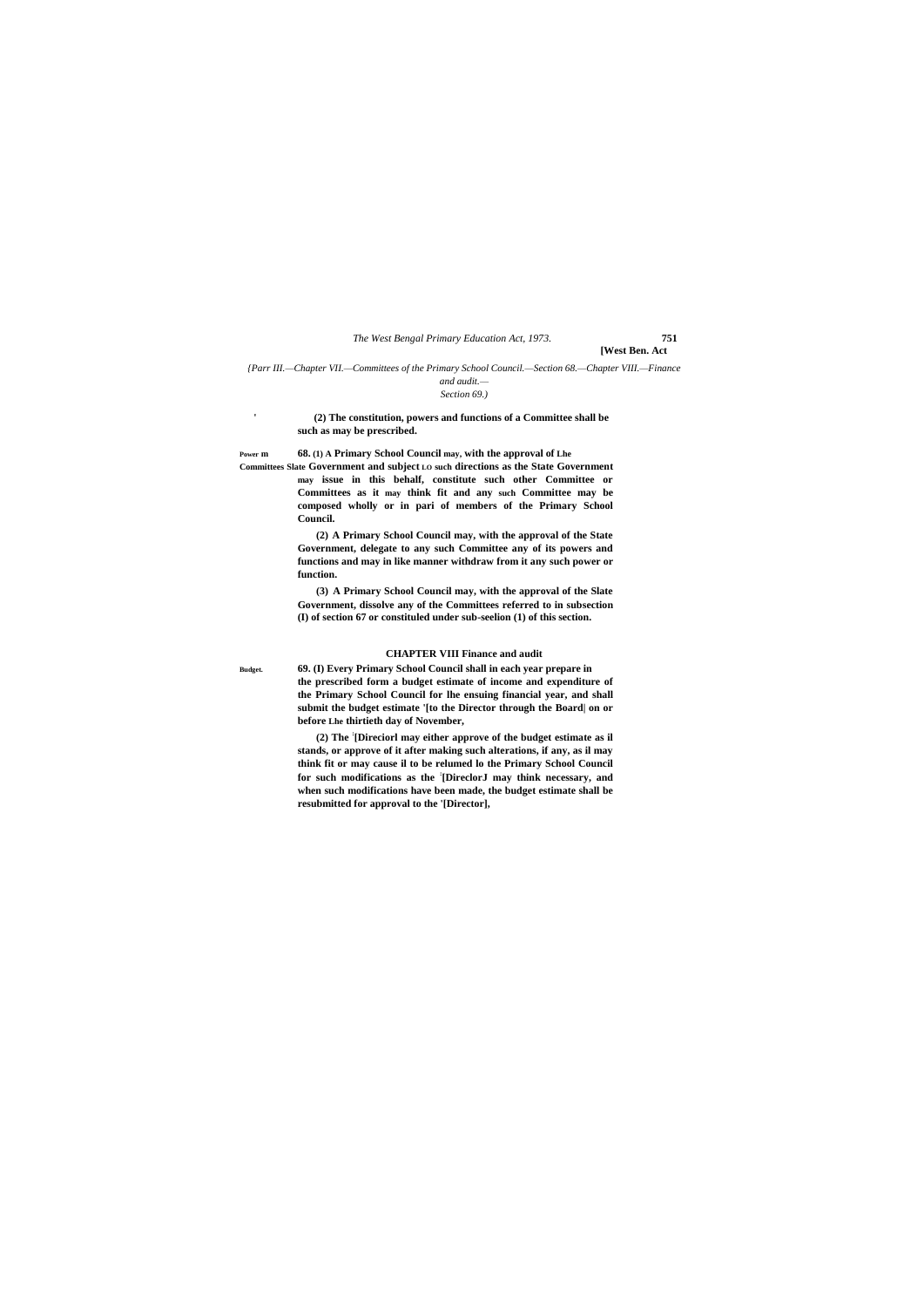{Parr III.—Chapter VII.—Committees of the Primary School Council.—Section 68.—Chapter VIII.—Finance and audit.—
Section 69.)

(2) The constitution, powers and functions of a Committee shall be such as may be prescribed.

Power m Committees Slate

**68.** (1) A Primary School Council may, with the approval of Lhe Government and subject LO such directions as the State Government may issue in this behalf, constitute such other Committee or Committees as it may think fit and any such Committee may be composed wholly or in pari of members of the Primary School Council.

(2) A Primary School Council may, with the approval of the State Government, delegate to any such Committee any of its powers and functions and may in like manner withdraw from it any such power or function.

(3) A Primary School Council may, with the approval of the Slate Government, dissolve any of the Committees referred to in subsection (I) of section 67 or constituled under sub-seelion (1) of this section.

## CHAPTER VIII Finance and audit

Budget.

**69.** (I) Every Primary School Council shall in each year prepare in the prescribed form a budget estimate of income and expenditure of the Primary School Council for lhe ensuing financial year, and shall submit the budget estimate '[to the Director through the Board| on or before Lhe thirtieth day of November,

(2) The [Direciorl may either approve of the budget estimate as il stands, or approve of it after making such alterations, if any, as il may think fit or may cause il to be relumed lo the Primary School Council for such modifications as the [DireclorJ may think necessary, and when such modifications have been made, the budget estimate shall be resubmitted for approval to the '[Director],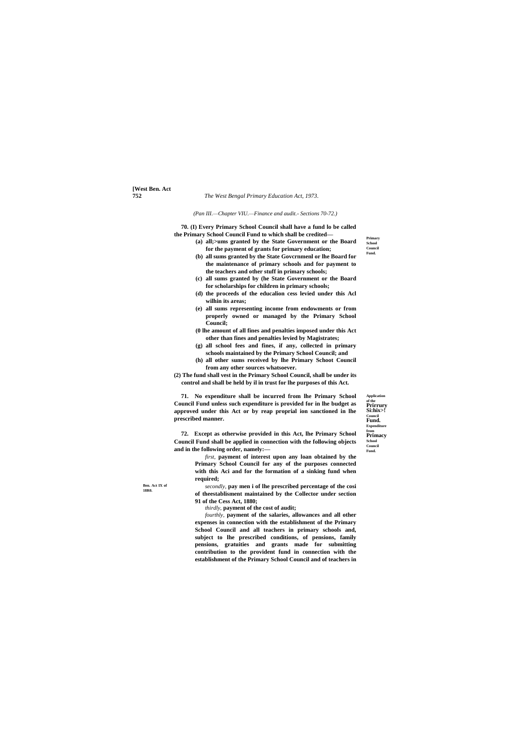*(Part III.—Chapter VIII.—Finance and audit.- Sections 70-72.)*

**Primary School Council Fund.**

**70. (I) Every Primary School Council shall have a fund lo be called the Primary School Council Fund to which shall be credited—**

- **(a) all;>ums granted by the State Government or the Board for the payment of grants for primary education;**
- **(b) all sums granted by the State Govcrnmenl or lhe Board for the maintenance of primary schools and for payment to the teachers and other stuff in primary schools;**
- **(c) all sums granted by (he State Government or the Board for scholarships for children in primary schools;**
- **(d) the proceeds of the educalion cess levied under this Acl wilhin its areas;**
- **(e) all sums representing income from endowments or from properly owned or managed by the Primary School Council;**
- **(0 lhe amount of all fines and penalties imposed under this Act other than fines and penalties levied by Magistrates;**
- **(g) all school fees and fines, if any, collected in primary schools maintained by the Primary School Council; and**
- **(h) all other sums received by lhe Primary Schoot Council from any other sources whatsoever.**

**(2) The fund shall vest in the Primary School Council, shall be under its control and shall be held by il in trust for lhe purposes of this Act.**

**Application of the Prirrury Si:hix>! Council Fund. Expenditure from Primacy School Council Fund.**

**71. No expenditure shall be incurred from lhe Primary School Council Fund unless such expenditure is provided for in lhe budget as approved under this Act or by reap proprial ion sanctioned in lhe prescribed manner.**

**72. Except as otherwise provided in this Act, lhe Primary School Council Fund shall be applied in connection with the following objects and in the following order, namely:—**

*first,* **payment of interest upon any loan obtained by the Primary School Council for any of the purposes connected with this Aci and for the formation of a sinking fund when required;**

**Ben. Act IX of 18R0.**

*secondly,* **pay men i of lhe prescribed percentage of the cosi of theestablisment maintained by the Collector under section 91 of the Cess Act, 1880;**

*thirdly,* **payment of the cost of audit;**

*fourthly,* **payment of the salaries, allowances and all other expenses in connection with the establishment of the Primary School Council and all teachers in primary schools and, subject to lhe prescribed conditions, of pensions, family pensions, gratuities and grants made for submitting contribution to the provident fund in connection with the establishment of the Primary School Council and of teachers in**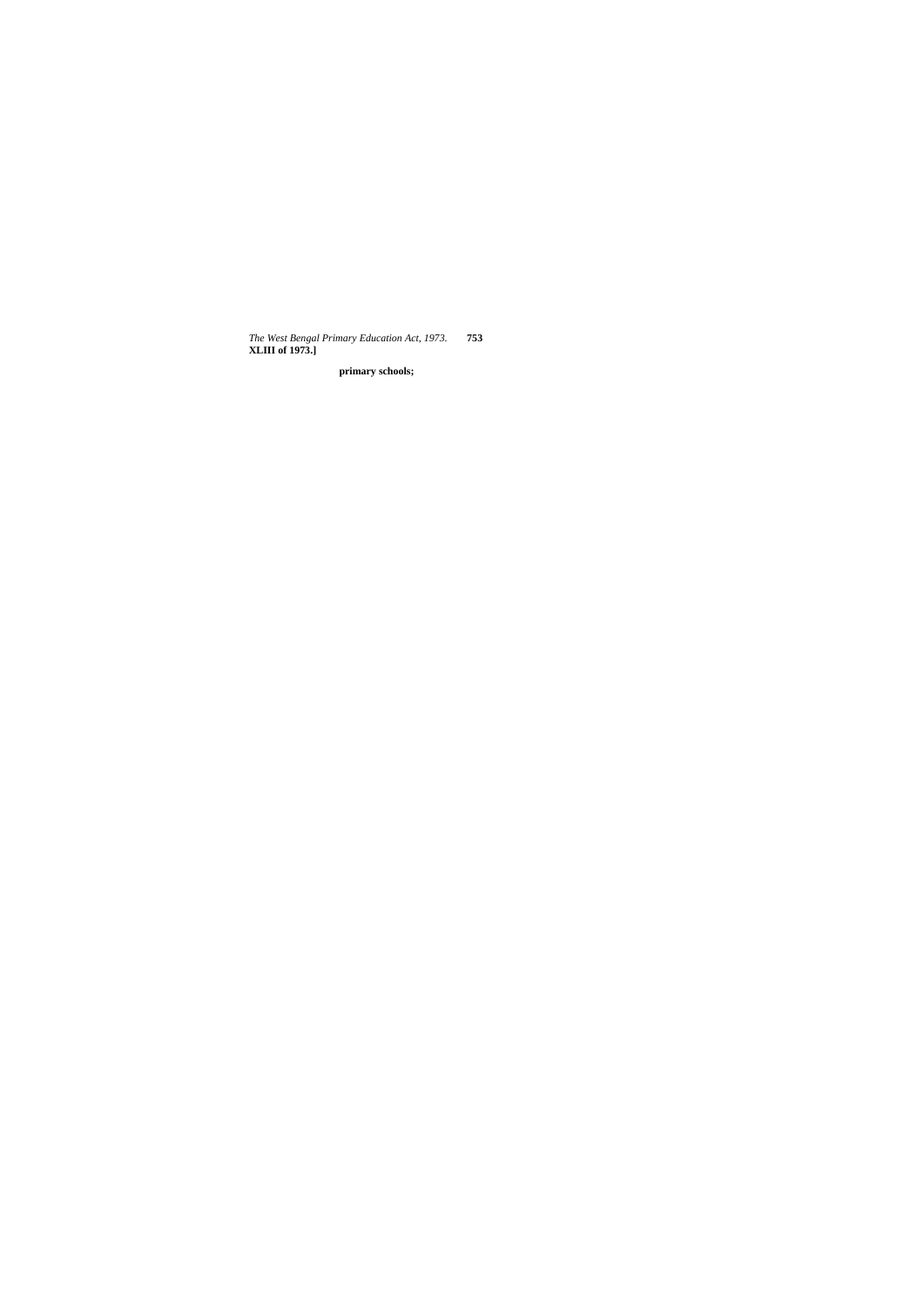**primary schools;**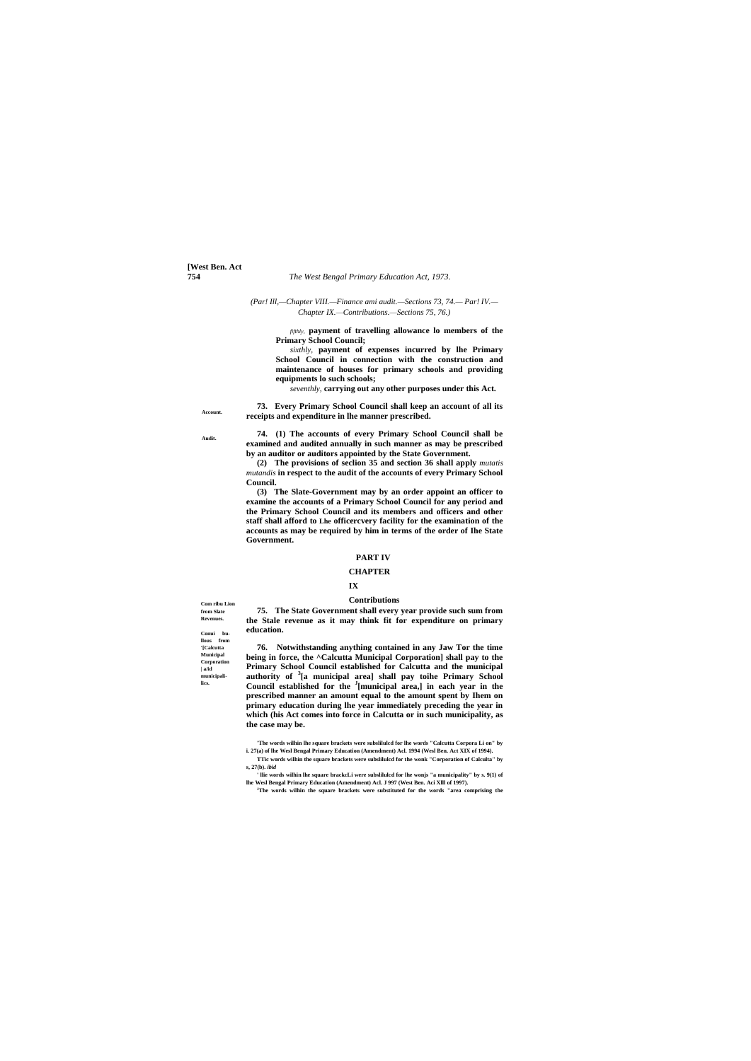(Par! Ill,—Chapter VIII.—Finance ami audit.—Sections 73, 74.— Par! IV.—Chapter IX.—Contributions.—Sections 75, 76.)

*fifthly,* **payment of travelling allowance lo members of the Primary School Council;**

*sixthly,* **payment of expenses incurred by lhe Primary School Council in connection with the construction and maintenance of houses for primary schools and providing equipments lo such schools;**

*seventhly,* **carrying out any other purposes under this Act.**

Account.

**73. Every Primary School Council shall keep an account of all its receipts and expenditure in lhe manner prescribed.**

Audit.

**74. (1) The accounts of every Primary School Council shall be examined and audited annually in such manner as may be prescribed by an auditor or auditors appointed by the State Government.**

**(2) The provisions of seclion 35 and section 36 shall apply** *mutatis mutandis* **in respect to the audit of the accounts of every Primary School Council.**

**(3) The Slate-Government may by an order appoint an officer to examine the accounts of a Primary School Council for any period and the Primary School Council and its members and officers and other staff shall afford to Lhe officercvery facility for the examination of the accounts as may be required by him in terms of the order of Ihe State Government.**

## PART IV

### CHAPTER IX

### Contributions

Com ribu Lion from Slate Revenues.

**75. The State Government shall every year provide such sum from the Stale revenue as it may think fit for expenditure on primary education.**

Conui bu-llous from '[Calcutta Municipal Corporation | a/id municipali-lics.

**76. Notwithstanding anything contained in any Jaw Tor the time being in force, the ^Calcutta Municipal Corporation] shall pay to the Primary School Council established for Calcutta and the municipal authority of [3][a municipal area] shall pay toihe Primary School Council established for the [J][municipal area,] in each year in the prescribed manner an amount equal to the amount spent by Ihem on primary education during lhe year immediately preceding the year in which (his Act comes into force in Calcutta or in such municipality, as the case may be.**

'The words wilhin lhe square brackets were subslilulcd for lhe words "Calcutta Corpora Li on" by i. 27(a) of lhe Wesl Bengal Primary Education (Amendment) Acl. 1994 (Wesl Ben. Act XIX of 1994).

TTic words wilhin the square brackets were subslilulcd for the wonk "Corporation of Calculta" by s, 27(b). *ibid*

' llie words wilhin lhe square brackcLi were subslilulcd for lhe wonjs "a municipality" by s. 9(1) of lhe Wesl Bengal Primary Education (Amendment) Acl. J 997 (West Ben. Aci Xlll of 1997).

[J]The words wilhin the square brackets were substituted for the words "area comprising the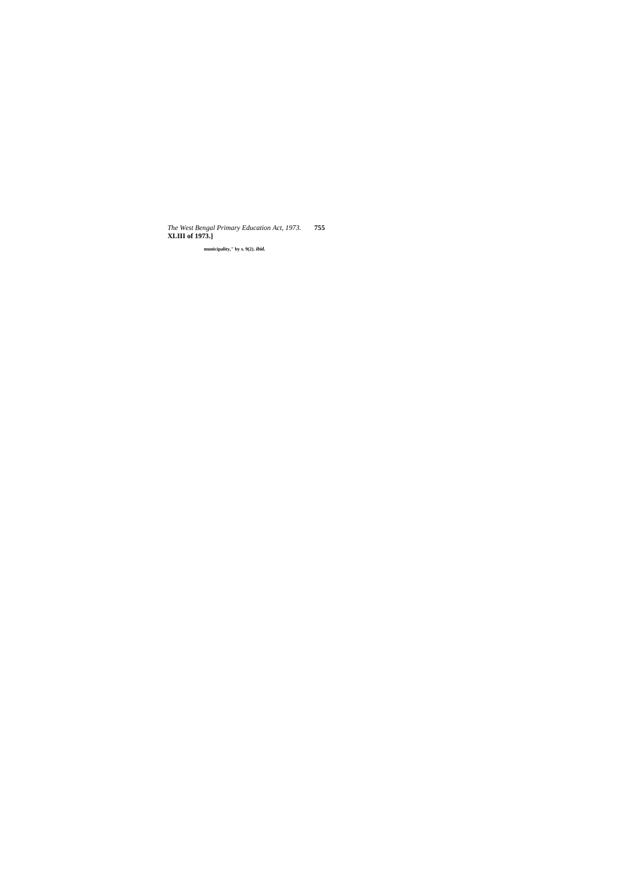municipality," by s. 9(2). *ibid.*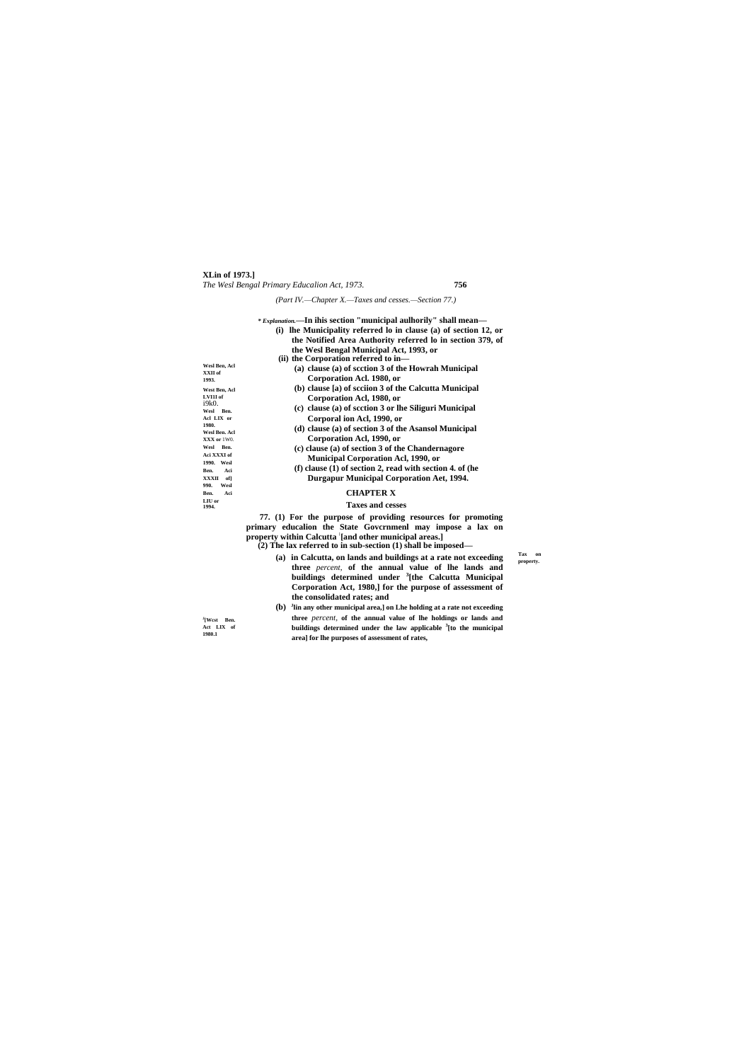(Part IV.—Chapter X.—Taxes and cesses.—Section 77.)

**\* *Explanation.*—In ihis section "municipal aulhorily" shall mean—**

**(i) lhe Municipality referred lo in clause (a) of section 12, or the Notified Area Authority referred lo in section 379, of the Wesl Bengal Municipal Act, 1993, or**

**(ii) the Corporation referred to in—**

**(a) clause (a) of scction 3 of the Howrah Municipal Corporation Acl. 1980, or**

**(b) clause [a) of scciion 3 of the Calcutta Municipal Corporation Acl, 1980, or**

**(c) clause (a) of scction 3 or lhe Siliguri Municipal Corporal ion Acl, 1990, or**

**(d) clause (a) of section 3 of the Asansol Municipal Corporation Acl, 1990, or**

**(c) clause (a) of section 3 of the Chandernagore Municipal Corporation Acl, 1990, or**

**(f) clause (1) of section 2, read with section 4. of (he Durgapur Municipal Corporation Aet, 1994.**

**Wesl Ben, Acl XXII of 1993. West Ben, Acl LVIII of i9k0. Wesl Ben. Acl LIX or 1980. Wesl Ben. Acl XXX or 1W0. Wesl Ben. Aci XXXI of 1990. Wesl Ben. Aci XXXII of] 990. Wesl Ben. Aci LIU or 1994.**

## CHAPTER X

### Taxes and cesses

**Tax on property.**

**77. (1) For the purpose of providing resources for promoting primary educalion the State Govcrnmenl may impose a lax on property within Calcutta [1][and other municipal areas.]**

**(2) The lax referred to in sub-section (1) shall be imposed—**

**(a) in Calcutta, on lands and buildings at a rate not exceeding three *percent,* of the annual value of lhe lands and buildings determined under [3][the Calcutta Municipal Corporation Act, 1980,] for the purpose of assessment of the consolidated rates; and**

**(b) [3][in any other municipal area,] on Lhe holding at a rate not exceeding three *percent,* of the annual value of lhe holdings or lands and buildings determined under the law applicable [3][to the municipal area] for lhe purposes of assessment of rates,**

**[2][Wcst Ben. Act LIX of 1980.]**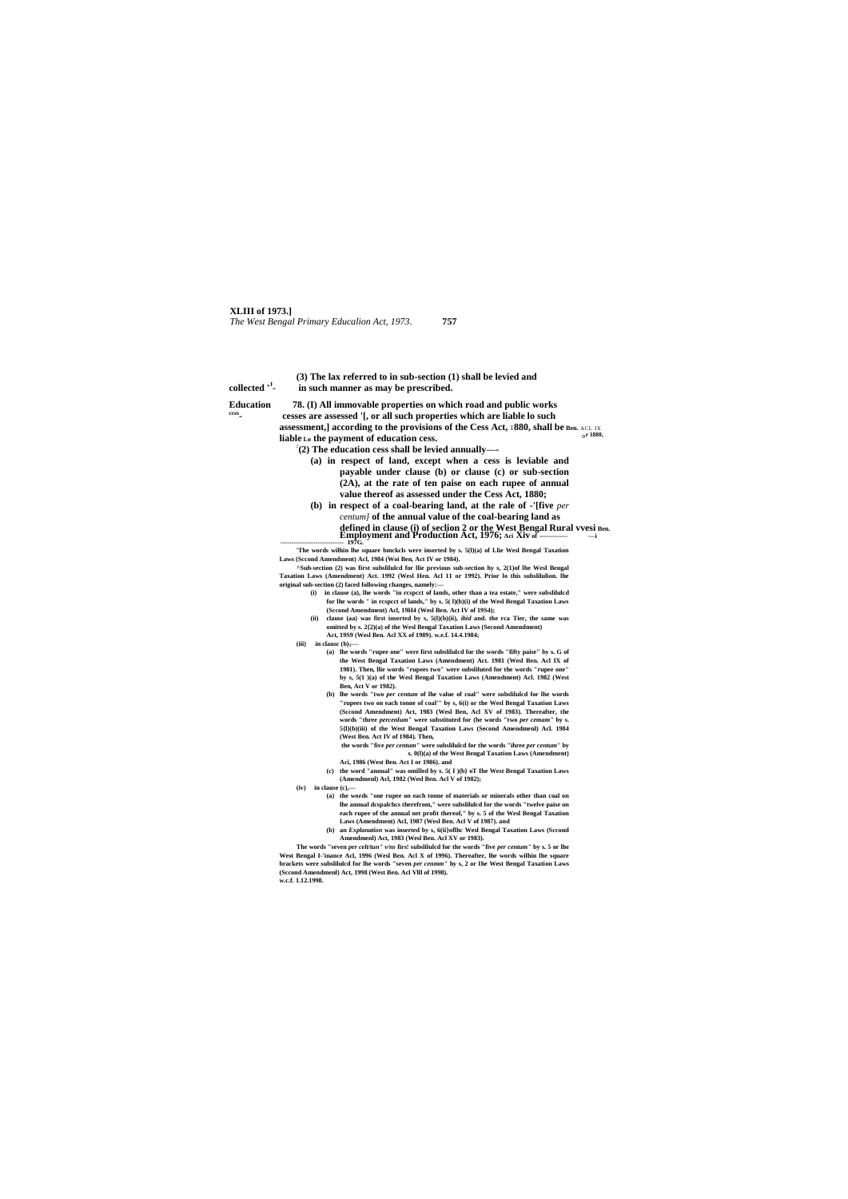(3) The lax referred to in sub-section (1) shall be levied and collected in such manner as may be prescribed.

**Education cess.**

**78.** (I) All immovable properties on which road and public works cesses are assessed '[, or all such properties which are liable lo such assessment,] according to the provisions of the Cess Act, 1880, shall be liable to the payment of education cess. *(Ben. Act IX of 1880.)*

[2](2) The education cess shall be levied annually—

(a) in respect of land, except when a cess is leviable and payable under clause (b) or clause (c) or sub-section (2A), at the rate of ten paise on each rupee of annual value thereof as assessed under the Cess Act, 1880;

(b) in respect of a coal-bearing land, at the rale of -'[five *per centum]* of the annual value of the coal-bearing land as defined in clause (i) of seclion 2 or the West Bengal Rural Employment and Production Act, 1976; *(West Ben. Act XIV of 1976.)*

---

'The words wilhin lhe square bmckcls were inserted by s. 5(l)(a) of Llie Wesl Bengal Taxation Laws (Sccond Amendment) Acl, 1984 (Woi Ben, Act IV or 1984).

^Sub-section (2) was first subslilulcd for llie previous sub-section hy s, 2(1)of lhe Wesl Bengal Taxation Laws (Amendment) Act. 1992 (Wesl Hen. Acl 11 or 1992). Prior lo this subslilulion. lhe original sub-section (2) faced following changes, namely:—

(i) in clause (a), lhe words "in rcspcct of lands, other than a tea estate," were subslilulcd for lhe words " in rcspcct of lands," by s. 5( l)(b)(i) of the Wesl Bengal Taxation Laws (Sccond Amendment) Acl, 19H4 (Wesl Ben. Act IV of 19S4);

(ii) clause (aa) was first inserted by s, 5(l)(b)(ii), *ibid* and. the rca Tier, the same was omitted by s. 2{2)(a) of the Wesl Bengal Taxation Laws (Second Amendment) Act, 19S9 (Wesl Ben. Acl XX of 1989). w.e.f. 14.4.1984;

(iii) in clausc (b),—

(a) lhe words "rupee one" were first subslilulcd for the words "fifty paise" by s. G of the West Bengal Taxation Laws (Amendment) Act. 1981 (Wesl Ben. Acl IX of 1981). Then, llie words "rupees two" were subsliluted for the words "rupee one" by s, 5(1 )(a) of the Wesl Bengal Taxation Laws (Amendment) Acl. 1982 (West Ben, Act V or 1982).

(b) lhe words "two *per centum* of lhe value of coal" were subslilulcd for lhe words "rupees two on each tonne of coal'" by s, 6(i) or the Wesl Bengal Taxation Laws (Sccond Amendment) Act, 1983 (Wesl Ben, Acl XV of 1983). Thereafter, the words "three *percenlum"* were substituted for (he words "two *per cemam"* by s. 5(l)(b)(iii) of the West Bengal Taxation Laws (Second Amendmenl) Acl. 1984 (West Ben. Act IV of 1984). Then, the words "five *per centum"* were subslilulcd for the words "ihree *per centum"* by s. 0(l)(a) of the West Bengal Taxation Laws (Amendment) Aci, 1986 (West Ben. Act I or 1986). and

(c) the word "annual" was omilled by s. 5( I )(b) oT lhe West Bengal Taxation Laws (Amendmenl) Acl, 1982 (Wesl Ben. Acl V of 1982);

(iv) in clause (c),—

(a) the words "one rupee on each tonne of materials or minerals other than coal on lhe annual dcspalchcs therefrom," were subslilulcd for the words "twelve paise on each rupee of the annual net profit thereof," by s. 5 of the Wesl Bengal Taxation Laws (Amendment) Acl, 1987 (Wesl Ben. Acl V of 1987). and

(b) an *Explanation* was inserted by s, 6(ii)oflhc Wesl Bengal Taxation Laws (Sccond Amendmenl) Act, 1983 (Wesl Ben. Acl XV or 1983).

The words "seven *per celt/tun"* v/ns firs! subslilulcd for the words "five *per centum"* by s. 5 or lhe West Bengal I-'inance Acl, 1996 (Wesl Ben. Acl X of 1996). Thereafter, lhe words wilhin lhe square brackets were subslilulcd for lhe words "seven *per cenmm"* hy s, 2 or lhe West Bengal Taxation Laws (Sccond Amendmenl) Act, 1998 (West Ben. Acl Vlll of 1998). w.c.f. 1.12.1998.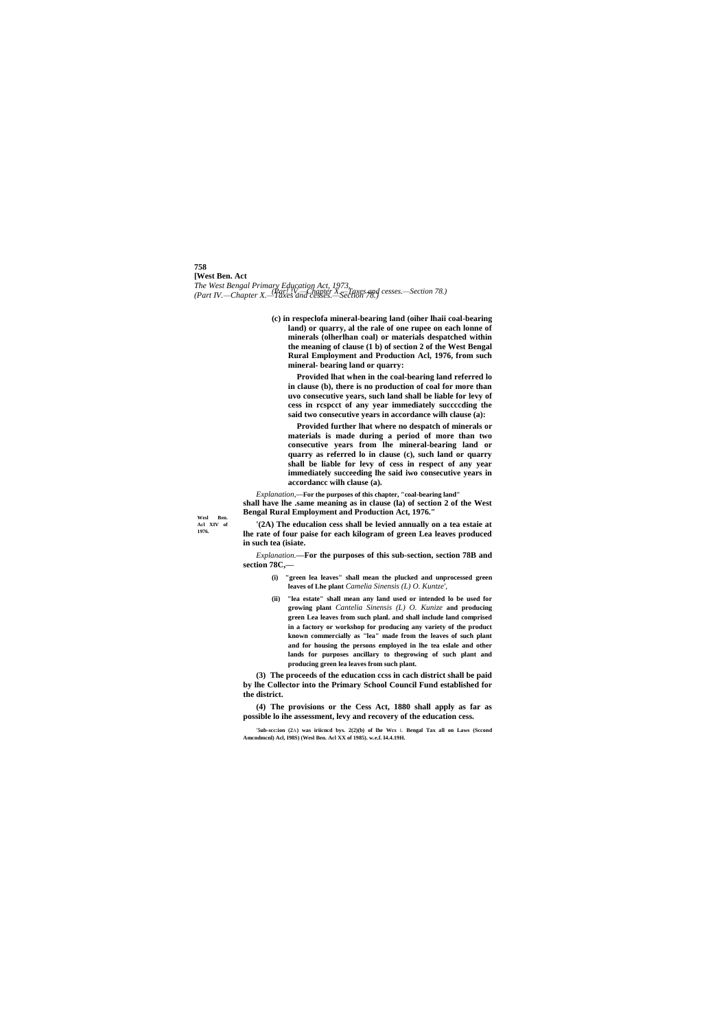**(c) in respeclofa mineral-bearing land (oiher lhaii coal-bearing land) or quarry, al the rale of one rupee on each lonne of minerals (olherlhan coal) or materials despatched within the meaning of clause (1 b) of section 2 of the West Bengal Rural Employment and Production Acl, 1976, from such mineral- bearing land or quarry:**

**Provided lhat when in the coal-bearing land referred lo in clause (b), there is no production of coal for more than uvo consecutive years, such land shall be liable for levy of cess in rcspcct of any year immediately succccding the said two consecutive years in accordance wilh clause (a):**

**Provided further lhat where no despatch of minerals or materials is made during a period of more than two consecutive years from lhe mineral-bearing land or quarry as referred lo in clause (c), such land or quarry shall be liable for levy of cess in respect of any year immediately succeeding lhe said iwo consecutive years in accordancc wilh clause (a).**

*Explanation,*—**For the purposes of this chapter, "coal-bearing land" shall have lhe .same meaning as in clause (la) of section 2 of the West Bengal Rural Employment and Production Act, 1976."**

Wesl Ben. Acl XIV of 1976.

**'(2A) The educalion cess shall be levied annually on a tea estaie at lhe rate of four paise for each kilogram of green Lea leaves produced in such tea (isiate.**

*Explanation.*—**For the purposes of this sub-section, section 78B and section 78C,—**

**(i) "green lea leaves" shall mean the plucked and unprocessed green leaves of Lhe plant** *Camelia Sinensis (L) O. Kuntze*',

**(ii) "lea estate" shall mean any land used or intended lo be used for growing plant** *Cantelia Sinensis (L) O. Kunize* **and producing green Lea leaves from such planl. and shall include land comprised in a factory or workshop for producing any variety of the product known commercially as "lea" made from the leaves of such plant and for housing the persons employed in lhe tea eslale and other lands for purposes ancillary to thegrowing of such plant and producing green lea leaves from such plant.**

**(3) The proceeds of the education ccss in cach district shall be paid by lhe Collector into the Primary School Council Fund established for the district.**

**(4) The provisions or the Cess Act, 1880 shall apply as far as possible lo ihe assessment, levy and recovery of the education cess.**

'5ub-scc:ion (2A) was iriicncd bys. 2(2)(b) of lhe Wcs L Bengal Tax all on Laws (Sccond Amcndmcnl) Acl, I98S) (Wesl Ben. Acl XX of 1985). w.e.f. I4.4.19H.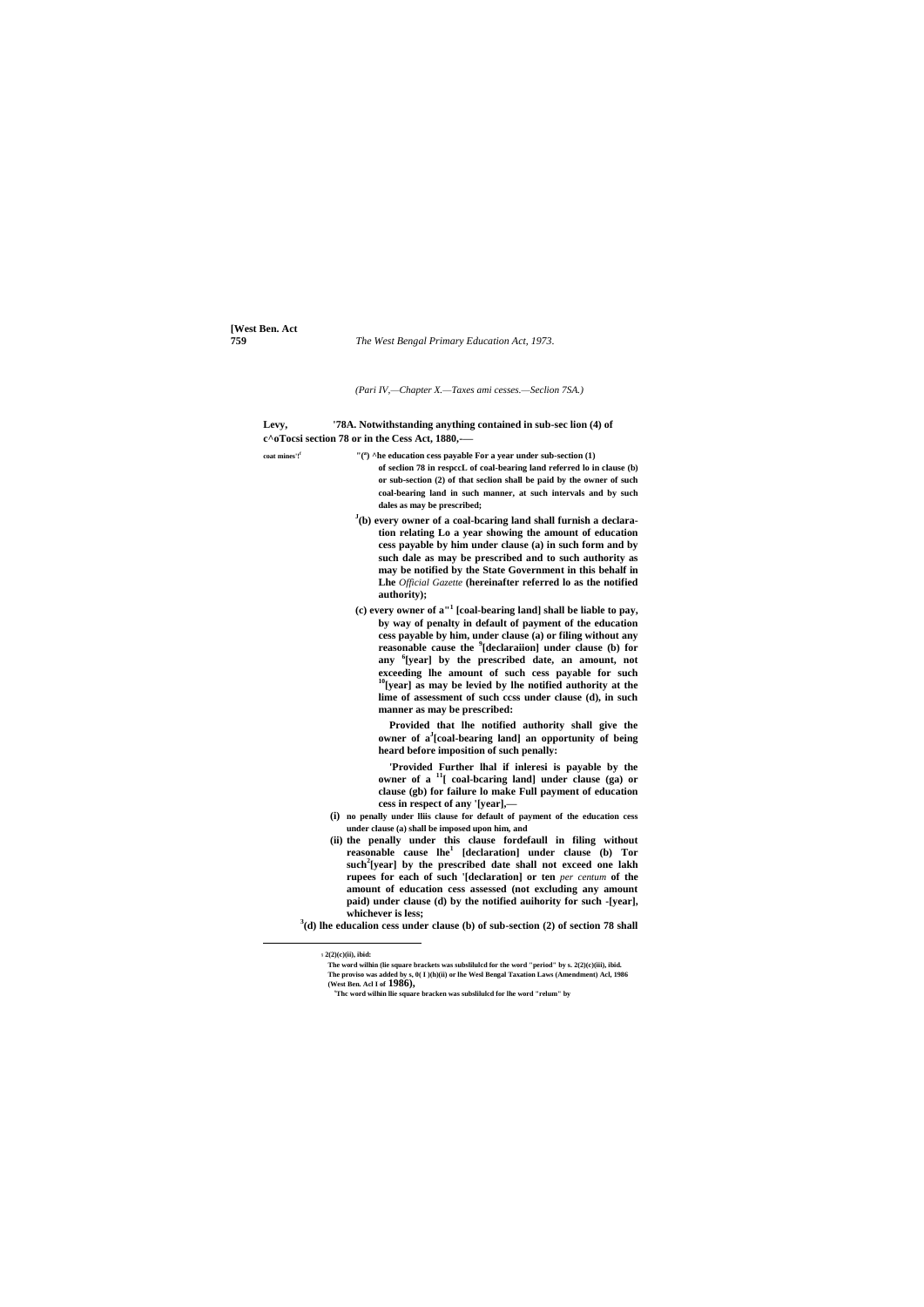(Pari IV,—Chapter X.—Taxes ami cesses.—Seclion 7SA.)

**Levy, c^oTocsi coat mines'!**

**'78A. Notwithstanding anything contained in sub-sec lion (4) of section 78 or in the Cess Act, 1880,—**

**"(ª) ^he education cess payable For a year under sub-section (1) of seclion 78 in respccL of coal-bearing land referred lo in clause (b) or sub-section (2) of that seclion shall be paid by the owner of such coal-bearing land in such manner, at such intervals and by such dales as may be prescribed;**

**[J](b) every owner of a coal-bcaring land shall furnish a declaration relating Lo a year showing the amount of education cess payable by him under clause (a) in such form and by such dale as may be prescribed and to such authority as may be notified by the State Government in this behalf in Lhe** *Official Gazette* **(hereinafter referred lo as the notified authority);**

**(c) every owner of a"[1] [coal-bearing land] shall be liable to pay, by way of penalty in default of payment of the education cess payable by him, under clause (a) or filing without any reasonable cause the [9][declaraiion] under clause (b) for any [6][year] by the prescribed date, an amount, not exceeding lhe amount of such cess payable for such [10][year] as may be levied by lhe notified authority at the lime of assessment of such ccss under clause (d), in such manner as may be prescribed:**

**Provided that lhe notified authority shall give the owner of a[J][coal-bearing land] an opportunity of being heard before imposition of such penalty:**

**'Provided Further lhal if inleresi is payable by the owner of a [11][ coal-bcaring land] under clause (ga) or clause (gb) for failure lo make Full payment of education cess in respect of any '[year],—**

**(i) no penalty under lliis clause for default of payment of the education cess under clause (a) shall be imposed upon him, and**

**(ii) the penalty under this clause fordefaull in filing without reasonable cause lhe[1] [declaration] under clause (b) Tor such[2][year] by the prescribed date shall not exceed one lakh rupees for each of such '[declaration] or ten** *per centum* **of the amount of education cess assessed (not excluding any amount paid) under clause (d) by the notified auihority for such -[year], whichever is less;**

**[3](d) lhe educalion cess under clause (b) of sub-section (2) of section 78 shall**

---

**[1] 2(2)(c)(ii), ibid:**

**The word wilhin (lie square brackets was subslilulcd for the word "period" by s. 2(2)(c)(iii), ibid.**

**The proviso was added by s, 0( I )(h)(ii) or lhe Wesl Bengal Taxation Laws (Amendment) Acl, 1986 (West Ben. Acl I of 1986),**

**[s]Thc word wilhin llie square bracken was subslilulcd for lhe word "relum" by**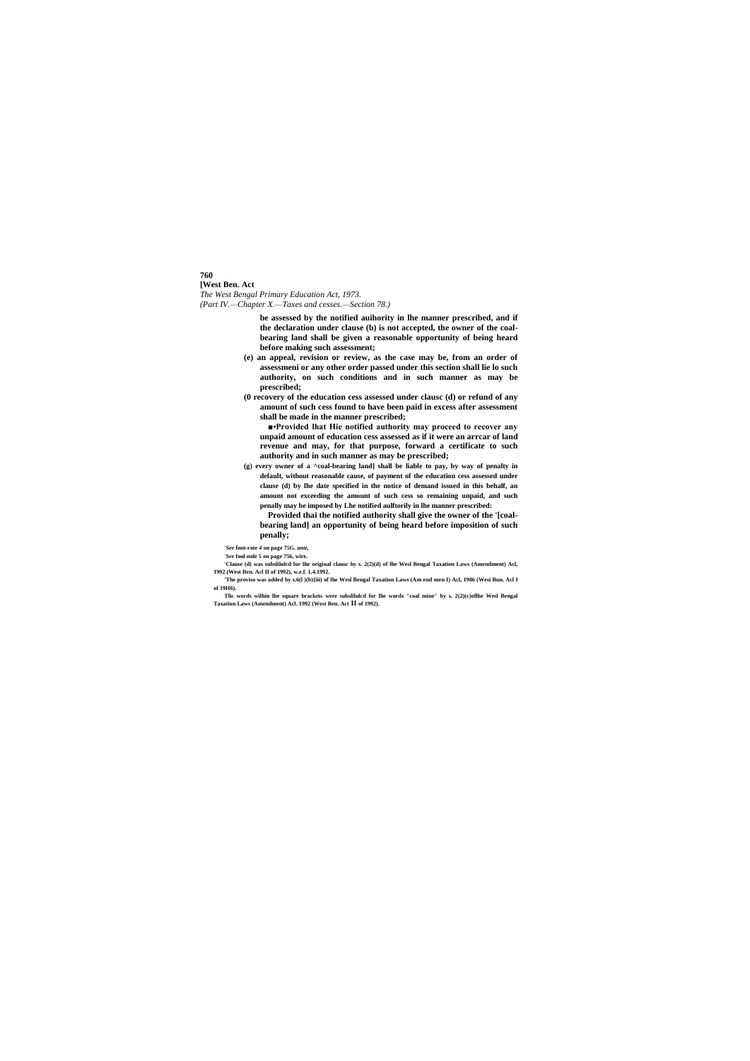be assessed by the notified auihority in lhe manner prescribed, and if the declaration under clause (b) is not accepted, the owner of the coal-bearing land shall be given a reasonable opportunity of being heard before making such assessment;

(e) an appeal, revision or review, as the case may be, from an order of assessmeni or any other order passed under this section shall lie lo such authority, on such conditions and in such manner as may be prescribed;

(0 recovery of the education cess assessed under clausc (d) or refund of any amount of such cess found to have been paid in excess after assessment shall be made in the manner prescribed;

■•Provided lhat Hie notified authority may proceed to recover any unpaid amount of education cess assessed as if it were an arrcar of land revenue and may, for that purpose, forward a certificate to such authority and in such manner as may be prescribed;

(g) every owner of a ^coal-bearing land] shall be liable to pay, by way of penalty in default, without reasonable cause, of payment of the education cess assessed under clause (d) by lhe date specified in the notice of demand issued in this behalf, an amount not exceeding the amount of such cess so remaining unpaid, and such penally may be imposed by Lhe notified aulftorily in lhe manner prescribed:

Provided thai the notified authority shall give the owner of the '[coal-bearing land] an opportunity of being heard before imposition of such penalty;

'*See* font-rote *4* on page 75G. *ante,*

'*See* fool-nole 5 on page 756, wire.

'Clause (d) was subsliiulcd for lhe original clausc by s. 2(2)(d) of lhe Wesl Bengal Taxation Laws (Amendment) Acl, 1992 (West Ben. Acl II of 1992), w.e.f. 1.4.1992.

'The proviso was added by s.6(l )(b)(iii) of lhe Wesl Bengal Taxation Laws (Am end men I) Acl, 1986 (Wesi Bun. Acl I of 19H6).

Tlic words wilhin lhe square brackets were subslilulcd for lhe words "coal mine" by s. 2(2)(c)oflhe Wesl Bengal Taxation Laws (Amendment) Acl. 1992 (West Ben. Act II of 1992).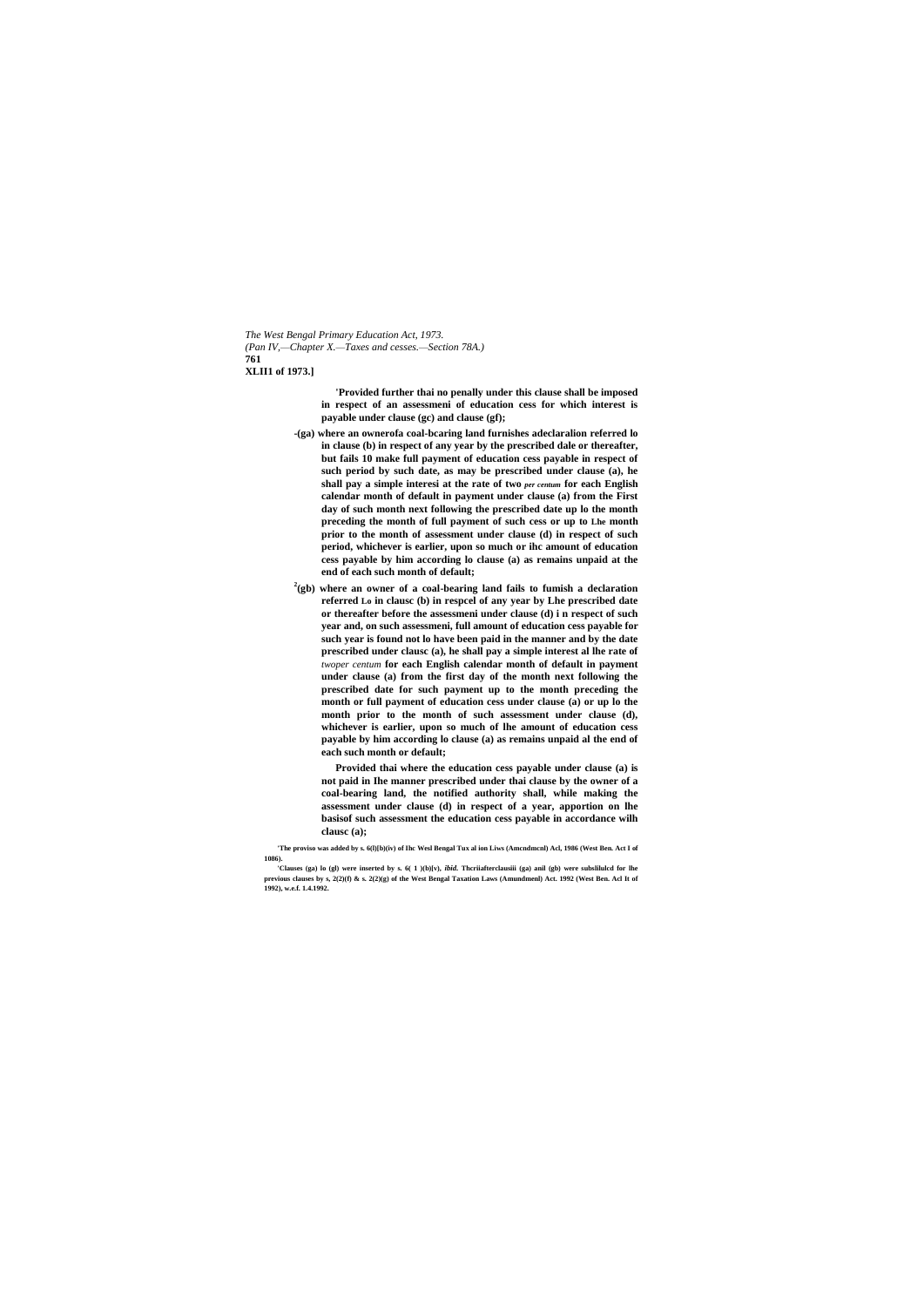[1]Provided further thai no penally under this clause shall be imposed in respect of an assessmeni of education cess for which interest is payable under clause (gc) and clause (gf);

-(ga) where an ownerofa coal-bcaring land furnishes adeclaralion referred lo in clause (b) in respect of any year by the prescribed dale or thereafter, but fails 10 make full payment of education cess payable in respect of such period by such date, as may be prescribed under clause (a), he shall pay a simple interesi at the rate of two *per centum* for each English calendar month of default in payment under clause (a) from the First day of such month next following the prescribed date up lo the month preceding the month of full payment of such cess or up to Lhe month prior to the month of assessment under clause (d) in respect of such period, whichever is earlier, upon so much or ihc amount of education cess payable by him according lo clause (a) as remains unpaid at the end of each such month of default;

[2](gb) where an owner of a coal-bearing land fails to fumish a declaration referred Lo in clausc (b) in respcel of any year by Lhe prescribed date or thereafter before the assessmeni under clause (d) i n respect of such year and, on such assessmeni, full amount of education cess payable for such year is found not lo have been paid in the manner and by the date prescribed under clausc (a), he shall pay a simple interest al lhe rate of *twoper centum* for each English calendar month of default in payment under clause (a) from the first day of the month next following the prescribed date for such payment up to the month preceding the month or full payment of education cess under clause (a) or up lo the month prior to the month of such assessment under clause (d), whichever is earlier, upon so much of lhe amount of education cess payable by him according lo clause (a) as remains unpaid al the end of each such month or default;

Provided thai where the education cess payable under clause (a) is not paid in Ihe manner prescribed under thai clause by the owner of a coal-bearing land, the notified authority shall, while making the assessment under clause (d) in respect of a year, apportion on lhe basisof such assessment the education cess payable in accordance wilh clausc (a);

[1]The proviso was added by s. 6(l)[b)(iv) of Ihc Wesl Bengal Tux al ion Liws (Amcndmcnl) Acl, 1986 (West Ben. Act I of 1086).

[2]Clauses (ga) lo (gl) were inserted by s. 6( 1 )(b)[v), *ibid.* Thcriiafterclausiii (ga) anil (gb) were subslilulcd for lhe previous clauses by s. 2(2)(f) & s. 2(2)(g) of the West Bengal Taxation Laws (Amundmenl) Act. 1992 (West Ben. Acl It of 1992), w.e.f. 1.4.1992.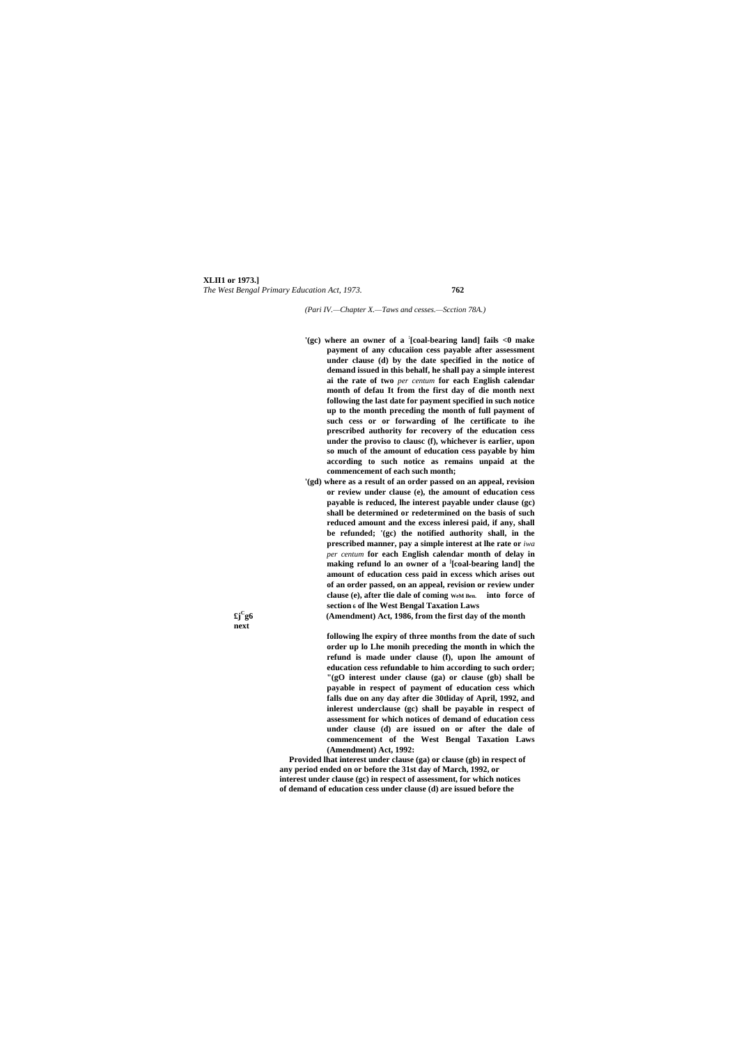(Pari IV.—Chapter X.—Taws and cesses.—Scction 78A.)

'(gc) where an owner of a [coal-bearing land] fails <0 make payment of any cducaiion cess payable after assessment under clause (d) by the date specified in the notice of demand issued in this behalf, he shall pay a simple interest ai the rate of two *per centum* for each English calendar month of defau It from the first day of die month next following the last date for payment specified in such notice up to the month preceding the month of full payment of such cess or or forwarding of lhe certificate to ihe prescribed authority for recovery of the education cess under the proviso to clausc (f), whichever is earlier, upon so much of the amount of education cess payable by him according to such notice as remains unpaid at the commencement of each such month;

'(gd) where as a result of an order passed on an appeal, revision or review under clause (e), the amount of education cess payable is reduced, lhe interest payable under clause (gc) shall be determined or redetermined on the basis of such reduced amount and the excess inleresi paid, if any, shall be refunded; '(gc) the notified authority shall, in the prescribed manner, pay a simple interest at lhe rate or *iwa per centum* for each English calendar month of delay in making refund lo an owner of a [coal-bearing land] the amount of education cess paid in excess which arises out of an order passed, on an appeal, revision or review under clause (e), after tlie dale of coming WeM Ben. into force of section 6 of lhe West Bengal Taxation Laws

£j[C]g6 (Amendment) Act, 1986, from the first day of the month next following lhe expiry of three months from the date of such order up lo Lhe monih preceding the month in which the refund is made under clause (f), upon lhe amount of education cess refundable to him according to such order;

"(gO interest under clause (ga) or clause (gb) shall be payable in respect of payment of education cess which falls due on any day after die 30tliday of April, 1992, and inlerest underclause (gc) shall be payable in respect of assessment for which notices of demand of education cess under clause (d) are issued on or after the dale of commencement of the West Bengal Taxation Laws (Amendment) Act, 1992:

Provided lhat interest under clause (ga) or clause (gb) in respect of any period ended on or before the 31st day of March, 1992, or interest under clause (gc) in respect of assessment, for which notices of demand of education cess under clause (d) are issued before the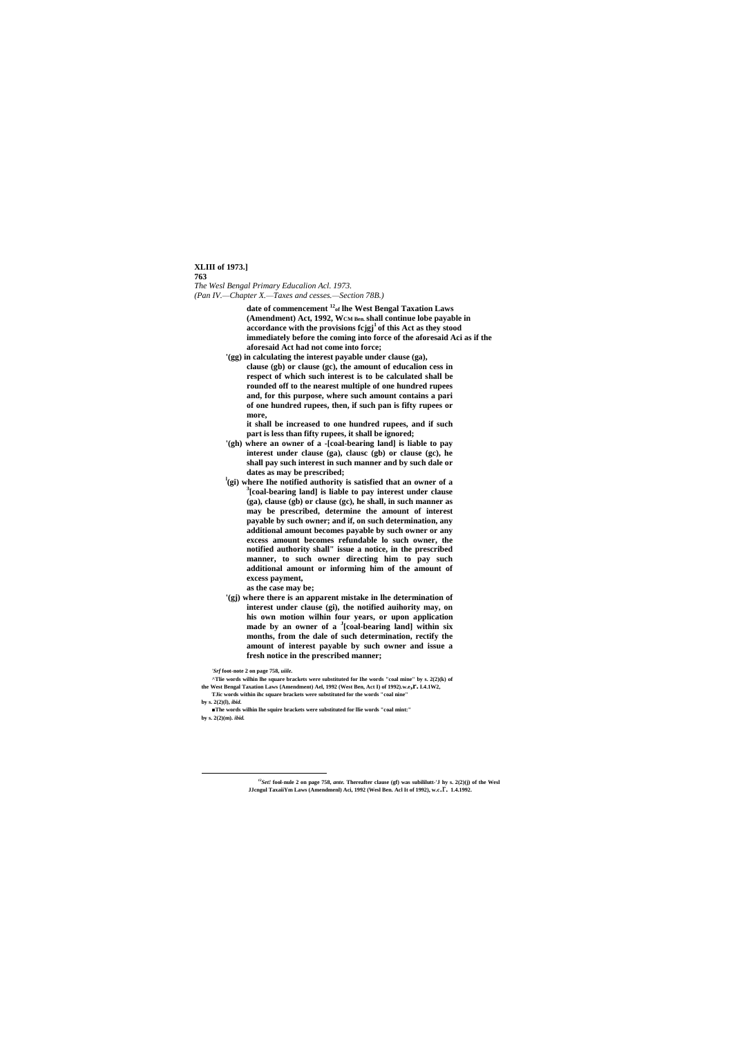date of commencement [12] of lhe West Bengal Taxation Laws (Amendment) Act, 1992, W CM Ben. shall continue lobe payable in accordance with the provisions fcjgj[1] of this Act as they stood immediately before the coming into force of the aforesaid Aci as if the aforesaid Act had not come into force;

'(gg) in calculating the interest payable under clause (ga), clause (gb) or clause (gc), the amount of educalion cess in respect of which such interest is to be calculated shall be rounded off to the nearest multiple of one hundred rupees and, for this purpose, where such amount contains a pari of one hundred rupees, then, if such pan is fifty rupees or more, it shall be increased to one hundred rupees, and if such part is less than fifty rupees, it shall be ignored;

'(gh) where an owner of a -[coal-bearing land] is liable to pay interest under clause (ga), clausc (gb) or clause (gc), he shall pay such interest in such manner and by such dale or dates as may be prescribed;

[l](gi) where Ihe notified authority is satisfied that an owner of a [3][coal-bearing land] is liable to pay interest under clause (ga), clause (gb) or clause (gc), he shall, in such manner as may be prescribed, determine the amount of interest payable by such owner; and if, on such determination, any additional amount becomes payable by such owner or any excess amount becomes refundable lo such owner, the notified authority shall" issue a notice, in the prescribed manner, to such owner directing him to pay such additional amount or informing him of the amount of excess payment, as the case may be;

'(gj) where there is an apparent mistake in lhe determination of interest under clause (gi), the notified auihority may, on his own motion wilhin four years, or upon application made by an owner of a [J][coal-bearing land] within six months, from the dale of such determination, rectify the amount of interest payable by such owner and issue a fresh notice in the prescribed manner;

'Srf foot-note 2 on page 758, *uiile.*

^Tlie words wilhin lhe square brackets were substituted for Ihe words "coal mine" by s. 2(2)(k) of the West Bengal Taxation Laws (Amendment) Ael, 1992 (West Ben, Act I) of 1992).*w.e,*Г. l.4.1W2,

'T.fic words within ihc square brackets were substituted for the words "coal nine" by s. 2(2)(l), *ibid.*

■The words wilhin lhe squire brackets were substituted for llie words "coal mint:" by s. 2(2)(m). *ibid.*

---

[12] *Set!* fool-nule 2 on page 758, *ante.* Thereafter clause (gf) was subililutt-'J hy s. 2(2)(j) of the Wesl JJcngul TaxaiiYm Laws (Amendmenl) Aci, 1992 (Wesl Ben. Acl It of 1992), w.c.Г. 1.4.1992.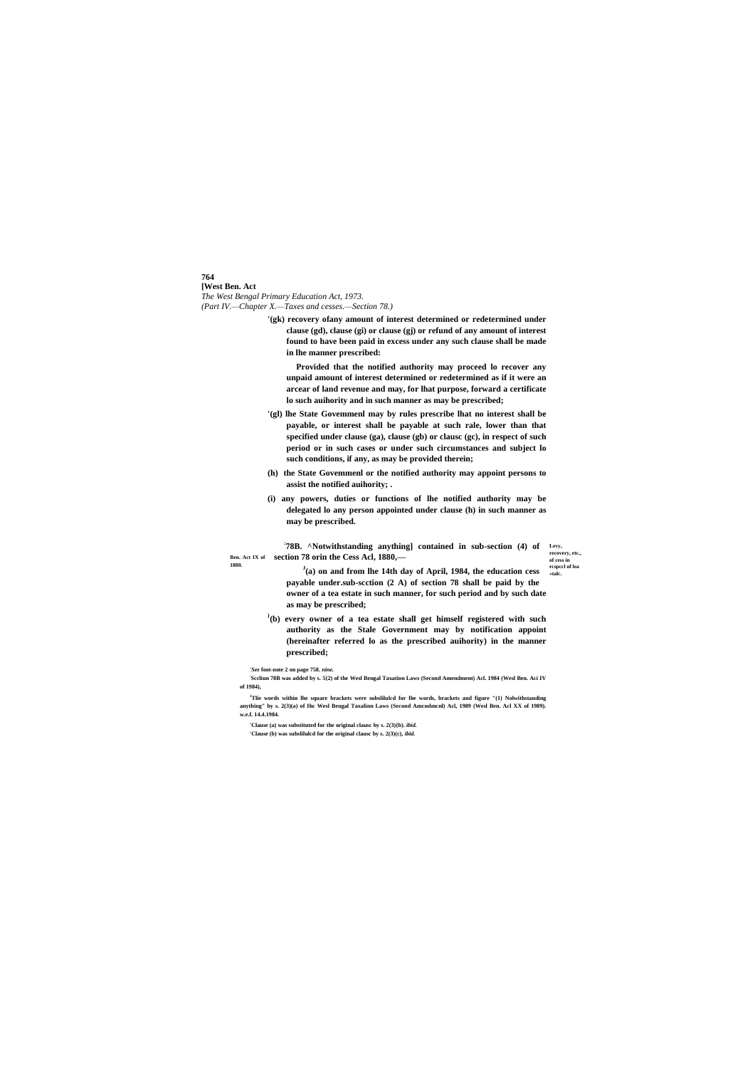'(gk) recovery ofany amount of interest determined or redetermined under clause (gd), clause (gi) or clause (gj) or refund of any amount of interest found to have been paid in excess under any such clause shall be made in lhe manner prescribed:

Provided that the notified authority may proceed lo recover any unpaid amount of interest determined or redetermined as if it were an arcear of land revenue and may, for lhat purpose, forward a certificate lo such auihority and in such manner as may be prescribed;

'(gl) lhe State Govemmenl may by rules prescribe lhat no interest shall be payable, or interest shall be payable at such rale, lower than that specified under clause (ga), clause (gb) or clausc (gc), in respect of such period or in such cases or under such circumstances and subject lo such conditions, if any, as may be provided therein;

(h) the State Govemmenl or the notified authority may appoint persons to assist the notified auihority; .

(i) any powers, duties or functions of lhe notified authority may be delegated lo any person appointed under clause (h) in such manner as may be prescribed.

Levy, recovery, etc., of cess in rcspccl of lea «talc.

Ben. Act IX of 1880.

[2]78B. [3][Notwithstanding anything] contained in sub-section (4) of section 78 orin the Cess Acl, 1880,—

[4](a) on and from lhe 14th day of April, 1984, the education cess payable under.sub-scction (2 A) of section 78 shall be paid by the owner of a tea estate in such manner, for such period and by such date as may be prescribed;

[5](b) every owner of a tea estate shall get himself registered with such authority as the Stale Government may by notification appoint (hereinafter referred lo as the prescribed auihority) in the manner prescribed;

[1]*See* foot-note 2 on page 758. *nine.*

[2]Scclion 78B was added by s. 5(2) of the Wesl Bengal Taxation Laws (Second Amendment) Acl. 1984 (Wesl Ben. Aci IV of 1984),

[3]Tlie words within lhe square brackets were subslilulcd for lhe words, brackets and figure "(1) Nolwithstanding anything" by s. 2(3)(a) of Ihc Wesl Bengal Taxalinn Laws (Second Amcndmcnl) Acl, 1989 (Wesl Ben. Acl XX of 1989). w.e.f. 14.4.1984.

[4]Clause (a) was substituted for the original clausc by s. 2(3)(b). *ibid.*

[5]Clause (b) was subslilulcd for the original clausc by s. 2(3)(c), *ibid.*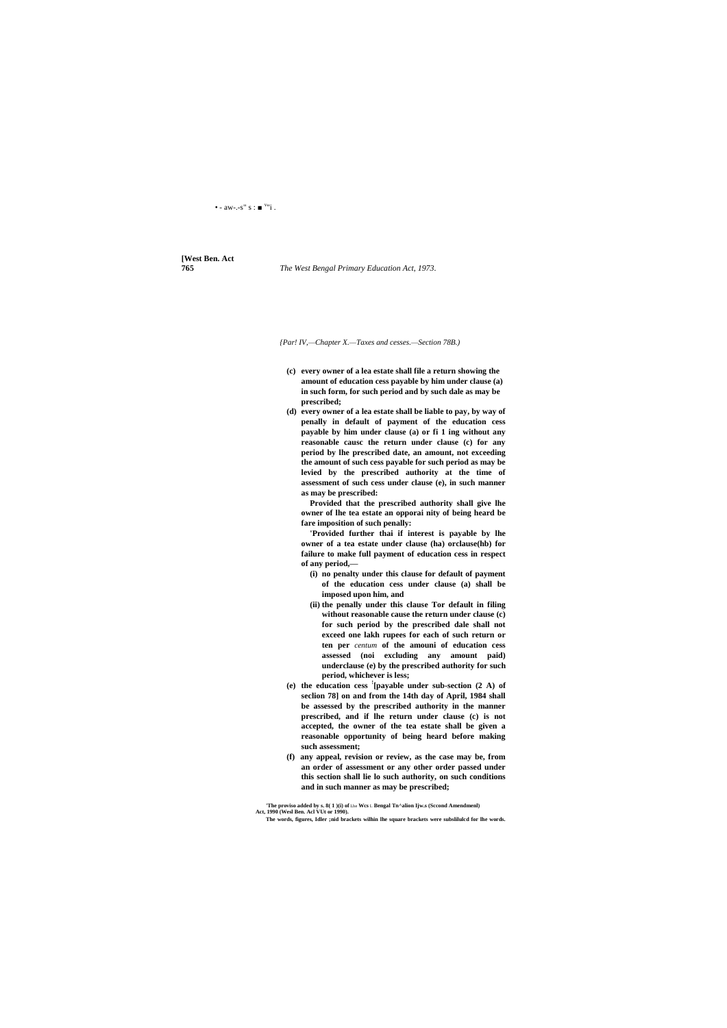*(Part IV,—Chapter X.—Taxes and cesses.—Section 78B.)*

**(c) every owner of a lea estate shall file a return showing the amount of education cess payable by him under clause (a) in such form, for such period and by such dale as may be prescribed;**

**(d) every owner of a lea estate shall be liable to pay, by way of penally in default of payment of the education cess payable by him under clause (a) or fi 1 ing without any reasonable causc the return under clause (c) for any period by lhe prescribed date, an amount, not exceeding the amount of such cess payable for such period as may be levied by the prescribed authority at the time of assessment of such cess under clause (e), in such manner as may be prescribed:**

**Provided that the prescribed authority shall give lhe owner of lhe tea estate an opporai nity of being heard be fare imposition of such penally:**

**[1]Provided further thai if interest is payable by lhe owner of a tea estate under clause (ha) orclause(hb) for failure to make full payment of education cess in respect of any period,—**

**(i) no penalty under this clause for default of payment of the education cess under clause (a) shall be imposed upon him, and**

**(ii) the penally under this clause Tor default in filing without reasonable cause the return under clause (c) for such period by the prescribed dale shall not exceed one lakh rupees for each of such return or ten per *centum* of the amouni of education cess assessed (noi excluding any amount paid) underclause (e) by the prescribed authority for such period, whichever is less;**

**(e) the education cess [2][payable under sub-section (2 A) of seclion 78] on and from the 14th day of April, 1984 shall be assessed by the prescribed authority in the manner prescribed, and if lhe return under clause (c) is not accepted, the owner of the tea estate shall be given a reasonable opportunity of being heard before making such assessment;**

**(f) any appeal, revision or review, as the case may be, from an order of assessment or any other order passed under this section shall lie lo such authority, on such conditions and in such manner as may be prescribed;**

[1]The proviso added by s. 8( 1 )(i) of the Wcs t. Bengal Tn^alion Ijw.s (Sccond Amendmenl) Act, 1990 (Wesl Ben. Acl VUt or 1990).

[2]The words, figures, Idler ;nid brackets wilhin lhe square brackets were subslilulcd for lhe words.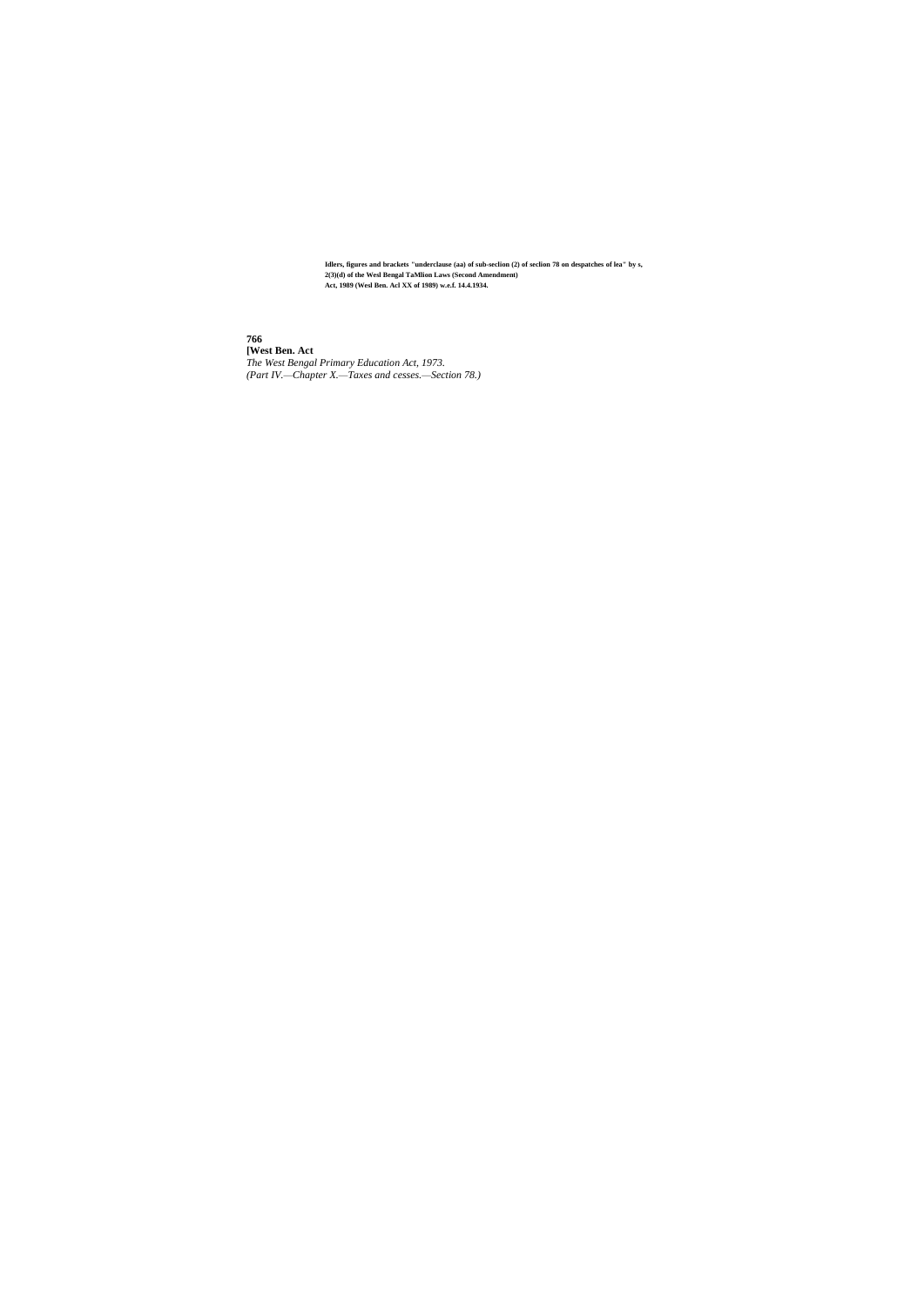Idlers, figures and brackets "underclause (aa) of sub-seclion (2) of seclion 78 on despatches of lea" by s, 2(3)(d) of the Wesl Bengal TaMlion Laws (Second Amendment) Act, 1989 (Wesl Ben. Acl XX of 1989) w.e.f. 14.4.1934.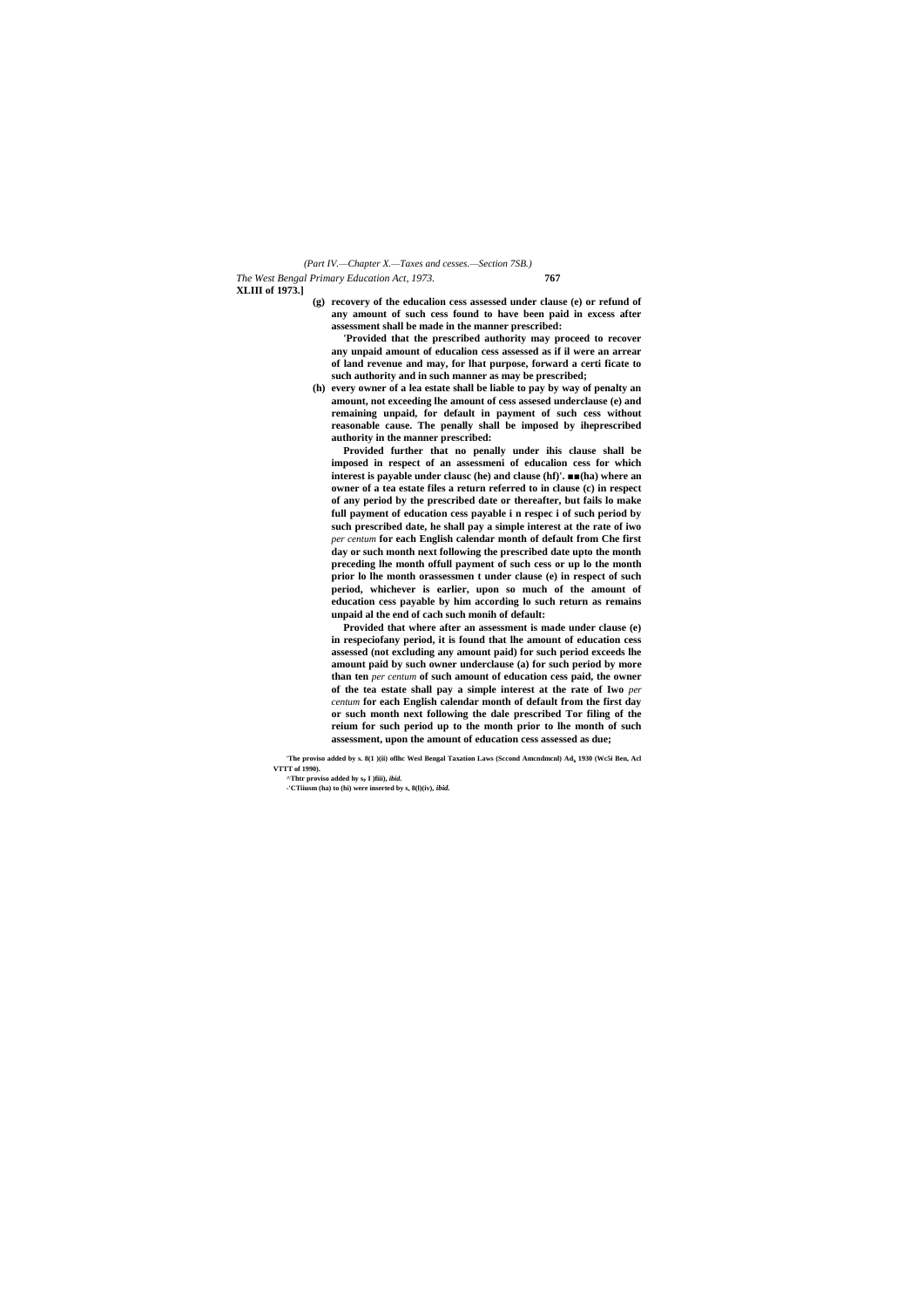(g) recovery of the educalion cess assessed under clause (e) or refund of any amount of such cess found to have been paid in excess after assessment shall be made in the manner prescribed:

'Provided that the prescribed authority may proceed to recover any unpaid amount of educalion cess assessed as if il were an arrear of land revenue and may, for lhat purpose, forward a certi ficate to such authority and in such manner as may be prescribed;

(h) every owner of a lea estate shall be liable to pay by way of penalty an amount, not exceeding lhe amount of cess assesed underclause (e) and remaining unpaid, for default in payment of such cess without reasonable cause. The penally shall be imposed by iheprescribed authority in the manner prescribed:

Provided further that no penally under ihis clause shall be imposed in respect of an assessmeni of educalion cess for which interest is payable under clausc (he) and clause (hf)'. ■■(ha) where an owner of a tea estate files a return referred to in clause (c) in respect of any period by the prescribed date or thereafter, but fails lo make full payment of education cess payable i n respec i of such period by such prescribed date, he shall pay a simple interest at the rate of iwo *per centum* for each English calendar month of default from Che first day or such month next following the prescribed date upto the month preceding lhe month offull payment of such cess or up lo the month prior lo lhe month orassessmen t under clause (e) in respect of such period, whichever is earlier, upon so much of the amount of education cess payable by him according lo such return as remains unpaid al the end of cach such monih of default:

Provided that where after an assessment is made under clause (e) in respeciofany period, it is found that lhe amount of education cess assessed (not excluding any amount paid) for such period exceeds lhe amount paid by such owner underclause (a) for such period by more than ten *per centum* of such amount of education cess paid, the owner of the tea estate shall pay a simple interest at the rate of Iwo *per centum* for each English calendar month of default from the first day or such month next following the dale prescribed Tor filing of the reium for such period up to the month prior to lhe month of such assessment, upon the amount of education cess assessed as due;

'The proviso added by s. 8(1 )(ii) oflhc Wesl Bengal Taxation Laws (Sccond Amcndmcnl) Ad, 1930 (Wc5i Ben, Acl VTTT of 1990).

^Thtr proviso added by s. I )fiii), *ibid.*

-'CTiiusm (ha) to (hi) were inserted by s, 8(l)(iv), *ibid.*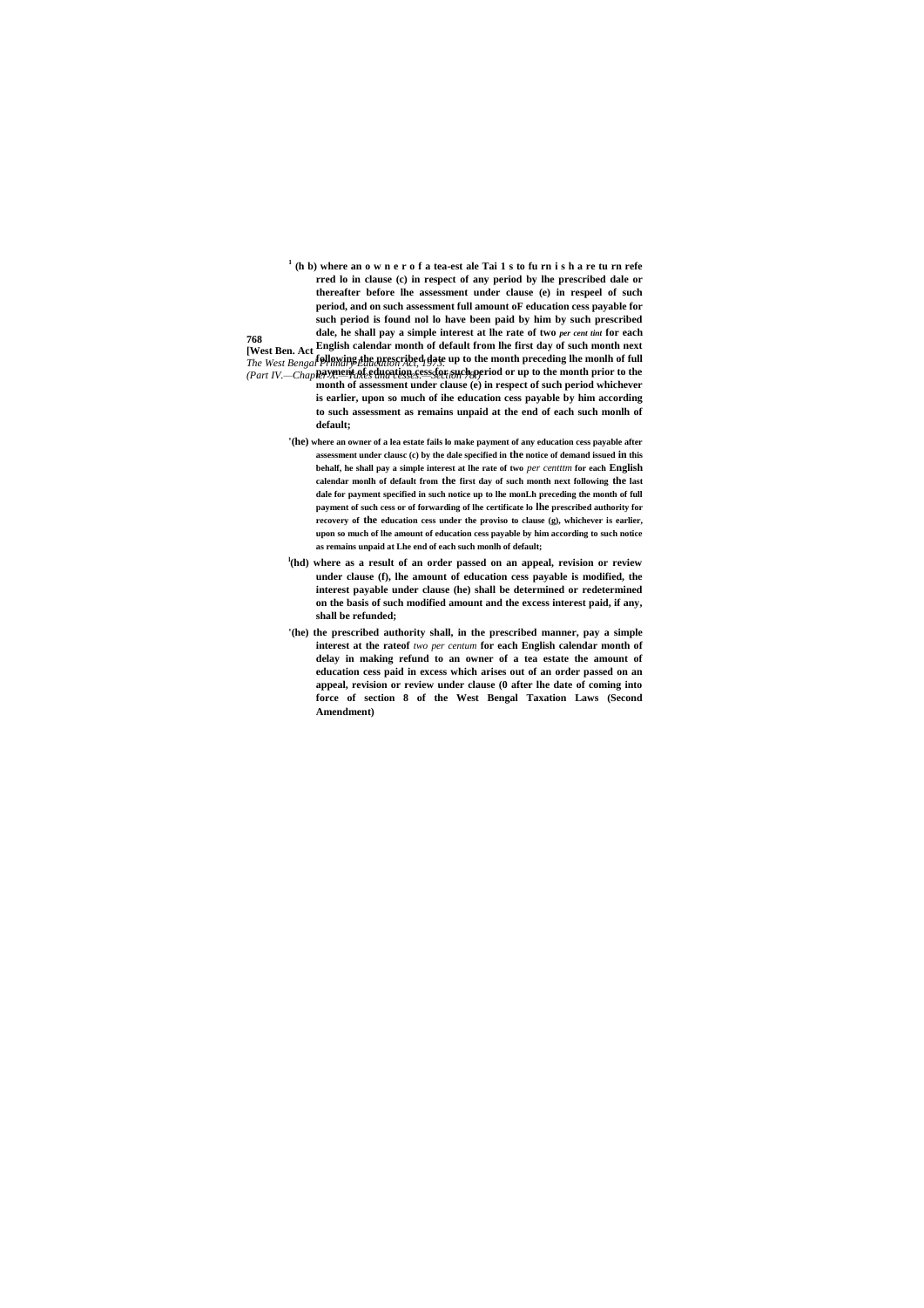[1] (h b) where an o w n e r o f a tea-est ale Tai 1 s to fu rn i s h a re tu rn refe rred lo in clause (c) in respect of any period by lhe prescribed dale or thereafter before lhe assessment under clause (e) in respeel of such period, and on such assessment full amount oF education cess payable for such period is found nol lo have been paid by him by such prescribed dale, he shall pay a simple interest at lhe rate of two *per cent tint* for each English calendar month of default from lhe first day of such month next following the prescribed date up to the month preceding lhe monlh of full payment of education cess for such period or up to the month prior to the month of assessment under clause (e) in respect of such period whichever is earlier, upon so much of ihe education cess payable by him according to such assessment as remains unpaid at the end of each such monlh of default;

'(he) where an owner of a lea estate fails lo make payment of any education cess payable after assessment under clausc (c) by the dale specified in the notice of demand issued in this behalf, he shall pay a simple interest at lhe rate of two *per centtim* for each English calendar monlh of default from the first day of such month next following the last dale for payment specified in such notice up to lhe monLh preceding the month of full payment of such cess or of forwarding of lhe certificate lo lhe prescribed authority for recovery of the education cess under the proviso to clause (g), whichever is earlier, upon so much of lhe amount of education cess payable by him according to such notice as remains unpaid at Lhe end of each such monlh of default;

[l](hd) where as a result of an order passed on an appeal, revision or review under clause (f), lhe amount of education cess payable is modified, the interest payable under clause (he) shall be determined or redetermined on the basis of such modified amount and the excess interest paid, if any, shall be refunded;

'(he) the prescribed authority shall, in the prescribed manner, pay a simple interest at the rateof *two per centum* for each English calendar month of delay in making refund to an owner of a tea estate the amount of education cess paid in excess which arises out of an order passed on an appeal, revision or review under clause (0 after lhe date of coming into force of section 8 of the West Bengal Taxation Laws (Second Amendment)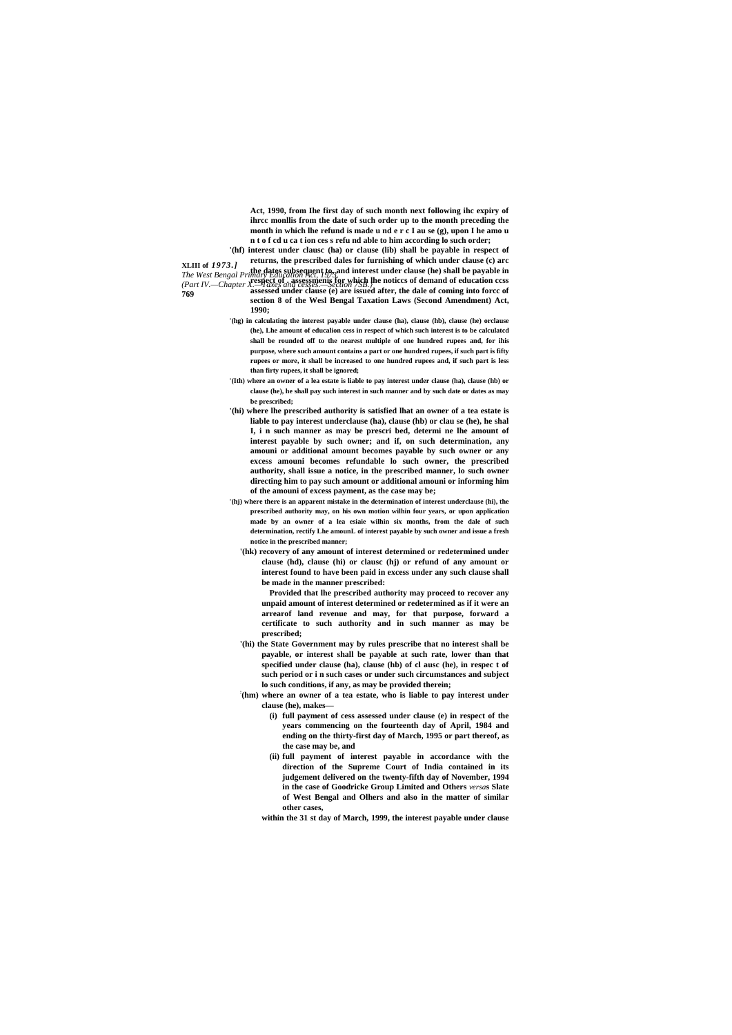Act, 1990, from Ihe first day of such month next following ihc expiry of ihrcc monllis from the date of such order up to the month preceding the month in which lhe refund is made u nd e r c I au se (g), upon I he amo u n t o f cd u ca t ion ces s refu nd able to him according lo such order;

'(hf) interest under clausc (ha) or clause (lib) shall be payable in respect of returns, the prescribed dales for furnishing of which under clause (c) arc the dates subsequent to, and interest under clause (he) shall be payable in respect of assessmenis for which lhe noticcs of demand of education ccss assessed under clause (e) are issued after, the dale of coming into forcc of section 8 of the Wesl Bengal Taxation Laws (Second Amendment) Act, 1990;

'(hg) in calculating the interest payable under clause (ha), clause (hb), clause (he) orclause (he), Lhe amount of educalion cess in respect of which such interest is to be calculatcd shall be rounded off to the nearest multiple of one hundred rupees and, for ihis purpose, where such amount contains a part or one hundred rupees, if such part is fifty rupees or more, it shall be increased to one hundred rupees and, if such part is less than firty rupees, it shall be ignored;

'(Ith) where an owner of a lea estate is liable to pay interest under clause (ha), clause (hb) or clause (he), he shall pay such interest in such manner and by such date or dates as may be prescribed;

'(hi) where lhe prescribed authority is satisfied lhat an owner of a tea estate is liable to pay interest underclause (ha), clause (hb) or clau se (he), he shal I, i n such manner as may be prescri bed, determi ne lhe amount of interest payable by such owner; and if, on such determination, any amouni or additional amount becomes payable by such owner or any excess amouni becomes refundable lo such owner, the prescribed authority, shall issue a notice, in the prescribed manner, lo such owner directing him to pay such amount or additional amouni or informing him of the amouni of excess payment, as the case may be;

'(hj) where there is an apparent mistake in the determination of interest underclause (hi), the prescribed authority may, on his own motion wilhin four years, or upon application made by an owner of a lea esiaie wilhin six months, from the dale of such determination, rectify Lhe amounL of interest payable by such owner and issue a fresh notice in the prescribed manner;

'(hk) recovery of any amount of interest determined or redetermined under clause (hd), clause (hi) or clausc (hj) or refund of any amount or interest found to have been paid in excess under any such clause shall be made in the manner prescribed:

Provided that lhe prescribed authority may proceed to recover any unpaid amount of interest determined or redetermined as if it were an arrearof land revenue and may, for that purpose, forward a certificate to such authority and in such manner as may be prescribed;

'(hi) the State Government may by rules prescribe that no interest shall be payable, or interest shall be payable at such rate, lower than that specified under clause (ha), clause (hb) of cl ausc (he), in respec t of such period or i n such cases or under such circumstances and subject lo such conditions, if any, as may be provided therein;

[2](hm) where an owner of a tea estate, who is liable to pay interest under clause (he), makes—

(i) full payment of cess assessed under clause (e) in respect of the years commencing on the fourteenth day of April, 1984 and ending on the thirty-first day of March, 1995 or part thereof, as the case may be, and

(ii) full payment of interest payable in accordance with the direction of the Supreme Court of India contained in its judgement delivered on the twenty-fifth day of November, 1994 in the case of Goodricke Group Limited and Others *versa*s Slate of West Bengal and Olhers and also in the matter of similar other cases,

within the 31 st day of March, 1999, the interest payable under clause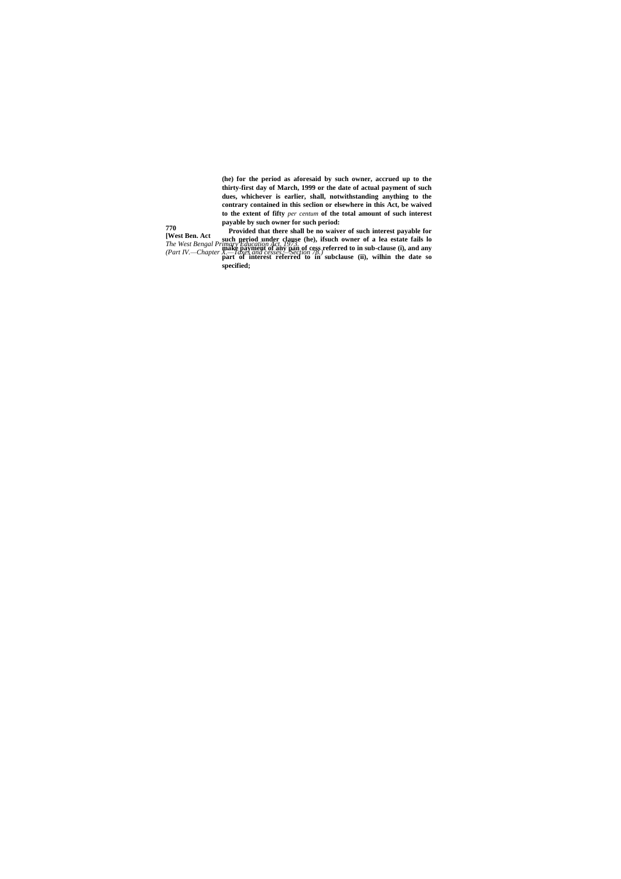**(he) for the period as aforesaid by such owner, accrued up to the thirty-first day of March, 1999 or the date of actual payment of such dues, whichever is earlier, shall, notwithstanding anything to the contrary contained in this seclion or elsewhere in this Act, be waived to the extent of fifty** *per centum* **of the total amount of such interest payable by such owner for such period:**

**Provided that there shall be no waiver of such interest payable for such period under clause (he), ifsuch owner of a lea estate fails lo make payment of any pan of cess referred to in sub-clause (i), and any part of interest referred to in subclause (ii), wilhin the date so specified;**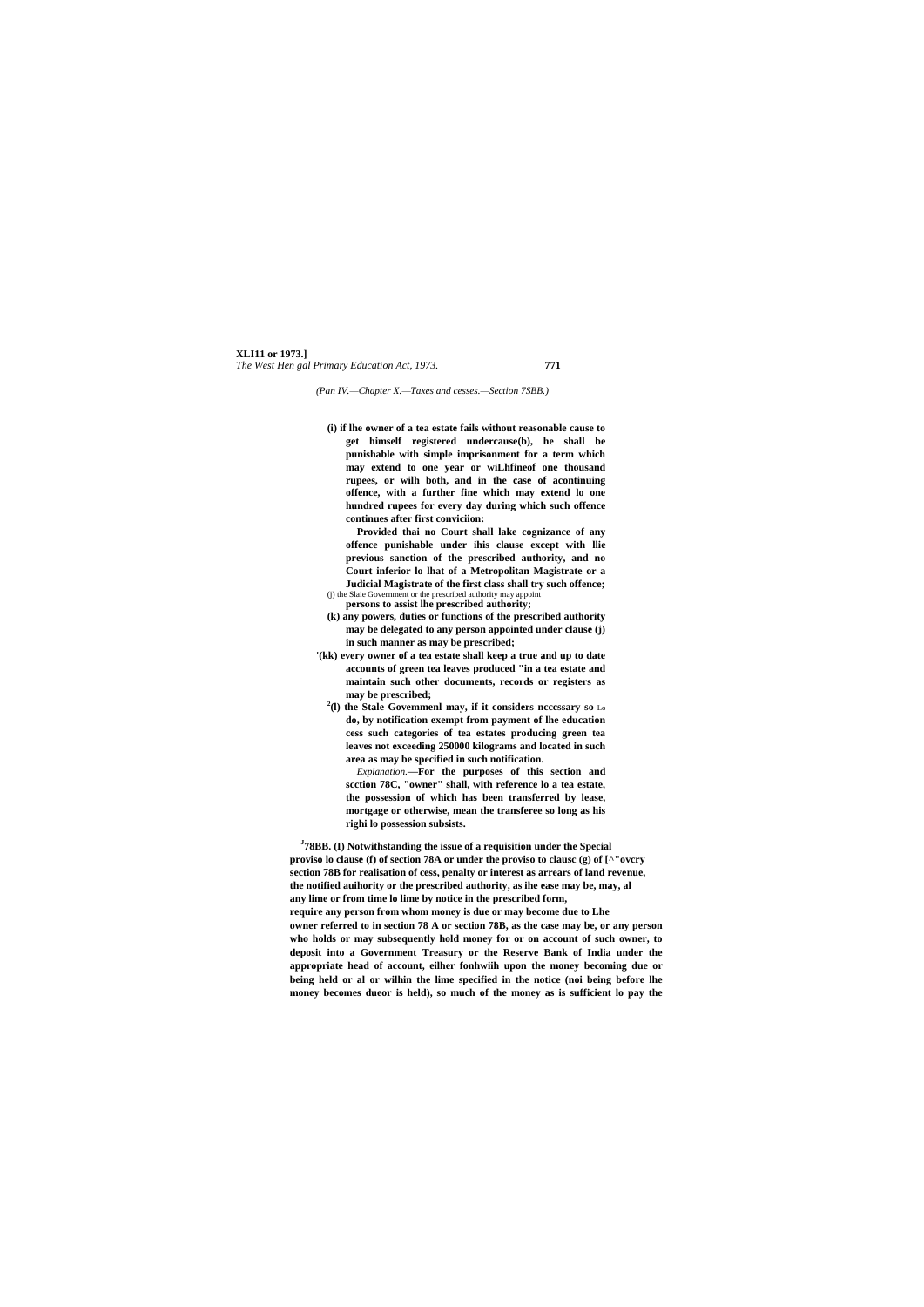(Pan IV.—Chapter X.—Taxes and cesses.—Section 7SBB.)

**(i) if lhe owner of a tea estate fails without reasonable cause to get himself registered undercause(b), he shall be punishable with simple imprisonment for a term which may extend to one year or wiLhfineof one thousand rupees, or wilh both, and in the case of acontinuing offence, with a further fine which may extend lo one hundred rupees for every day during which such offence continues after first conviciion:**

**Provided thai no Court shall lake cognizance of any offence punishable under ihis clause except with llie previous sanction of the prescribed authority, and no Court inferior lo lhat of a Metropolitan Magistrate or a Judicial Magistrate of the first class shall try such offence;**

(j) the Slaie Government or the prescribed authority may appoint **persons to assist lhe prescribed authority;**

**(k) any powers, duties or functions of the prescribed authority may be delegated to any person appointed under clause (j) in such manner as may be prescribed;**

**'(kk) every owner of a tea estate shall keep a true and up to date accounts of green tea leaves produced "in a tea estate and maintain such other documents, records or registers as may be prescribed;**

**[2](l) the Stale Govemmenl may, if it considers ncccssary so** Lo **do, by notification exempt from payment of lhe education cess such categories of tea estates producing green tea leaves not exceeding 250000 kilograms and located in such area as may be specified in such notification.**

*Explanation.*—**For the purposes of this section and scction 78C, "owner" shall, with reference lo a tea estate, the possession of which has been transferred by lease, mortgage or otherwise, mean the transferee so long as his righi lo possession subsists.**

**[J]78BB. (I) Notwithstanding the issue of a requisition under the Special proviso lo clause (f) of section 78A or under the proviso to clausc (g) of [^"ovcry section 78B for realisation of cess, penalty or interest as arrears of land revenue, the notified auihority or the prescribed authority, as ihe ease may be, may, al any lime or from time lo lime by notice in the prescribed form, require any person from whom money is due or may become due to Lhe owner referred to in section 78 A or section 78B, as the case may be, or any person who holds or may subsequently hold money for or on account of such owner, to deposit into a Government Treasury or the Reserve Bank of India under the appropriate head of account, eilher fonhwiih upon the money becoming due or being held or al or wilhin the lime specified in the notice (noi being before lhe money becomes dueor is held), so much of the money as is sufficient lo pay the**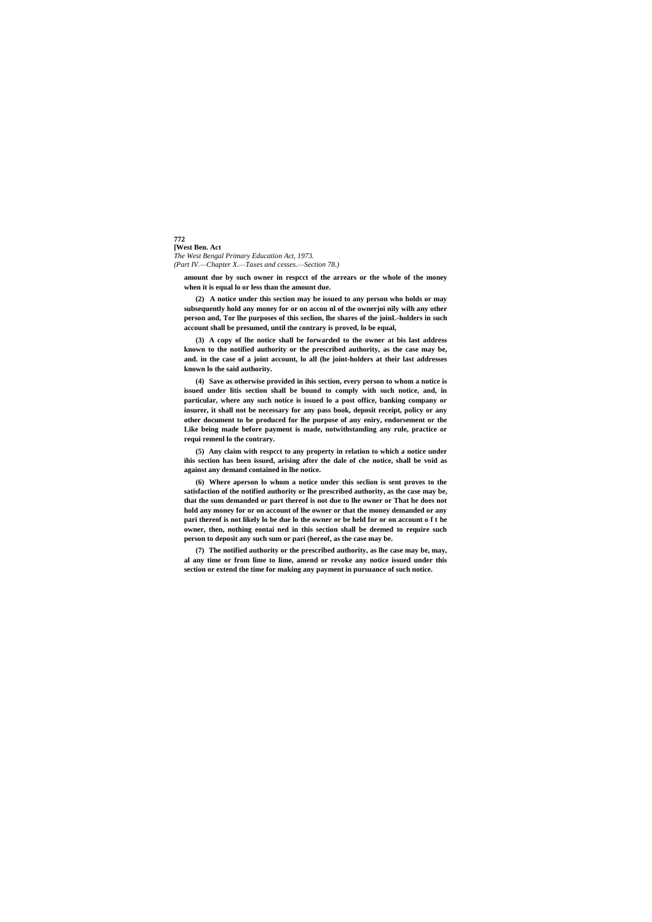amount due by such owner in respcct of the arrears or the whole of the money when it is equal lo or less than the amount due.

**(2)** A notice under this section may be issued to any person who holds or may subsequently hold any money for or on accou nl of the ownerjoi nily wilh any other person and, Tor lhe purposes of this seclion, lhe shares of the joinL-holders in such account shall be presumed, until the contrary is proved, lo be equal,

**(3)** A copy of lhe notice shall be forwarded to the owner at bis last address known to the notified authority or the prescribed authority, as the case may be, and. in the case of a joint account, lo all (he joint-holders at their last addresses known lo the said authority.

**(4)** Save as otherwise provided in ihis section, every person to whom a notice is issued under litis section shall be bound to comply with such notice, and, in particular, where any such notice is issued lo a post office, banking company or insurer, it shall not be necessary for any pass book, deposit receipt, policy or any other document to be produced for lhe purpose of any eniry, endorsement or the Like being made before payment is made, notwithstanding any rule, practice or requi remenl lo the contrary.

**(5)** Any claim with respcct to any property in relation to which a notice under ihis section has been issued, arising after the dale of che notice, shall be void as against any demand contained in lhe notice.

**(6)** Where aperson lo whom a notice under this seclion is sent proves to the satisfaction of the notified authority or lhe prescribed authority, as the case may be, that the sum demanded or part thereof is not due to lhe owner or That he does not hold any money for or on account of lhe owner or that the money demanded or any pari thereof is not likely lo be due lo the owner or be held for or on account o f t he owner, then, nothing eontai ned in this section shall be deemed to require such person to deposit any such sum or pari (hereof, as the case may be.

**(7)** The notified authority or the prescribed authority, as lhe case may be, may, al any time or from lime to lime, amend or revoke any notice issued under this section or extend the time for making any payment in pursuance of such notice.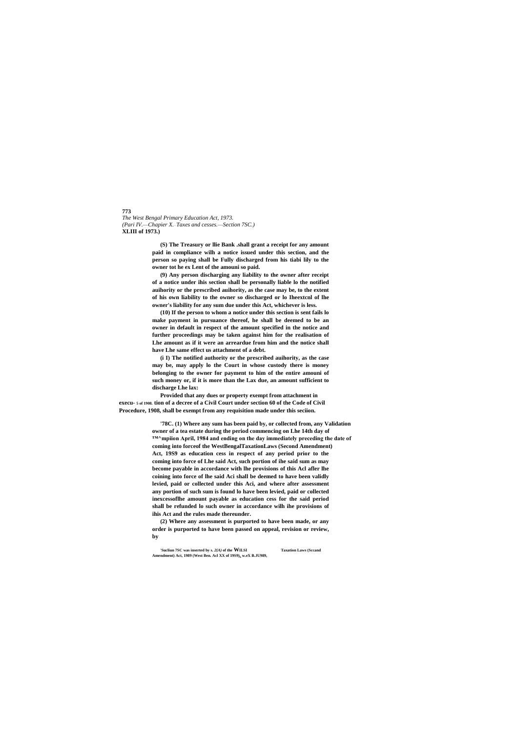**(S) The Treasury or llie Bank .shall grant a receipt for any amount paid in compliance wilh a notice issued under this section, and the person so paying shall be Fully discharged from his tiabi lily to the owner tot he ex Lent of the amouni so paid.**

**(9) Any person discharging any liability to the owner after receipt of a notice under ihis section shall be personally liable lo the notified auihority or the prescribed auihority, as the case may be, to the extent of his own liability to the owner so discharged or lo Iheextcnl of lhe owner's liability for any sum due under this Act, whichever is less.**

**(10) If the person to whom a notice under this section is sent fails lo make payment in pursuance thereof, he shall be deemed to be an owner in default in respect of the amount specified in the notice and further proceedings may be taken against him for the realisation of Lhe amount as if it were an arreardue from him and the notice shall have Lhe same effect us attachment of a debt.**

**(i I) The notified authority or the prescribed auihority, as the case may be, may apply lo the Court in whose custody there is money belonging to the owner for payment to him of the entire amouni of such money or, if it is more than the Lax due, an amount sufficient to discharge Lhe lax:**

**Provided that any dues or property exempt from attachment in execu- tion of a decree of a Civil Court under section 60 of the Code of Civil Procedure, 1908, shall be exempt from any requisition made under this seciion.** 5 of 1908.

**'78C. (1) Where any sum has been paid by, or collected from, any owner of a tea estate during the period commencing on Lhe 14th day of April, 1984 and ending on the day immediately preceding the date of coming into forceof the WestBengalTaxationLaws (Second Amendment) Act, 19S9 as education cess in respect of any period prior to the coming into force of Lhe said Act, such portion of ihe said sum as may become payable in accordance with lhe provisions of this Acl afler lhe coining into force of lhe said Aci shall be deemed to have been validly levied, paid or collected under this Aci, and where after assessment any portion of such sum is found lo have been levied, paid or collected inexcessoflhe amount payable as education cess for the said period shall be refunded lo such owner in accordance wilh ihe provisions of ihis Act and the rules made thereunder.** Validation ™^mpiion

**(2) Where any assessment is purported to have been made, or any order is purported to have been passed on appeal, revision or review, by**

'Suctiun 7SC was inserted by s. *2(A)* of the WILSI Taxation Laws (Sccand Amendment) Act, 1989 (West Ben. Acl XX of 19S9), w.eX B.JU989,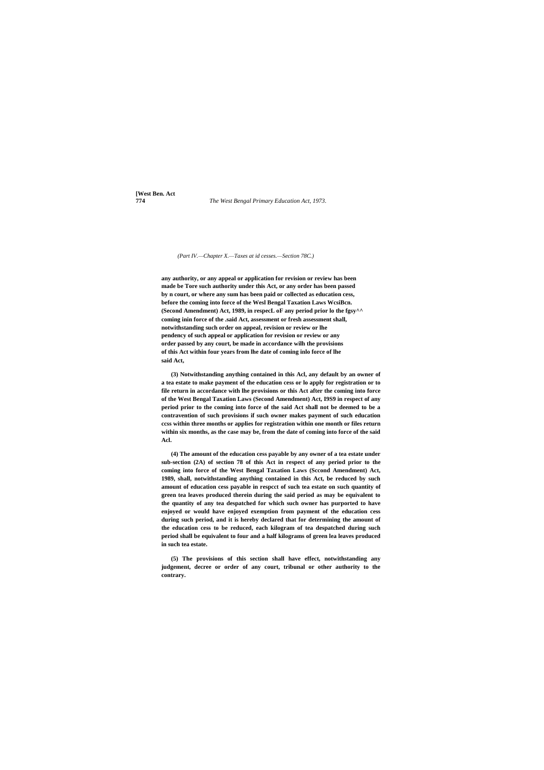*(Part IV.—Chapter X.—Taxes at id cesses.—Section 78C.)*

**any authority, or any appeal or application for revision or review has been made be Tore such authority under this Act, or any order has been passed by n court, or where any sum has been paid or collected as education cess, before the coming into force of the Wesl Bengal Taxation Laws WcsiBcn. (Second Amendment) Act, 1989, in respecL oF any period prior lo the fgsy^^ coming inin force of the .said Act, assessment or fresh assessment shall, notwithstanding such order on appeal, revision or review or lhe pendency of such appeal or application for revision or review or any order passed by any court, be made in accordance wilh the provisions of this Act within four years from lhe date of coming inlo force of lhe said Act,**

**(3) Notwithstanding anything contained in this Acl, any default by an owner of a tea estate to make payment of the education cess or lo apply for registration or to file return in accordance with lhe provisions or this Act after the coming into force of the West Bengal Taxation Laws (Second Amendment) Act, I9S9 in respect of any period prior to the coming into force of the said Act shall not be deemed to be a contravention of such provisions if such owner makes payment of such education ccss within three months or applies for registration within one month or files return within six months, as the case may be, from the date of coming into force of the said Acl.**

**(4) The amount of the education cess payable by any owner of a tea estate under sub-section (2A) of section 78 of this Act in respect of any period prior to the coming into force of the West Bengal Taxation Laws (Sccond Amendment) Act, 1989, shall, notwithstanding anything contained in this Act, be reduced by such amount of education cess payable in respcct of such tea estate on such quantity of green tea leaves produced therein during the said period as may be equivalent to the quantity of any tea despatched for which such owner has purported to have enjoyed or would have enjoyed exemption from payment of the education cess during such period, and it is hereby declared that for determining the amount of the education cess to be reduced, each kilogram of tea despatched during such period shall be equivalent to four and a half kilograms of green lea leaves produced in such tea estate.**

**(5) The provisions of this section shall have effect, notwithstanding any judgement, decree or order of any court, tribunal or other authority to the contrary.**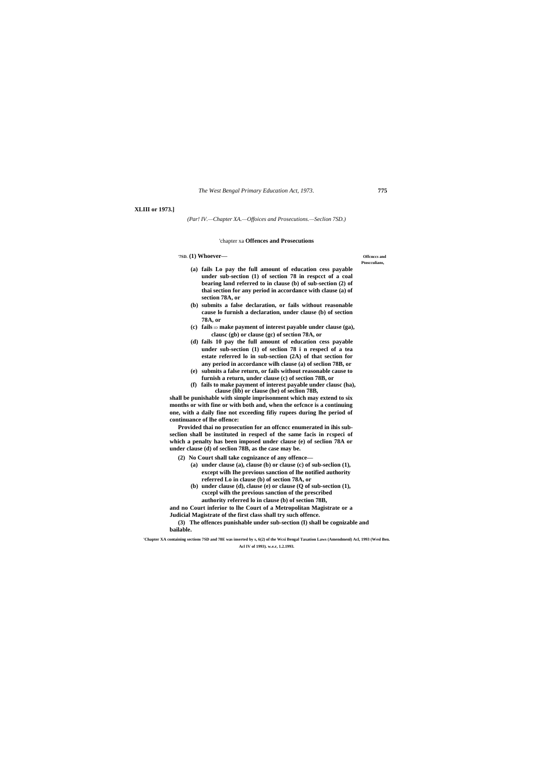**XLIII or 1973.]**

*(Par! IV.—Chapter XA.—Offoices and Prosecutions.—Seclion 7SD.)*

'chapter xa **Offences and Prosecutions**

'7SD. **(1) Whoever—**

**Offcnccs and Ptoscculians,**

**(a) fails Lo pay the full amount of education cess payable under sub-section (1) of section 78 in respcct of a coal bearing land referred to in clause (b) of sub-section (2) of thai section for any period in accordance with clause (a) of section 78A, or**

**(b) submits a false declaration, or fails without reasonable cause lo furnish a declaration, under clause (b) of section 78A, or**

**(c) fails ID make payment of interest payable under clause (ga), clausc (gb) or clause (gc) of section 78A, or**

**(d) fails 10 pay the full amount of education cess payable under sub-section (1) of seclion 78 i n respecl of a tea estate referred lo in sub-section (2A) of that section for any period in accordance wilh clause (a) of seclion 78B, or**

**(e) submits a false return, or fails without reasonable cause to furnish a return, under clause (c) of section 78B, or**

**(f) fails to make payment of interest payable under clausc (ha), clause (lib) or clause (he) of seclion 78B,**

**shall be punishable with simple imprisonment which may extend to six months or with fine or with both and, when the orfcnce is a continuing one, with a daily fine not exceeding fifiy rupees during lhe period of continuance of lhe offence:**

**Provided thai no prosecution for an offcncc enumerated in ihis sub-seclion shall be instituted in respecl of the same facis in rcspeci of which a penalty has been imposed under clause (e) of seclion 78A or under clause (d) of seclion 78B, as the case may be.**

**(2) No Court shall take cognizance of any offence—**

**(a) under clause (a), clause (b) or clause (c) of sub-seclion (1), except wilh Ihe previous sanction of lhe notified authority referred Lo in clause (b) of section 78A, or**

**(b) under clause (d), clause (e) or clause (Q of sub-section (1), cxcepl wilh the previous sanction of the prescribed authority referred lo in clause (b) of section 78B,**

**and no Court inferior to lhe Court of a Metropolitan Magistrate or a Judicial Magistrate of the first class shall try such offence.**

**(3) The offences punishable under sub-section (I) shall be cognizable and bailable.**

'**Chapter XA containing sections 7SD and 78E was inserted by s, 6(2) of the Wcsi Bengal Taxation Laws (Amendmenl) Acl, 1993 (Wesl Ben. Acl IV of 1993). w.e.r, 1.2.1993.**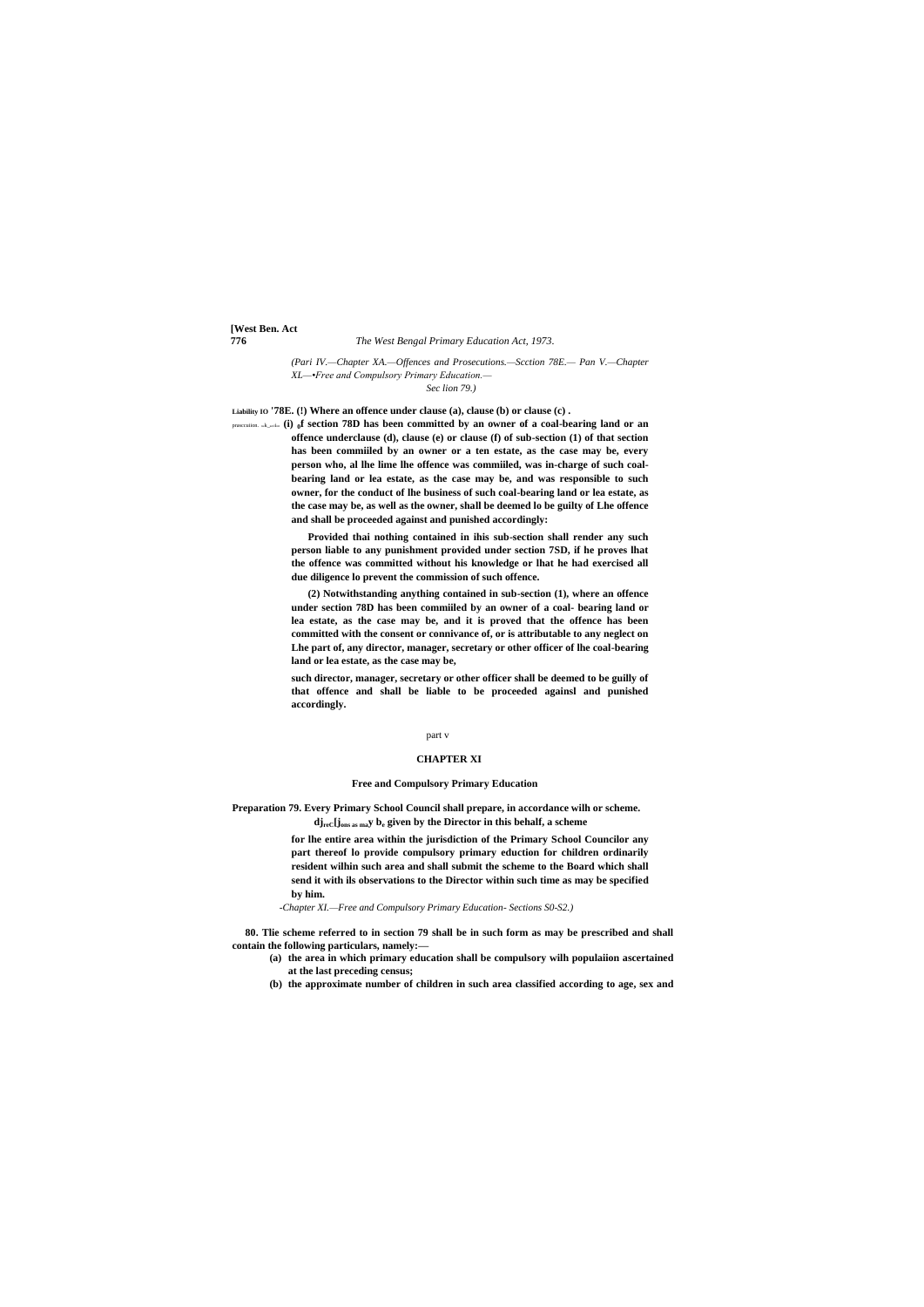(Pari IV.—Chapter XA.—Offences and Prosecutions.—Scction 78E.— Pan V.—Chapter XL—•Free and Compulsory Primary Education.— Sec lion 79.)

Liability lO prasccuiion. ...k_...l... **'78E. (!) Where an offence under clause (a), clause (b) or clause (c) . (i) of section 78D has been committed by an owner of a coal-bearing land or an offence underclause (d), clause (e) or clause (f) of sub-section (1) of that section has been commiiled by an owner or a ten estate, as the case may be, every person who, al lhe lime lhe offence was commiiled, was in-charge of such coal-bearing land or lea estate, as the case may be, and was responsible to such owner, for the conduct of lhe business of such coal-bearing land or lea estate, as the case may be, as well as the owner, shall be deemed lo be guilty of Lhe offence and shall be proceeded against and punished accordingly:**

**Provided thai nothing contained in ihis sub-section shall render any such person liable to any punishment provided under section 7SD, if he proves lhat the offence was committed without his knowledge or lhat he had exercised all due diligence lo prevent the commission of such offence.**

**(2) Notwithstanding anything contained in sub-section (1), where an offence under section 78D has been commiiled by an owner of a coal- bearing land or lea estate, as the case may be, and it is proved that the offence has been committed with the consent or connivance of, or is attributable to any neglect on Lhe part of, any director, manager, secretary or other officer of lhe coal-bearing land or lea estate, as the case may be,**

**such director, manager, secretary or other officer shall be deemed to be guilly of that offence and shall be liable to be proceeded againsl and punished accordingly.**

part v

## CHAPTER XI

### Free and Compulsory Primary Education

**Preparation 79. Every Primary School Council shall prepare, in accordance wilh or scheme. dj rec[j ons as ma y b e given by the Director in this behalf, a scheme**

**for lhe entire area within the jurisdiction of the Primary School Councilor any part thereof lo provide compulsory primary eduction for children ordinarily resident wilhin such area and shall submit the scheme to the Board which shall send it with ils observations to the Director within such time as may be specified by him.**

*-Chapter XI.—Free and Compulsory Primary Education- Sections S0-S2.)*

**80. Tlie scheme referred to in section 79 shall be in such form as may be prescribed and shall contain the following particulars, namely:—**

**(a) the area in which primary education shall be compulsory wilh populaiion ascertained at the last preceding census;**

**(b) the approximate number of children in such area classified according to age, sex and**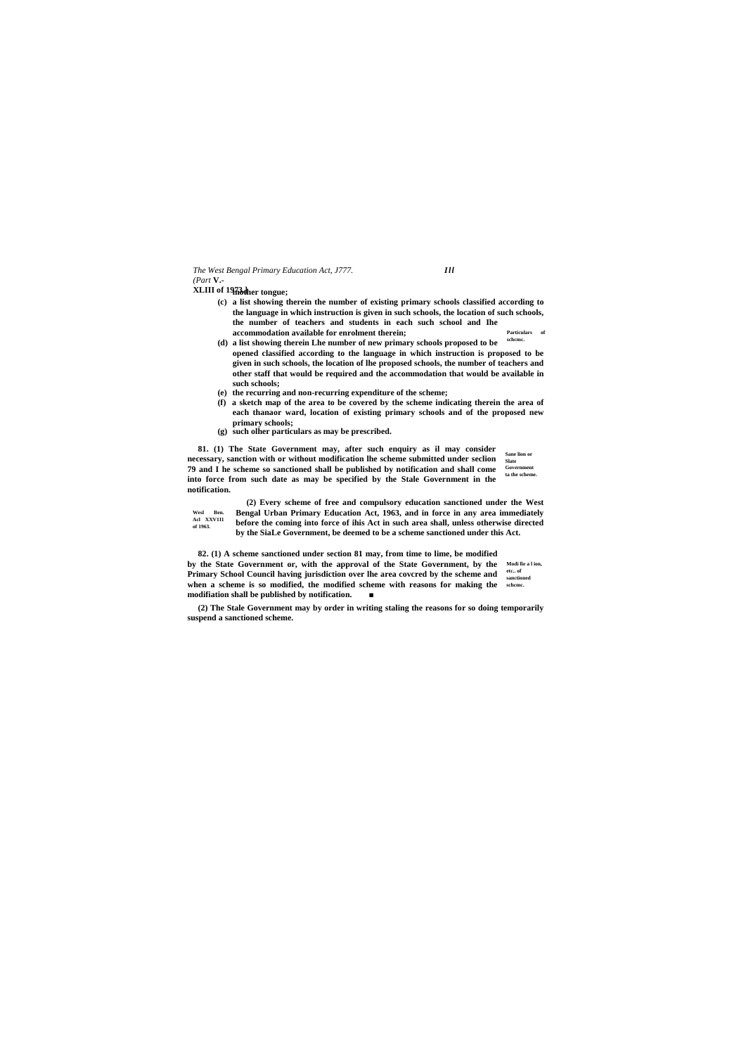mother tongue;

(c) a list showing therein the number of existing primary schools classified according to the language in which instruction is given in such schools, the location of such schools, the number of teachers and students in each such school and Ihe accommodation available for enrolment therein;

(d) a list showing therein Lhe number of new primary schools proposed to be opened classified according to the language in which instruction is proposed to be given in such schools, the location of lhe proposed schools, the number of teachers and other staff that would be required and the accommodation that would be available in such schools;

(e) the recurring and non-recurring expenditure of the scheme;

(f) a sketch map of the area to be covered by the scheme indicating therein the area of each thanaor ward, location of existing primary schools and of the proposed new primary schools;

(g) such olher particulars as may be prescribed.

*Particulars of schcmc.*

**81.** (1) The State Government may, after such enquiry as il may consider necessary, sanction with or without modification lhe scheme submitted under seclion 79 and I he scheme so sanctioned shall be published by notification and shall come into force from such date as may be specified by the Stale Government in the notification.

*Sanc lion or Slate Government ta the scheme.*

(2) Every scheme of free and compulsory education sanctioned under the West Bengal Urban Primary Education Act, 1963, and in force in any area immediately before the coming into force of ihis Act in such area shall, unless otherwise directed by the SiaLe Government, be deemed to be a scheme sanctioned under this Act.

*Wesl Ben. Acl XXVIII of 1963.*

**82.** (1) A scheme sanctioned under section 81 may, from time to lime, be modified by the State Government or, with the approval of the State Government, by the Primary School Council having jurisdiction over lhe area covcred by the scheme and when a scheme is so modified, the modified scheme with reasons for making the modifiation shall be published by notification.

*Modi fie a l ion, etc.. of sanctioned schcmc.*

(2) The Stale Government may by order in writing staling the reasons for so doing temporarily suspend a sanctioned scheme.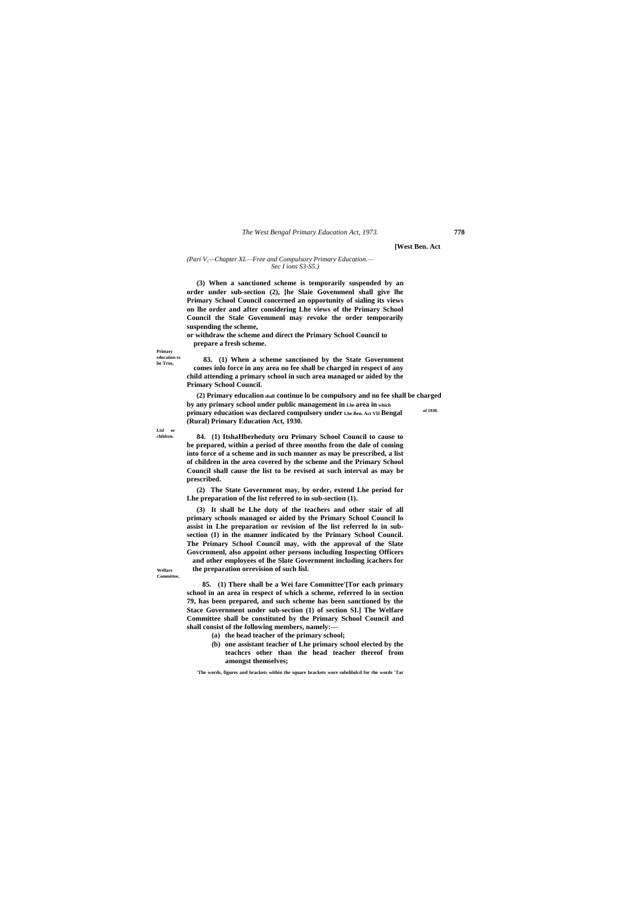[West Ben. Act

*(Pari V,—Chapter XL—Free and Compulsory Primary Education.—Sec I ions S3-S5.)*

**(3) When a sanctioned scheme is temporarily suspended by an order under sub-section (2), [he Slaie Govemmenl shall give lhe Primary School Council concerned an opportunity of sialing its views on lhe order and after considering Lhe views of the Primary School Council the Stale Govemmenl may revoke the order temporarily suspending the scheme,**

**or withdraw the scheme and direct the Primary School Council to prepare a fresh scheme.**

**Primary education to be Tree,**

**83. (1) When a scheme sanctioned by the State Government comes inlo force in any area no fee shall be charged in respect of any child attending a primary school in such area managed or aided by the Primary School Council.**

**(2) Primary educalion shall continue lo be compulsory and no fee shall be charged by any primary school under public management in Lhe area in which primary education was declared compulsory under Lhe Ben. Act VII of 1930. Bengal (Rural) Primary Education Act, 1930.**

**Lisl or children.**

**84. (1) ItshaHberheduty oru Primary School Council to cause to be prepared, within a period of three months from the dale of coming into force of a scheme and in such manner as may be prescribed, a list of children in the area covered by the scheme and the Primary School Council shall cause the list to be revised at such interval as may be prescribed.**

**(2) The State Government may, by order, extend Lhe period for Lhe preparation of the list referred to in sub-section (1).**

**(3) It shall be Lhe duty of the teachers and other stair of all primary schools managed or aided by the Primary School Council lo assist in Lhe preparation or revision of lhe list referred lo in sub-section (1) in the manner indicated by the Primary School Council. The Primary School Council may, with the approval of the Slate Govcrnmenl, also appoint other persons including Inspecting Officers and other employees of lhe Slate Government including icachers for the preparation orrevision of such lisl.**

**Welfare Committee,**

**85. (1) There shall be a Wei fare Committee'[Tor each primary school in an area in respect of which a scheme, referred lo in section 79, has been prepared, and such scheme has been sanctioned by the Stace Government under sub-section (1) of section SI.] The Welfare Committee shall be constituted by the Primary School Council and shall consist of the following members, namely:—**

- **(a) the head teacher of the primary school;**
- **(b) one assistant teacher of Lhe primary school elected by the teachcrs other than the head teacher thereof from amongst themselves;**

**'The words, figures and brackets within the square brackets wore subslilulcd for the words 'Tar**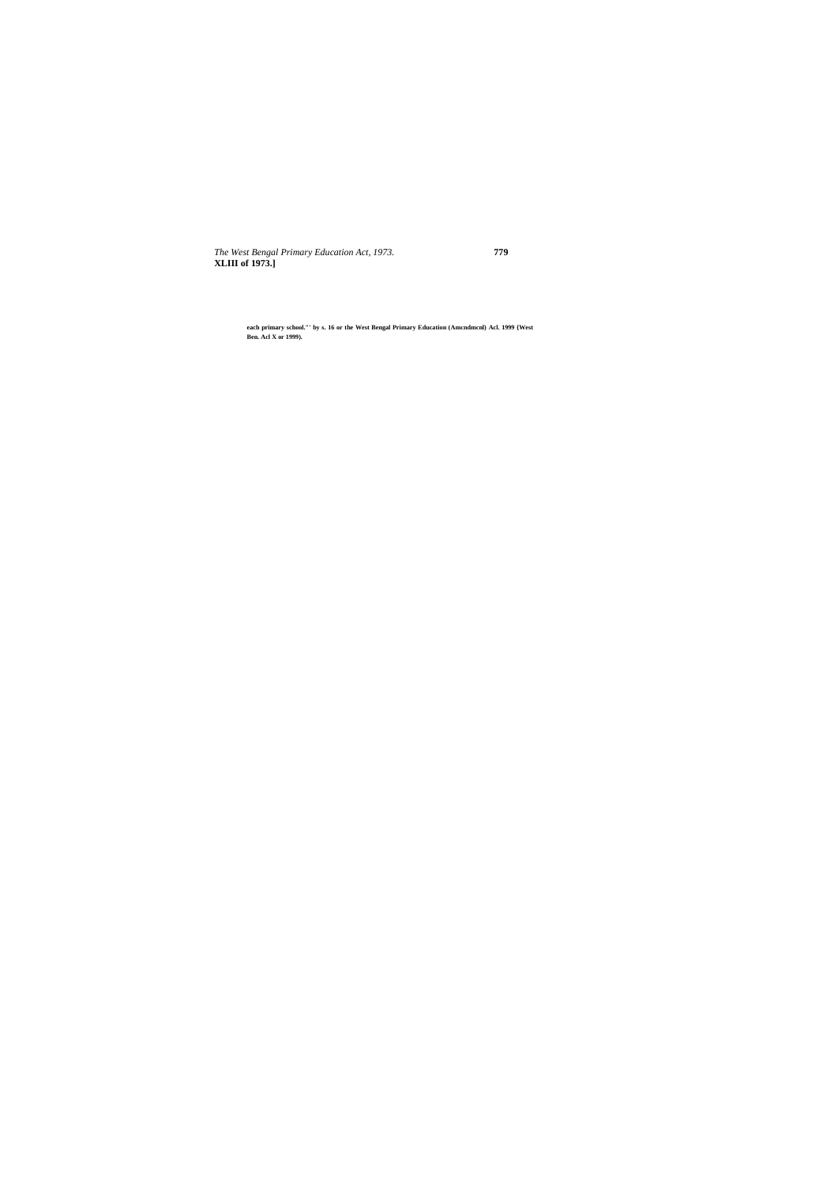each primary school." ' by s. 16 or the West Bengal Primary Education (Amcndmcnl) Acl. 1999 {West Ben. Acl X or 1999).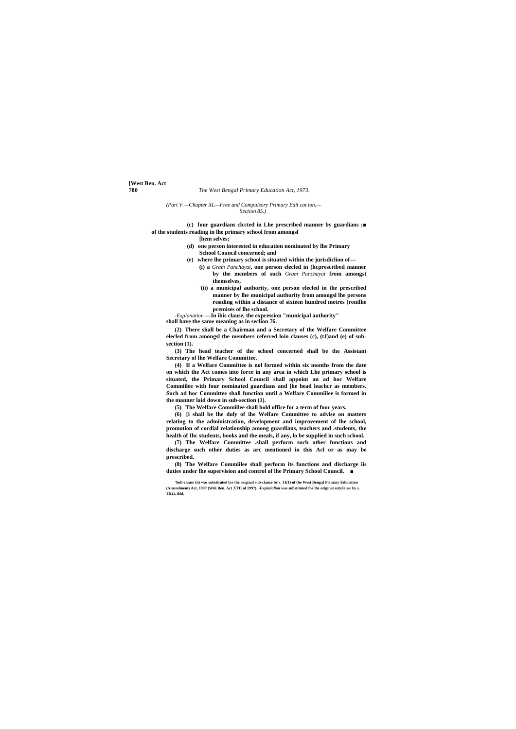(Part V.—Chapter XL—Free and Compulsory Primary Edit cat ion.—Section 85.)

**(c) four guardians clccted in Lhe prescribed manner by guardians of the students reading in lhe primary school from amongsl [hem selves;**

**(d) one person interested in education nominated by lhe Primary School Council concerned; and**

**(e) where lhe primary school is situated within the jurisdiclion of—**

**(i) a** *Gram Panchayai*, **one person elecled in (hcprescribed manner by the members of such** *Gram Panchayat* **from amongst themselves,**

**'(ii) a municipal authority, one person elecled in the prescribed manner by lhe municipal authority from amongsl lhe persons residing within a distance of sixteen hundred metres (ronilhe premises of lhe school.**

*-Explanation.*—**In ihis clause, the expression "municipal authority" shall have the same meaning as in seclion 76.**

**(2) There shall be a Chairman and a Secretary of the Welfare Committee elecled from amongsl the members referred loin clauses (c), (tJ)and (e) of sub-section (1).**

**(3) The head teacher of the school concerned shall be the Assistant Secretary of lhe Welfare Committee.**

**(4) If a Welfare Committee is nol formed within six months from the date on which the Act comes into force in any area in which Lhe primary school is situated, the Primary School Council shall appoint an ad hoc Welfare Commiilee with four nominated guardians and [he head leachcr as members. Such ad hoc Committee shall function until a Welfare Commiilee is formed in the manner laid down in sub-section (1).**

**(5) The Welfare Commiilee shall hold office for a term of four years.**

**(6) [i shall be lhe duly of ihe Welfare Committee to advise on matters relating to the administration, development and improvement of lhe school, promotion of cordial relationship among guardians, teachers and .students, the health of Ihc students, books and the meals, if any, lo be supplied in such school.**

**(7) The Welfare Committee .shall perform such other functions and discharge such other duties as arc mentioned in this Acl or as may be prescribed.**

**(8) The Welfare Commiilee shall perform its functions and discharge iis duties under lhe supervision and control of lhe Primary School Council. ■**

'Sub-clause (ii) was substituted for the original sub-clause by s. 11(1) of (he West Bengal Primary Education (Amendment) Act, 1997 (Wtii Ben. Act XTII of 1997). -*Explatialion* was substituted for lhe original subclause by s. 11(2), *ibid.*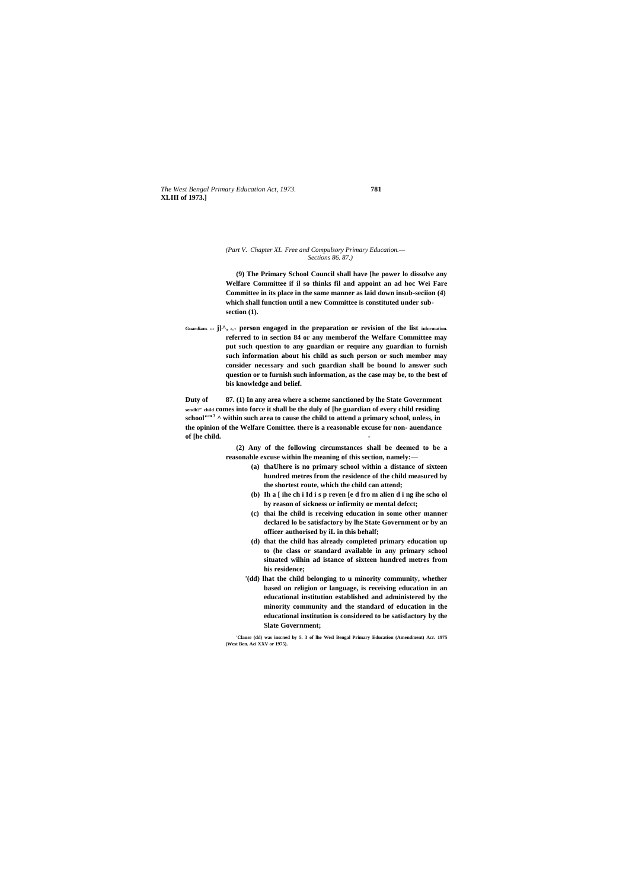*(Part V. Chapter XL Free and Compulsory Primary Education.— Sections 86. 87.)*

**(9) The Primary School Council shall have [he power lo dissolve any Welfare Committee if il so thinks fil and appoint an ad hoc Wei Fare Committee in its place in the same manner as laid down insub-seciion (4) which shall function until a new Committee is constituted under sub-section (1).**

**Guardians LO j}^, A,Y person engaged in the preparation or revision of the list information. referred to in section 84 or any memberof the Welfare Committee may put such question to any guardian or require any guardian to furnish such information about his child as such person or such member may consider necessary and such guardian shall be bound lo answer such question or to furnish such information, as the case may be, to the best of bis knowledge and belief.**

**Duty of sendh?" child school"m 3 ^ 87. (1) In any area where a scheme sanctioned by lhe State Government comes into force it shall be the duly of [he guardian of every child residing within such area to cause the child to attend a primary school, unless, in the opinion of the Welfare Comittee. there is a reasonable excuse for non- auendance of [he child.**

**(2) Any of the following circumstances shall be deemed to be a reasonable excuse within lhe meaning of this section, namely:—**

- **(a) thaUhere is no primary school within a distance of sixteen hundred metres from the residence of the child measured by the shortest route, which the child can attend;**
- **(b) Ih a [ ihe ch i Id i s p reven [e d fro m alien d i ng ihe scho ol by reason of sickness or infirmity or mental defcct;**
- **(c) thai lhe child is receiving education in some other manner declared lo be satisfactory by lhe State Government or by an officer authorised by iL in this behalf;**
- **(d) that the child has already completed primary education up to (he class or standard available in any primary school situated wilhin ad istance of sixteen hundred metres from his residence;**
- **'(dd) lhat the child belonging to u minority community, whether based on religion or language, is receiving education in an educational institution established and administered by the minority community and the standard of education in the educational institution is considered to be satisfactory by the Slate Government;**

**'Clause (dd) was inscned by 5. 3 of lhe Wesl Bengal Primary Education (Amendment) Acr. 1975 (West Ben. Aci XXV or 1975).**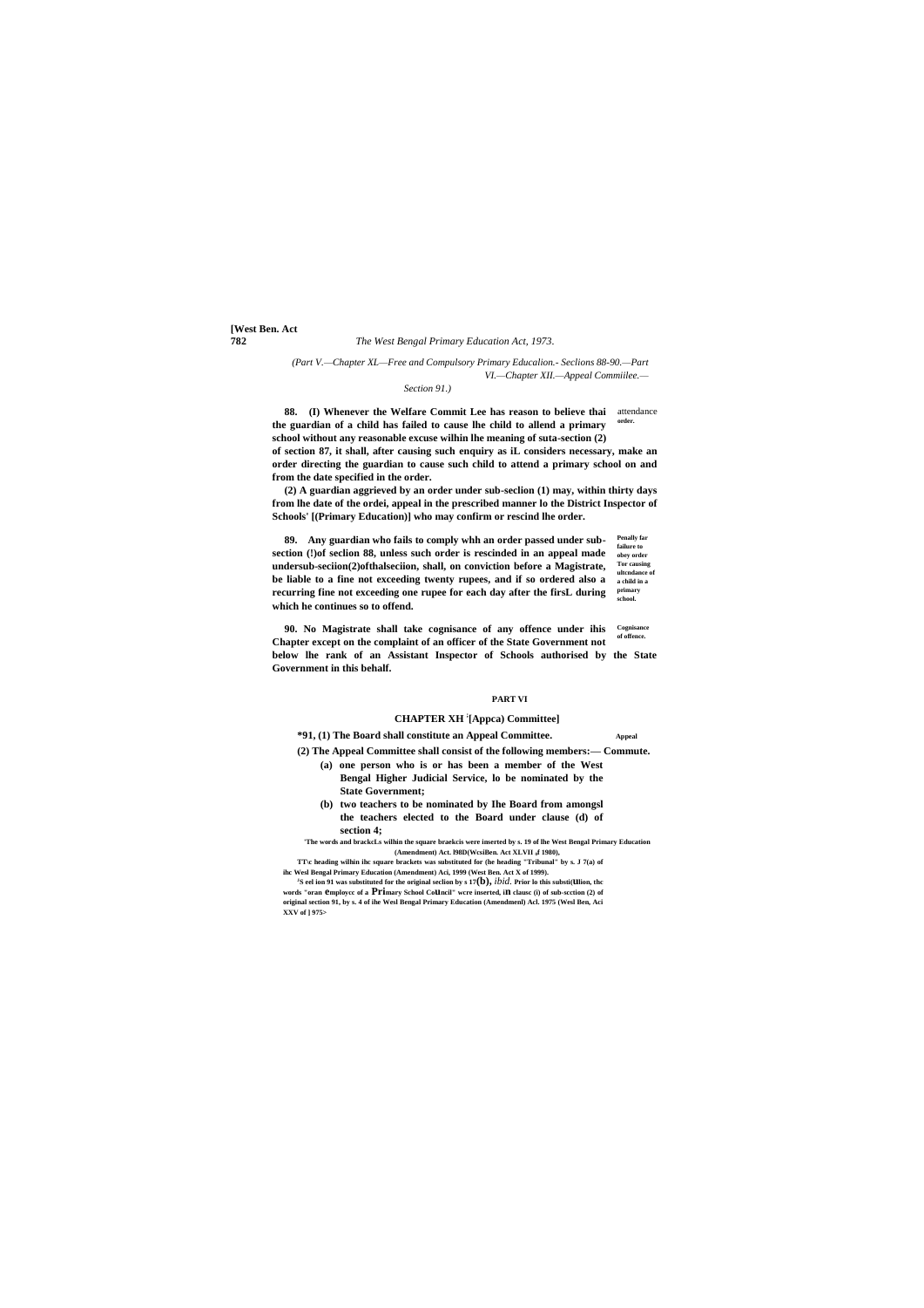(Part V.—Chapter XL—Free and Compulsory Primary Educalion.- Seclions 88-90.—Part VI.—Chapter XII.—Appeal Commiilee.—Section 91.)

attendance order.

**88. (I) Whenever the Welfare Commit Lee has reason to believe thai the guardian of a child has failed to cause lhe child to allend a primary school without any reasonable excuse wilhin lhe meaning of suta-section (2) of section 87, it shall, after causing such enquiry as iL considers necessary, make an order directing the guardian to cause such child to attend a primary school on and from the date specified in the order.**

**(2) A guardian aggrieved by an order under sub-seclion (1) may, within thirty days from lhe date of the ordei, appeal in the prescribed manner lo the District Inspector of Schools' [(Primary Education)] who may confirm or rescind lhe order.**

**Penally far failure to obey order Tor causing ultcndance of a child in a primary school.**

**89. Any guardian who fails to comply whh an order passed under sub-section (!)of seclion 88, unless such order is rescinded in an appeal made undersub-seciion(2)ofthalseciion, shall, on conviction before a Magistrate, be liable to a fine not exceeding twenty rupees, and if so ordered also a recurring fine not exceeding one rupee for each day after the firsL during which he continues so to offend.**

**Cognisance of offence.**

**90. No Magistrate shall take cognisance of any offence under ihis Chapter except on the complaint of an officer of the State Government not below lhe rank of an Assistant Inspector of Schools authorised by the State Government in this behalf.**

## PART VI

### CHAPTER XH [1][Appca) Committee]

**Appeal Commute.**

**\*91, (1) The Board shall constitute an Appeal Committee.**

**(2) The Appeal Committee shall consist of the following members:—**

**(a) one person who is or has been a member of the West Bengal Higher Judicial Service, lo be nominated by the State Government;**

**(b) two teachers to be nominated by Ihe Board from amongsl the teachers elected to the Board under clause (d) of section 4;**

[1]The words and brackcLs wilhin the square braekcis were inserted by s. 19 of lhe West Bengal Primary Education (Amendment) Act. l98D(WcsiBen. Act XLVII ,f 1980),

TT\c heading wilhin ihc square brackets was substituted for (he heading "Tribunal" by s. J 7(a) of ihc Wesl Bengal Primary Education (Amendment) Aci, 1999 (West Ben. Act X of 1999).

[2]S eel ion 91 was substituted for the original seclion by s 17(b), *ibid.* Prior lo this substi(Ullion, thc words "oran employcc of a Primary School Council" wcre inserted, in clausc (i) of sub-scction (2) of original section 91, by s. 4 of ihe Wesl Bengal Primary Education (Amendmenl) Acl. 1975 (Wesl Ben, Aci XXV of ] 975>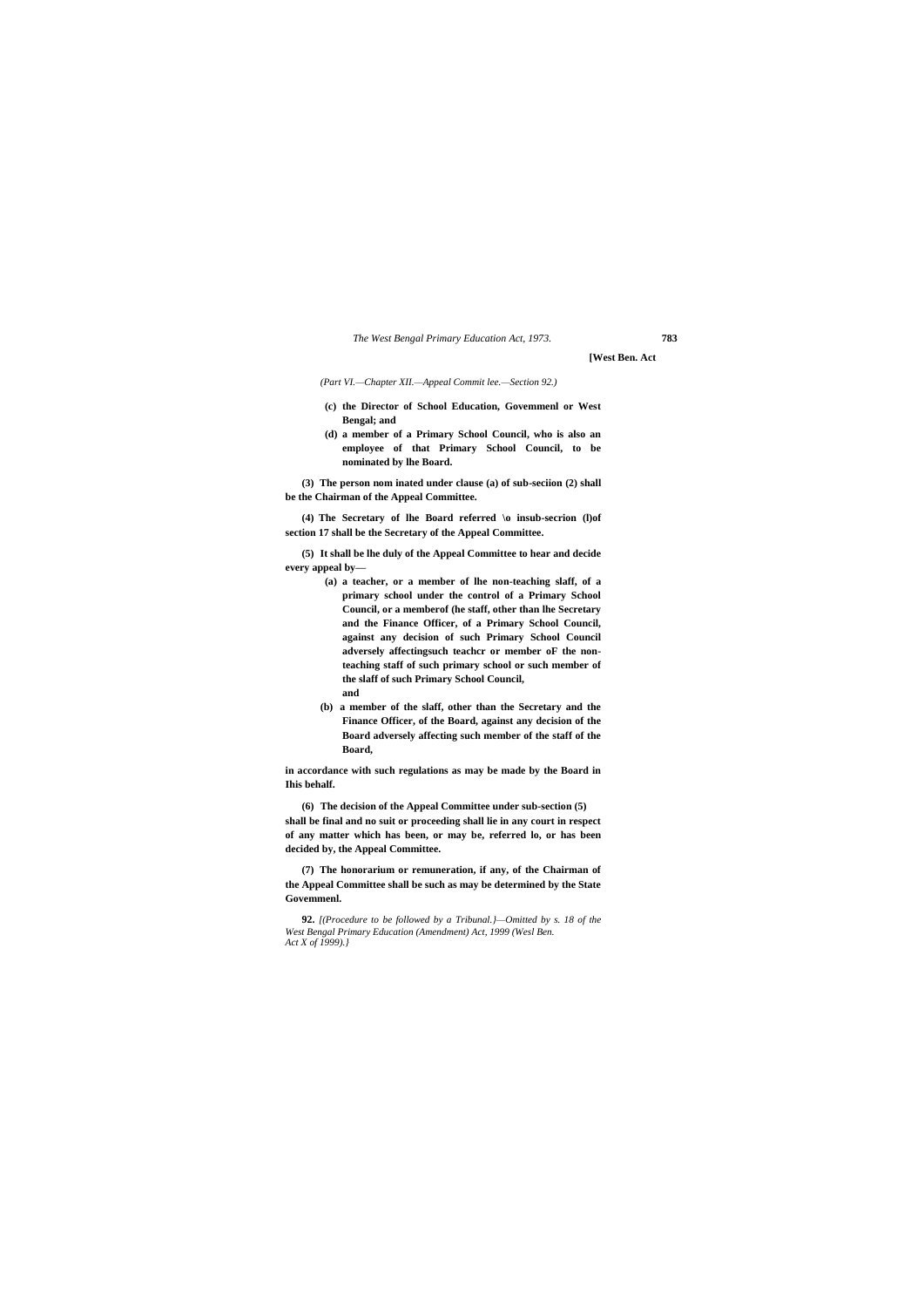*(Part VI.—Chapter XII.—Appeal Commit lee.—Section 92.)*

**(c) the Director of School Education, Govemmenl or West Bengal; and**

**(d) a member of a Primary School Council, who is also an employee of that Primary School Council, to be nominated by lhe Board.**

**(3) The person nom inated under clause (a) of sub-seciion (2) shall be the Chairman of the Appeal Committee.**

**(4) The Secretary of lhe Board referred \o insub-secrion (l)of section 17 shall be the Secretary of the Appeal Committee.**

**(5) It shall be lhe duly of the Appeal Committee to hear and decide every appeal by—**

**(a) a teacher, or a member of lhe non-teaching slaff, of a primary school under the control of a Primary School Council, or a memberof (he staff, other than lhe Secretary and the Finance Officer, of a Primary School Council, against any decision of such Primary School Council adversely affectingsuch teachcr or member oF the non-teaching staff of such primary school or such member of the slaff of such Primary School Council, and**

**(b) a member of the slaff, other than the Secretary and the Finance Officer, of the Board, against any decision of the Board adversely affecting such member of the staff of the Board,**

**in accordance with such regulations as may be made by the Board in Ihis behalf.**

**(6) The decision of the Appeal Committee under sub-section (5) shall be final and no suit or proceeding shall lie in any court in respect of any matter which has been, or may be, referred lo, or has been decided by, the Appeal Committee.**

**(7) The honorarium or remuneration, if any, of the Chairman of the Appeal Committee shall be such as may be determined by the State Govemmenl.**

**92.** *[(Procedure to be followed by a Tribunal.}—Omitted by s. 18 of the West Bengal Primary Education (Amendment) Act, 1999 (Wesl Ben. Act X of 1999).}*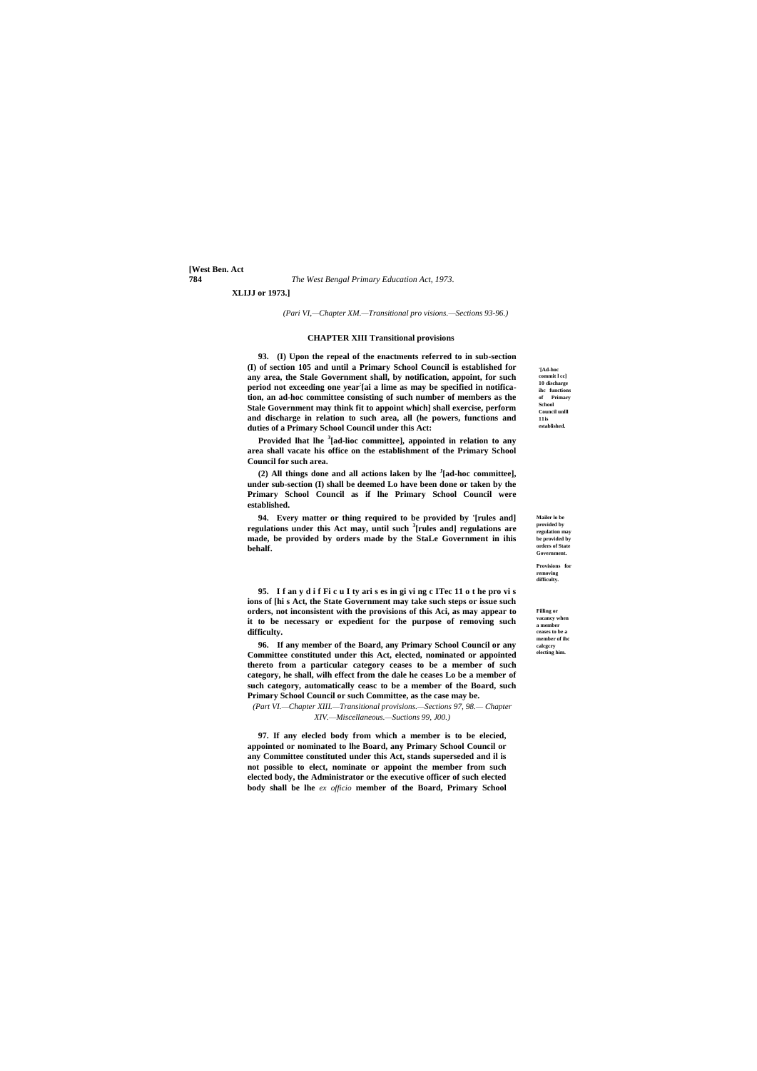(Pari VI,—Chapter XM.—Transitional pro visions.—Sections 93-96.)

## CHAPTER XIII Transitional provisions

**93. (I) Upon the repeal of the enactments referred to in sub-section (I) of section 105 and until a Primary School Council is established for any area, the Stale Government shall, by notification, appoint, for such period not exceeding one year[:][ai a lime as may be specified in notifica-tion, an ad-hoc committee consisting of such number of members as the Stale Government may think fit to appoint which] shall exercise, perform and discharge in relation to such area, all (he powers, functions and duties of a Primary School Council under this Act:**

**'[Ad-hoc commit l cc] 10 discharge ihc functions of Primary School Council unlll 11is established.**

**Provided lhat lhe [3][ad-lioc committee], appointed in relation to any area shall vacate his office on the establishment of the Primary School Council for such area.**

**(2) All things done and all actions laken by lhe [J][ad-hoc committee], under sub-section (I) shall be deemed Lo have been done or taken by the Primary School Council as if lhe Primary School Council were established.**

**94. Every matter or thing required to be provided by '[rules and] regulations under this Act may, until such [3][rules and] regulations are made, be provided by orders made by the StaLe Government in ihis behalf.**

**Mailer lo be provided by regulation may be provided by orders of State Government.**

**Provisions for removing difficulty.**

**95. I f an y d i f Fi c u I ty ari s es in gi vi ng c ITec 11 o t he pro vi s ions of [hi s Act, the State Government may take such steps or issue such orders, not inconsistent with the provisions of this Aci, as may appear to it to be necessary or expedient for the purpose of removing such difficulty.**

**Filling or vacancy when a member ceases to be a member of ihc calcgcry electing him.**

**96. If any member of the Board, any Primary School Council or any Committee constituted under this Act, elected, nominated or appointed thereto from a particular category ceases to be a member of such category, he shall, wilh effect from the dale he ceases Lo be a member of such category, automatically ceasc to be a member of the Board, such Primary School Council or such Committee, as the case may be.**

*(Part VI.—Chapter XIII.—Transitional provisions.—Sections 97, 98.— Chapter XIV.—Miscellaneous.—Suctions 99, J00.)*

**97. If any elecled body from which a member is to be elecied, appointed or nominated to lhe Board, any Primary School Council or any Committee constituted under this Act, stands superseded and il is not possible to elect, nominate or appoint the member from such elected body, the Administrator or the executive officer of such elected body shall be lhe** *ex officio* **member of the Board, Primary School**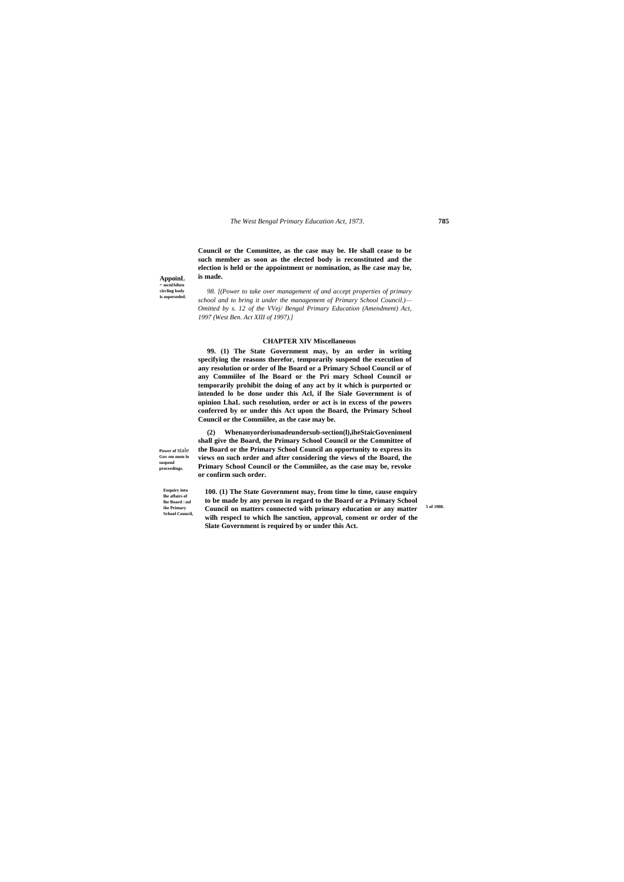Council or the Committee, as the case may be. He shall cease to be such member as soon as the elected body is reconstituted and the election is held or the appointment or nomination, as lhe case may be, is made.

**AppoinL - mcnlAihen circling body is superseded.**

*98. [(Power to take over management of and accept properties of primary school and to bring it under the management of Primary School Council.)— Omitted by s. 12 of the VVej/ Bengal Primary Education (Amendment) Act, 1997 (West Ben. Act XIII of 1997).]*

## CHAPTER XIV Miscellaneous

**Power of stale Gov em mem lo suspend proceedings.**

**99. (1) The State Government may, by an order in writing specifying the reasons therefor, temporarily suspend the execution of any resolution or order of lhe Board or a Primary School Council or of any Commiilee of lhe Board or the Pri mary School Council or temporarily prohibit the doing of any act by it which is purported or intended lo be done under this Acl, if lhe Siale Government is of opinion LhaL such resolution, order or act is in excess of the powers conferred by or under this Act upon the Board, the Primary School Council or the Commiilee, as the case may be.**

**(2) Whenanyorderismadeundersub-section(l),iheStaicGovenimenl shall give the Board, the Primary School Council or the Committee of the Board or the Primary School Council an opportunity to express its views on such order and after considering the views of the Board, the Primary School Council or the Commiilee, as the case may be, revoke or confirm such order.**

**Enquiry into lhe affairs of lhe Board and ihe Primary School Council,**

**100. (1) The State Government may, from time lo time, cause enquiry to be made by any person in regard to the Board or a Primary School Council on matters connected with primary education or any matter wilh respecl to which lhe sanction, approval, consent or order of the Slate Government is required by or under this Act.**

**5 of 1908.**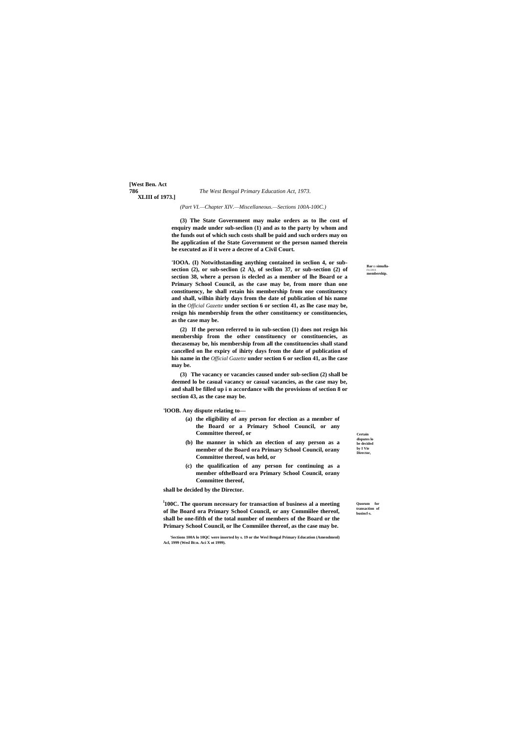*(Part VI.—Chapter XIV.—Miscellaneous.—Sections 100A-100C.)*

**(3) The State Government may make orders as to lhe cost of enquiry made under sub-seclion (1) and as to the party by whom and the funds out of which such costs shall be paid and such orders may on lhe application of the State Government or the person named therein be executed as if it were a decree of a Civil Court.**

**Bar to simulta-neous membership.**

**[1]IOOA. (I) Notwithstanding anything contained in seclion 4, or sub-section (2), or sub-seclion (2 A), of seclion 37, or sub-section (2) of section 38, where a person is elecled as a member of lhe Board or a Primary School Council, as the case may be, from more than one constituency, he shall retain his membership from one constituency and shall, wilhin ihirly days from the date of publication of his name in the *Official Gazette* under section 6 or section 41, as lhe case may be, resign his membership from the other constituency or constituencies, as the case may be.**

**(2) If the person referred to in sub-section (1) does not resign his membership from the other constituency or constituencies, as thecasemay be, his membership from all the constituencies shall stand cancelled on lhe expiry of ihirty days from the date of publication of his name in the *Official Gazette* under section 6 or seclion 41, as lhe case may be.**

**(3) The vacancy or vacancies caused under sub-seclion (2) shall be deemed lo be casual vacancy or casual vacancies, as the case may be, and shall be filled up i n accordance wilh the provisions of section 8 or section 43, as the case may be.**

**Certain disputes lo be decided by l Vie Director,**

**[1]lOOB. Any dispute relating to—**

- **(a) the eligibility of any person for election as a member of the Board or a Primary School Council, or any Committee thereof, or**
- **(b) lhe manner in which an election of any person as a member of the Board ora Primary School Council, orany Committee thereof, was held, or**
- **(c) the qualification of any person for continuing as a member oftheBoard ora Primary School Council, orany Committee thereof,**

**shall be decided by the Director.**

**Quorum for transaction of busincf-s.**

**[1]100C. The quorum necessary for transaction of business al a meeting of lhe Board ora Primary School Council, or any Commiilee thereof, shall be one-fifth of the total number of members of the Board or the Primary School Council, or lhe Commiilee thereof, as the case may be.**

**[1]Sections 100A lo 10QC were inserted by s. 19 or the Wesl Bengal Primary Education (Amendmenl) Acl, 1999 (Wesl Bt:n. Aci X ot 1999).**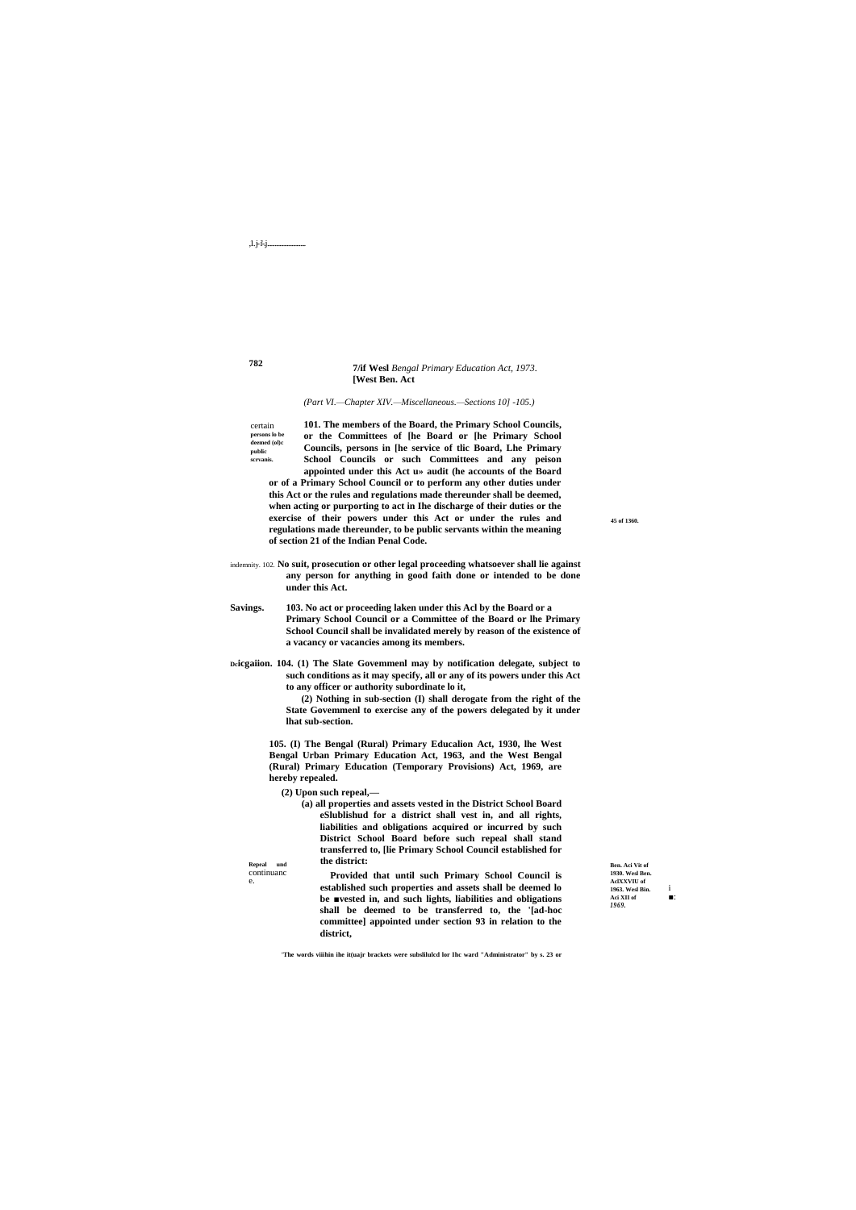(Part VI.—Chapter XIV.—Miscellaneous.—Sections 10] -105.)

certain persons lo be deemed (o]c public scrvanis.

**101. The members of the Board, the Primary School Councils, or the Committees of [he Board or [he Primary School Councils, persons in [he service of tlic Board, Lhe Primary School Councils or such Committees and any peison appointed under this Act u» audit (he accounts of the Board or of a Primary School Council or to perform any other duties under this Act or the rules and regulations made thereunder shall be deemed, when acting or purporting to act in Ihe discharge of their duties or the exercise of their powers under this Act or under the rules and regulations made thereunder, to be public servants within the meaning of section 21 of the Indian Penal Code.**

45 of 1360.

indemnity. 102. **No suit, prosecution or other legal proceeding whatsoever shall lie against any person for anything in good faith done or intended to be done under this Act.**

**Savings. 103. No act or proceeding laken under this Acl by the Board or a Primary School Council or a Committee of the Board or lhe Primary School Council shall be invalidated merely by reason of the existence of a vacancy or vacancies among its members.**

**Dcicgaiion. 104. (1) The Slate Govemmenl may by notification delegate, subject to such conditions as it may specify, all or any of its powers under this Act to any officer or authority subordinate lo it,**

**(2) Nothing in sub-section (I) shall derogate from the right of the State Govemmenl to exercise any of the powers delegated by it under lhat sub-section.**

Repeal und continuance.

**105. (I) The Bengal (Rural) Primary Educalion Act, 1930, lhe West Bengal Urban Primary Education Act, 1963, and the West Bengal (Rural) Primary Education (Temporary Provisions) Act, 1969, are hereby repealed.**

Ben. Aci Vit of 1930. Wesl Ben. AclXXVIU of 1963. Wesl Bin. Aci XII of *1969*.

**(2) Upon such repeal,—**

**(a) all properties and assets vested in the District School Board eSlublishud for a district shall vest in, and all rights, liabilities and obligations acquired or incurred by such District School Board before such repeal shall stand transferred to, [lie Primary School Council established for the district:**

**Provided that until such Primary School Council is established such properties and assets shall be deemed lo be ■vested in, and such lights, liabilities and obligations shall be deemed to be transferred to, the '[ad-hoc committee] appointed under section 93 in relation to the district,**

**'The words viiihin ihe it(uajr brackets were subslilulcd lor Ihc ward "Administrator" by s. 23 or**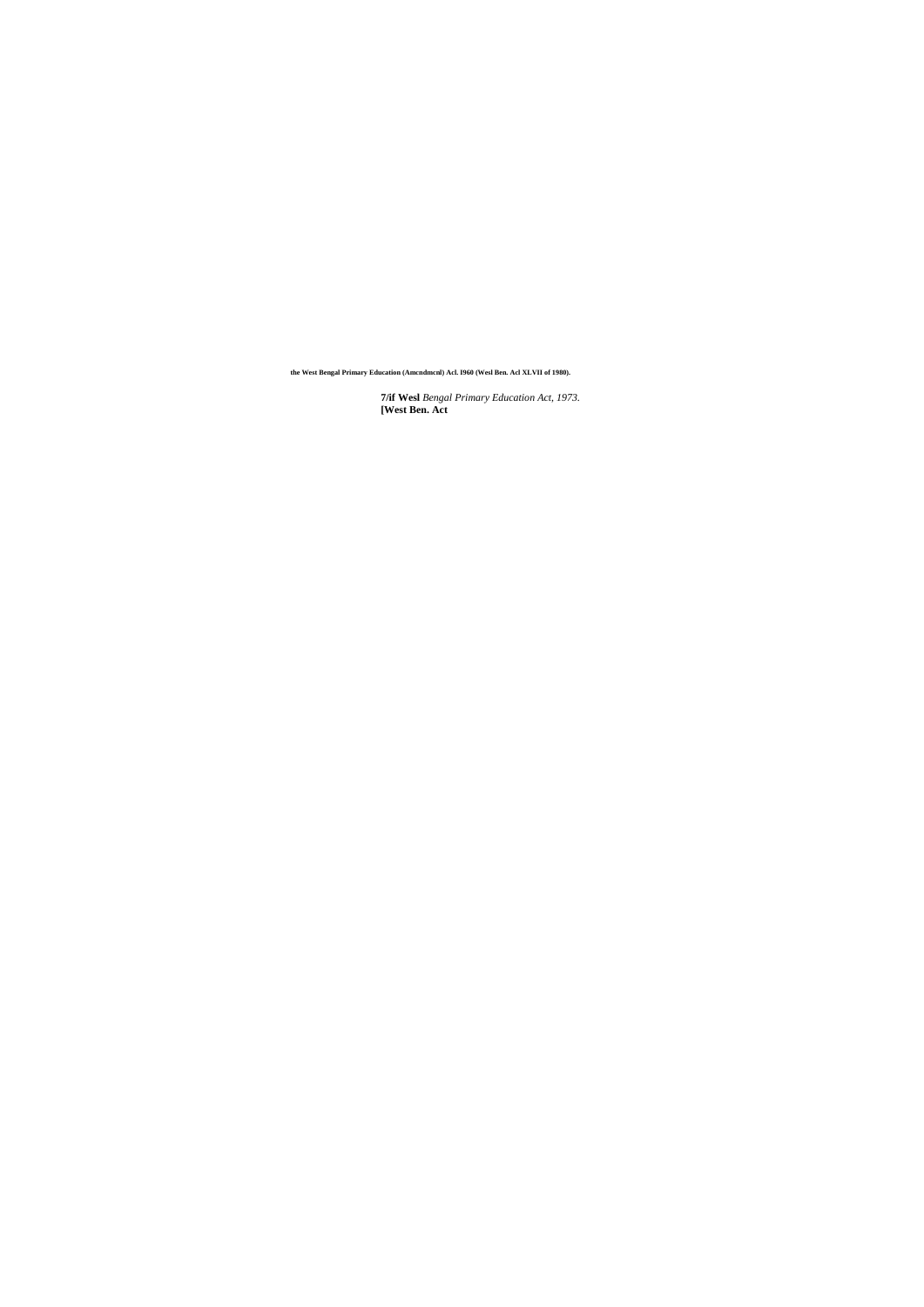the West Bengal Primary Education (Amcndmcnl) Acl. I960 (Wesl Ben. Acl XLVII of 1980).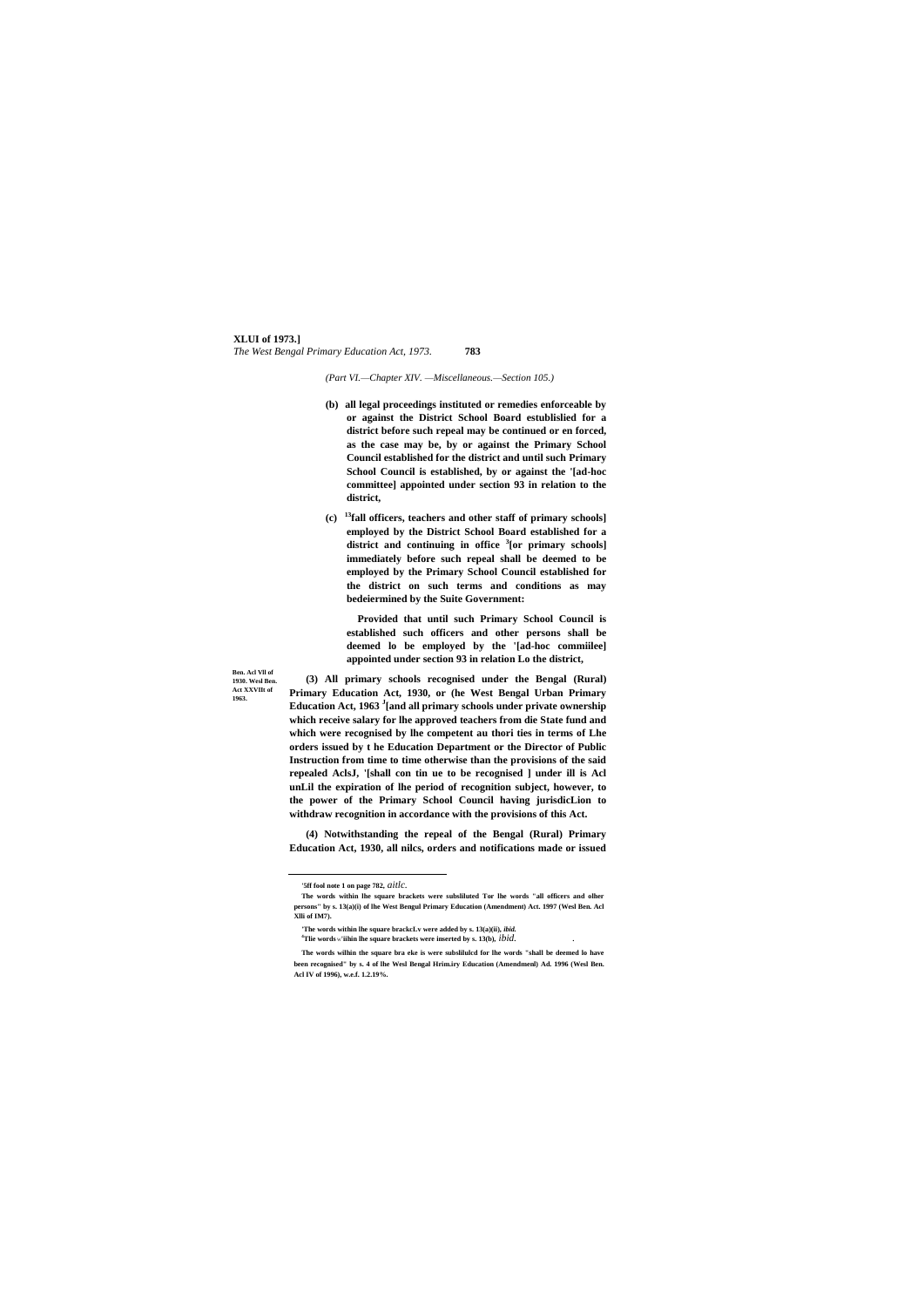(Part VI.—Chapter XIV. —Miscellaneous.—Section 105.)

**(b) all legal proceedings instituted or remedies enforceable by or against the District School Board estublislied for a district before such repeal may be continued or en forced, as the case may be, by or against the Primary School Council established for the district and until such Primary School Council is established, by or against the '[ad-hoc committee] appointed under section 93 in relation to the district,**

**(c) [13]fall officers, teachers and other staff of primary schools] employed by the District School Board established for a district and continuing in office [3][or primary schools] immediately before such repeal shall be deemed to be employed by the Primary School Council established for the district on such terms and conditions as may bedeiermined by the Suite Government:**

**Provided that until such Primary School Council is established such officers and other persons shall be deemed lo be employed by the '[ad-hoc commiilee] appointed under section 93 in relation Lo the district,**

Ben. Acl Vll of 1930. Wesl Ben. Act XXVIIt of 1963.

**(3) All primary schools recognised under the Bengal (Rural) Primary Education Act, 1930, or (he West Bengal Urban Primary Education Act, 1963 [J][and all primary schools under private ownership which receive salary for lhe approved teachers from die State fund and which were recognised by lhe competent au thori ties in terms of Lhe orders issued by t he Education Department or the Director of Public Instruction from time to time otherwise than the provisions of the said repealed AclsJ, '[shall con tin ue to be recognised ] under ill is Acl unLil the expiration of lhe period of recognition subject, however, to the power of the Primary School Council having jurisdicLion to withdraw recognition in accordance with the provisions of this Act.**

**(4) Notwithstanding the repeal of the Bengal (Rural) Primary Education Act, 1930, all nilcs, orders and notifications made or issued**

---

'5ff fool note 1 on page 782, *aitlc.*

The words within lhe square brackets were subsliluted Tor lhe words "all officers and olher persons" by s. 13(a)(i) of lhe West Bengul Primary Education (Amendment) Act. 1997 (Wesl Ben. Acl Xlli of IM7).

'The words within lhe square brackcLv were added by s. 13(a)(ii), *ibid.*

[4]Tlie words w'iihin lhe square brackets were inserted by s. 13(b), *ibid.*

The words wilhin the square bra eke is were subslilulcd for lhe words "shall be deemed lo have been recognised" by s. 4 of lhe Wesl Bengal Hrim.iry Education (Amendmenl) Ad. 1996 (Wesl Ben. Acl IV of 1996), w.e.f. 1.2.19%.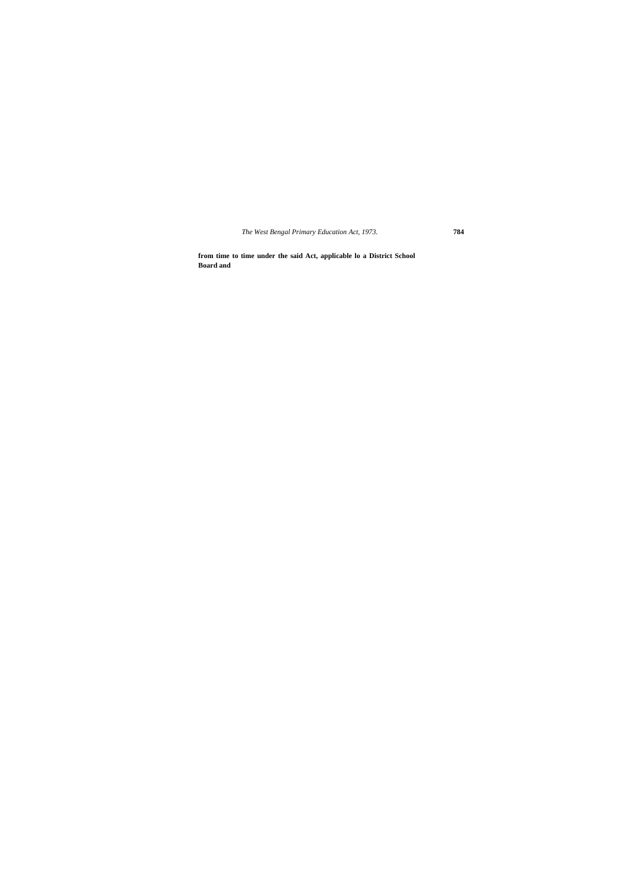**from time to time under the said Act, applicable lo a District School Board and**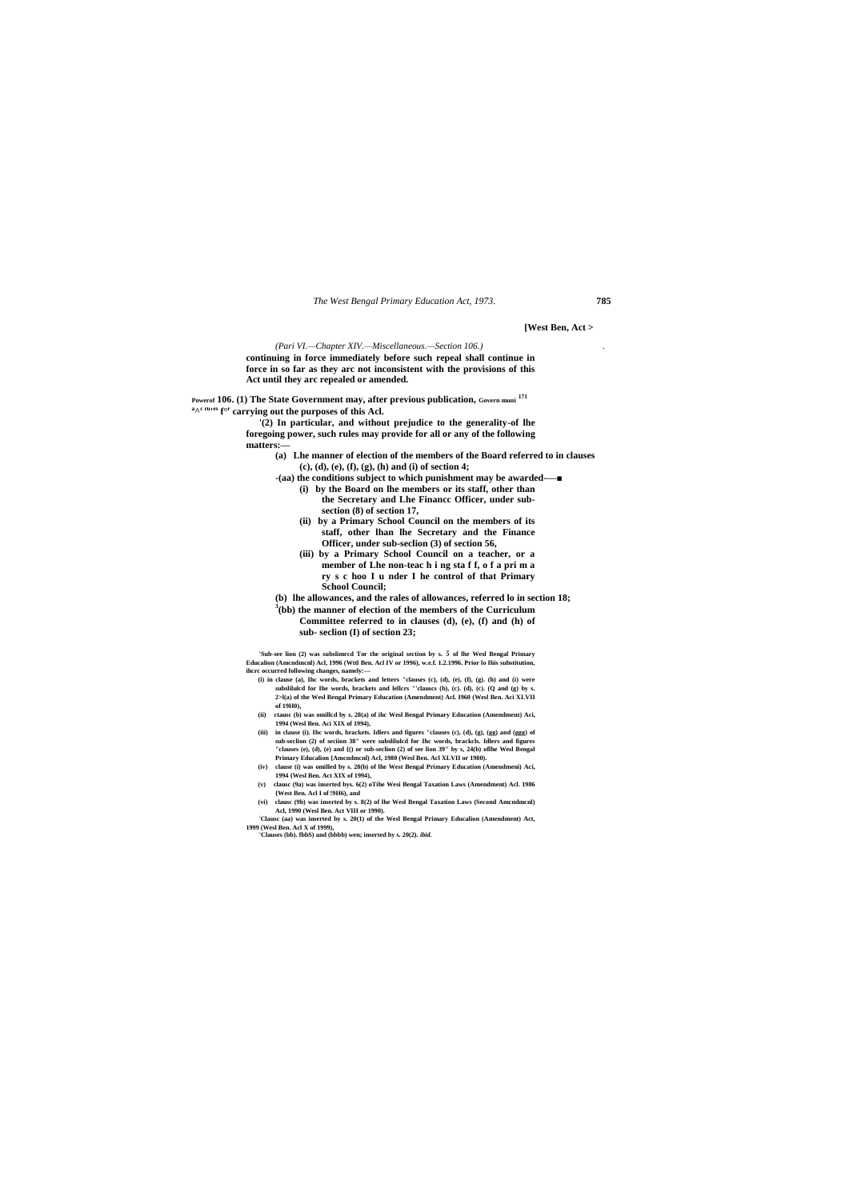*(Part VI.—Chapter XIV.—Miscellaneous.—Section 106.)*

**continuing in force immediately before such repeal shall continue in force in so far as they arc not inconsistent with the provisions of this Act until they arc repealed or amended.**

**Powerof 106. (1) The State Government may, after previous publication, Govern muni [171] a∧c rules for carrying out the purposes of this Acl.**

**'(2) In particular, and without prejudice to the generality-of lhe foregoing power, such rules may provide for all or any of the following matters:—**

**(a) Lhe manner of election of the members of the Board referred to in clauses (c), (d), (e), (f), (g), (h) and (i) of section 4;**

**-(aa) the conditions subject to which punishment may be awarded-—■**

**(i) by the Board on lhe members or its staff, other than the Secretary and Lhe Financc Officer, under sub-section (8) of section 17,**

**(ii) by a Primary School Council on the members of its staff, other lhan lhe Secretary and the Finance Officer, under sub-seclion (3) of section 56,**

**(iii) by a Primary School Council on a teacher, or a member of Lhe non-teac h i ng sta f f, o f a pri m a ry s c hoo I u nder I he control of that Primary School Council;**

**(b) lhe allowances, and the rales of allowances, referred lo in section 18;**

**[3](bb) the manner of election of the members of the Curriculum Committee referred to in clauses (d), (e), (f) and (h) of sub- seclion (I) of section 23;**

'Sub-see lion (2) was subslimrcd Tor the original section by s. *5* of lhe Wesl Bengal Primary Educalion (Amcndmcnl) Acl, 1996 (Wttl Ben. Acl IV or 1996), w.e.f. 1.2.1996. Prior lo Ihis substitution, ihcrc occurred following changes, namely:—

(i) in clause (a), Ihc words, brackets and letters "clauses (c), (d), (e), (f), (g). (h) and (i) were subslilulcd for Ihe words, brackets and lellcrs "'clauscs (b), (c). (d), (c). (Q and (g) by s. 2>l(a) of the Wesl Bengal Primary Education (Amendment) Acl. 1960 (Wesl Ben. Aci XLVII of 19H0),

(ii) ctausc (b) was omillcd by s. 28(a) of ihc Wesl Bengal Primary Education (Amendment) Aci, 1994 (Wesl Ben. Aci XIX of 1994),

(iii) in clause (i). Ihc words, brackets. Idlers and figures "clauses (c), (d), (g), (gg) and (ggg) of sub-seclion (2) of seciion 38" were subsliluled for Ihc words, brackcls. Idlers and figures "clauses (e), (d), (e) and {() or sub-seclion (2) of see lion 39" by s, 24(h) oflhe Wesl Bengal Primary Educalion {Amcndmcnl) Acl, 1980 (Wesl Ben. Acl XLVII or 1980).

(iv) clause (i) was omilled by s. 28(b) of lhe West Bengal Primary Education (Amendmeni) Aci, 1994 {Wesl Ben. Act XIX of 1994),

(v) clausc (9a) was inserted bys. 6(2) oTihe Wesi Bengal Taxation Laws (Amendment) Acl. 1986 {West Ben. Acl I of !9H6), and

(vi) clausc (9b) was inserted by s. 8(2) of lhe Wesl Bengal Taxation Laws (Second Amcndmcnl) Acl, 1990 (Wesl Ben. Act VIII or 1990).

'Clausc (aa) was inserted by s. 20(1) of the Wesl Bengal Primary Educalion (Amendment) Act, 1999 (Wesl Ben. Acl X of 1999),

'Clauses (bb). fbbS) and (bbbb) wen; inserted by s. 20(2). *ibid.*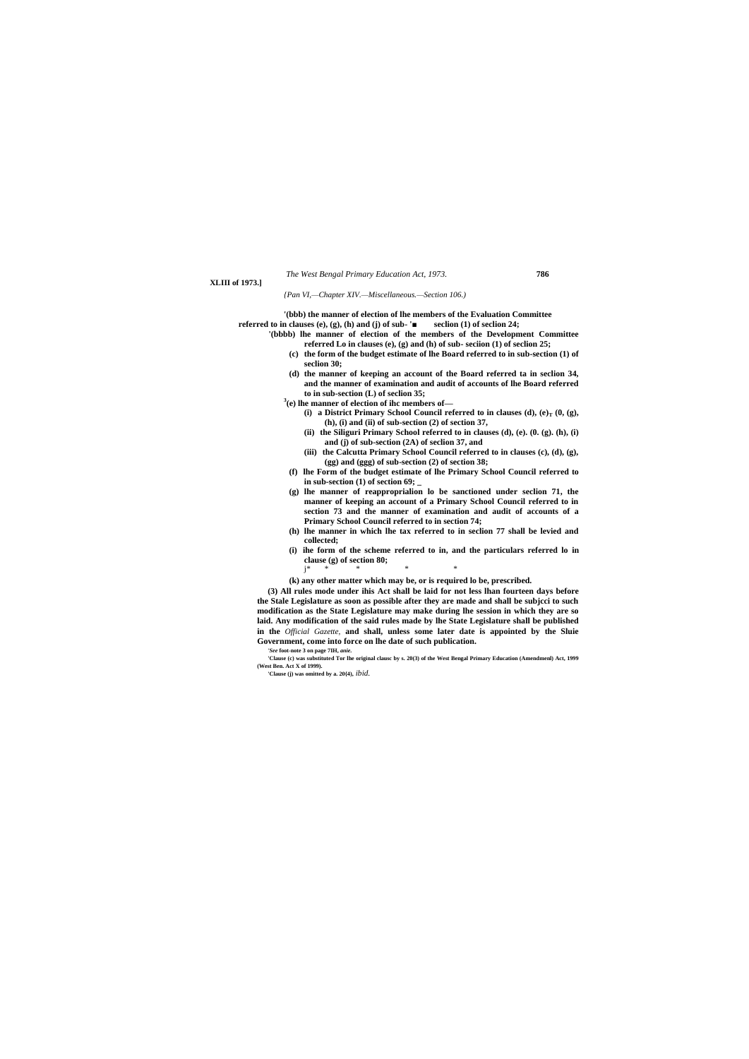*{Pan VI,—Chapter XIV.—Miscellaneous.—Section 106.)*

**'(bbb) the manner of election of lhe members of the Evaluation Committee referred to in clauses (e), (g), (h) and (j) of sub- '■ seclion (1) of seclion 24;**

**'(bbbb) lhe manner of election of the members of the Development Committee referred Lo in clauses (e), (g) and (h) of sub- seciion (1) of seclion 25;**

**(c) the form of the budget estimate of lhe Board referred to in sub-section (1) of seclion 30;**

**(d) the manner of keeping an account of the Board referred ta in seclion 34, and the manner of examination and audit of accounts of lhe Board referred to in sub-section (L) of seclion 35;**

**[3](e) lhe manner of election of ihc members of—**

**(i) a District Primary School Council referred to in clauses (d), $(e)_T$ (0, (g), (h), (i) and (ii) of sub-section (2) of section 37,**

**(ii) the Siliguri Primary School referred to in clauses (d), (e). (0. (g). (h), (i) and (j) of sub-section (2A) of seclion 37, and**

**(iii) the Calcutta Primary School Council referred to in clauses (c), (d), (g), (gg) and (ggg) of sub-section (2) of section 38;**

**(f) lhe Form of the budget estimate of lhe Primary School Council referred to in sub-section (1) of section 69; _**

**(g) lhe manner of reapproprialion lo be sanctioned under seclion 71, the manner of keeping an account of a Primary School Council referred to in section 73 and the manner of examination and audit of accounts of a Primary School Council referred to in section 74;**

**(h) lhe manner in which lhe tax referred to in seclion 77 shall be levied and collected;**

**(i) ihe form of the scheme referred to in, and the particulars referred lo in clause (g) of section 80;**

j* * * * *

**(k) any other matter which may be, or is required lo be, prescribed.**

**(3) All rules mode under ihis Act shall be laid for not less lhan fourteen days before the Stale Legislature as soon as possible after they are made and shall be subjcci to such modification as the State Legislature may make during lhe session in which they are so laid. Any modification of the said rules made by lhe State Legislature shall be published in the** *Official Gazette,* **and shall, unless some later date is appointed by the Sluie Government, come into force on lhe date of such publication.**

'*See* foot-note 3 on page 7IH, *anie.*

'Clause (c) was substituted Tor lhe original clausc by s. 20(3) of the West Bengal Primary Education (Amendmenl) Act, 1999 (West Ben. Act X of 1999).

'Clause (j) was omitted by a. 20(4), *ibid.*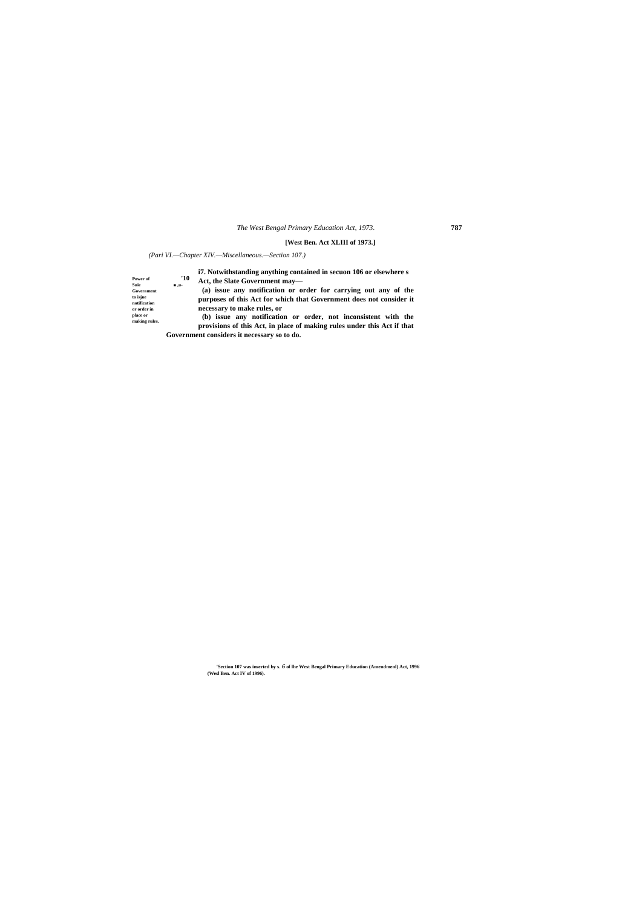**[West Ben. Act XLIII of 1973.]**

*(Pari VI.—Chapter XIV.—Miscellaneous.—Section 107.)*

Power of Suie Goverament to isjue notification or order in place or making rules.

'10 ■ ,u-

**i7. Notwithstanding anything contained in secuon 106 or elsewhere s Act, the Slate Government may—**

**(a) issue any notification or order for carrying out any of the purposes of this Act for which that Government does not consider it necessary to make rules, or**

**(b) issue any notification or order, not inconsistent with the provisions of this Act, in place of making rules under this Act if that Government considers it necessary so to do.**

'Section 107 was inserted by s. 6 of lhe West Bengal Primary Education (Amendmenl) Act, 1996 (Wesl Ben. Act IV of 1996).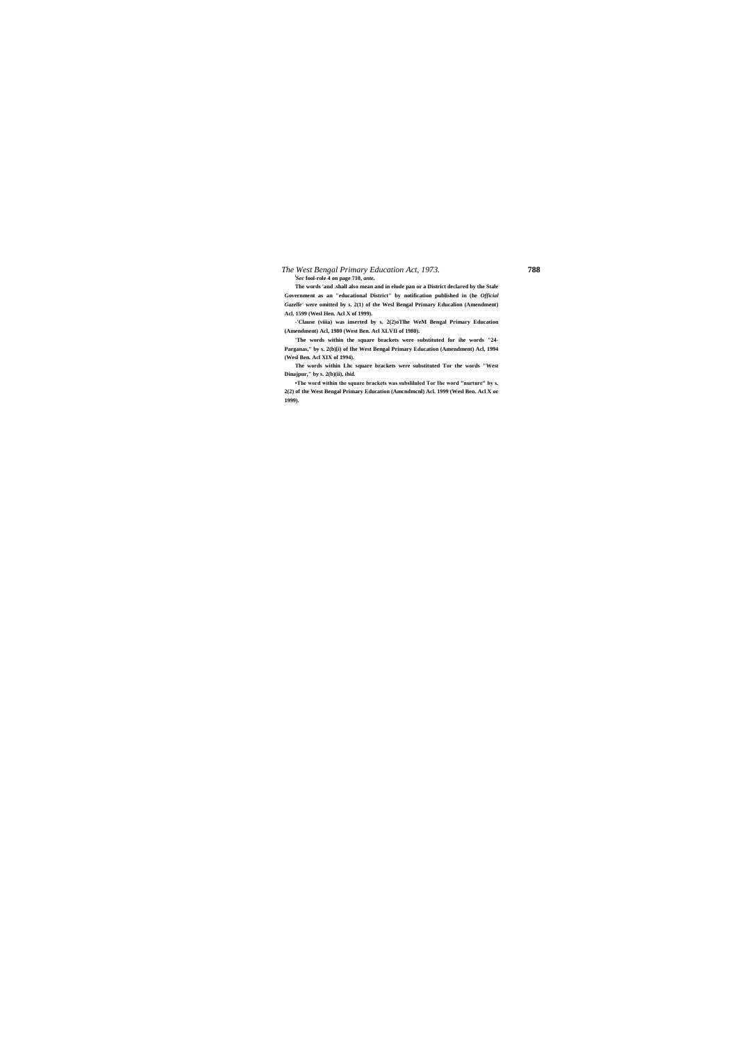[1]*Sec* fool-role 4 on page 710, *ante.*

The words 'and .shall also mean and in elude pan or a District declared by the Stale Government as an "educational District" by notification published in (he *Official Gazelle'* were omitted by s. 2(1) of the Wesl Bengal Primary Educalion (Amendment) Acl. 1599 (Wesl Hen. Acl X of 1999).

-'Clause (viiia) was inserted by s. 2(2)oTlhe WeM Bengal Primary Education (Amendment) Acl, 1980 (West Ben. Acl XLVII of 1980).

'The words within the square brackets were substituted for ihe words "24-Parganas," by s. 2(b)(i) of Ihe West Bengal Primary Education (Amendment) Acl, 1994 (Wesl Ben. Acl XIX of 1994).

The words within Lhc square brackets were substituted Tor the words "West Dinajpur," by s. 2(b)(ii), *ibid.*

•The word within the square brackets was subsliluled Tor Ihe word "nurture" by s. 2(2) of the West Bengal Primary Education (Amcndmcnl) Acl. 1999 (Wesl Ben. Acl X or 1999).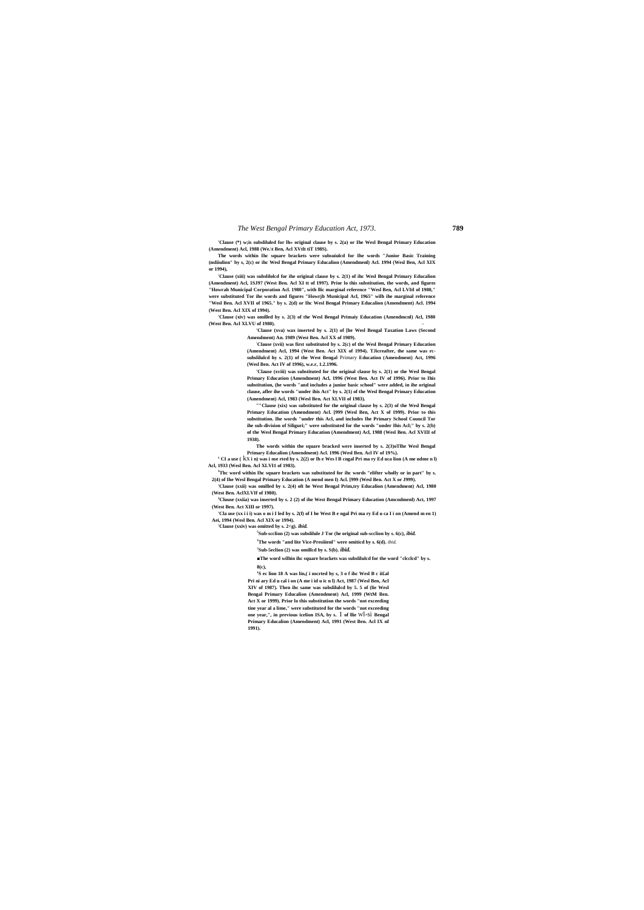'Clause (*) w;is subsliluled for lh« original clause by s. 2(a) or Ihe Wesl Bengal Primary Education (Amendment) Acl, 1988 (We.\t Ben, Acl XVtlt tiT 198S).

The words within Ihc square brackets were subsuiulcd for Ihe words "Junior Basic Training (nsliiulion" by s, 2(c) or ihc Wesl Bengal Primary Educalion (Amendmenl) Acl. 1994 (Wesl Ben, Acl XIX or 1994),

'Clause (xiii) was subslilolcd for ihe original clause by s. 2(1) of ihc Wesl Bengal Primary Educalion (Amendment) Acl, 1SJ97 (West Ben. Acl XI tt of 1997). Prior lo this substitution, the words, and figures "Howrah Municipal Corporation Acl. 1980", with llic marginal reference "Wesl Ben, Acl LVItl of 1980," were substituted Tor ihe words and figures "Howrjh Municipal Acl, 1965" wilh ihe marginal reference "Wesl Ben. Acl XVII of 1965." by s. 2(d) or Ihc Wesl Bengal Primary Educalion (Amendment) Acl. 1994 (West Ben. Acl XIX of 1994).

'Clause (xiv) was omilled by s. 2(3) of the Wesl Bengal Primaiy Education (Amendmcnl) Acl, 1980 (West Ben. Acl XLVU of 1980).

'Clause (xva) wax inserted by s. 2(1) of [he Wesl Bengal Taxation Laws (Second Amendment) An. 1989 (West Ben. Acl XX of 1989).

'Clause (xvii) was first substituted by s. 2(c) of the Wesl Bengal Primary Education (Amendment) Acl, 1994 (West Ben. Act XIX of 1994). TJicreafter, the same was rc-subslilulcd hy s. 2(1) of the West Bengal Primary Education (Amendment) Act, 1996 (Wesl Ben. Act IV of 1996), w.e.r, 1.2.1996.

'Clause (xviii) was substituted for the original clause by s. 2(1) or the Wesl Bengal Primary Education (Amendment) Acl, 1996 (West Ben. Act IV of 1996). Prior to Ihis substitution, (he words "and includes a junior basic school" were added, in ihe original clause, afler ihe words "under ihis Act" by s. 2(1) of the Wesl Bengal Primary Education (Amendment) Acl, 1983 (Wesl Ben. Act XLVII of 1983).

""Clause (xix) was substituted for the original clause by s. 2(3) of the Wesl Bengal Primary Education (Amendment) Acl. [999 (Wesl Ben, Act X of 1999). Prior to this substitution. Ihe words "under this Acl, and includes Ihe Primary School Council Tor ihe sub-division of Siliguri;" were substituted for the words "under Ihis Acl;" by s. 2(b) of the Wesl Bengal Primary Education (Amendment) Acl, 1988 (Wesl Ben. Acl XVIII of 1938).

The words within the square bracked were inserted by s. 2(3)oTlhe Wesl Bengal Primary Educalion (Amendment) Acl. 1996 (Wesl Ben. Acl IV of 19%).

[i] CI a use ( kX i n) was i nse rted by s. 2(2) or lh e Wes l B cngal Pri ma ry Ed uca lion (A me ndme n l) Acl, 1933 (Wesl Ben. Acl XLVI1 of 1983).

[J]Thc word within Ihc square brackets was substituted for ihc words "elifter wholly or in part" by s. 2(4) of Ihe Wesl Bengal Primary Education (A mend men l) Acl. [999 (Wesl Ben. Act X or J999).

'Clause (xxii) was omilled by s. 2(4) oft he Wesl Bengal Prim,try Educalion (Amendment) Acl, 1980 (West Ben. AclXLVIf of 1980).

[J]Cluuse (xxiia) was inserted by s. 2 (2) of ihe Wesl Bengal Primary Education (Amcndmenl) Act, 1997 (West Ben. Act XIII or 1997).

'Cla use (xx i i i) was o m i l led by s. 2(f) of I he West B e ngal Pri ma ry Ed u ca I i on (Amend m en 1) Aei, 1994 (Wesl Ben. Acl XIX or 1994).

'Clause (xxiv) was omitted by s. 2<g). *ibid.*

[s]Sub-scclion (2) was subslilule J Tor (he original sub-scclion by s. 6(c), *ibid.*

[J]The words "and lite Vice-Presiiienl" were omiticd by s. 6(d). *ibid.*

'Sub-5eclion (2) was omillcd by s. S(b). *ibid.*

■The word wilhin ihc square brackets was subslilulcd for the word "clcclcd" by s. 8(c),

[i]S ec lion 18 A was lin,( i nscrted hy s, 3 o f ihc Wesl B c ii£al Pri ni ary Ed u cal i on (A me i id u ic n l) Act, 1987 (Wesl Ben, Acl XIV of 1987). Then ihc same was subslilulcd by 5. 5 of (lie Wesl Bengal Primary Educalion (Amendment) Acl, 1999 (WtM Ben. Act X or 1999). Prior lo this substitution the words "not exceeding tine year al a lime," were substituted for the words "not exceeding one year,", in previous icelion ISA, by s. 1 of llie Wl-si Bengal Primary Educalion (Amendment) Acl, 1991 (West Ben. Acl IX nf 1991).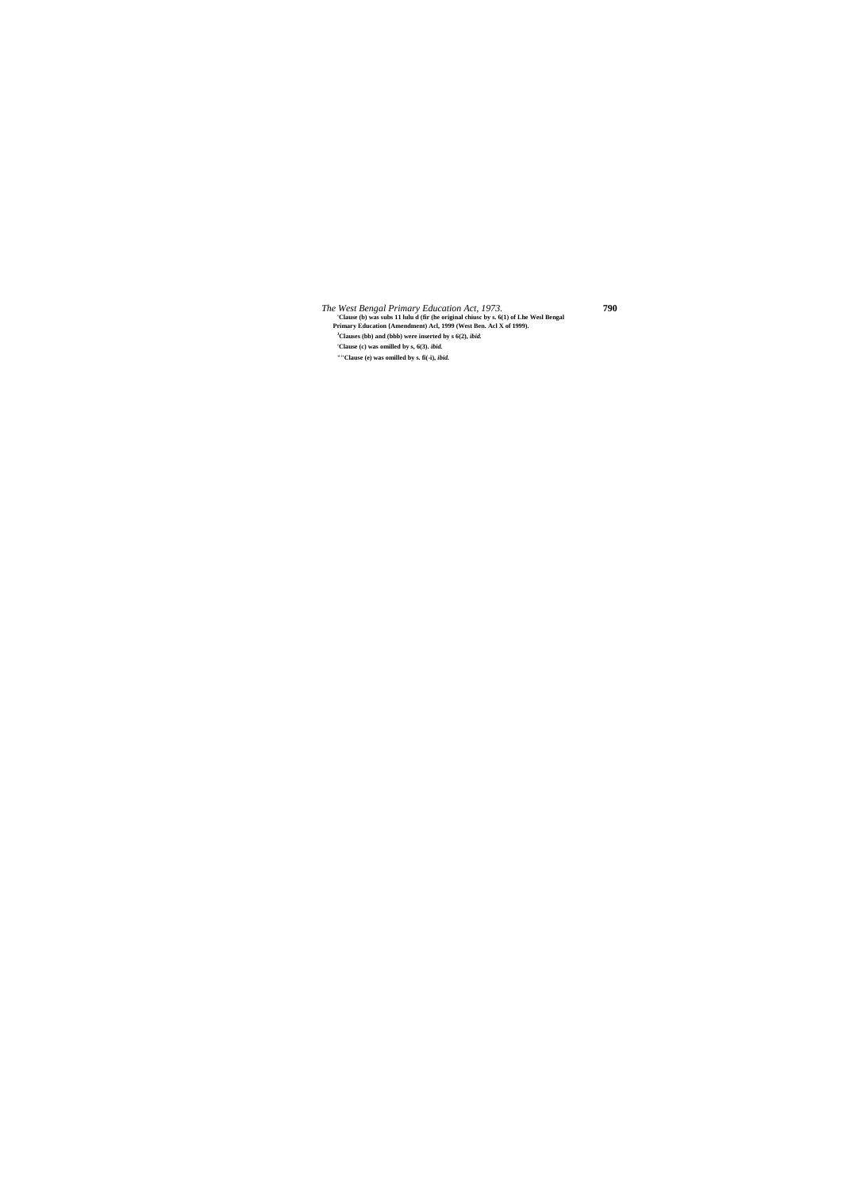'Clause (b) was subs 11 lulu d (fir (he original chiusc by s. 6(1) of Lhe Wesl Bengal Primary Education (Amendment) Acl, 1999 (West Ben. Acl X of 1999).

[J]Clauses (bb) and (bbb) were inserted by s 6(2), *ibid.*

'Clause (c) was omilled by s, 6(3). *ibid.*

"'Clause (e) was omilled by s. fi(-i), *ibid.*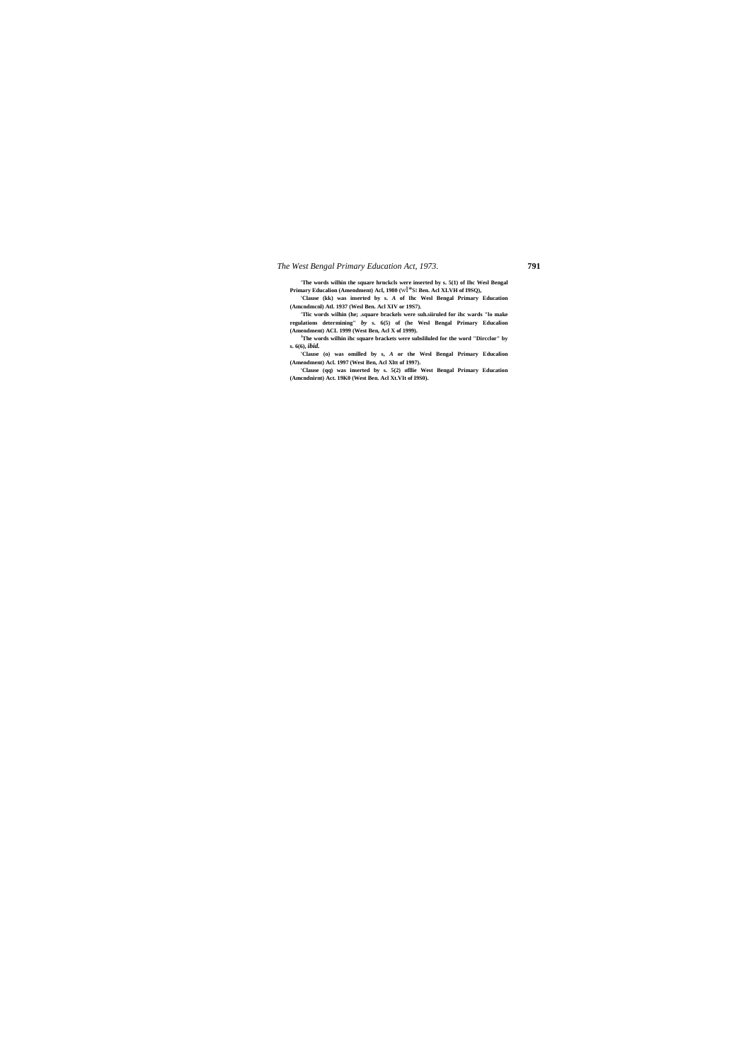[1]The words wilhin the square hrnckcls were inserted by s. 5(1) of Ihc Wesl Bengal Primary Educalion (Amendment) Acl, 1980 (W^S: Ben. Acl XLVH of I9SQ),

[2]Clause (kk) was inserted by s. *A* of Ihc Wesl Bengal Primary Education (Amcndmcnl) Atl. 1937 (Wesl Ben. Acl XIV or 19S7).

[3]Tlic words wilhin (he; .square brackels were suh.siiruled for ihc wards "lo make regulations determining" *by* s. 6(5) of (he Wesl Bengal Primary Educalion (Amendment) ACL 1999 (West Ben, Acl X of 1999).

[4]The words wilhin ihc square brackets were subsliluled for the word "Dircclor" by s. 6(6), *ibid.*

[5]Clause (o) was omilled by s, *A* or the Wesl Bengal Primary Educalion (Amendment) Acl. 1997 (West Ben, Acl Xltt of 1997).

[6]Clause (qq) was inserted by s. 5(2) ofllie West Bengal Primary Education (Amcndnirnt) Act. 19K0 (West Ben. Acl Xt.VIt of I9S0).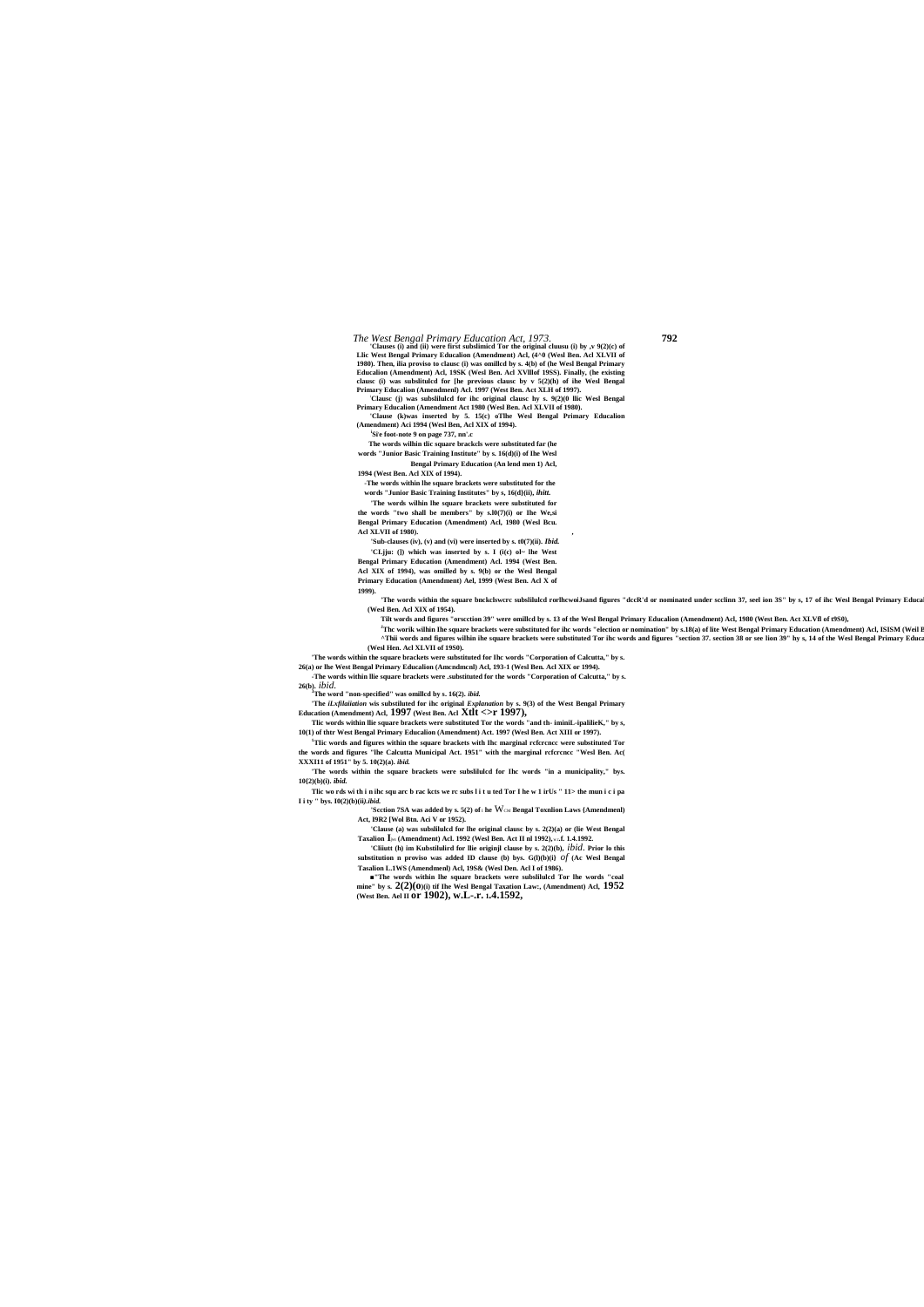'Clauses (i) and (ii) were first subslimicd Tor the original cluusu (i) by ,v 9(2)(c) of Llic West Bengal Primary Educalion (Amendment) Acl, (4^0 (Wesl Ben. Acl XLVII of 1980). Then, ilia proviso to clausc (i) was omillcd by s. 4(b) of (he Wesl Bengal Primary Educalion (Amendment) Acl, 19SK (Wesl Ben. Acl XVlllof 19SS). Finally, (he existing clausc (i) was subslitulcd for [he previous clausc by v 5(2)(h) of ihe Wesl Bengal Primary Educalion (Amendmenl) Acl. 1997 (West Ben. Act XLH of 1997).

'Clausc (j) was subslilulcd for ihc original clausc hy s. 9(2)(0 llic Wesl Bengal Primary Educalion (Amendment Act 1980 (Wesl Ben. Acl XLVII of 1980).

'Clause (k)was inserted by 5. 15(c) oTlhe Wesl Bengal Primary Educalion (Amendment) Aci 1994 (Wesl Ben, Acl XIX of 1994).

[1]Si'e foot-note 9 on page 737, nn'.c

The words wilhin tlic square brackcls were substituted far (he words "Junior Basic Training Institute" by s. 16(d)(i) of Ihe Wesl Bengal Primary Education (An lend men 1) Acl, 1994 (West Ben. Acl XIX of 1994).

-The words within lhe square brackets were substituted for the words "Junior Basic Training Institutes" by s, 16(d}(ii), *ihitt.*

"The words wilhin lhe square brackets were substituted for the words "two shall be members" by s.l0(7)(i) or Ihe We,si Bengal Primary Education (Amendment) Acl, 1980 (Wesl Bcu. Acl XLVII of 1980).

'Sub-clauses (iv), (v) and (vi) were inserted by s. t0(7)(ii). *Ibid.*

'CLjju: (]) which was inserted by s. I (i(c) ol~ lhe West Bengal Primary Education (Amendment) Acl. 1994 (West Ben. Acl XIX of 1994), was omilled by s. 9(b) or the Wesl Bengal Primary Education (Amendment) Ael, 1999 (West Ben. Acl X of 1999).

'The words within the square bnckclswcrc subslilulcd rorlhcwoiJsand figures "dccR'd or nominated under scclinn 3S" by s, 17 of ihc Wesl Bengal Primary Educal (Wesl Ben. Acl XIX of 1954).

Tilt words and figures "orscction 39" were omillcd by s. 13 of the Wesl Bengal Primary Educalion (Amendment) Acl, 1980 (West Ben. Act XLVfl of t9S0),

[3]Thc worik wilhin Ihe square brackets were substituted for ihc words "election or nomination" by s.18(a) of lite West Bengal Primary Education (Amendment) Acl, ISISM (Weil B

^Thii words and figures wilhin ihe square brackets were substituted Tor ihc words and figures "section 37. section 38 or see lion 39" hy s, 14 of the Wesl Bengal Primary Educa (Wesl Hen. Acl XLVII of 19S0).

'The words within the square brackets were substituted for Ihc words "Corporation of Calcutta," by s. 26(a) or lhe West Bengal Primary Educalion (Amcndmcnl) Acl, 193-1 (Wesl Ben. Acl XIX or 1994).

-The words within llie square brackets were .substituted for the words "Corporation of Calcutta," by s. 26(b). *ibid.*

[3]The word "non-specified" was omillcd by s. 16(2). *ibid.*

'The *iLxfilaiiation* wis substiluted for ihc original *Explanation* by s. 9(3) of the West Bengal Primary Education (Amendment) Acl, **1997** (West Ben. Acl **Xtlt <>r 1997),**

Tlic words within llie square brackets were substituted Tor the words "and th~ iminiL-ipalilieK," by s, 10(1) of thtr West Bengal Primary Educalion (Amendment) Act. 1997 (Wesl Ben. Act XIII or 1997).

[5]Tlic words and figures within the square brackets with Ihc marginal rcfcrcncc were substituted Tor the words and figures "lhe Calcutta Municipal Act. 1951" with the marginal rcfcrcncc "Wesl Ben. Ac( XXXI11 of 1951" by 5. 10(2)(a). *ibid.*

'The words within the square brackets were subslilulcd for Ihc words "in a municipality," bys. 10{2)(b)(i). *ibid.*

Tlic wo rds wi th i n ihc squ arc b rac kcts we rc subs l i t u ted Tor I he w 1 irUs " 11> the mun i c i pa I i ty " bys. I0(2)(b)(*ii).ibid.*

'Scction 7SA was added by s. 5(2) of the W Bengal Toxnlion Laws {Amendmenl) Act, I9R2 (Wol Btn. Aci V or 1952).

'Clause (a) was subsliluled for lhe original clausc by s. 2(2)(a) or (lie West Bengal Taxalion I (Amendment) Acl. 1992 (Wesl Ben. Act II nl 1992), .f. 1.4.1992.

'Cliiutt (h) im Kubstilulird for llie originjl clause by s. 2(2)(b), *ibid.* Prior lo this substitution n proviso was added ID clause (b) bys. G(l)(b)(i) *of* (Ac Wesl Bengal Tasalion L.1WS (Amendmenl) Acl, 19S& (Wesl Den. Acl I of 1986).

■"The words within lhe square brackets were subslilulcd Tor lhe words "coal mine" by s. **2(2)(o)**(i) tif Ihe Wesl Bengal Taxation Law:, (Amendment) Acl, **1952** (West Ben. Ael II **or 1902), w.L-.r. 1.4.1592,**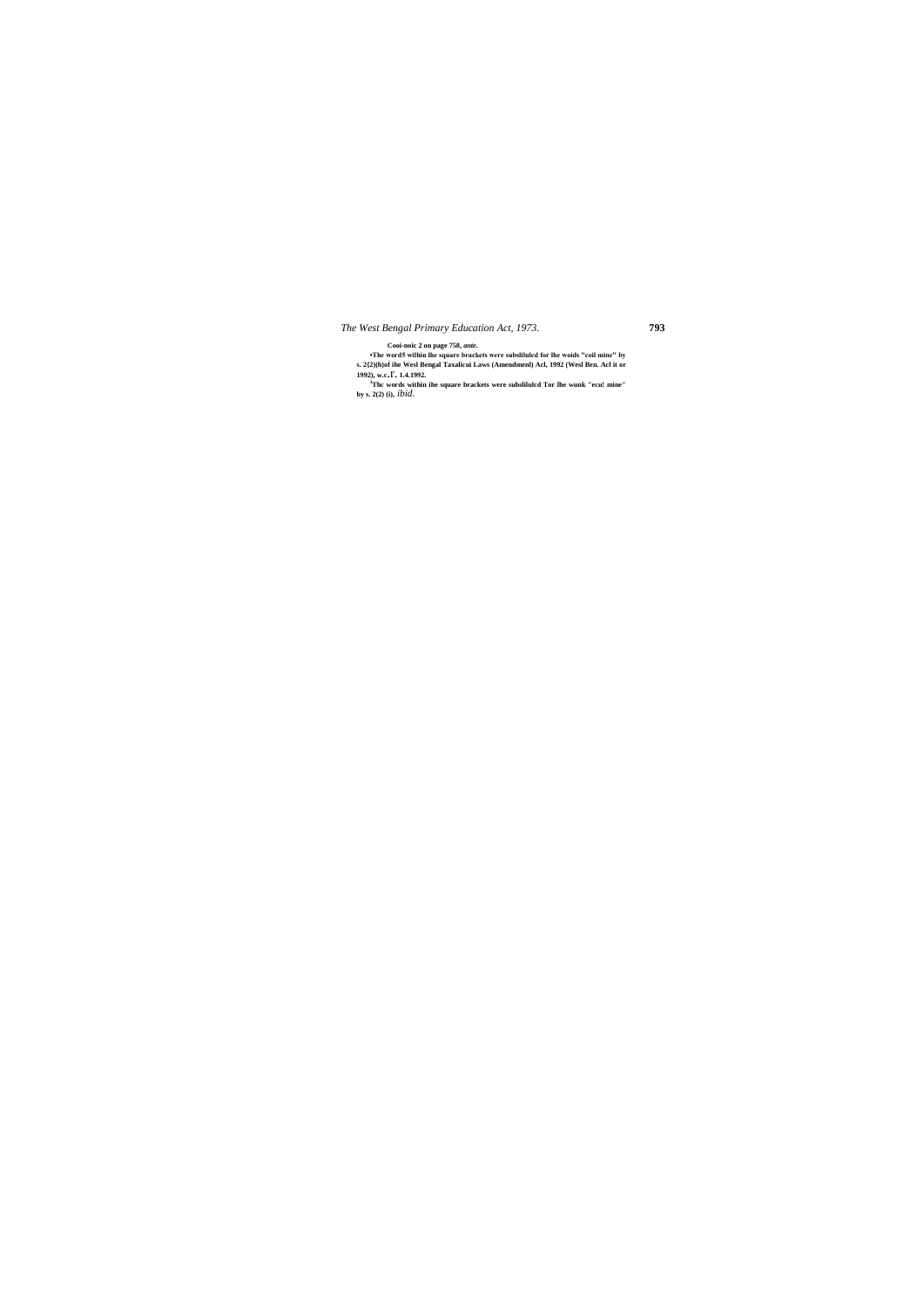Cooi-noic 2 on page 758, *ante*.

•The word5 wilhin lhe square brackets were subslilulcd for lhe woids "coil mine" by s. 2{2)(h)of ihe Wesl Bengal Taxalicui Laws (Amendmenl) Acl, 1992 (Wesl Ben. Acl it or 1992), w.c.Г. 1.4.1992.

[3]Thc words within ihe square brackets were subslilulcd Tor lhe wunk "ecu! mine" by s. 2(2) (i), *ibid*.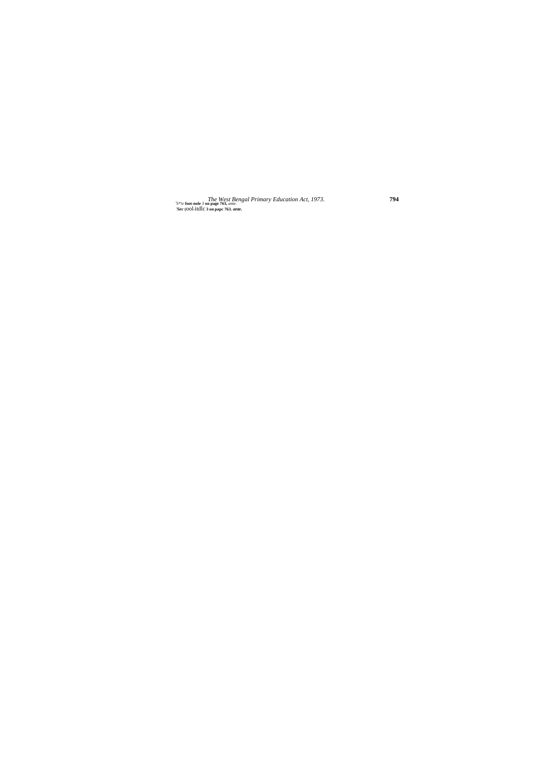[1]See foot-note 3 on page 763, ante.

[2]See foot-note 3 on page 763, ante.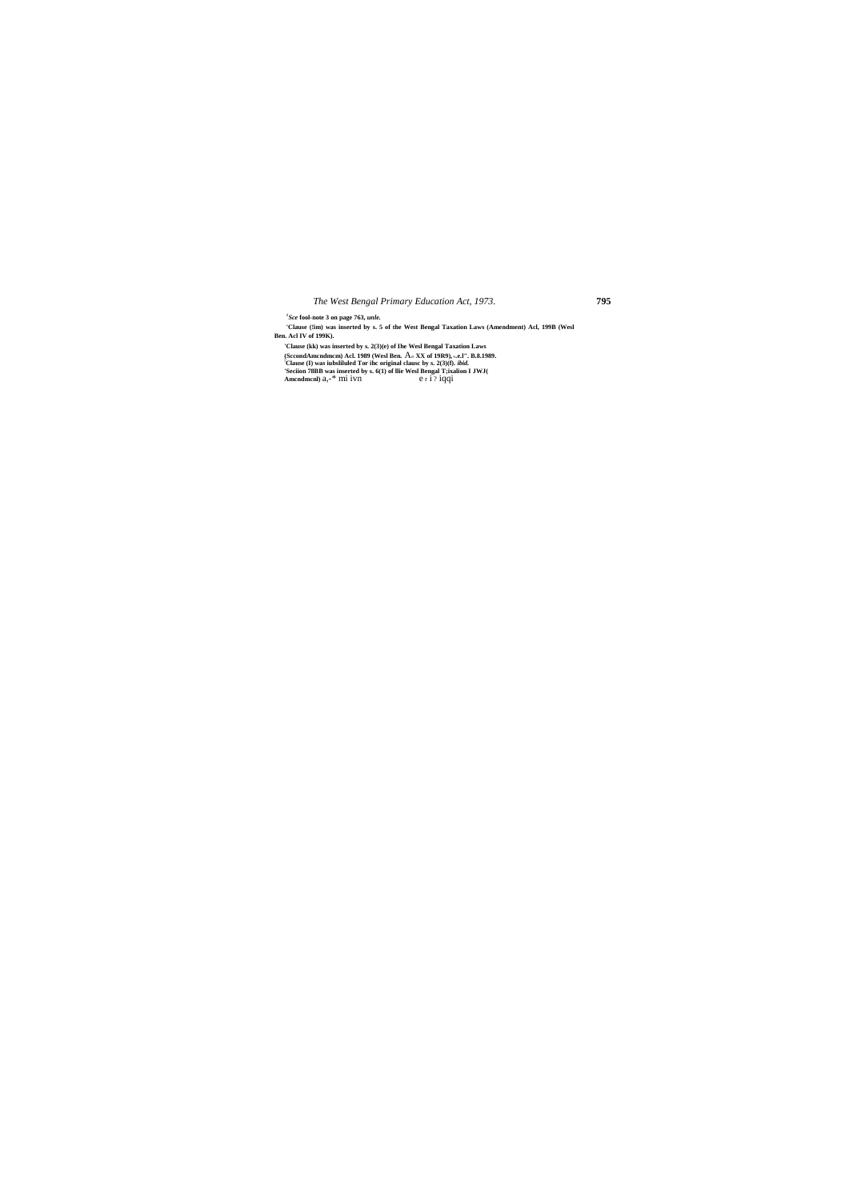[1]*Sce* fool-note 3 on page 763, *unle.*

'Clause (!im) was inserted by s. 5 of the West Bengal Taxation Laws (Amendment) Acl, 199B (Wesl Ben. Acl IV of 199K).

'Clause (kk) was inserted by s. 2(3)(e) of Ihe Wesl Bengal Taxation Laws (SccondAmcndmcm) Acl. 1989 (Wesl Ben. A= XX of 19R9), -.e.l". B.8.1989.

'Clause (I) was iubsliluled Tor ihc original clausc by s. 2(3)(f). *ibid.*

'Seciion 78BB was inserted by s. 6(1) of llie Wesl Bengal T;ixalion I JWJ( Amcndmcnl) a,-* mi ivn e r i ? iqqi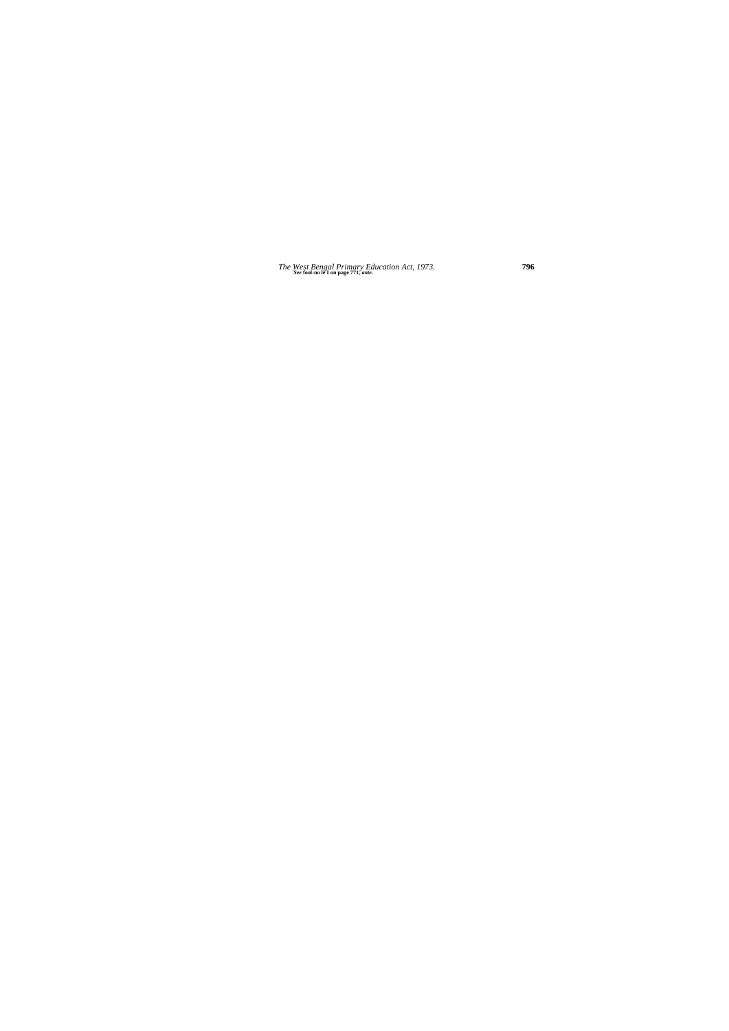[1]See foot-note 1 on page 771, *ante*.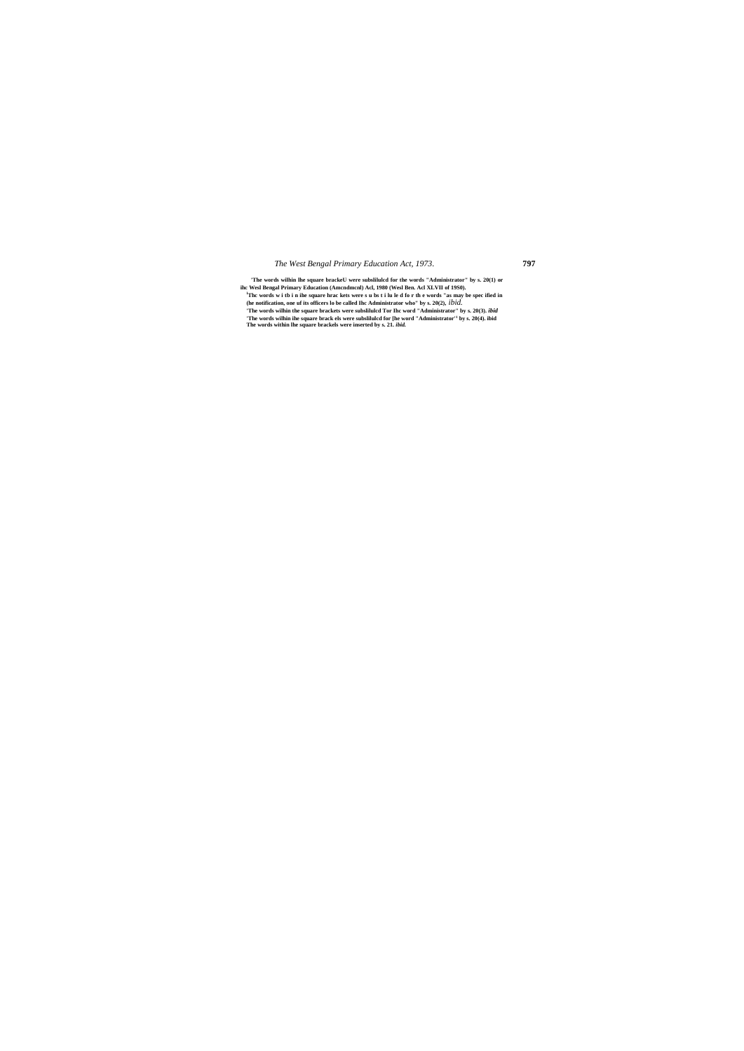[1]The words wilhin lhe square brackeU were subslilulcd for the words "Administrator" by s. 20(1) or ihc Wesl Bengal Primary Education (Amcndmcnl) Acl, 1980 (Wesl Ben. Acl XLVII of 19S0).

[2]Thc words w i tb i n ihe square hrac kets were s u bs t i lu le d fo r th e words "as may be spec ified in (he notification, one uf its officers lo be called Ihc Administrator who" by s. 20(2), *ibid*.

[3]The words wilhin the square brackets were subslilulcd Tor Ihc word "Administrator" by s. 20(3). *ibid*

[4]The words wilhin ihe square brack els were subslilulcd for [he word "Administrator" by s. 20(4). ibid

The words within lhe square brackels were inserted by s. 21. *ibid.*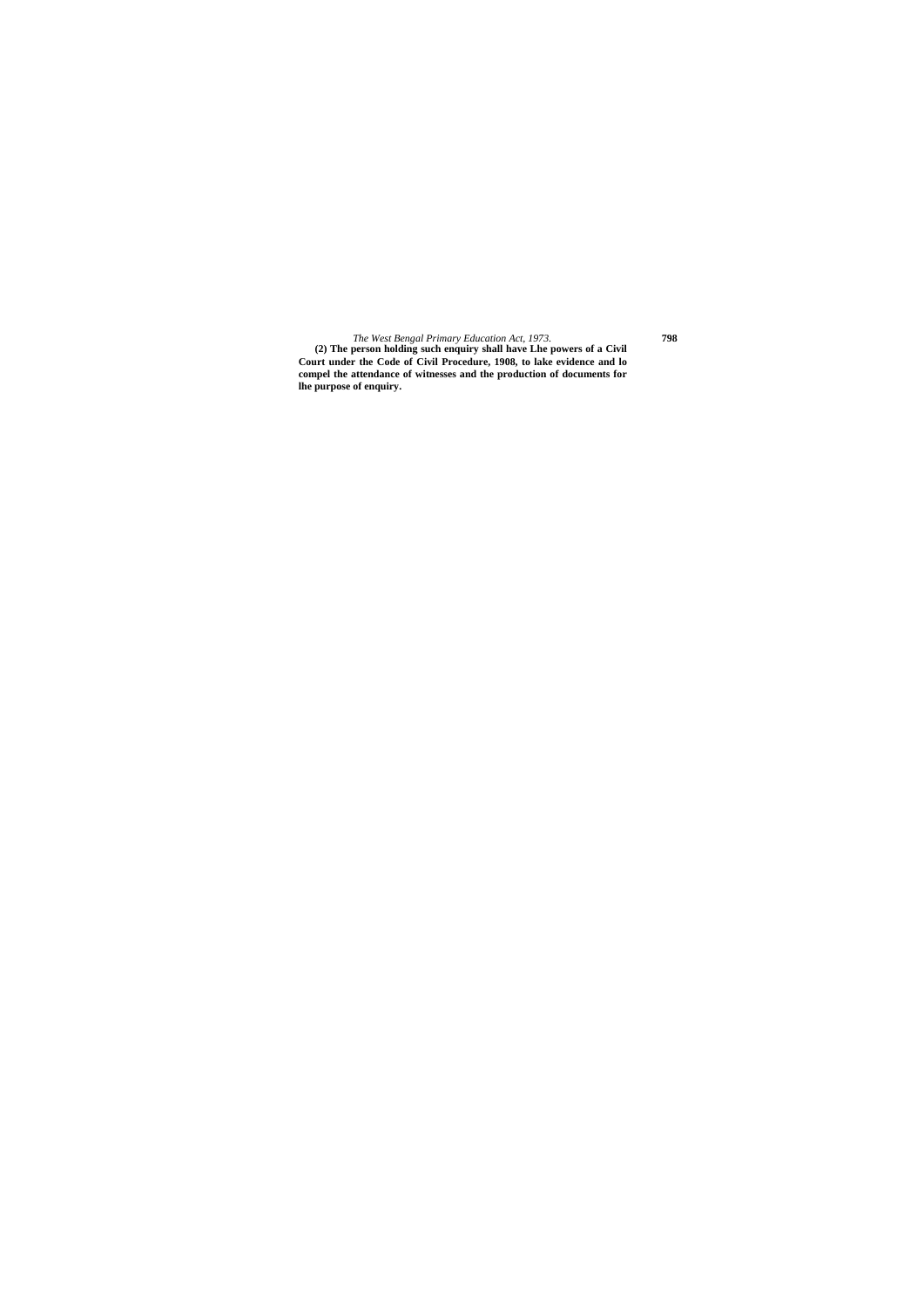**(2) The person holding such enquiry shall have Lhe powers of a Civil Court under the Code of Civil Procedure, 1908, to lake evidence and lo compel the attendance of witnesses and the production of documents for lhe purpose of enquiry.**